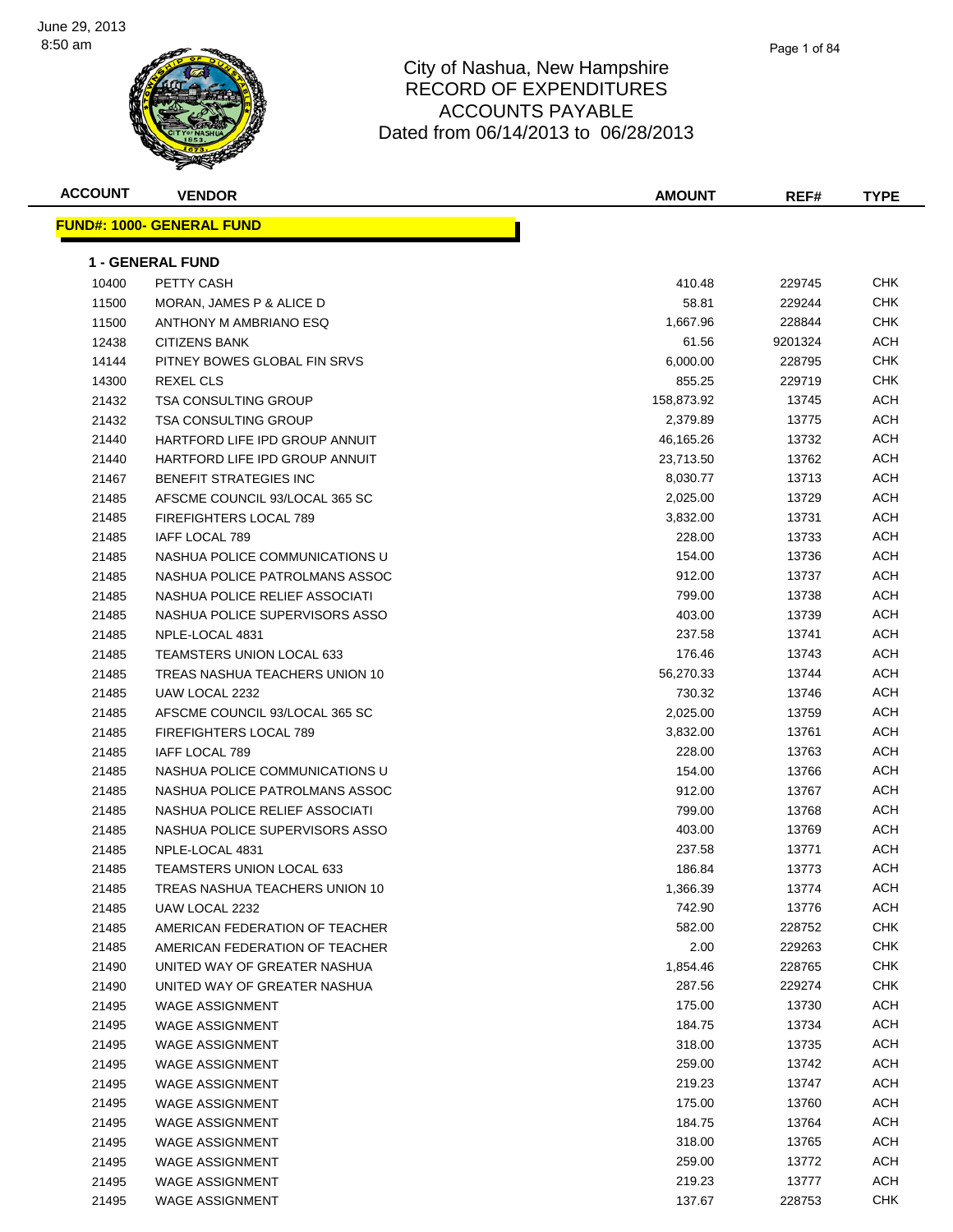# City of Nashua, New Hampshire
## RECORD OF EXPENDITURES
## ACCOUNTS PAYABLE
## Dated from 06/14/2013 to 06/28/2013

June 29, 2013
8:50 am

**FUND#: 1000- GENERAL FUND**

**1 - GENERAL FUND**

| ACCOUNT | VENDOR | AMOUNT | REF# | TYPE |
|---|---|---|---|---|
| 10400 | PETTY CASH | 410.48 | 229745 | CHK |
| 11500 | MORAN, JAMES P & ALICE D | 58.81 | 229244 | CHK |
| 11500 | ANTHONY M AMBRIANO ESQ | 1,667.96 | 228844 | CHK |
| 12438 | CITIZENS BANK | 61.56 | 9201324 | ACH |
| 14144 | PITNEY BOWES GLOBAL FIN SRVS | 6,000.00 | 228795 | CHK |
| 14300 | REXEL CLS | 855.25 | 229719 | CHK |
| 21432 | TSA CONSULTING GROUP | 158,873.92 | 13745 | ACH |
| 21432 | TSA CONSULTING GROUP | 2,379.89 | 13775 | ACH |
| 21440 | HARTFORD LIFE IPD GROUP ANNUIT | 46,165.26 | 13732 | ACH |
| 21440 | HARTFORD LIFE IPD GROUP ANNUIT | 23,713.50 | 13762 | ACH |
| 21467 | BENEFIT STRATEGIES INC | 8,030.77 | 13713 | ACH |
| 21485 | AFSCME COUNCIL 93/LOCAL 365 SC | 2,025.00 | 13729 | ACH |
| 21485 | FIREFIGHTERS LOCAL 789 | 3,832.00 | 13731 | ACH |
| 21485 | IAFF LOCAL 789 | 228.00 | 13733 | ACH |
| 21485 | NASHUA POLICE COMMUNICATIONS U | 154.00 | 13736 | ACH |
| 21485 | NASHUA POLICE PATROLMANS ASSOC | 912.00 | 13737 | ACH |
| 21485 | NASHUA POLICE RELIEF ASSOCIATI | 799.00 | 13738 | ACH |
| 21485 | NASHUA POLICE SUPERVISORS ASSO | 403.00 | 13739 | ACH |
| 21485 | NPLE-LOCAL 4831 | 237.58 | 13741 | ACH |
| 21485 | TEAMSTERS UNION LOCAL 633 | 176.46 | 13743 | ACH |
| 21485 | TREAS NASHUA TEACHERS UNION 10 | 56,270.33 | 13744 | ACH |
| 21485 | UAW LOCAL 2232 | 730.32 | 13746 | ACH |
| 21485 | AFSCME COUNCIL 93/LOCAL 365 SC | 2,025.00 | 13759 | ACH |
| 21485 | FIREFIGHTERS LOCAL 789 | 3,832.00 | 13761 | ACH |
| 21485 | IAFF LOCAL 789 | 228.00 | 13763 | ACH |
| 21485 | NASHUA POLICE COMMUNICATIONS U | 154.00 | 13766 | ACH |
| 21485 | NASHUA POLICE PATROLMANS ASSOC | 912.00 | 13767 | ACH |
| 21485 | NASHUA POLICE RELIEF ASSOCIATI | 799.00 | 13768 | ACH |
| 21485 | NASHUA POLICE SUPERVISORS ASSO | 403.00 | 13769 | ACH |
| 21485 | NPLE-LOCAL 4831 | 237.58 | 13771 | ACH |
| 21485 | TEAMSTERS UNION LOCAL 633 | 186.84 | 13773 | ACH |
| 21485 | TREAS NASHUA TEACHERS UNION 10 | 1,366.39 | 13774 | ACH |
| 21485 | UAW LOCAL 2232 | 742.90 | 13776 | ACH |
| 21485 | AMERICAN FEDERATION OF TEACHER | 582.00 | 228752 | CHK |
| 21485 | AMERICAN FEDERATION OF TEACHER | 2.00 | 229263 | CHK |
| 21490 | UNITED WAY OF GREATER NASHUA | 1,854.46 | 228765 | CHK |
| 21490 | UNITED WAY OF GREATER NASHUA | 287.56 | 229274 | CHK |
| 21495 | WAGE ASSIGNMENT | 175.00 | 13730 | ACH |
| 21495 | WAGE ASSIGNMENT | 184.75 | 13734 | ACH |
| 21495 | WAGE ASSIGNMENT | 318.00 | 13735 | ACH |
| 21495 | WAGE ASSIGNMENT | 259.00 | 13742 | ACH |
| 21495 | WAGE ASSIGNMENT | 219.23 | 13747 | ACH |
| 21495 | WAGE ASSIGNMENT | 175.00 | 13760 | ACH |
| 21495 | WAGE ASSIGNMENT | 184.75 | 13764 | ACH |
| 21495 | WAGE ASSIGNMENT | 318.00 | 13765 | ACH |
| 21495 | WAGE ASSIGNMENT | 259.00 | 13772 | ACH |
| 21495 | WAGE ASSIGNMENT | 219.23 | 13777 | ACH |
| 21495 | WAGE ASSIGNMENT | 137.67 | 228753 | CHK |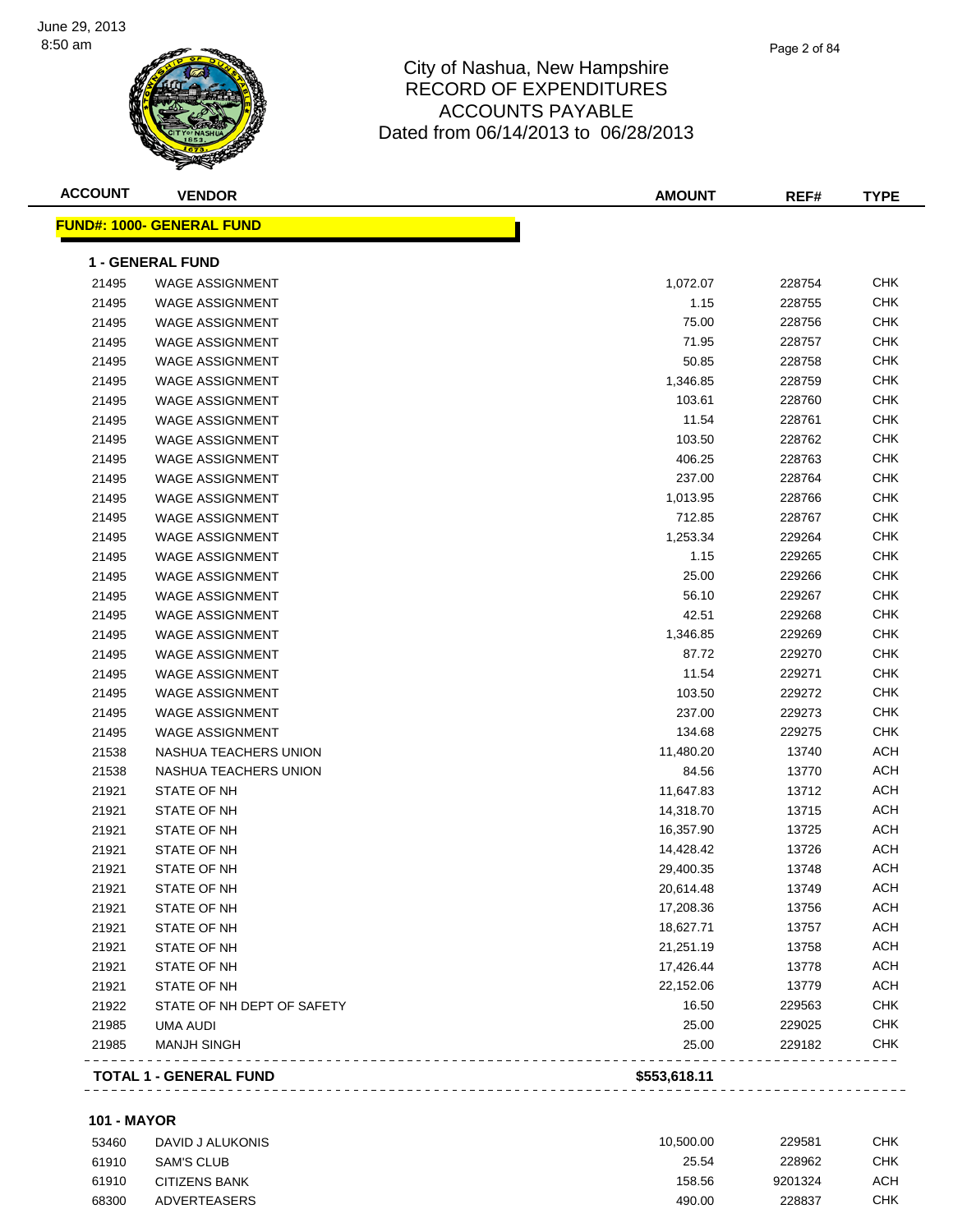# City of Nashua, New Hampshire
## RECORD OF EXPENDITURES
## ACCOUNTS PAYABLE
## Dated from 06/14/2013 to 06/28/2013

| ACCOUNT | VENDOR | AMOUNT | REF# | TYPE |
|---|---|---|---|---|
| **FUND#: 1000- GENERAL FUND** | | | | |
| **1 - GENERAL FUND** | | | | |
| 21495 | WAGE ASSIGNMENT | 1,072.07 | 228754 | CHK |
| 21495 | WAGE ASSIGNMENT | 1.15 | 228755 | CHK |
| 21495 | WAGE ASSIGNMENT | 75.00 | 228756 | CHK |
| 21495 | WAGE ASSIGNMENT | 71.95 | 228757 | CHK |
| 21495 | WAGE ASSIGNMENT | 50.85 | 228758 | CHK |
| 21495 | WAGE ASSIGNMENT | 1,346.85 | 228759 | CHK |
| 21495 | WAGE ASSIGNMENT | 103.61 | 228760 | CHK |
| 21495 | WAGE ASSIGNMENT | 11.54 | 228761 | CHK |
| 21495 | WAGE ASSIGNMENT | 103.50 | 228762 | CHK |
| 21495 | WAGE ASSIGNMENT | 406.25 | 228763 | CHK |
| 21495 | WAGE ASSIGNMENT | 237.00 | 228764 | CHK |
| 21495 | WAGE ASSIGNMENT | 1,013.95 | 228766 | CHK |
| 21495 | WAGE ASSIGNMENT | 712.85 | 228767 | CHK |
| 21495 | WAGE ASSIGNMENT | 1,253.34 | 229264 | CHK |
| 21495 | WAGE ASSIGNMENT | 1.15 | 229265 | CHK |
| 21495 | WAGE ASSIGNMENT | 25.00 | 229266 | CHK |
| 21495 | WAGE ASSIGNMENT | 56.10 | 229267 | CHK |
| 21495 | WAGE ASSIGNMENT | 42.51 | 229268 | CHK |
| 21495 | WAGE ASSIGNMENT | 1,346.85 | 229269 | CHK |
| 21495 | WAGE ASSIGNMENT | 87.72 | 229270 | CHK |
| 21495 | WAGE ASSIGNMENT | 11.54 | 229271 | CHK |
| 21495 | WAGE ASSIGNMENT | 103.50 | 229272 | CHK |
| 21495 | WAGE ASSIGNMENT | 237.00 | 229273 | CHK |
| 21495 | WAGE ASSIGNMENT | 134.68 | 229275 | CHK |
| 21538 | NASHUA TEACHERS UNION | 11,480.20 | 13740 | ACH |
| 21538 | NASHUA TEACHERS UNION | 84.56 | 13770 | ACH |
| 21921 | STATE OF NH | 11,647.83 | 13712 | ACH |
| 21921 | STATE OF NH | 14,318.70 | 13715 | ACH |
| 21921 | STATE OF NH | 16,357.90 | 13725 | ACH |
| 21921 | STATE OF NH | 14,428.42 | 13726 | ACH |
| 21921 | STATE OF NH | 29,400.35 | 13748 | ACH |
| 21921 | STATE OF NH | 20,614.48 | 13749 | ACH |
| 21921 | STATE OF NH | 17,208.36 | 13756 | ACH |
| 21921 | STATE OF NH | 18,627.71 | 13757 | ACH |
| 21921 | STATE OF NH | 21,251.19 | 13758 | ACH |
| 21921 | STATE OF NH | 17,426.44 | 13778 | ACH |
| 21921 | STATE OF NH | 22,152.06 | 13779 | ACH |
| 21922 | STATE OF NH DEPT OF SAFETY | 16.50 | 229563 | CHK |
| 21985 | UMA AUDI | 25.00 | 229025 | CHK |
| 21985 | MANJH SINGH | 25.00 | 229182 | CHK |
| **TOTAL 1 - GENERAL FUND** | | **$553,618.11** | | |
| **101 - MAYOR** | | | | |
| 53460 | DAVID J ALUKONIS | 10,500.00 | 229581 | CHK |
| 61910 | SAM'S CLUB | 25.54 | 228962 | CHK |
| 61910 | CITIZENS BANK | 158.56 | 9201324 | ACH |
| 68300 | ADVERTEASERS | 490.00 | 228837 | CHK |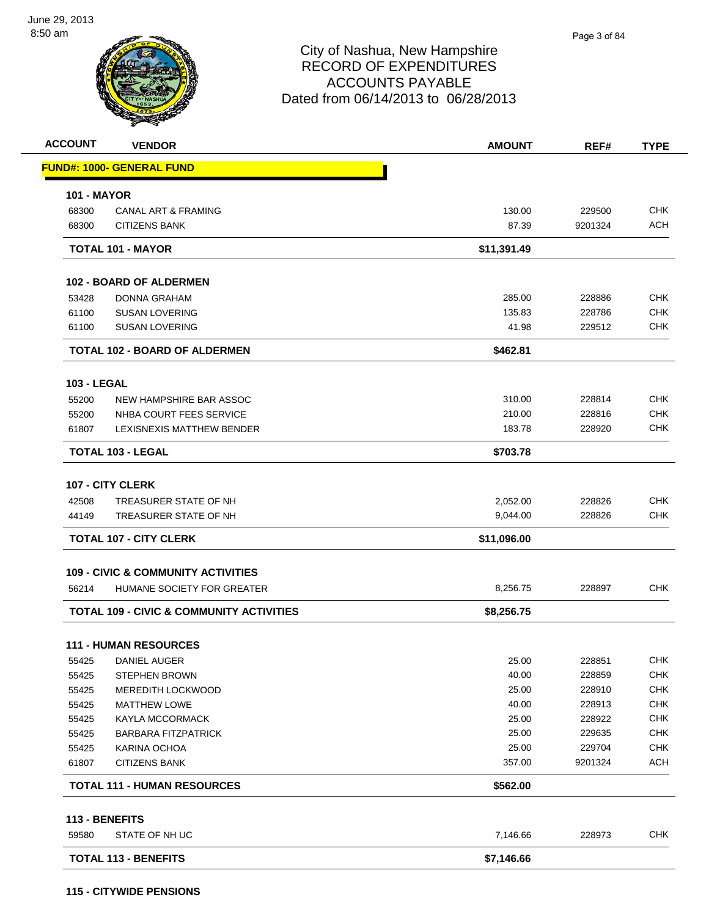# City of Nashua, New Hampshire
## RECORD OF EXPENDITURES
## ACCOUNTS PAYABLE
### Dated from 06/14/2013 to 06/28/2013

| ACCOUNT | VENDOR | AMOUNT | REF# | TYPE |
|---|---|---|---|---|
| **FUND#: 1000- GENERAL FUND** | | | | |
| **101 - MAYOR** | | | | |
| 68300 | CANAL ART & FRAMING | 130.00 | 229500 | CHK |
| 68300 | CITIZENS BANK | 87.39 | 9201324 | ACH |
| | **TOTAL 101 - MAYOR** | **$11,391.49** | | |
| **102 - BOARD OF ALDERMEN** | | | | |
| 53428 | DONNA GRAHAM | 285.00 | 228886 | CHK |
| 61100 | SUSAN LOVERING | 135.83 | 228786 | CHK |
| 61100 | SUSAN LOVERING | 41.98 | 229512 | CHK |
| | **TOTAL 102 - BOARD OF ALDERMEN** | **$462.81** | | |
| **103 - LEGAL** | | | | |
| 55200 | NEW HAMPSHIRE BAR ASSOC | 310.00 | 228814 | CHK |
| 55200 | NHBA COURT FEES SERVICE | 210.00 | 228816 | CHK |
| 61807 | LEXISNEXIS MATTHEW BENDER | 183.78 | 228920 | CHK |
| | **TOTAL 103 - LEGAL** | **$703.78** | | |
| **107 - CITY CLERK** | | | | |
| 42508 | TREASURER STATE OF NH | 2,052.00 | 228826 | CHK |
| 44149 | TREASURER STATE OF NH | 9,044.00 | 228826 | CHK |
| | **TOTAL 107 - CITY CLERK** | **$11,096.00** | | |
| **109 - CIVIC & COMMUNITY ACTIVITIES** | | | | |
| 56214 | HUMANE SOCIETY FOR GREATER | 8,256.75 | 228897 | CHK |
| | **TOTAL 109 - CIVIC & COMMUNITY ACTIVITIES** | **$8,256.75** | | |
| **111 - HUMAN RESOURCES** | | | | |
| 55425 | DANIEL AUGER | 25.00 | 228851 | CHK |
| 55425 | STEPHEN BROWN | 40.00 | 228859 | CHK |
| 55425 | MEREDITH LOCKWOOD | 25.00 | 228910 | CHK |
| 55425 | MATTHEW LOWE | 40.00 | 228913 | CHK |
| 55425 | KAYLA MCCORMACK | 25.00 | 228922 | CHK |
| 55425 | BARBARA FITZPATRICK | 25.00 | 229635 | CHK |
| 55425 | KARINA OCHOA | 25.00 | 229704 | CHK |
| 61807 | CITIZENS BANK | 357.00 | 9201324 | ACH |
| | **TOTAL 111 - HUMAN RESOURCES** | **$562.00** | | |
| **113 - BENEFITS** | | | | |
| 59580 | STATE OF NH UC | 7,146.66 | 228973 | CHK |
| | **TOTAL 113 - BENEFITS** | **$7,146.66** | | |
| **115 - CITYWIDE PENSIONS** | | | | |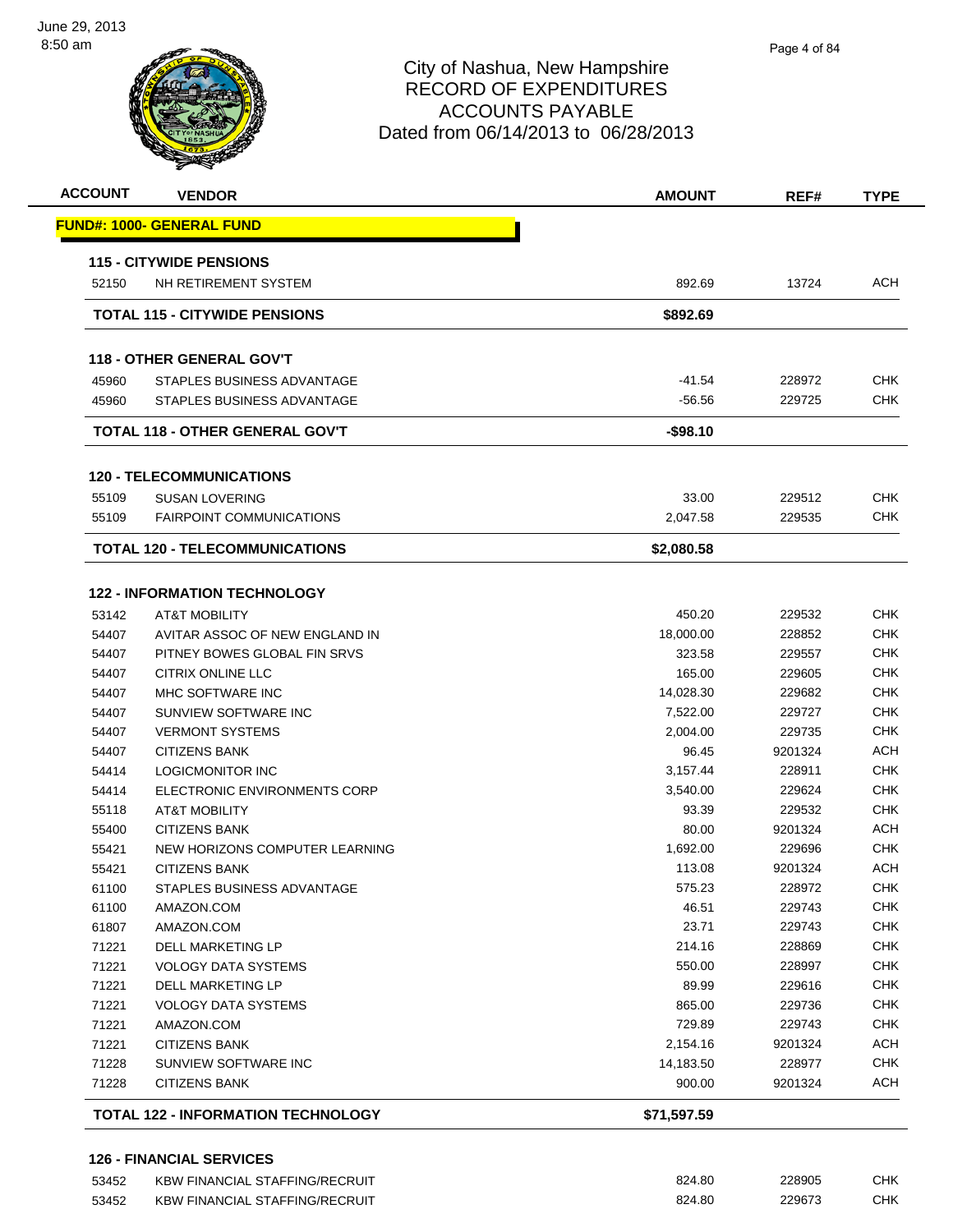# City of Nashua, New Hampshire
## RECORD OF EXPENDITURES
## ACCOUNTS PAYABLE
## Dated from 06/14/2013 to 06/28/2013

June 29, 2013
8:50 am

| ACCOUNT | VENDOR | AMOUNT | REF# | TYPE |
|---|---|---|---|---|
| **FUND#: 1000- GENERAL FUND** | | | | |
| **115 - CITYWIDE PENSIONS** | | | | |
| 52150 | NH RETIREMENT SYSTEM | 892.69 | 13724 | ACH |
| | **TOTAL 115 - CITYWIDE PENSIONS** | **$892.69** | | |
| **118 - OTHER GENERAL GOV'T** | | | | |
| 45960 | STAPLES BUSINESS ADVANTAGE | -41.54 | 228972 | CHK |
| 45960 | STAPLES BUSINESS ADVANTAGE | -56.56 | 229725 | CHK |
| | **TOTAL 118 - OTHER GENERAL GOV'T** | **-$98.10** | | |
| **120 - TELECOMMUNICATIONS** | | | | |
| 55109 | SUSAN LOVERING | 33.00 | 229512 | CHK |
| 55109 | FAIRPOINT COMMUNICATIONS | 2,047.58 | 229535 | CHK |
| | **TOTAL 120 - TELECOMMUNICATIONS** | **$2,080.58** | | |
| **122 - INFORMATION TECHNOLOGY** | | | | |
| 53142 | AT&T MOBILITY | 450.20 | 229532 | CHK |
| 54407 | AVITAR ASSOC OF NEW ENGLAND IN | 18,000.00 | 228852 | CHK |
| 54407 | PITNEY BOWES GLOBAL FIN SRVS | 323.58 | 229557 | CHK |
| 54407 | CITRIX ONLINE LLC | 165.00 | 229605 | CHK |
| 54407 | MHC SOFTWARE INC | 14,028.30 | 229682 | CHK |
| 54407 | SUNVIEW SOFTWARE INC | 7,522.00 | 229727 | CHK |
| 54407 | VERMONT SYSTEMS | 2,004.00 | 229735 | CHK |
| 54407 | CITIZENS BANK | 96.45 | 9201324 | ACH |
| 54414 | LOGICMONITOR INC | 3,157.44 | 228911 | CHK |
| 54414 | ELECTRONIC ENVIRONMENTS CORP | 3,540.00 | 229624 | CHK |
| 55118 | AT&T MOBILITY | 93.39 | 229532 | CHK |
| 55400 | CITIZENS BANK | 80.00 | 9201324 | ACH |
| 55421 | NEW HORIZONS COMPUTER LEARNING | 1,692.00 | 229696 | CHK |
| 55421 | CITIZENS BANK | 113.08 | 9201324 | ACH |
| 61100 | STAPLES BUSINESS ADVANTAGE | 575.23 | 228972 | CHK |
| 61100 | AMAZON.COM | 46.51 | 229743 | CHK |
| 61807 | AMAZON.COM | 23.71 | 229743 | CHK |
| 71221 | DELL MARKETING LP | 214.16 | 228869 | CHK |
| 71221 | VOLOGY DATA SYSTEMS | 550.00 | 228997 | CHK |
| 71221 | DELL MARKETING LP | 89.99 | 229616 | CHK |
| 71221 | VOLOGY DATA SYSTEMS | 865.00 | 229736 | CHK |
| 71221 | AMAZON.COM | 729.89 | 229743 | CHK |
| 71221 | CITIZENS BANK | 2,154.16 | 9201324 | ACH |
| 71228 | SUNVIEW SOFTWARE INC | 14,183.50 | 228977 | CHK |
| 71228 | CITIZENS BANK | 900.00 | 9201324 | ACH |
| | **TOTAL 122 - INFORMATION TECHNOLOGY** | **$71,597.59** | | |
| **126 - FINANCIAL SERVICES** | | | | |
| 53452 | KBW FINANCIAL STAFFING/RECRUIT | 824.80 | 228905 | CHK |
| 53452 | KBW FINANCIAL STAFFING/RECRUIT | 824.80 | 229673 | CHK |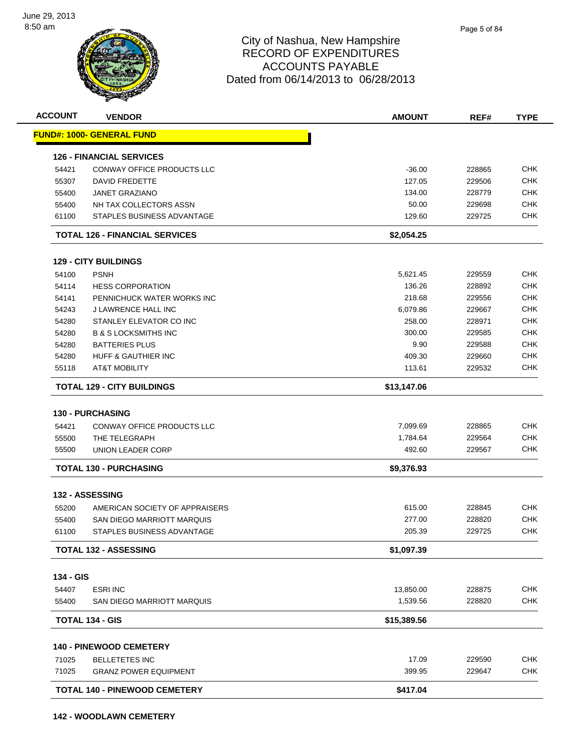# City of Nashua, New Hampshire
## RECORD OF EXPENDITURES
## ACCOUNTS PAYABLE
## Dated from 06/14/2013 to 06/28/2013

| ACCOUNT | VENDOR | AMOUNT | REF# | TYPE |
|---|---|---|---|---|
| **FUND#: 1000- GENERAL FUND** | | | | |
| **126 - FINANCIAL SERVICES** | | | | |
| 54421 | CONWAY OFFICE PRODUCTS LLC | -36.00 | 228865 | CHK |
| 55307 | DAVID FREDETTE | 127.05 | 229506 | CHK |
| 55400 | JANET GRAZIANO | 134.00 | 228779 | CHK |
| 55400 | NH TAX COLLECTORS ASSN | 50.00 | 229698 | CHK |
| 61100 | STAPLES BUSINESS ADVANTAGE | 129.60 | 229725 | CHK |
| **TOTAL 126 - FINANCIAL SERVICES** | | **$2,054.25** | | |
| **129 - CITY BUILDINGS** | | | | |
| 54100 | PSNH | 5,621.45 | 229559 | CHK |
| 54114 | HESS CORPORATION | 136.26 | 228892 | CHK |
| 54141 | PENNICHUCK WATER WORKS INC | 218.68 | 229556 | CHK |
| 54243 | J LAWRENCE HALL INC | 6,079.86 | 229667 | CHK |
| 54280 | STANLEY ELEVATOR CO INC | 258.00 | 228971 | CHK |
| 54280 | B & S LOCKSMITHS INC | 300.00 | 229585 | CHK |
| 54280 | BATTERIES PLUS | 9.90 | 229588 | CHK |
| 54280 | HUFF & GAUTHIER INC | 409.30 | 229660 | CHK |
| 55118 | AT&T MOBILITY | 113.61 | 229532 | CHK |
| **TOTAL 129 - CITY BUILDINGS** | | **$13,147.06** | | |
| **130 - PURCHASING** | | | | |
| 54421 | CONWAY OFFICE PRODUCTS LLC | 7,099.69 | 228865 | CHK |
| 55500 | THE TELEGRAPH | 1,784.64 | 229564 | CHK |
| 55500 | UNION LEADER CORP | 492.60 | 229567 | CHK |
| **TOTAL 130 - PURCHASING** | | **$9,376.93** | | |
| **132 - ASSESSING** | | | | |
| 55200 | AMERICAN SOCIETY OF APPRAISERS | 615.00 | 228845 | CHK |
| 55400 | SAN DIEGO MARRIOTT MARQUIS | 277.00 | 228820 | CHK |
| 61100 | STAPLES BUSINESS ADVANTAGE | 205.39 | 229725 | CHK |
| **TOTAL 132 - ASSESSING** | | **$1,097.39** | | |
| **134 - GIS** | | | | |
| 54407 | ESRI INC | 13,850.00 | 228875 | CHK |
| 55400 | SAN DIEGO MARRIOTT MARQUIS | 1,539.56 | 228820 | CHK |
| **TOTAL 134 - GIS** | | **$15,389.56** | | |
| **140 - PINEWOOD CEMETERY** | | | | |
| 71025 | BELLETETES INC | 17.09 | 229590 | CHK |
| 71025 | GRANZ POWER EQUIPMENT | 399.95 | 229647 | CHK |
| **TOTAL 140 - PINEWOOD CEMETERY** | | **$417.04** | | |

**142 - WOODLAWN CEMETERY**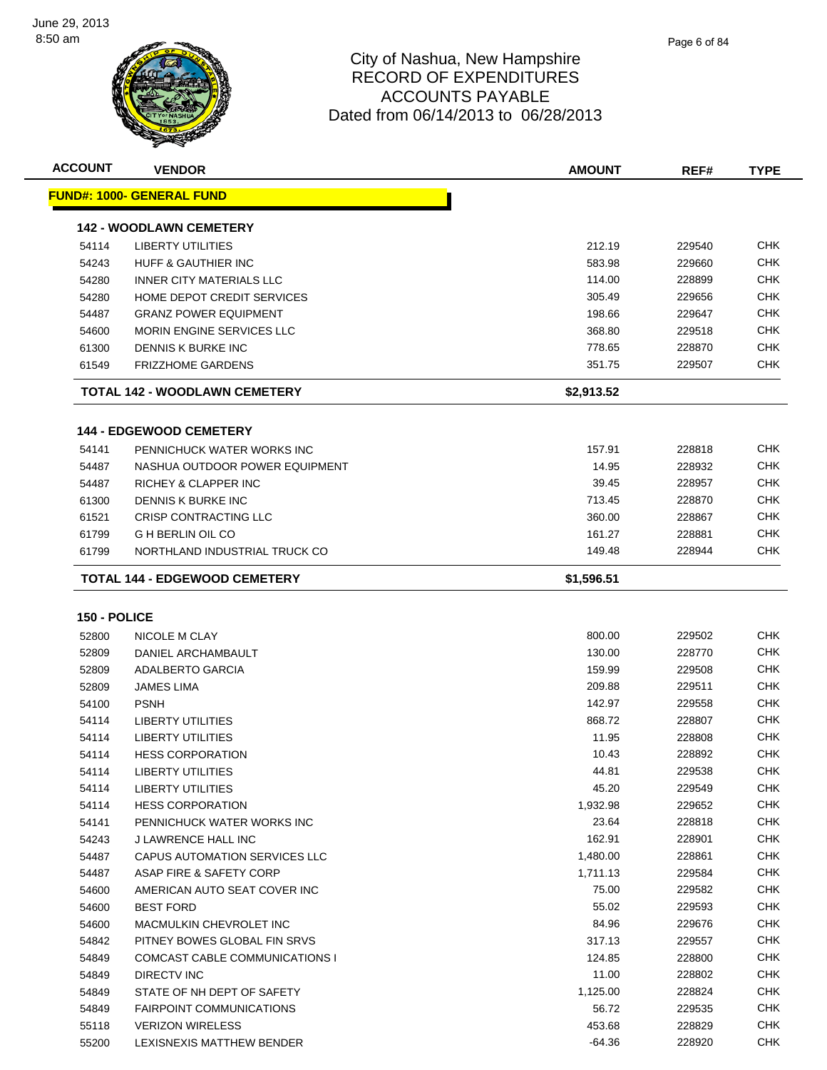# City of Nashua, New Hampshire
## RECORD OF EXPENDITURES
## ACCOUNTS PAYABLE
## Dated from 06/14/2013 to 06/28/2013

| ACCOUNT | VENDOR | AMOUNT | REF# | TYPE |
|---|---|---|---|---|
| **FUND#: 1000- GENERAL FUND** | | | | |
| **142 - WOODLAWN CEMETERY** | | | | |
| 54114 | LIBERTY UTILITIES | 212.19 | 229540 | CHK |
| 54243 | HUFF & GAUTHIER INC | 583.98 | 229660 | CHK |
| 54280 | INNER CITY MATERIALS LLC | 114.00 | 228899 | CHK |
| 54280 | HOME DEPOT CREDIT SERVICES | 305.49 | 229656 | CHK |
| 54487 | GRANZ POWER EQUIPMENT | 198.66 | 229647 | CHK |
| 54600 | MORIN ENGINE SERVICES LLC | 368.80 | 229518 | CHK |
| 61300 | DENNIS K BURKE INC | 778.65 | 228870 | CHK |
| 61549 | FRIZZHOME GARDENS | 351.75 | 229507 | CHK |
| **TOTAL 142 - WOODLAWN CEMETERY** | | **$2,913.52** | | |
| **144 - EDGEWOOD CEMETERY** | | | | |
| 54141 | PENNICHUCK WATER WORKS INC | 157.91 | 228818 | CHK |
| 54487 | NASHUA OUTDOOR POWER EQUIPMENT | 14.95 | 228932 | CHK |
| 54487 | RICHEY & CLAPPER INC | 39.45 | 228957 | CHK |
| 61300 | DENNIS K BURKE INC | 713.45 | 228870 | CHK |
| 61521 | CRISP CONTRACTING LLC | 360.00 | 228867 | CHK |
| 61799 | G H BERLIN OIL CO | 161.27 | 228881 | CHK |
| 61799 | NORTHLAND INDUSTRIAL TRUCK CO | 149.48 | 228944 | CHK |
| **TOTAL 144 - EDGEWOOD CEMETERY** | | **$1,596.51** | | |
| **150 - POLICE** | | | | |
| 52800 | NICOLE M CLAY | 800.00 | 229502 | CHK |
| 52809 | DANIEL ARCHAMBAULT | 130.00 | 228770 | CHK |
| 52809 | ADALBERTO GARCIA | 159.99 | 229508 | CHK |
| 52809 | JAMES LIMA | 209.88 | 229511 | CHK |
| 54100 | PSNH | 142.97 | 229558 | CHK |
| 54114 | LIBERTY UTILITIES | 868.72 | 228807 | CHK |
| 54114 | LIBERTY UTILITIES | 11.95 | 228808 | CHK |
| 54114 | HESS CORPORATION | 10.43 | 228892 | CHK |
| 54114 | LIBERTY UTILITIES | 44.81 | 229538 | CHK |
| 54114 | LIBERTY UTILITIES | 45.20 | 229549 | CHK |
| 54114 | HESS CORPORATION | 1,932.98 | 229652 | CHK |
| 54141 | PENNICHUCK WATER WORKS INC | 23.64 | 228818 | CHK |
| 54243 | J LAWRENCE HALL INC | 162.91 | 228901 | CHK |
| 54487 | CAPUS AUTOMATION SERVICES LLC | 1,480.00 | 228861 | CHK |
| 54487 | ASAP FIRE & SAFETY CORP | 1,711.13 | 229584 | CHK |
| 54600 | AMERICAN AUTO SEAT COVER INC | 75.00 | 229582 | CHK |
| 54600 | BEST FORD | 55.02 | 229593 | CHK |
| 54600 | MACMULKIN CHEVROLET INC | 84.96 | 229676 | CHK |
| 54842 | PITNEY BOWES GLOBAL FIN SRVS | 317.13 | 229557 | CHK |
| 54849 | COMCAST CABLE COMMUNICATIONS I | 124.85 | 228800 | CHK |
| 54849 | DIRECTV INC | 11.00 | 228802 | CHK |
| 54849 | STATE OF NH DEPT OF SAFETY | 1,125.00 | 228824 | CHK |
| 54849 | FAIRPOINT COMMUNICATIONS | 56.72 | 229535 | CHK |
| 55118 | VERIZON WIRELESS | 453.68 | 228829 | CHK |
| 55200 | LEXISNEXIS MATTHEW BENDER | -64.36 | 228920 | CHK |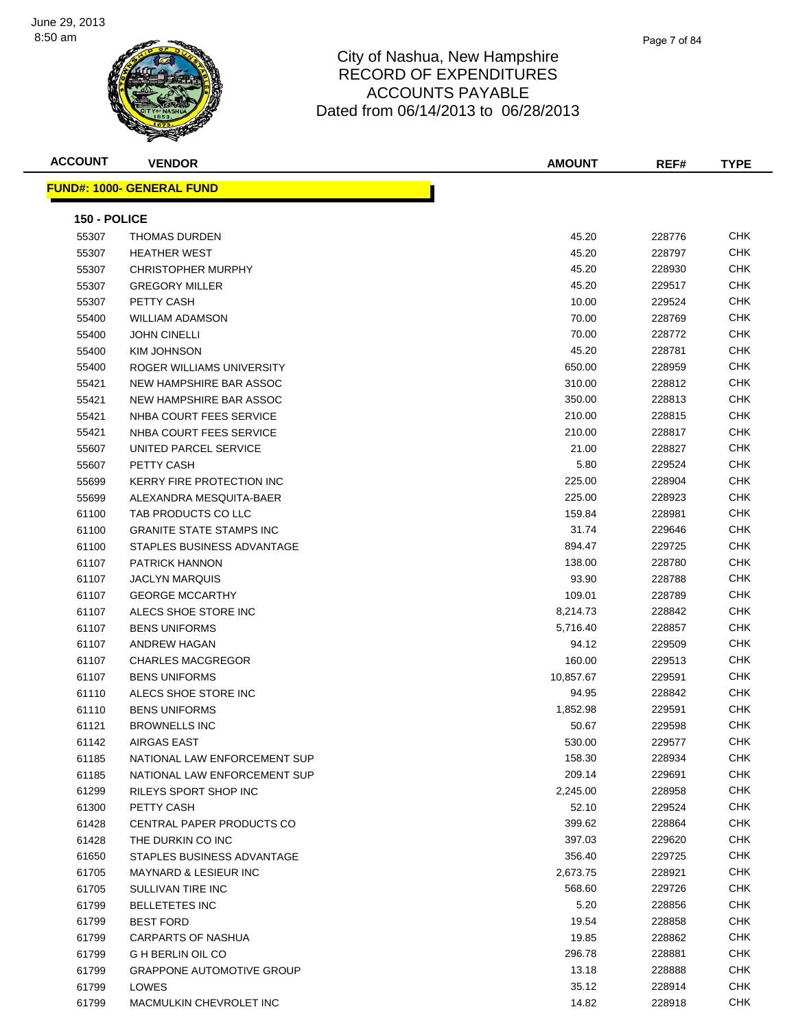# City of Nashua, New Hampshire
## RECORD OF EXPENDITURES
## ACCOUNTS PAYABLE
## Dated from 06/14/2013 to 06/28/2013

| ACCOUNT | VENDOR | AMOUNT | REF# | TYPE |
|---|---|---|---|---|
| **FUND#: 1000- GENERAL FUND** | | | | |
| **150 - POLICE** | | | | |
| 55307 | THOMAS DURDEN | 45.20 | 228776 | CHK |
| 55307 | HEATHER WEST | 45.20 | 228797 | CHK |
| 55307 | CHRISTOPHER MURPHY | 45.20 | 228930 | CHK |
| 55307 | GREGORY MILLER | 45.20 | 229517 | CHK |
| 55307 | PETTY CASH | 10.00 | 229524 | CHK |
| 55400 | WILLIAM ADAMSON | 70.00 | 228769 | CHK |
| 55400 | JOHN CINELLI | 70.00 | 228772 | CHK |
| 55400 | KIM JOHNSON | 45.20 | 228781 | CHK |
| 55400 | ROGER WILLIAMS UNIVERSITY | 650.00 | 228959 | CHK |
| 55421 | NEW HAMPSHIRE BAR ASSOC | 310.00 | 228812 | CHK |
| 55421 | NEW HAMPSHIRE BAR ASSOC | 350.00 | 228813 | CHK |
| 55421 | NHBA COURT FEES SERVICE | 210.00 | 228815 | CHK |
| 55421 | NHBA COURT FEES SERVICE | 210.00 | 228817 | CHK |
| 55607 | UNITED PARCEL SERVICE | 21.00 | 228827 | CHK |
| 55607 | PETTY CASH | 5.80 | 229524 | CHK |
| 55699 | KERRY FIRE PROTECTION INC | 225.00 | 228904 | CHK |
| 55699 | ALEXANDRA MESQUITA-BAER | 225.00 | 228923 | CHK |
| 61100 | TAB PRODUCTS CO LLC | 159.84 | 228981 | CHK |
| 61100 | GRANITE STATE STAMPS INC | 31.74 | 229646 | CHK |
| 61100 | STAPLES BUSINESS ADVANTAGE | 894.47 | 229725 | CHK |
| 61107 | PATRICK HANNON | 138.00 | 228780 | CHK |
| 61107 | JACLYN MARQUIS | 93.90 | 228788 | CHK |
| 61107 | GEORGE MCCARTHY | 109.01 | 228789 | CHK |
| 61107 | ALECS SHOE STORE INC | 8,214.73 | 228842 | CHK |
| 61107 | BENS UNIFORMS | 5,716.40 | 228857 | CHK |
| 61107 | ANDREW HAGAN | 94.12 | 229509 | CHK |
| 61107 | CHARLES MACGREGOR | 160.00 | 229513 | CHK |
| 61107 | BENS UNIFORMS | 10,857.67 | 229591 | CHK |
| 61110 | ALECS SHOE STORE INC | 94.95 | 228842 | CHK |
| 61110 | BENS UNIFORMS | 1,852.98 | 229591 | CHK |
| 61121 | BROWNELLS INC | 50.67 | 229598 | CHK |
| 61142 | AIRGAS EAST | 530.00 | 229577 | CHK |
| 61185 | NATIONAL LAW ENFORCEMENT SUP | 158.30 | 228934 | CHK |
| 61185 | NATIONAL LAW ENFORCEMENT SUP | 209.14 | 229691 | CHK |
| 61299 | RILEYS SPORT SHOP INC | 2,245.00 | 228958 | CHK |
| 61300 | PETTY CASH | 52.10 | 229524 | CHK |
| 61428 | CENTRAL PAPER PRODUCTS CO | 399.62 | 228864 | CHK |
| 61428 | THE DURKIN CO INC | 397.03 | 229620 | CHK |
| 61650 | STAPLES BUSINESS ADVANTAGE | 356.40 | 229725 | CHK |
| 61705 | MAYNARD & LESIEUR INC | 2,673.75 | 228921 | CHK |
| 61705 | SULLIVAN TIRE INC | 568.60 | 229726 | CHK |
| 61799 | BELLETETES INC | 5.20 | 228856 | CHK |
| 61799 | BEST FORD | 19.54 | 228858 | CHK |
| 61799 | CARPARTS OF NASHUA | 19.85 | 228862 | CHK |
| 61799 | G H BERLIN OIL CO | 296.78 | 228881 | CHK |
| 61799 | GRAPPONE AUTOMOTIVE GROUP | 13.18 | 228888 | CHK |
| 61799 | LOWES | 35.12 | 228914 | CHK |
| 61799 | MACMULKIN CHEVROLET INC | 14.82 | 228918 | CHK |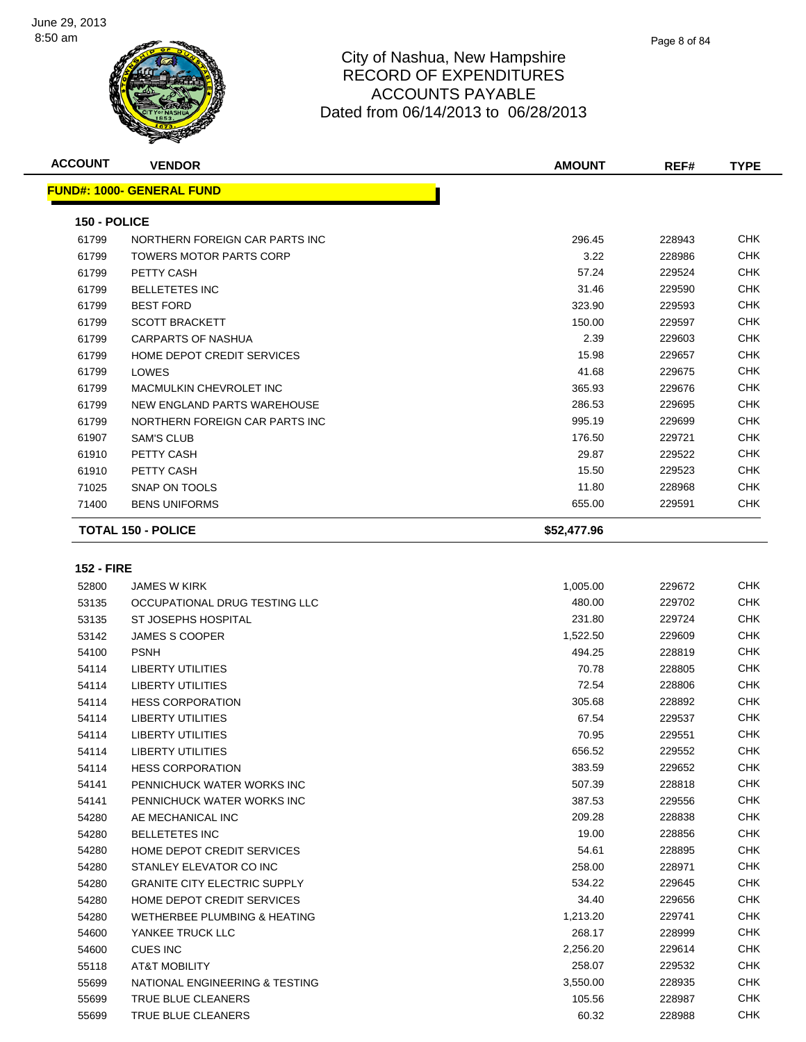# City of Nashua, New Hampshire
# RECORD OF EXPENDITURES
# ACCOUNTS PAYABLE
# Dated from 06/14/2013 to 06/28/2013

| ACCOUNT | VENDOR | AMOUNT | REF# | TYPE |
|---|---|---|---|---|
| **FUND#: 1000- GENERAL FUND** | | | | |
| **150 - POLICE** | | | | |
| 61799 | NORTHERN FOREIGN CAR PARTS INC | 296.45 | 228943 | CHK |
| 61799 | TOWERS MOTOR PARTS CORP | 3.22 | 228986 | CHK |
| 61799 | PETTY CASH | 57.24 | 229524 | CHK |
| 61799 | BELLETETES INC | 31.46 | 229590 | CHK |
| 61799 | BEST FORD | 323.90 | 229593 | CHK |
| 61799 | SCOTT BRACKETT | 150.00 | 229597 | CHK |
| 61799 | CARPARTS OF NASHUA | 2.39 | 229603 | CHK |
| 61799 | HOME DEPOT CREDIT SERVICES | 15.98 | 229657 | CHK |
| 61799 | LOWES | 41.68 | 229675 | CHK |
| 61799 | MACMULKIN CHEVROLET INC | 365.93 | 229676 | CHK |
| 61799 | NEW ENGLAND PARTS WAREHOUSE | 286.53 | 229695 | CHK |
| 61799 | NORTHERN FOREIGN CAR PARTS INC | 995.19 | 229699 | CHK |
| 61907 | SAM'S CLUB | 176.50 | 229721 | CHK |
| 61910 | PETTY CASH | 29.87 | 229522 | CHK |
| 61910 | PETTY CASH | 15.50 | 229523 | CHK |
| 71025 | SNAP ON TOOLS | 11.80 | 228968 | CHK |
| 71400 | BENS UNIFORMS | 655.00 | 229591 | CHK |
| **TOTAL 150 - POLICE** | | **$52,477.96** | | |
| **152 - FIRE** | | | | |
| 52800 | JAMES W KIRK | 1,005.00 | 229672 | CHK |
| 53135 | OCCUPATIONAL DRUG TESTING LLC | 480.00 | 229702 | CHK |
| 53135 | ST JOSEPHS HOSPITAL | 231.80 | 229724 | CHK |
| 53142 | JAMES S COOPER | 1,522.50 | 229609 | CHK |
| 54100 | PSNH | 494.25 | 228819 | CHK |
| 54114 | LIBERTY UTILITIES | 70.78 | 228805 | CHK |
| 54114 | LIBERTY UTILITIES | 72.54 | 228806 | CHK |
| 54114 | HESS CORPORATION | 305.68 | 228892 | CHK |
| 54114 | LIBERTY UTILITIES | 67.54 | 229537 | CHK |
| 54114 | LIBERTY UTILITIES | 70.95 | 229551 | CHK |
| 54114 | LIBERTY UTILITIES | 656.52 | 229552 | CHK |
| 54114 | HESS CORPORATION | 383.59 | 229652 | CHK |
| 54141 | PENNICHUCK WATER WORKS INC | 507.39 | 228818 | CHK |
| 54141 | PENNICHUCK WATER WORKS INC | 387.53 | 229556 | CHK |
| 54280 | AE MECHANICAL INC | 209.28 | 228838 | CHK |
| 54280 | BELLETETES INC | 19.00 | 228856 | CHK |
| 54280 | HOME DEPOT CREDIT SERVICES | 54.61 | 228895 | CHK |
| 54280 | STANLEY ELEVATOR CO INC | 258.00 | 228971 | CHK |
| 54280 | GRANITE CITY ELECTRIC SUPPLY | 534.22 | 229645 | CHK |
| 54280 | HOME DEPOT CREDIT SERVICES | 34.40 | 229656 | CHK |
| 54280 | WETHERBEE PLUMBING & HEATING | 1,213.20 | 229741 | CHK |
| 54600 | YANKEE TRUCK LLC | 268.17 | 228999 | CHK |
| 54600 | CUES INC | 2,256.20 | 229614 | CHK |
| 55118 | AT&T MOBILITY | 258.07 | 229532 | CHK |
| 55699 | NATIONAL ENGINEERING & TESTING | 3,550.00 | 228935 | CHK |
| 55699 | TRUE BLUE CLEANERS | 105.56 | 228987 | CHK |
| 55699 | TRUE BLUE CLEANERS | 60.32 | 228988 | CHK |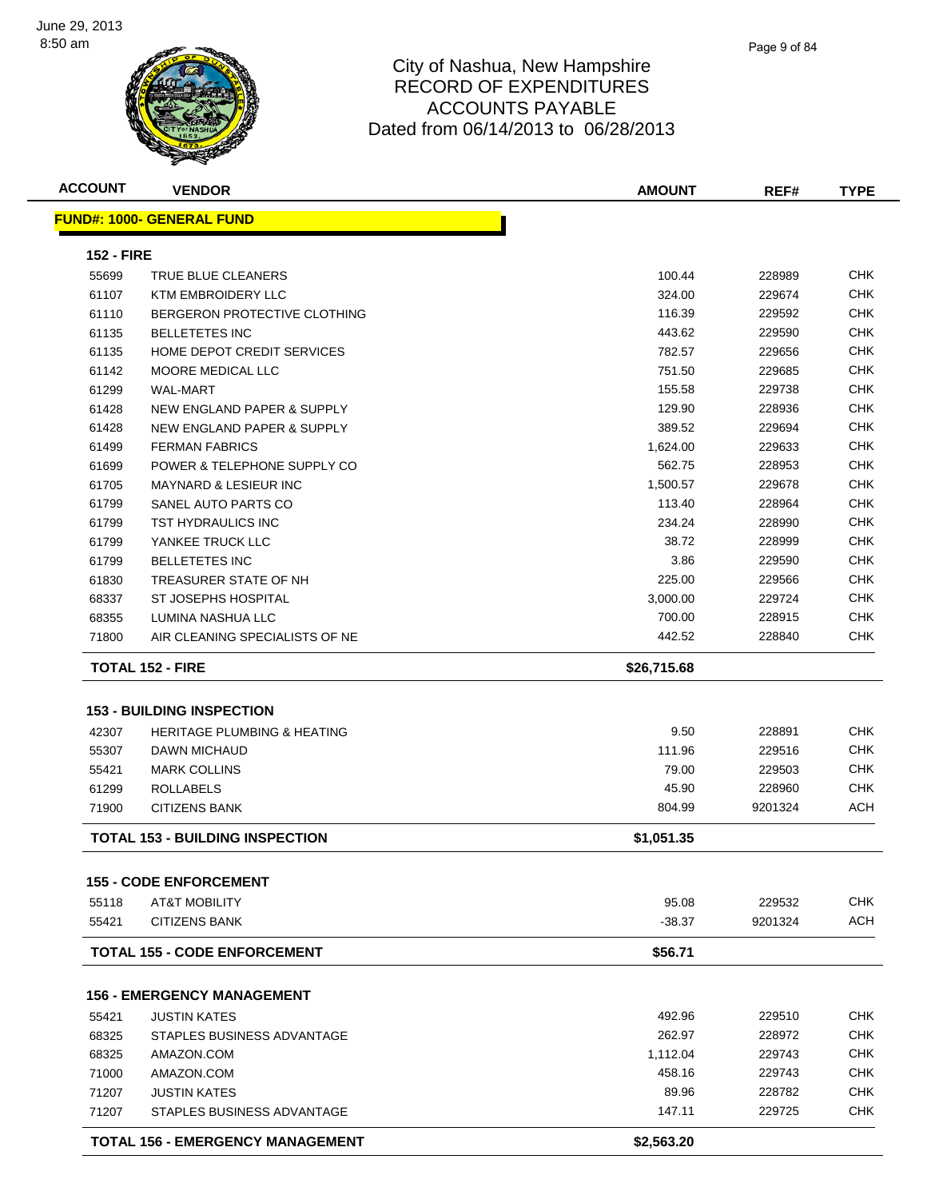# City of Nashua, New Hampshire
## RECORD OF EXPENDITURES
## ACCOUNTS PAYABLE
## Dated from 06/14/2013 to 06/28/2013

| ACCOUNT | VENDOR | AMOUNT | REF# | TYPE |
|---|---|---|---|---|
| **FUND#: 1000- GENERAL FUND** | | | | |
| **152 - FIRE** | | | | |
| 55699 | TRUE BLUE CLEANERS | 100.44 | 228989 | CHK |
| 61107 | KTM EMBROIDERY LLC | 324.00 | 229674 | CHK |
| 61110 | BERGERON PROTECTIVE CLOTHING | 116.39 | 229592 | CHK |
| 61135 | BELLETETES INC | 443.62 | 229590 | CHK |
| 61135 | HOME DEPOT CREDIT SERVICES | 782.57 | 229656 | CHK |
| 61142 | MOORE MEDICAL LLC | 751.50 | 229685 | CHK |
| 61299 | WAL-MART | 155.58 | 229738 | CHK |
| 61428 | NEW ENGLAND PAPER & SUPPLY | 129.90 | 228936 | CHK |
| 61428 | NEW ENGLAND PAPER & SUPPLY | 389.52 | 229694 | CHK |
| 61499 | FERMAN FABRICS | 1,624.00 | 229633 | CHK |
| 61699 | POWER & TELEPHONE SUPPLY CO | 562.75 | 228953 | CHK |
| 61705 | MAYNARD & LESIEUR INC | 1,500.57 | 229678 | CHK |
| 61799 | SANEL AUTO PARTS CO | 113.40 | 228964 | CHK |
| 61799 | TST HYDRAULICS INC | 234.24 | 228990 | CHK |
| 61799 | YANKEE TRUCK LLC | 38.72 | 228999 | CHK |
| 61799 | BELLETETES INC | 3.86 | 229590 | CHK |
| 61830 | TREASURER STATE OF NH | 225.00 | 229566 | CHK |
| 68337 | ST JOSEPHS HOSPITAL | 3,000.00 | 229724 | CHK |
| 68355 | LUMINA NASHUA LLC | 700.00 | 228915 | CHK |
| 71800 | AIR CLEANING SPECIALISTS OF NE | 442.52 | 228840 | CHK |
| **TOTAL 152 - FIRE** | | **$26,715.68** | | |
| **153 - BUILDING INSPECTION** | | | | |
| 42307 | HERITAGE PLUMBING & HEATING | 9.50 | 228891 | CHK |
| 55307 | DAWN MICHAUD | 111.96 | 229516 | CHK |
| 55421 | MARK COLLINS | 79.00 | 229503 | CHK |
| 61299 | ROLLABELS | 45.90 | 228960 | CHK |
| 71900 | CITIZENS BANK | 804.99 | 9201324 | ACH |
| **TOTAL 153 - BUILDING INSPECTION** | | **$1,051.35** | | |
| **155 - CODE ENFORCEMENT** | | | | |
| 55118 | AT&T MOBILITY | 95.08 | 229532 | CHK |
| 55421 | CITIZENS BANK | -38.37 | 9201324 | ACH |
| **TOTAL 155 - CODE ENFORCEMENT** | | **$56.71** | | |
| **156 - EMERGENCY MANAGEMENT** | | | | |
| 55421 | JUSTIN KATES | 492.96 | 229510 | CHK |
| 68325 | STAPLES BUSINESS ADVANTAGE | 262.97 | 228972 | CHK |
| 68325 | AMAZON.COM | 1,112.04 | 229743 | CHK |
| 71000 | AMAZON.COM | 458.16 | 229743 | CHK |
| 71207 | JUSTIN KATES | 89.96 | 228782 | CHK |
| 71207 | STAPLES BUSINESS ADVANTAGE | 147.11 | 229725 | CHK |
| **TOTAL 156 - EMERGENCY MANAGEMENT** | | **$2,563.20** | | |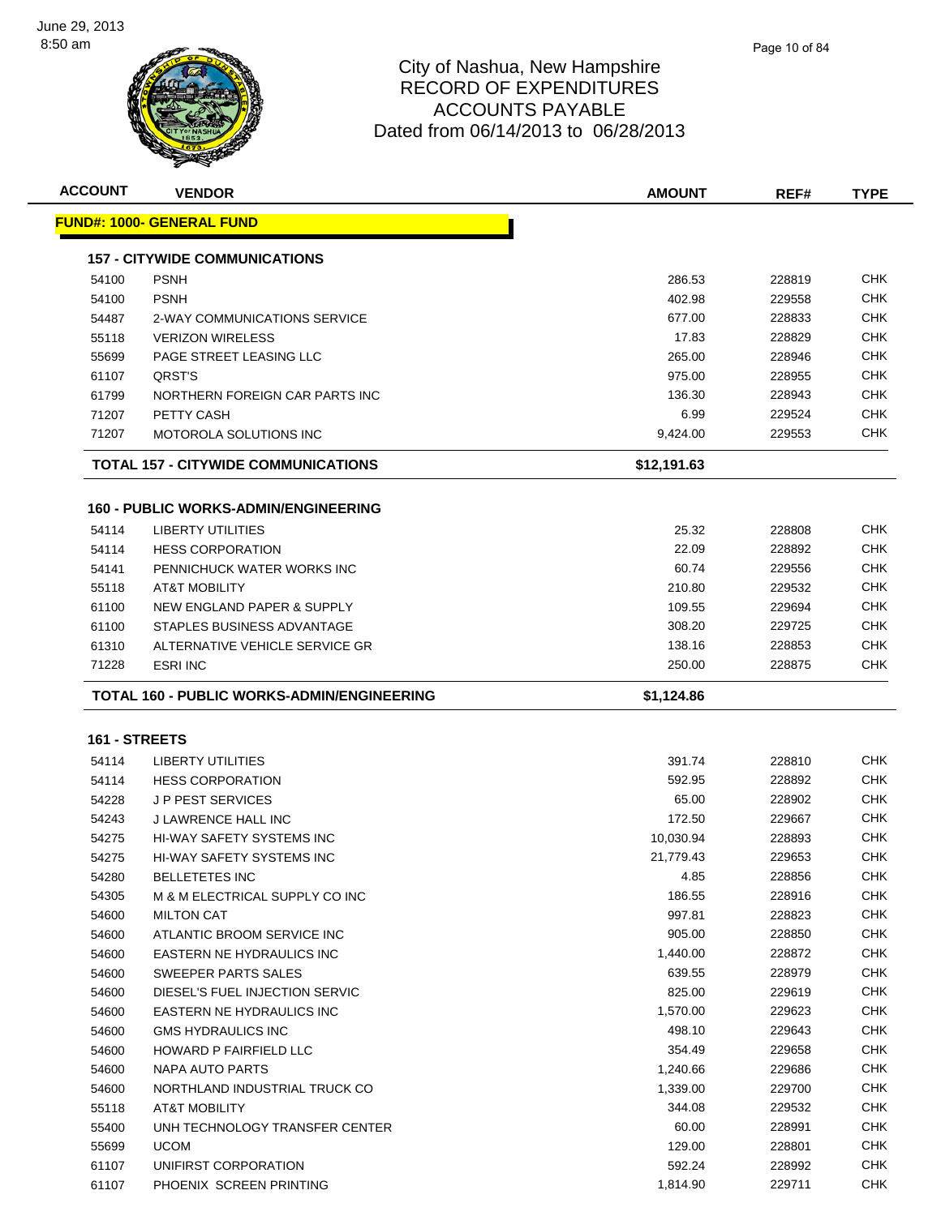# City of Nashua, New Hampshire
# RECORD OF EXPENDITURES
# ACCOUNTS PAYABLE
# Dated from 06/14/2013 to 06/28/2013

| ACCOUNT | VENDOR | AMOUNT | REF# | TYPE |
|---|---|---|---|---|
| **FUND#: 1000- GENERAL FUND** | | | | |
| **157 - CITYWIDE COMMUNICATIONS** | | | | |
| 54100 | PSNH | 286.53 | 228819 | CHK |
| 54100 | PSNH | 402.98 | 229558 | CHK |
| 54487 | 2-WAY COMMUNICATIONS SERVICE | 677.00 | 228833 | CHK |
| 55118 | VERIZON WIRELESS | 17.83 | 228829 | CHK |
| 55699 | PAGE STREET LEASING LLC | 265.00 | 228946 | CHK |
| 61107 | QRST'S | 975.00 | 228955 | CHK |
| 61799 | NORTHERN FOREIGN CAR PARTS INC | 136.30 | 228943 | CHK |
| 71207 | PETTY CASH | 6.99 | 229524 | CHK |
| 71207 | MOTOROLA SOLUTIONS INC | 9,424.00 | 229553 | CHK |
| **TOTAL 157 - CITYWIDE COMMUNICATIONS** | | **$12,191.63** | | |
| **160 - PUBLIC WORKS-ADMIN/ENGINEERING** | | | | |
| 54114 | LIBERTY UTILITIES | 25.32 | 228808 | CHK |
| 54114 | HESS CORPORATION | 22.09 | 228892 | CHK |
| 54141 | PENNICHUCK WATER WORKS INC | 60.74 | 229556 | CHK |
| 55118 | AT&T MOBILITY | 210.80 | 229532 | CHK |
| 61100 | NEW ENGLAND PAPER & SUPPLY | 109.55 | 229694 | CHK |
| 61100 | STAPLES BUSINESS ADVANTAGE | 308.20 | 229725 | CHK |
| 61310 | ALTERNATIVE VEHICLE SERVICE GR | 138.16 | 228853 | CHK |
| 71228 | ESRI INC | 250.00 | 228875 | CHK |
| **TOTAL 160 - PUBLIC WORKS-ADMIN/ENGINEERING** | | **$1,124.86** | | |
| **161 - STREETS** | | | | |
| 54114 | LIBERTY UTILITIES | 391.74 | 228810 | CHK |
| 54114 | HESS CORPORATION | 592.95 | 228892 | CHK |
| 54228 | J P PEST SERVICES | 65.00 | 228902 | CHK |
| 54243 | J LAWRENCE HALL INC | 172.50 | 229667 | CHK |
| 54275 | HI-WAY SAFETY SYSTEMS INC | 10,030.94 | 228893 | CHK |
| 54275 | HI-WAY SAFETY SYSTEMS INC | 21,779.43 | 229653 | CHK |
| 54280 | BELLETETES INC | 4.85 | 228856 | CHK |
| 54305 | M & M ELECTRICAL SUPPLY CO INC | 186.55 | 228916 | CHK |
| 54600 | MILTON CAT | 997.81 | 228823 | CHK |
| 54600 | ATLANTIC BROOM SERVICE INC | 905.00 | 228850 | CHK |
| 54600 | EASTERN NE HYDRAULICS INC | 1,440.00 | 228872 | CHK |
| 54600 | SWEEPER PARTS SALES | 639.55 | 228979 | CHK |
| 54600 | DIESEL'S FUEL INJECTION SERVIC | 825.00 | 229619 | CHK |
| 54600 | EASTERN NE HYDRAULICS INC | 1,570.00 | 229623 | CHK |
| 54600 | GMS HYDRAULICS INC | 498.10 | 229643 | CHK |
| 54600 | HOWARD P FAIRFIELD LLC | 354.49 | 229658 | CHK |
| 54600 | NAPA AUTO PARTS | 1,240.66 | 229686 | CHK |
| 54600 | NORTHLAND INDUSTRIAL TRUCK CO | 1,339.00 | 229700 | CHK |
| 55118 | AT&T MOBILITY | 344.08 | 229532 | CHK |
| 55400 | UNH TECHNOLOGY TRANSFER CENTER | 60.00 | 228991 | CHK |
| 55699 | UCOM | 129.00 | 228801 | CHK |
| 61107 | UNIFIRST CORPORATION | 592.24 | 228992 | CHK |
| 61107 | PHOENIX SCREEN PRINTING | 1,814.90 | 229711 | CHK |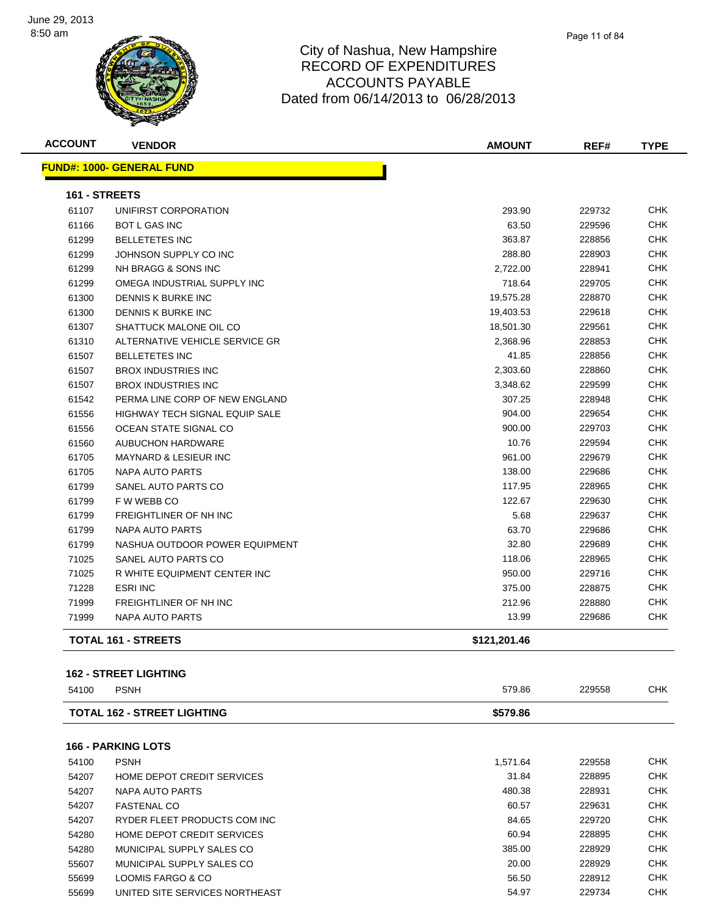# City of Nashua, New Hampshire
# RECORD OF EXPENDITURES
# ACCOUNTS PAYABLE
# Dated from 06/14/2013 to 06/28/2013

| ACCOUNT | VENDOR | AMOUNT | REF# | TYPE |
|---|---|---|---|---|
| **FUND#: 1000- GENERAL FUND** | | | | |
| **161 - STREETS** | | | | |
| 61107 | UNIFIRST CORPORATION | 293.90 | 229732 | CHK |
| 61166 | BOT L GAS INC | 63.50 | 229596 | CHK |
| 61299 | BELLETETES INC | 363.87 | 228856 | CHK |
| 61299 | JOHNSON SUPPLY CO INC | 288.80 | 228903 | CHK |
| 61299 | NH BRAGG & SONS INC | 2,722.00 | 228941 | CHK |
| 61299 | OMEGA INDUSTRIAL SUPPLY INC | 718.64 | 229705 | CHK |
| 61300 | DENNIS K BURKE INC | 19,575.28 | 228870 | CHK |
| 61300 | DENNIS K BURKE INC | 19,403.53 | 229618 | CHK |
| 61307 | SHATTUCK MALONE OIL CO | 18,501.30 | 229561 | CHK |
| 61310 | ALTERNATIVE VEHICLE SERVICE GR | 2,368.96 | 228853 | CHK |
| 61507 | BELLETETES INC | 41.85 | 228856 | CHK |
| 61507 | BROX INDUSTRIES INC | 2,303.60 | 228860 | CHK |
| 61507 | BROX INDUSTRIES INC | 3,348.62 | 229599 | CHK |
| 61542 | PERMA LINE CORP OF NEW ENGLAND | 307.25 | 228948 | CHK |
| 61556 | HIGHWAY TECH SIGNAL EQUIP SALE | 904.00 | 229654 | CHK |
| 61556 | OCEAN STATE SIGNAL CO | 900.00 | 229703 | CHK |
| 61560 | AUBUCHON HARDWARE | 10.76 | 229594 | CHK |
| 61705 | MAYNARD & LESIEUR INC | 961.00 | 229679 | CHK |
| 61705 | NAPA AUTO PARTS | 138.00 | 229686 | CHK |
| 61799 | SANEL AUTO PARTS CO | 117.95 | 228965 | CHK |
| 61799 | F W WEBB CO | 122.67 | 229630 | CHK |
| 61799 | FREIGHTLINER OF NH INC | 5.68 | 229637 | CHK |
| 61799 | NAPA AUTO PARTS | 63.70 | 229686 | CHK |
| 61799 | NASHUA OUTDOOR POWER EQUIPMENT | 32.80 | 229689 | CHK |
| 71025 | SANEL AUTO PARTS CO | 118.06 | 228965 | CHK |
| 71025 | R WHITE EQUIPMENT CENTER INC | 950.00 | 229716 | CHK |
| 71228 | ESRI INC | 375.00 | 228875 | CHK |
| 71999 | FREIGHTLINER OF NH INC | 212.96 | 228880 | CHK |
| 71999 | NAPA AUTO PARTS | 13.99 | 229686 | CHK |
| **TOTAL 161 - STREETS** | | **$121,201.46** | | |
| **162 - STREET LIGHTING** | | | | |
| 54100 | PSNH | 579.86 | 229558 | CHK |
| **TOTAL 162 - STREET LIGHTING** | | **$579.86** | | |
| **166 - PARKING LOTS** | | | | |
| 54100 | PSNH | 1,571.64 | 229558 | CHK |
| 54207 | HOME DEPOT CREDIT SERVICES | 31.84 | 228895 | CHK |
| 54207 | NAPA AUTO PARTS | 480.38 | 228931 | CHK |
| 54207 | FASTENAL CO | 60.57 | 229631 | CHK |
| 54207 | RYDER FLEET PRODUCTS COM INC | 84.65 | 229720 | CHK |
| 54280 | HOME DEPOT CREDIT SERVICES | 60.94 | 228895 | CHK |
| 54280 | MUNICIPAL SUPPLY SALES CO | 385.00 | 228929 | CHK |
| 55607 | MUNICIPAL SUPPLY SALES CO | 20.00 | 228929 | CHK |
| 55699 | LOOMIS FARGO & CO | 56.50 | 228912 | CHK |
| 55699 | UNITED SITE SERVICES NORTHEAST | 54.97 | 229734 | CHK |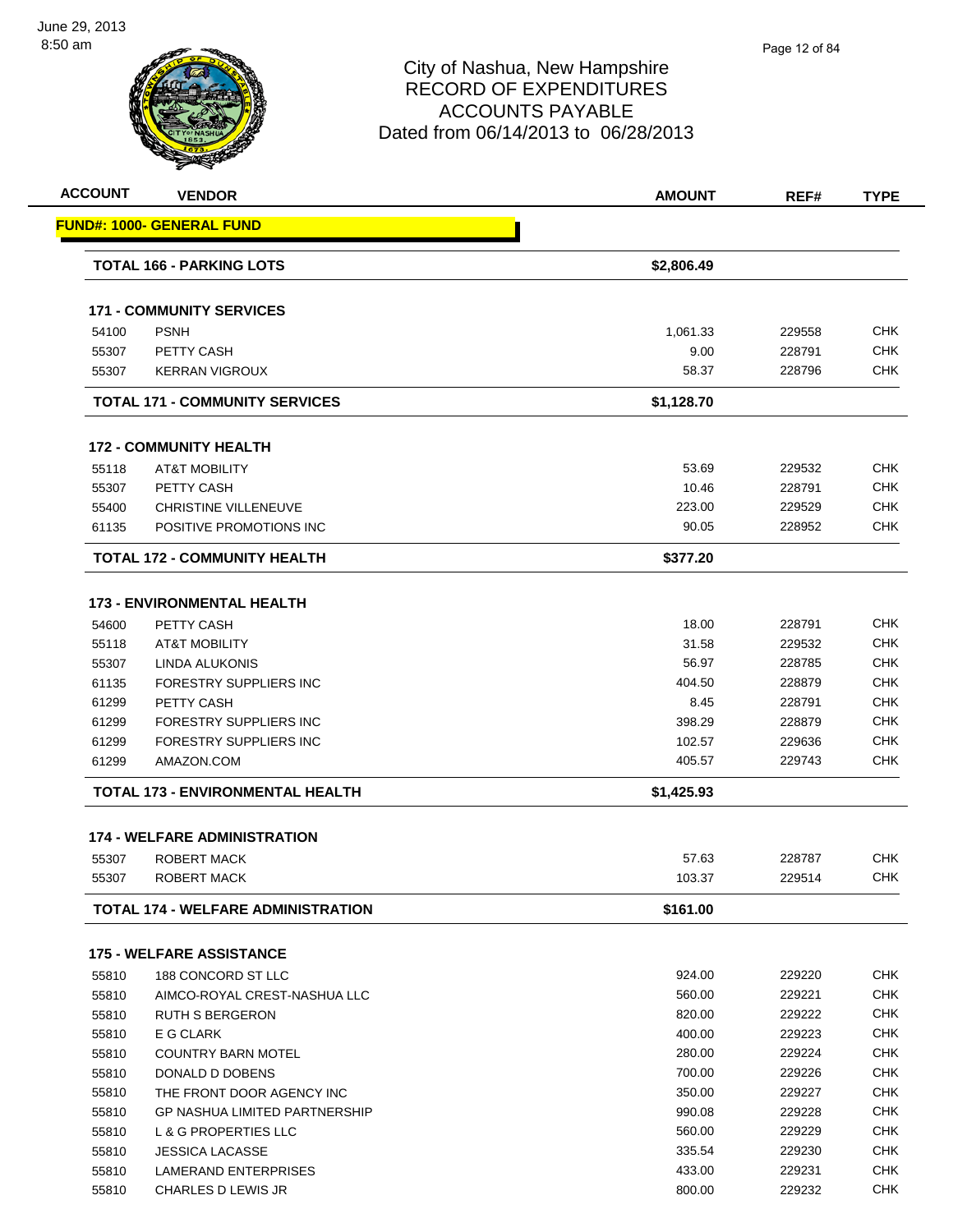# City of Nashua, New Hampshire
## RECORD OF EXPENDITURES
## ACCOUNTS PAYABLE
## Dated from 06/14/2013 to 06/28/2013

| ACCOUNT | VENDOR | AMOUNT | REF# | TYPE |
|---|---|---|---|---|
| **FUND#: 1000- GENERAL FUND** | | | | |
| **TOTAL 166 - PARKING LOTS** | | **$2,806.49** | | |
| **171 - COMMUNITY SERVICES** | | | | |
| 54100 | PSNH | 1,061.33 | 229558 | CHK |
| 55307 | PETTY CASH | 9.00 | 228791 | CHK |
| 55307 | KERRAN VIGROUX | 58.37 | 228796 | CHK |
| **TOTAL 171 - COMMUNITY SERVICES** | | **$1,128.70** | | |
| **172 - COMMUNITY HEALTH** | | | | |
| 55118 | AT&T MOBILITY | 53.69 | 229532 | CHK |
| 55307 | PETTY CASH | 10.46 | 228791 | CHK |
| 55400 | CHRISTINE VILLENEUVE | 223.00 | 229529 | CHK |
| 61135 | POSITIVE PROMOTIONS INC | 90.05 | 228952 | CHK |
| **TOTAL 172 - COMMUNITY HEALTH** | | **$377.20** | | |
| **173 - ENVIRONMENTAL HEALTH** | | | | |
| 54600 | PETTY CASH | 18.00 | 228791 | CHK |
| 55118 | AT&T MOBILITY | 31.58 | 229532 | CHK |
| 55307 | LINDA ALUKONIS | 56.97 | 228785 | CHK |
| 61135 | FORESTRY SUPPLIERS INC | 404.50 | 228879 | CHK |
| 61299 | PETTY CASH | 8.45 | 228791 | CHK |
| 61299 | FORESTRY SUPPLIERS INC | 398.29 | 228879 | CHK |
| 61299 | FORESTRY SUPPLIERS INC | 102.57 | 229636 | CHK |
| 61299 | AMAZON.COM | 405.57 | 229743 | CHK |
| **TOTAL 173 - ENVIRONMENTAL HEALTH** | | **$1,425.93** | | |
| **174 - WELFARE ADMINISTRATION** | | | | |
| 55307 | ROBERT MACK | 57.63 | 228787 | CHK |
| 55307 | ROBERT MACK | 103.37 | 229514 | CHK |
| **TOTAL 174 - WELFARE ADMINISTRATION** | | **$161.00** | | |
| **175 - WELFARE ASSISTANCE** | | | | |
| 55810 | 188 CONCORD ST LLC | 924.00 | 229220 | CHK |
| 55810 | AIMCO-ROYAL CREST-NASHUA LLC | 560.00 | 229221 | CHK |
| 55810 | RUTH S BERGERON | 820.00 | 229222 | CHK |
| 55810 | E G CLARK | 400.00 | 229223 | CHK |
| 55810 | COUNTRY BARN MOTEL | 280.00 | 229224 | CHK |
| 55810 | DONALD D DOBENS | 700.00 | 229226 | CHK |
| 55810 | THE FRONT DOOR AGENCY INC | 350.00 | 229227 | CHK |
| 55810 | GP NASHUA LIMITED PARTNERSHIP | 990.08 | 229228 | CHK |
| 55810 | L & G PROPERTIES LLC | 560.00 | 229229 | CHK |
| 55810 | JESSICA LACASSE | 335.54 | 229230 | CHK |
| 55810 | LAMERAND ENTERPRISES | 433.00 | 229231 | CHK |
| 55810 | CHARLES D LEWIS JR | 800.00 | 229232 | CHK |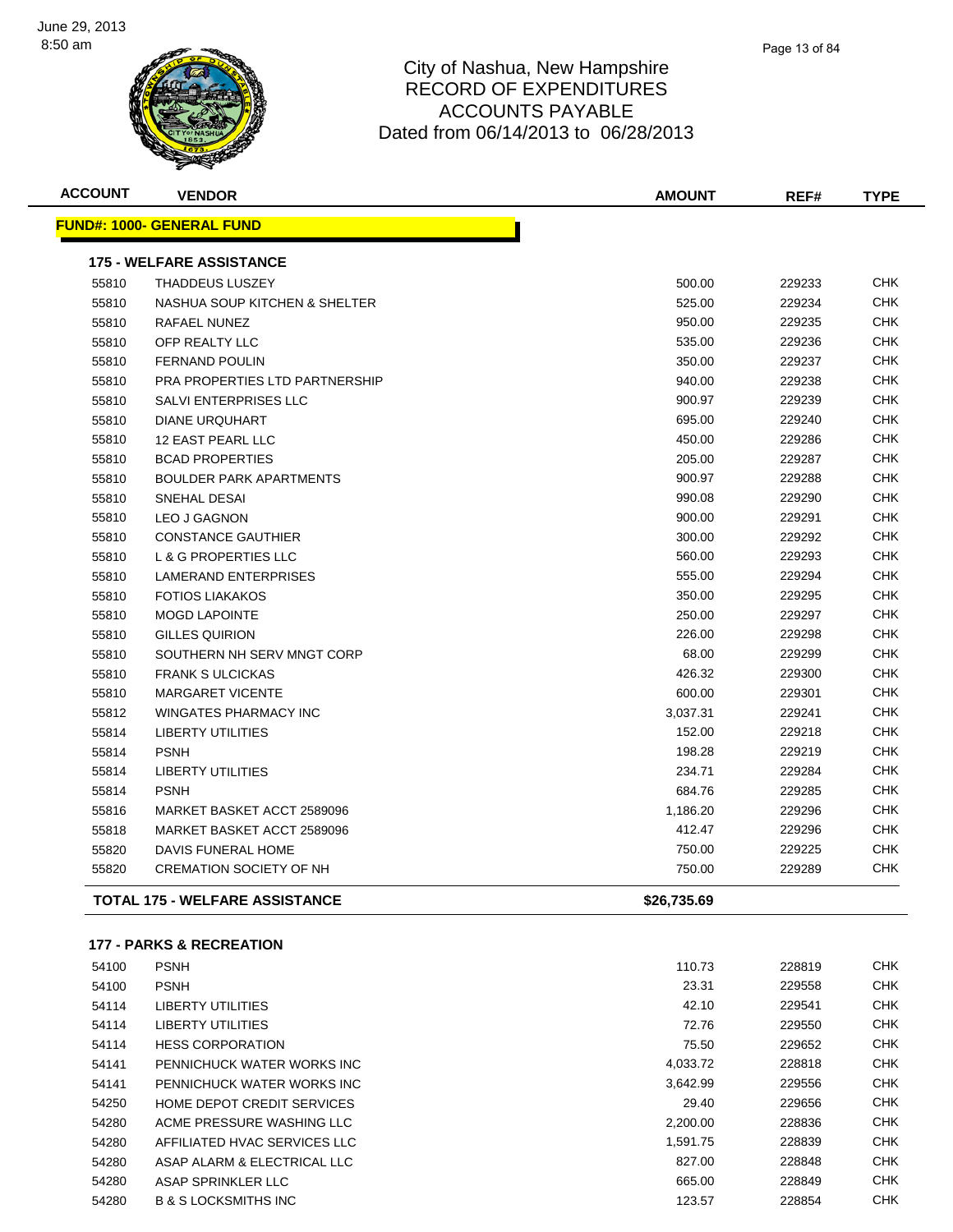# City of Nashua, New Hampshire
# RECORD OF EXPENDITURES
# ACCOUNTS PAYABLE
# Dated from 06/14/2013 to 06/28/2013

| ACCOUNT | VENDOR | AMOUNT | REF# | TYPE |
|---|---|---|---|---|
| **FUND#: 1000- GENERAL FUND** | | | | |
| **175 - WELFARE ASSISTANCE** | | | | |
| 55810 | THADDEUS LUSZEY | 500.00 | 229233 | CHK |
| 55810 | NASHUA SOUP KITCHEN & SHELTER | 525.00 | 229234 | CHK |
| 55810 | RAFAEL NUNEZ | 950.00 | 229235 | CHK |
| 55810 | OFP REALTY LLC | 535.00 | 229236 | CHK |
| 55810 | FERNAND POULIN | 350.00 | 229237 | CHK |
| 55810 | PRA PROPERTIES LTD PARTNERSHIP | 940.00 | 229238 | CHK |
| 55810 | SALVI ENTERPRISES LLC | 900.97 | 229239 | CHK |
| 55810 | DIANE URQUHART | 695.00 | 229240 | CHK |
| 55810 | 12 EAST PEARL LLC | 450.00 | 229286 | CHK |
| 55810 | BCAD PROPERTIES | 205.00 | 229287 | CHK |
| 55810 | BOULDER PARK APARTMENTS | 900.97 | 229288 | CHK |
| 55810 | SNEHAL DESAI | 990.08 | 229290 | CHK |
| 55810 | LEO J GAGNON | 900.00 | 229291 | CHK |
| 55810 | CONSTANCE GAUTHIER | 300.00 | 229292 | CHK |
| 55810 | L & G PROPERTIES LLC | 560.00 | 229293 | CHK |
| 55810 | LAMERAND ENTERPRISES | 555.00 | 229294 | CHK |
| 55810 | FOTIOS LIAKAKOS | 350.00 | 229295 | CHK |
| 55810 | MOGD LAPOINTE | 250.00 | 229297 | CHK |
| 55810 | GILLES QUIRION | 226.00 | 229298 | CHK |
| 55810 | SOUTHERN NH SERV MNGT CORP | 68.00 | 229299 | CHK |
| 55810 | FRANK S ULCICKAS | 426.32 | 229300 | CHK |
| 55810 | MARGARET VICENTE | 600.00 | 229301 | CHK |
| 55812 | WINGATES PHARMACY INC | 3,037.31 | 229241 | CHK |
| 55814 | LIBERTY UTILITIES | 152.00 | 229218 | CHK |
| 55814 | PSNH | 198.28 | 229219 | CHK |
| 55814 | LIBERTY UTILITIES | 234.71 | 229284 | CHK |
| 55814 | PSNH | 684.76 | 229285 | CHK |
| 55816 | MARKET BASKET ACCT 2589096 | 1,186.20 | 229296 | CHK |
| 55818 | MARKET BASKET ACCT 2589096 | 412.47 | 229296 | CHK |
| 55820 | DAVIS FUNERAL HOME | 750.00 | 229225 | CHK |
| 55820 | CREMATION SOCIETY OF NH | 750.00 | 229289 | CHK |
| **TOTAL 175 - WELFARE ASSISTANCE** | | **$26,735.69** | | |
| **177 - PARKS & RECREATION** | | | | |
| 54100 | PSNH | 110.73 | 228819 | CHK |
| 54100 | PSNH | 23.31 | 229558 | CHK |
| 54114 | LIBERTY UTILITIES | 42.10 | 229541 | CHK |
| 54114 | LIBERTY UTILITIES | 72.76 | 229550 | CHK |
| 54114 | HESS CORPORATION | 75.50 | 229652 | CHK |
| 54141 | PENNICHUCK WATER WORKS INC | 4,033.72 | 228818 | CHK |
| 54141 | PENNICHUCK WATER WORKS INC | 3,642.99 | 229556 | CHK |
| 54250 | HOME DEPOT CREDIT SERVICES | 29.40 | 229656 | CHK |
| 54280 | ACME PRESSURE WASHING LLC | 2,200.00 | 228836 | CHK |
| 54280 | AFFILIATED HVAC SERVICES LLC | 1,591.75 | 228839 | CHK |
| 54280 | ASAP ALARM & ELECTRICAL LLC | 827.00 | 228848 | CHK |
| 54280 | ASAP SPRINKLER LLC | 665.00 | 228849 | CHK |
| 54280 | B & S LOCKSMITHS INC | 123.57 | 228854 | CHK |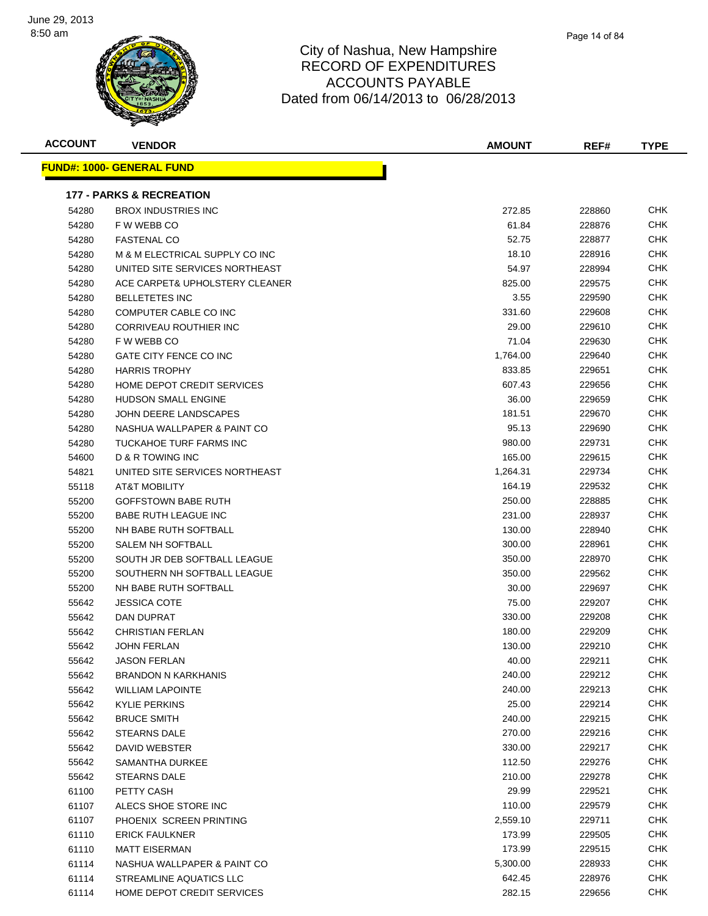June 29, 2013
8:50 am

# City of Nashua, New Hampshire
## RECORD OF EXPENDITURES
## ACCOUNTS PAYABLE
## Dated from 06/14/2013 to 06/28/2013

| ACCOUNT | VENDOR | AMOUNT | REF# | TYPE |
|---|---|---|---|---|
| **FUND#: 1000- GENERAL FUND** | | | | |
| **177 - PARKS & RECREATION** | | | | |
| 54280 | BROX INDUSTRIES INC | 272.85 | 228860 | CHK |
| 54280 | F W WEBB CO | 61.84 | 228876 | CHK |
| 54280 | FASTENAL CO | 52.75 | 228877 | CHK |
| 54280 | M & M ELECTRICAL SUPPLY CO INC | 18.10 | 228916 | CHK |
| 54280 | UNITED SITE SERVICES NORTHEAST | 54.97 | 228994 | CHK |
| 54280 | ACE CARPET& UPHOLSTERY CLEANER | 825.00 | 229575 | CHK |
| 54280 | BELLETETES INC | 3.55 | 229590 | CHK |
| 54280 | COMPUTER CABLE CO INC | 331.60 | 229608 | CHK |
| 54280 | CORRIVEAU ROUTHIER INC | 29.00 | 229610 | CHK |
| 54280 | F W WEBB CO | 71.04 | 229630 | CHK |
| 54280 | GATE CITY FENCE CO INC | 1,764.00 | 229640 | CHK |
| 54280 | HARRIS TROPHY | 833.85 | 229651 | CHK |
| 54280 | HOME DEPOT CREDIT SERVICES | 607.43 | 229656 | CHK |
| 54280 | HUDSON SMALL ENGINE | 36.00 | 229659 | CHK |
| 54280 | JOHN DEERE LANDSCAPES | 181.51 | 229670 | CHK |
| 54280 | NASHUA WALLPAPER & PAINT CO | 95.13 | 229690 | CHK |
| 54280 | TUCKAHOE TURF FARMS INC | 980.00 | 229731 | CHK |
| 54600 | D & R TOWING INC | 165.00 | 229615 | CHK |
| 54821 | UNITED SITE SERVICES NORTHEAST | 1,264.31 | 229734 | CHK |
| 55118 | AT&T MOBILITY | 164.19 | 229532 | CHK |
| 55200 | GOFFSTOWN BABE RUTH | 250.00 | 228885 | CHK |
| 55200 | BABE RUTH LEAGUE INC | 231.00 | 228937 | CHK |
| 55200 | NH BABE RUTH SOFTBALL | 130.00 | 228940 | CHK |
| 55200 | SALEM NH SOFTBALL | 300.00 | 228961 | CHK |
| 55200 | SOUTH JR DEB SOFTBALL LEAGUE | 350.00 | 228970 | CHK |
| 55200 | SOUTHERN NH SOFTBALL LEAGUE | 350.00 | 229562 | CHK |
| 55200 | NH BABE RUTH SOFTBALL | 30.00 | 229697 | CHK |
| 55642 | JESSICA COTE | 75.00 | 229207 | CHK |
| 55642 | DAN DUPRAT | 330.00 | 229208 | CHK |
| 55642 | CHRISTIAN FERLAN | 180.00 | 229209 | CHK |
| 55642 | JOHN FERLAN | 130.00 | 229210 | CHK |
| 55642 | JASON FERLAN | 40.00 | 229211 | CHK |
| 55642 | BRANDON N KARKHANIS | 240.00 | 229212 | CHK |
| 55642 | WILLIAM LAPOINTE | 240.00 | 229213 | CHK |
| 55642 | KYLIE PERKINS | 25.00 | 229214 | CHK |
| 55642 | BRUCE SMITH | 240.00 | 229215 | CHK |
| 55642 | STEARNS DALE | 270.00 | 229216 | CHK |
| 55642 | DAVID WEBSTER | 330.00 | 229217 | CHK |
| 55642 | SAMANTHA DURKEE | 112.50 | 229276 | CHK |
| 55642 | STEARNS DALE | 210.00 | 229278 | CHK |
| 61100 | PETTY CASH | 29.99 | 229521 | CHK |
| 61107 | ALECS SHOE STORE INC | 110.00 | 229579 | CHK |
| 61107 | PHOENIX SCREEN PRINTING | 2,559.10 | 229711 | CHK |
| 61110 | ERICK FAULKNER | 173.99 | 229505 | CHK |
| 61110 | MATT EISERMAN | 173.99 | 229515 | CHK |
| 61114 | NASHUA WALLPAPER & PAINT CO | 5,300.00 | 228933 | CHK |
| 61114 | STREAMLINE AQUATICS LLC | 642.45 | 228976 | CHK |
| 61114 | HOME DEPOT CREDIT SERVICES | 282.15 | 229656 | CHK |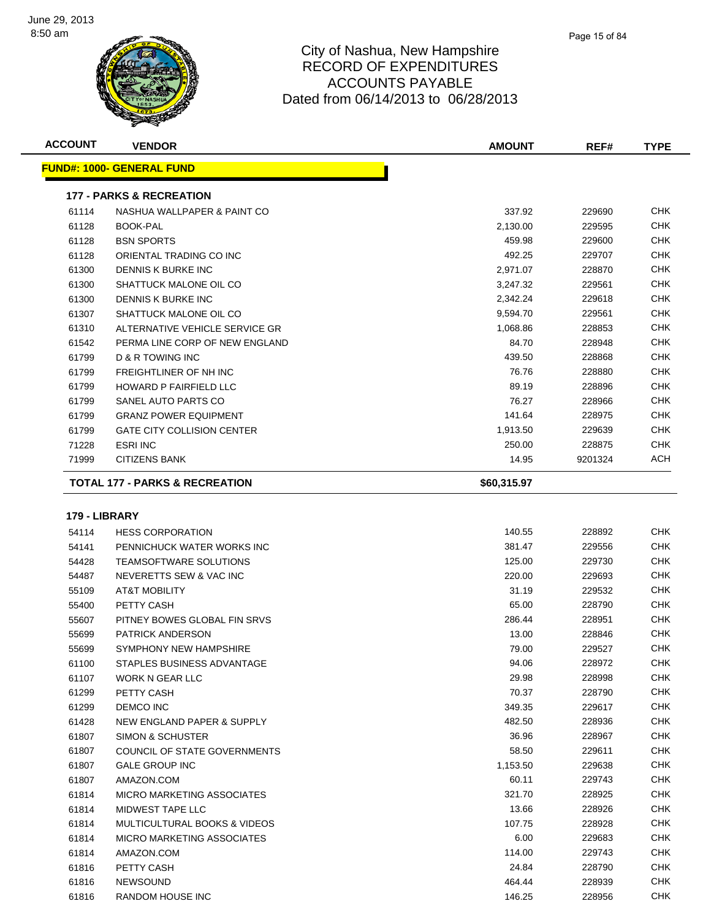# City of Nashua, New Hampshire
# RECORD OF EXPENDITURES
# ACCOUNTS PAYABLE
# Dated from 06/14/2013 to 06/28/2013

| ACCOUNT | VENDOR | AMOUNT | REF# | TYPE |
|---|---|---|---|---|
| **FUND#: 1000- GENERAL FUND** | | | | |
| **177 - PARKS & RECREATION** | | | | |
| 61114 | NASHUA WALLPAPER & PAINT CO | 337.92 | 229690 | CHK |
| 61128 | BOOK-PAL | 2,130.00 | 229595 | CHK |
| 61128 | BSN SPORTS | 459.98 | 229600 | CHK |
| 61128 | ORIENTAL TRADING CO INC | 492.25 | 229707 | CHK |
| 61300 | DENNIS K BURKE INC | 2,971.07 | 228870 | CHK |
| 61300 | SHATTUCK MALONE OIL CO | 3,247.32 | 229561 | CHK |
| 61300 | DENNIS K BURKE INC | 2,342.24 | 229618 | CHK |
| 61307 | SHATTUCK MALONE OIL CO | 9,594.70 | 229561 | CHK |
| 61310 | ALTERNATIVE VEHICLE SERVICE GR | 1,068.86 | 228853 | CHK |
| 61542 | PERMA LINE CORP OF NEW ENGLAND | 84.70 | 228948 | CHK |
| 61799 | D & R TOWING INC | 439.50 | 228868 | CHK |
| 61799 | FREIGHTLINER OF NH INC | 76.76 | 228880 | CHK |
| 61799 | HOWARD P FAIRFIELD LLC | 89.19 | 228896 | CHK |
| 61799 | SANEL AUTO PARTS CO | 76.27 | 228966 | CHK |
| 61799 | GRANZ POWER EQUIPMENT | 141.64 | 228975 | CHK |
| 61799 | GATE CITY COLLISION CENTER | 1,913.50 | 229639 | CHK |
| 71228 | ESRI INC | 250.00 | 228875 | CHK |
| 71999 | CITIZENS BANK | 14.95 | 9201324 | ACH |
| **TOTAL 177 - PARKS & RECREATION** | | **$60,315.97** | | |
| **179 - LIBRARY** | | | | |
| 54114 | HESS CORPORATION | 140.55 | 228892 | CHK |
| 54141 | PENNICHUCK WATER WORKS INC | 381.47 | 229556 | CHK |
| 54428 | TEAMSOFTWARE SOLUTIONS | 125.00 | 229730 | CHK |
| 54487 | NEVERETTS SEW & VAC INC | 220.00 | 229693 | CHK |
| 55109 | AT&T MOBILITY | 31.19 | 229532 | CHK |
| 55400 | PETTY CASH | 65.00 | 228790 | CHK |
| 55607 | PITNEY BOWES GLOBAL FIN SRVS | 286.44 | 228951 | CHK |
| 55699 | PATRICK ANDERSON | 13.00 | 228846 | CHK |
| 55699 | SYMPHONY NEW HAMPSHIRE | 79.00 | 229527 | CHK |
| 61100 | STAPLES BUSINESS ADVANTAGE | 94.06 | 228972 | CHK |
| 61107 | WORK N GEAR LLC | 29.98 | 228998 | CHK |
| 61299 | PETTY CASH | 70.37 | 228790 | CHK |
| 61299 | DEMCO INC | 349.35 | 229617 | CHK |
| 61428 | NEW ENGLAND PAPER & SUPPLY | 482.50 | 228936 | CHK |
| 61807 | SIMON & SCHUSTER | 36.96 | 228967 | CHK |
| 61807 | COUNCIL OF STATE GOVERNMENTS | 58.50 | 229611 | CHK |
| 61807 | GALE GROUP INC | 1,153.50 | 229638 | CHK |
| 61807 | AMAZON.COM | 60.11 | 229743 | CHK |
| 61814 | MICRO MARKETING ASSOCIATES | 321.70 | 228925 | CHK |
| 61814 | MIDWEST TAPE LLC | 13.66 | 228926 | CHK |
| 61814 | MULTICULTURAL BOOKS & VIDEOS | 107.75 | 228928 | CHK |
| 61814 | MICRO MARKETING ASSOCIATES | 6.00 | 229683 | CHK |
| 61814 | AMAZON.COM | 114.00 | 229743 | CHK |
| 61816 | PETTY CASH | 24.84 | 228790 | CHK |
| 61816 | NEWSOUND | 464.44 | 228939 | CHK |
| 61816 | RANDOM HOUSE INC | 146.25 | 228956 | CHK |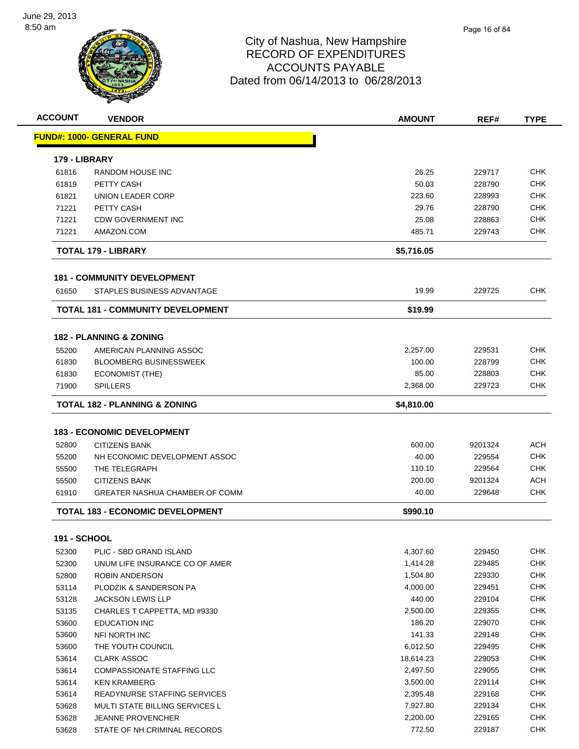# City of Nashua, New Hampshire
## RECORD OF EXPENDITURES
## ACCOUNTS PAYABLE
## Dated from 06/14/2013 to 06/28/2013

| ACCOUNT | VENDOR | AMOUNT | REF# | TYPE |
|---|---|---|---|---|
| **FUND#: 1000- GENERAL FUND** | | | | |
| **179 - LIBRARY** | | | | |
| 61816 | RANDOM HOUSE INC | 26.25 | 229717 | CHK |
| 61819 | PETTY CASH | 50.03 | 228790 | CHK |
| 61821 | UNION LEADER CORP | 223.60 | 228993 | CHK |
| 71221 | PETTY CASH | 29.76 | 228790 | CHK |
| 71221 | CDW GOVERNMENT INC | 25.08 | 228863 | CHK |
| 71221 | AMAZON.COM | 485.71 | 229743 | CHK |
| **TOTAL 179 - LIBRARY** | | **$5,716.05** | | |
| **181 - COMMUNITY DEVELOPMENT** | | | | |
| 61650 | STAPLES BUSINESS ADVANTAGE | 19.99 | 229725 | CHK |
| **TOTAL 181 - COMMUNITY DEVELOPMENT** | | **$19.99** | | |
| **182 - PLANNING & ZONING** | | | | |
| 55200 | AMERICAN PLANNING ASSOC | 2,257.00 | 229531 | CHK |
| 61830 | BLOOMBERG BUSINESSWEEK | 100.00 | 228799 | CHK |
| 61830 | ECONOMIST (THE) | 85.00 | 228803 | CHK |
| 71900 | SPILLERS | 2,368.00 | 229723 | CHK |
| **TOTAL 182 - PLANNING & ZONING** | | **$4,810.00** | | |
| **183 - ECONOMIC DEVELOPMENT** | | | | |
| 52800 | CITIZENS BANK | 600.00 | 9201324 | ACH |
| 55200 | NH ECONOMIC DEVELOPMENT ASSOC | 40.00 | 229554 | CHK |
| 55500 | THE TELEGRAPH | 110.10 | 229564 | CHK |
| 55500 | CITIZENS BANK | 200.00 | 9201324 | ACH |
| 61910 | GREATER NASHUA CHAMBER OF COMM | 40.00 | 229648 | CHK |
| **TOTAL 183 - ECONOMIC DEVELOPMENT** | | **$990.10** | | |
| **191 - SCHOOL** | | | | |
| 52300 | PLIC - SBD GRAND ISLAND | 4,307.60 | 229450 | CHK |
| 52300 | UNUM LIFE INSURANCE CO OF AMER | 1,414.28 | 229485 | CHK |
| 52800 | ROBIN ANDERSON | 1,504.80 | 229330 | CHK |
| 53114 | PLODZIK & SANDERSON PA | 4,000.00 | 229451 | CHK |
| 53128 | JACKSON LEWIS LLP | 440.00 | 229104 | CHK |
| 53135 | CHARLES T CAPPETTA, MD #9330 | 2,500.00 | 229355 | CHK |
| 53600 | EDUCATION INC | 186.20 | 229070 | CHK |
| 53600 | NFI NORTH INC | 141.33 | 229148 | CHK |
| 53600 | THE YOUTH COUNCIL | 6,012.50 | 229495 | CHK |
| 53614 | CLARK ASSOC | 18,614.23 | 229053 | CHK |
| 53614 | COMPASSIONATE STAFFING LLC | 2,497.50 | 229055 | CHK |
| 53614 | KEN KRAMBERG | 3,500.00 | 229114 | CHK |
| 53614 | READYNURSE STAFFING SERVICES | 2,395.48 | 229168 | CHK |
| 53628 | MULTI STATE BILLING SERVICES L | 7,927.80 | 229134 | CHK |
| 53628 | JEANNE PROVENCHER | 2,200.00 | 229165 | CHK |
| 53628 | STATE OF NH CRIMINAL RECORDS | 772.50 | 229187 | CHK |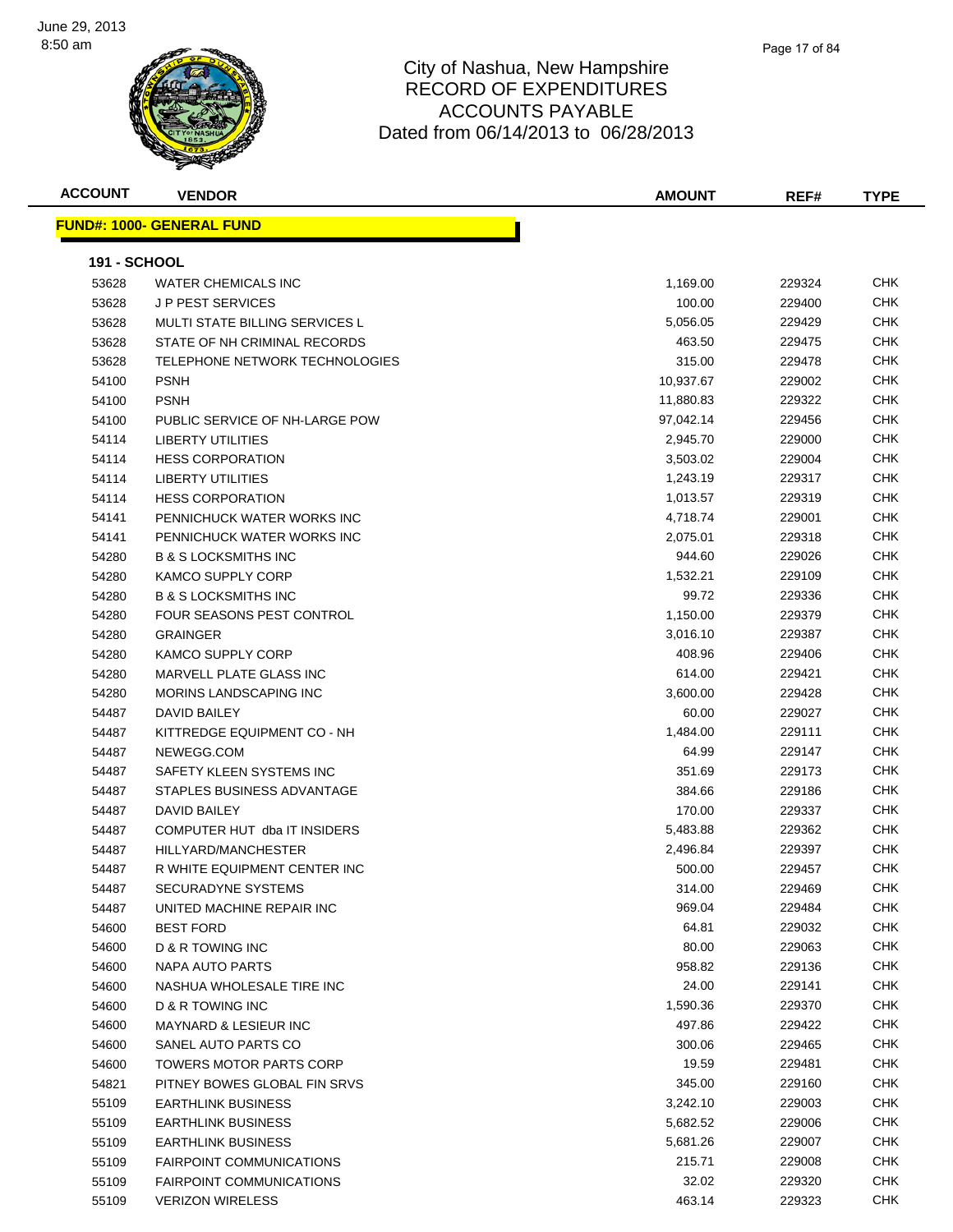# City of Nashua, New Hampshire
## RECORD OF EXPENDITURES
## ACCOUNTS PAYABLE
## Dated from 06/14/2013 to 06/28/2013

| ACCOUNT | VENDOR | AMOUNT | REF# | TYPE |
|---|---|---|---|---|
| **FUND#: 1000- GENERAL FUND** | | | | |
| **191 - SCHOOL** | | | | |
| 53628 | WATER CHEMICALS INC | 1,169.00 | 229324 | CHK |
| 53628 | J P PEST SERVICES | 100.00 | 229400 | CHK |
| 53628 | MULTI STATE BILLING SERVICES L | 5,056.05 | 229429 | CHK |
| 53628 | STATE OF NH CRIMINAL RECORDS | 463.50 | 229475 | CHK |
| 53628 | TELEPHONE NETWORK TECHNOLOGIES | 315.00 | 229478 | CHK |
| 54100 | PSNH | 10,937.67 | 229002 | CHK |
| 54100 | PSNH | 11,880.83 | 229322 | CHK |
| 54100 | PUBLIC SERVICE OF NH-LARGE POW | 97,042.14 | 229456 | CHK |
| 54114 | LIBERTY UTILITIES | 2,945.70 | 229000 | CHK |
| 54114 | HESS CORPORATION | 3,503.02 | 229004 | CHK |
| 54114 | LIBERTY UTILITIES | 1,243.19 | 229317 | CHK |
| 54114 | HESS CORPORATION | 1,013.57 | 229319 | CHK |
| 54141 | PENNICHUCK WATER WORKS INC | 4,718.74 | 229001 | CHK |
| 54141 | PENNICHUCK WATER WORKS INC | 2,075.01 | 229318 | CHK |
| 54280 | B & S LOCKSMITHS INC | 944.60 | 229026 | CHK |
| 54280 | KAMCO SUPPLY CORP | 1,532.21 | 229109 | CHK |
| 54280 | B & S LOCKSMITHS INC | 99.72 | 229336 | CHK |
| 54280 | FOUR SEASONS PEST CONTROL | 1,150.00 | 229379 | CHK |
| 54280 | GRAINGER | 3,016.10 | 229387 | CHK |
| 54280 | KAMCO SUPPLY CORP | 408.96 | 229406 | CHK |
| 54280 | MARVELL PLATE GLASS INC | 614.00 | 229421 | CHK |
| 54280 | MORINS LANDSCAPING INC | 3,600.00 | 229428 | CHK |
| 54487 | DAVID BAILEY | 60.00 | 229027 | CHK |
| 54487 | KITTREDGE EQUIPMENT CO - NH | 1,484.00 | 229111 | CHK |
| 54487 | NEWEGG.COM | 64.99 | 229147 | CHK |
| 54487 | SAFETY KLEEN SYSTEMS INC | 351.69 | 229173 | CHK |
| 54487 | STAPLES BUSINESS ADVANTAGE | 384.66 | 229186 | CHK |
| 54487 | DAVID BAILEY | 170.00 | 229337 | CHK |
| 54487 | COMPUTER HUT dba IT INSIDERS | 5,483.88 | 229362 | CHK |
| 54487 | HILLYARD/MANCHESTER | 2,496.84 | 229397 | CHK |
| 54487 | R WHITE EQUIPMENT CENTER INC | 500.00 | 229457 | CHK |
| 54487 | SECURADYNE SYSTEMS | 314.00 | 229469 | CHK |
| 54487 | UNITED MACHINE REPAIR INC | 969.04 | 229484 | CHK |
| 54600 | BEST FORD | 64.81 | 229032 | CHK |
| 54600 | D & R TOWING INC | 80.00 | 229063 | CHK |
| 54600 | NAPA AUTO PARTS | 958.82 | 229136 | CHK |
| 54600 | NASHUA WHOLESALE TIRE INC | 24.00 | 229141 | CHK |
| 54600 | D & R TOWING INC | 1,590.36 | 229370 | CHK |
| 54600 | MAYNARD & LESIEUR INC | 497.86 | 229422 | CHK |
| 54600 | SANEL AUTO PARTS CO | 300.06 | 229465 | CHK |
| 54600 | TOWERS MOTOR PARTS CORP | 19.59 | 229481 | CHK |
| 54821 | PITNEY BOWES GLOBAL FIN SRVS | 345.00 | 229160 | CHK |
| 55109 | EARTHLINK BUSINESS | 3,242.10 | 229003 | CHK |
| 55109 | EARTHLINK BUSINESS | 5,682.52 | 229006 | CHK |
| 55109 | EARTHLINK BUSINESS | 5,681.26 | 229007 | CHK |
| 55109 | FAIRPOINT COMMUNICATIONS | 215.71 | 229008 | CHK |
| 55109 | FAIRPOINT COMMUNICATIONS | 32.02 | 229320 | CHK |
| 55109 | VERIZON WIRELESS | 463.14 | 229323 | CHK |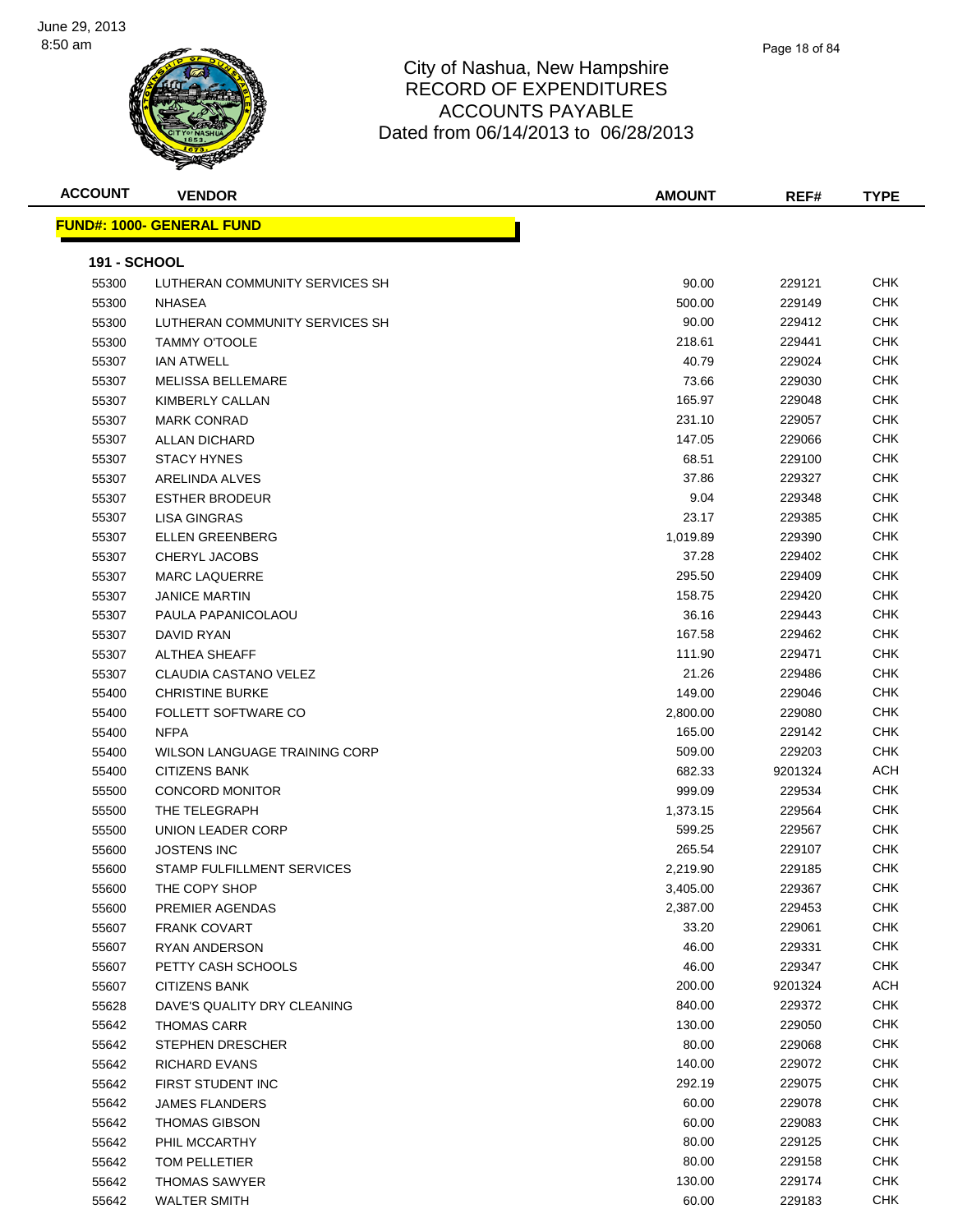# City of Nashua, New Hampshire
# RECORD OF EXPENDITURES
# ACCOUNTS PAYABLE
# Dated from 06/14/2013 to 06/28/2013

June 29, 2013
8:50 am

| ACCOUNT | VENDOR | AMOUNT | REF# | TYPE |
|---|---|---|---|---|
| **FUND#: 1000- GENERAL FUND** | | | | |
| **191 - SCHOOL** | | | | |
| 55300 | LUTHERAN COMMUNITY SERVICES SH | 90.00 | 229121 | CHK |
| 55300 | NHASEA | 500.00 | 229149 | CHK |
| 55300 | LUTHERAN COMMUNITY SERVICES SH | 90.00 | 229412 | CHK |
| 55300 | TAMMY O'TOOLE | 218.61 | 229441 | CHK |
| 55307 | IAN ATWELL | 40.79 | 229024 | CHK |
| 55307 | MELISSA BELLEMARE | 73.66 | 229030 | CHK |
| 55307 | KIMBERLY CALLAN | 165.97 | 229048 | CHK |
| 55307 | MARK CONRAD | 231.10 | 229057 | CHK |
| 55307 | ALLAN DICHARD | 147.05 | 229066 | CHK |
| 55307 | STACY HYNES | 68.51 | 229100 | CHK |
| 55307 | ARELINDA ALVES | 37.86 | 229327 | CHK |
| 55307 | ESTHER BRODEUR | 9.04 | 229348 | CHK |
| 55307 | LISA GINGRAS | 23.17 | 229385 | CHK |
| 55307 | ELLEN GREENBERG | 1,019.89 | 229390 | CHK |
| 55307 | CHERYL JACOBS | 37.28 | 229402 | CHK |
| 55307 | MARC LAQUERRE | 295.50 | 229409 | CHK |
| 55307 | JANICE MARTIN | 158.75 | 229420 | CHK |
| 55307 | PAULA PAPANICOLAOU | 36.16 | 229443 | CHK |
| 55307 | DAVID RYAN | 167.58 | 229462 | CHK |
| 55307 | ALTHEA SHEAFF | 111.90 | 229471 | CHK |
| 55307 | CLAUDIA CASTANO VELEZ | 21.26 | 229486 | CHK |
| 55400 | CHRISTINE BURKE | 149.00 | 229046 | CHK |
| 55400 | FOLLETT SOFTWARE CO | 2,800.00 | 229080 | CHK |
| 55400 | NFPA | 165.00 | 229142 | CHK |
| 55400 | WILSON LANGUAGE TRAINING CORP | 509.00 | 229203 | CHK |
| 55400 | CITIZENS BANK | 682.33 | 9201324 | ACH |
| 55500 | CONCORD MONITOR | 999.09 | 229534 | CHK |
| 55500 | THE TELEGRAPH | 1,373.15 | 229564 | CHK |
| 55500 | UNION LEADER CORP | 599.25 | 229567 | CHK |
| 55600 | JOSTENS INC | 265.54 | 229107 | CHK |
| 55600 | STAMP FULFILLMENT SERVICES | 2,219.90 | 229185 | CHK |
| 55600 | THE COPY SHOP | 3,405.00 | 229367 | CHK |
| 55600 | PREMIER AGENDAS | 2,387.00 | 229453 | CHK |
| 55607 | FRANK COVART | 33.20 | 229061 | CHK |
| 55607 | RYAN ANDERSON | 46.00 | 229331 | CHK |
| 55607 | PETTY CASH SCHOOLS | 46.00 | 229347 | CHK |
| 55607 | CITIZENS BANK | 200.00 | 9201324 | ACH |
| 55628 | DAVE'S QUALITY DRY CLEANING | 840.00 | 229372 | CHK |
| 55642 | THOMAS CARR | 130.00 | 229050 | CHK |
| 55642 | STEPHEN DRESCHER | 80.00 | 229068 | CHK |
| 55642 | RICHARD EVANS | 140.00 | 229072 | CHK |
| 55642 | FIRST STUDENT INC | 292.19 | 229075 | CHK |
| 55642 | JAMES FLANDERS | 60.00 | 229078 | CHK |
| 55642 | THOMAS GIBSON | 60.00 | 229083 | CHK |
| 55642 | PHIL MCCARTHY | 80.00 | 229125 | CHK |
| 55642 | TOM PELLETIER | 80.00 | 229158 | CHK |
| 55642 | THOMAS SAWYER | 130.00 | 229174 | CHK |
| 55642 | WALTER SMITH | 60.00 | 229183 | CHK |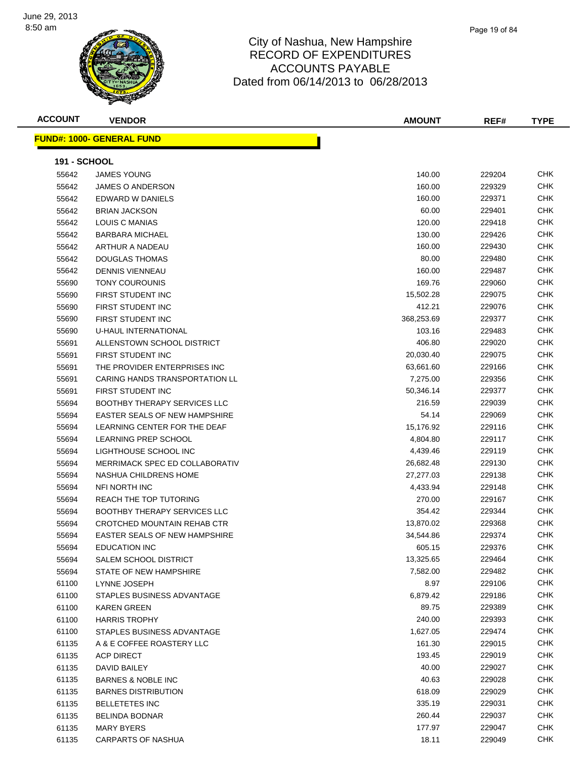# City of Nashua, New Hampshire
## RECORD OF EXPENDITURES
## ACCOUNTS PAYABLE
## Dated from 06/14/2013 to 06/28/2013

**FUND#: 1000- GENERAL FUND**

**191 - SCHOOL**

| ACCOUNT | VENDOR | AMOUNT | REF# | TYPE |
|---|---|---|---|---|
| 55642 | JAMES YOUNG | 140.00 | 229204 | CHK |
| 55642 | JAMES O ANDERSON | 160.00 | 229329 | CHK |
| 55642 | EDWARD W DANIELS | 160.00 | 229371 | CHK |
| 55642 | BRIAN JACKSON | 60.00 | 229401 | CHK |
| 55642 | LOUIS C MANIAS | 120.00 | 229418 | CHK |
| 55642 | BARBARA MICHAEL | 130.00 | 229426 | CHK |
| 55642 | ARTHUR A NADEAU | 160.00 | 229430 | CHK |
| 55642 | DOUGLAS THOMAS | 80.00 | 229480 | CHK |
| 55642 | DENNIS VIENNEAU | 160.00 | 229487 | CHK |
| 55690 | TONY COUROUNIS | 169.76 | 229060 | CHK |
| 55690 | FIRST STUDENT INC | 15,502.28 | 229075 | CHK |
| 55690 | FIRST STUDENT INC | 412.21 | 229076 | CHK |
| 55690 | FIRST STUDENT INC | 368,253.69 | 229377 | CHK |
| 55690 | U-HAUL INTERNATIONAL | 103.16 | 229483 | CHK |
| 55691 | ALLENSTOWN SCHOOL DISTRICT | 406.80 | 229020 | CHK |
| 55691 | FIRST STUDENT INC | 20,030.40 | 229075 | CHK |
| 55691 | THE PROVIDER ENTERPRISES INC | 63,661.60 | 229166 | CHK |
| 55691 | CARING HANDS TRANSPORTATION LL | 7,275.00 | 229356 | CHK |
| 55691 | FIRST STUDENT INC | 50,346.14 | 229377 | CHK |
| 55694 | BOOTHBY THERAPY SERVICES LLC | 216.59 | 229039 | CHK |
| 55694 | EASTER SEALS OF NEW HAMPSHIRE | 54.14 | 229069 | CHK |
| 55694 | LEARNING CENTER FOR THE DEAF | 15,176.92 | 229116 | CHK |
| 55694 | LEARNING PREP SCHOOL | 4,804.80 | 229117 | CHK |
| 55694 | LIGHTHOUSE SCHOOL INC | 4,439.46 | 229119 | CHK |
| 55694 | MERRIMACK SPEC ED COLLABORATIV | 26,682.48 | 229130 | CHK |
| 55694 | NASHUA CHILDRENS HOME | 27,277.03 | 229138 | CHK |
| 55694 | NFI NORTH INC | 4,433.94 | 229148 | CHK |
| 55694 | REACH THE TOP TUTORING | 270.00 | 229167 | CHK |
| 55694 | BOOTHBY THERAPY SERVICES LLC | 354.42 | 229344 | CHK |
| 55694 | CROTCHED MOUNTAIN REHAB CTR | 13,870.02 | 229368 | CHK |
| 55694 | EASTER SEALS OF NEW HAMPSHIRE | 34,544.86 | 229374 | CHK |
| 55694 | EDUCATION INC | 605.15 | 229376 | CHK |
| 55694 | SALEM SCHOOL DISTRICT | 13,325.65 | 229464 | CHK |
| 55694 | STATE OF NEW HAMPSHIRE | 7,582.00 | 229482 | CHK |
| 61100 | LYNNE JOSEPH | 8.97 | 229106 | CHK |
| 61100 | STAPLES BUSINESS ADVANTAGE | 6,879.42 | 229186 | CHK |
| 61100 | KAREN GREEN | 89.75 | 229389 | CHK |
| 61100 | HARRIS TROPHY | 240.00 | 229393 | CHK |
| 61100 | STAPLES BUSINESS ADVANTAGE | 1,627.05 | 229474 | CHK |
| 61135 | A & E COFFEE ROASTERY LLC | 161.30 | 229015 | CHK |
| 61135 | ACP DIRECT | 193.45 | 229019 | CHK |
| 61135 | DAVID BAILEY | 40.00 | 229027 | CHK |
| 61135 | BARNES & NOBLE INC | 40.63 | 229028 | CHK |
| 61135 | BARNES DISTRIBUTION | 618.09 | 229029 | CHK |
| 61135 | BELLETETES INC | 335.19 | 229031 | CHK |
| 61135 | BELINDA BODNAR | 260.44 | 229037 | CHK |
| 61135 | MARY BYERS | 177.97 | 229047 | CHK |
| 61135 | CARPARTS OF NASHUA | 18.11 | 229049 | CHK |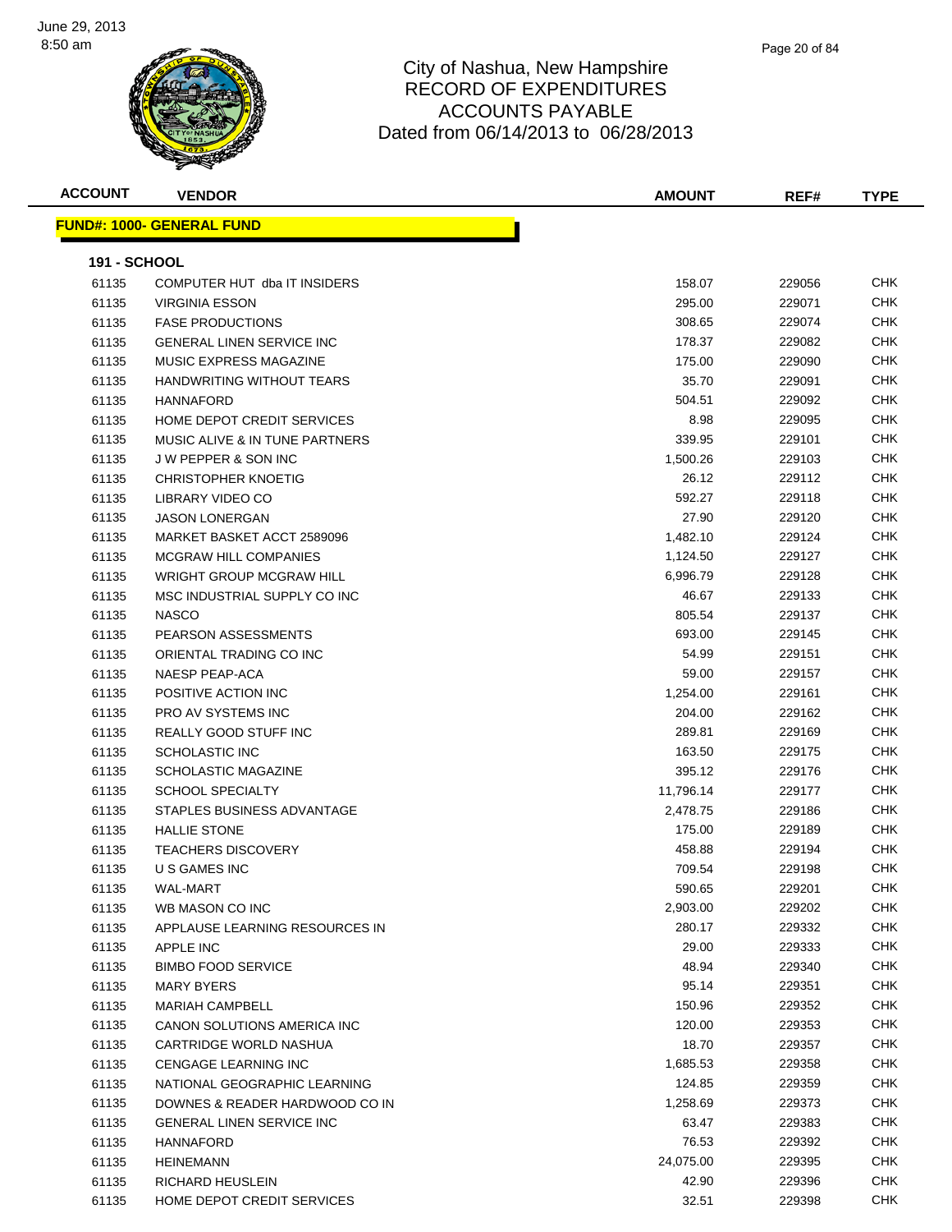# City of Nashua, New Hampshire
## RECORD OF EXPENDITURES
## ACCOUNTS PAYABLE
## Dated from 06/14/2013 to 06/28/2013

June 29, 2013
8:50 am

**FUND#: 1000- GENERAL FUND**

**191 - SCHOOL**

| ACCOUNT | VENDOR | AMOUNT | REF# | TYPE |
|---|---|---|---|---|
| 61135 | COMPUTER HUT dba IT INSIDERS | 158.07 | 229056 | CHK |
| 61135 | VIRGINIA ESSON | 295.00 | 229071 | CHK |
| 61135 | FASE PRODUCTIONS | 308.65 | 229074 | CHK |
| 61135 | GENERAL LINEN SERVICE INC | 178.37 | 229082 | CHK |
| 61135 | MUSIC EXPRESS MAGAZINE | 175.00 | 229090 | CHK |
| 61135 | HANDWRITING WITHOUT TEARS | 35.70 | 229091 | CHK |
| 61135 | HANNAFORD | 504.51 | 229092 | CHK |
| 61135 | HOME DEPOT CREDIT SERVICES | 8.98 | 229095 | CHK |
| 61135 | MUSIC ALIVE & IN TUNE PARTNERS | 339.95 | 229101 | CHK |
| 61135 | J W PEPPER & SON INC | 1,500.26 | 229103 | CHK |
| 61135 | CHRISTOPHER KNOETIG | 26.12 | 229112 | CHK |
| 61135 | LIBRARY VIDEO CO | 592.27 | 229118 | CHK |
| 61135 | JASON LONERGAN | 27.90 | 229120 | CHK |
| 61135 | MARKET BASKET ACCT 2589096 | 1,482.10 | 229124 | CHK |
| 61135 | MCGRAW HILL COMPANIES | 1,124.50 | 229127 | CHK |
| 61135 | WRIGHT GROUP MCGRAW HILL | 6,996.79 | 229128 | CHK |
| 61135 | MSC INDUSTRIAL SUPPLY CO INC | 46.67 | 229133 | CHK |
| 61135 | NASCO | 805.54 | 229137 | CHK |
| 61135 | PEARSON ASSESSMENTS | 693.00 | 229145 | CHK |
| 61135 | ORIENTAL TRADING CO INC | 54.99 | 229151 | CHK |
| 61135 | NAESP PEAP-ACA | 59.00 | 229157 | CHK |
| 61135 | POSITIVE ACTION INC | 1,254.00 | 229161 | CHK |
| 61135 | PRO AV SYSTEMS INC | 204.00 | 229162 | CHK |
| 61135 | REALLY GOOD STUFF INC | 289.81 | 229169 | CHK |
| 61135 | SCHOLASTIC INC | 163.50 | 229175 | CHK |
| 61135 | SCHOLASTIC MAGAZINE | 395.12 | 229176 | CHK |
| 61135 | SCHOOL SPECIALTY | 11,796.14 | 229177 | CHK |
| 61135 | STAPLES BUSINESS ADVANTAGE | 2,478.75 | 229186 | CHK |
| 61135 | HALLIE STONE | 175.00 | 229189 | CHK |
| 61135 | TEACHERS DISCOVERY | 458.88 | 229194 | CHK |
| 61135 | U S GAMES INC | 709.54 | 229198 | CHK |
| 61135 | WAL-MART | 590.65 | 229201 | CHK |
| 61135 | WB MASON CO INC | 2,903.00 | 229202 | CHK |
| 61135 | APPLAUSE LEARNING RESOURCES IN | 280.17 | 229332 | CHK |
| 61135 | APPLE INC | 29.00 | 229333 | CHK |
| 61135 | BIMBO FOOD SERVICE | 48.94 | 229340 | CHK |
| 61135 | MARY BYERS | 95.14 | 229351 | CHK |
| 61135 | MARIAH CAMPBELL | 150.96 | 229352 | CHK |
| 61135 | CANON SOLUTIONS AMERICA INC | 120.00 | 229353 | CHK |
| 61135 | CARTRIDGE WORLD NASHUA | 18.70 | 229357 | CHK |
| 61135 | CENGAGE LEARNING INC | 1,685.53 | 229358 | CHK |
| 61135 | NATIONAL GEOGRAPHIC LEARNING | 124.85 | 229359 | CHK |
| 61135 | DOWNES & READER HARDWOOD CO IN | 1,258.69 | 229373 | CHK |
| 61135 | GENERAL LINEN SERVICE INC | 63.47 | 229383 | CHK |
| 61135 | HANNAFORD | 76.53 | 229392 | CHK |
| 61135 | HEINEMANN | 24,075.00 | 229395 | CHK |
| 61135 | RICHARD HEUSLEIN | 42.90 | 229396 | CHK |
| 61135 | HOME DEPOT CREDIT SERVICES | 32.51 | 229398 | CHK |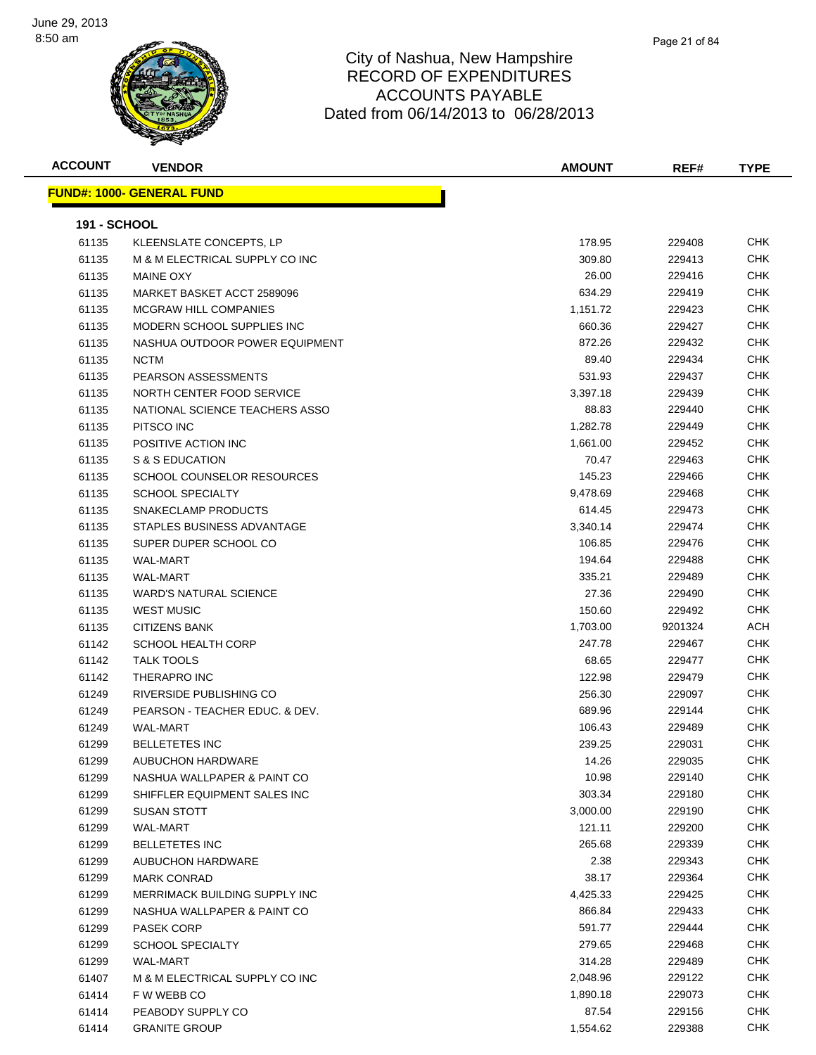# City of Nashua, New Hampshire
## RECORD OF EXPENDITURES
## ACCOUNTS PAYABLE
## Dated from 06/14/2013 to 06/28/2013

| ACCOUNT | VENDOR | AMOUNT | REF# | TYPE |
|---|---|---|---|---|
| **FUND#: 1000- GENERAL FUND** | | | | |
| **191 - SCHOOL** | | | | |
| 61135 | KLEENSLATE CONCEPTS, LP | 178.95 | 229408 | CHK |
| 61135 | M & M ELECTRICAL SUPPLY CO INC | 309.80 | 229413 | CHK |
| 61135 | MAINE OXY | 26.00 | 229416 | CHK |
| 61135 | MARKET BASKET ACCT 2589096 | 634.29 | 229419 | CHK |
| 61135 | MCGRAW HILL COMPANIES | 1,151.72 | 229423 | CHK |
| 61135 | MODERN SCHOOL SUPPLIES INC | 660.36 | 229427 | CHK |
| 61135 | NASHUA OUTDOOR POWER EQUIPMENT | 872.26 | 229432 | CHK |
| 61135 | NCTM | 89.40 | 229434 | CHK |
| 61135 | PEARSON ASSESSMENTS | 531.93 | 229437 | CHK |
| 61135 | NORTH CENTER FOOD SERVICE | 3,397.18 | 229439 | CHK |
| 61135 | NATIONAL SCIENCE TEACHERS ASSO | 88.83 | 229440 | CHK |
| 61135 | PITSCO INC | 1,282.78 | 229449 | CHK |
| 61135 | POSITIVE ACTION INC | 1,661.00 | 229452 | CHK |
| 61135 | S & S EDUCATION | 70.47 | 229463 | CHK |
| 61135 | SCHOOL COUNSELOR RESOURCES | 145.23 | 229466 | CHK |
| 61135 | SCHOOL SPECIALTY | 9,478.69 | 229468 | CHK |
| 61135 | SNAKECLAMP PRODUCTS | 614.45 | 229473 | CHK |
| 61135 | STAPLES BUSINESS ADVANTAGE | 3,340.14 | 229474 | CHK |
| 61135 | SUPER DUPER SCHOOL CO | 106.85 | 229476 | CHK |
| 61135 | WAL-MART | 194.64 | 229488 | CHK |
| 61135 | WAL-MART | 335.21 | 229489 | CHK |
| 61135 | WARD'S NATURAL SCIENCE | 27.36 | 229490 | CHK |
| 61135 | WEST MUSIC | 150.60 | 229492 | CHK |
| 61135 | CITIZENS BANK | 1,703.00 | 9201324 | ACH |
| 61142 | SCHOOL HEALTH CORP | 247.78 | 229467 | CHK |
| 61142 | TALK TOOLS | 68.65 | 229477 | CHK |
| 61142 | THERAPRO INC | 122.98 | 229479 | CHK |
| 61249 | RIVERSIDE PUBLISHING CO | 256.30 | 229097 | CHK |
| 61249 | PEARSON - TEACHER EDUC. & DEV. | 689.96 | 229144 | CHK |
| 61249 | WAL-MART | 106.43 | 229489 | CHK |
| 61299 | BELLETETES INC | 239.25 | 229031 | CHK |
| 61299 | AUBUCHON HARDWARE | 14.26 | 229035 | CHK |
| 61299 | NASHUA WALLPAPER & PAINT CO | 10.98 | 229140 | CHK |
| 61299 | SHIFFLER EQUIPMENT SALES INC | 303.34 | 229180 | CHK |
| 61299 | SUSAN STOTT | 3,000.00 | 229190 | CHK |
| 61299 | WAL-MART | 121.11 | 229200 | CHK |
| 61299 | BELLETETES INC | 265.68 | 229339 | CHK |
| 61299 | AUBUCHON HARDWARE | 2.38 | 229343 | CHK |
| 61299 | MARK CONRAD | 38.17 | 229364 | CHK |
| 61299 | MERRIMACK BUILDING SUPPLY INC | 4,425.33 | 229425 | CHK |
| 61299 | NASHUA WALLPAPER & PAINT CO | 866.84 | 229433 | CHK |
| 61299 | PASEK CORP | 591.77 | 229444 | CHK |
| 61299 | SCHOOL SPECIALTY | 279.65 | 229468 | CHK |
| 61299 | WAL-MART | 314.28 | 229489 | CHK |
| 61407 | M & M ELECTRICAL SUPPLY CO INC | 2,048.96 | 229122 | CHK |
| 61414 | F W WEBB CO | 1,890.18 | 229073 | CHK |
| 61414 | PEABODY SUPPLY CO | 87.54 | 229156 | CHK |
| 61414 | GRANITE GROUP | 1,554.62 | 229388 | CHK |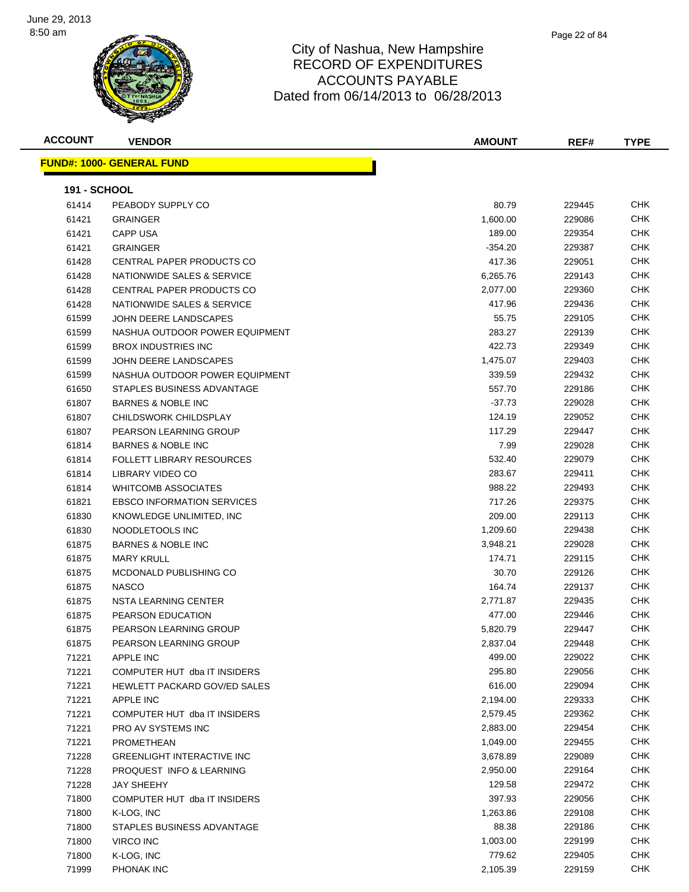# City of Nashua, New Hampshire
## RECORD OF EXPENDITURES
## ACCOUNTS PAYABLE
## Dated from 06/14/2013 to 06/28/2013

June 29, 2013
8:50 am

| ACCOUNT | VENDOR | AMOUNT | REF# | TYPE |
|---|---|---|---|---|
| **FUND#: 1000- GENERAL FUND** | | | | |
| **191 - SCHOOL** | | | | |
| 61414 | PEABODY SUPPLY CO | 80.79 | 229445 | CHK |
| 61421 | GRAINGER | 1,600.00 | 229086 | CHK |
| 61421 | CAPP USA | 189.00 | 229354 | CHK |
| 61421 | GRAINGER | -354.20 | 229387 | CHK |
| 61428 | CENTRAL PAPER PRODUCTS CO | 417.36 | 229051 | CHK |
| 61428 | NATIONWIDE SALES & SERVICE | 6,265.76 | 229143 | CHK |
| 61428 | CENTRAL PAPER PRODUCTS CO | 2,077.00 | 229360 | CHK |
| 61428 | NATIONWIDE SALES & SERVICE | 417.96 | 229436 | CHK |
| 61599 | JOHN DEERE LANDSCAPES | 55.75 | 229105 | CHK |
| 61599 | NASHUA OUTDOOR POWER EQUIPMENT | 283.27 | 229139 | CHK |
| 61599 | BROX INDUSTRIES INC | 422.73 | 229349 | CHK |
| 61599 | JOHN DEERE LANDSCAPES | 1,475.07 | 229403 | CHK |
| 61599 | NASHUA OUTDOOR POWER EQUIPMENT | 339.59 | 229432 | CHK |
| 61650 | STAPLES BUSINESS ADVANTAGE | 557.70 | 229186 | CHK |
| 61807 | BARNES & NOBLE INC | -37.73 | 229028 | CHK |
| 61807 | CHILDSWORK CHILDSPLAY | 124.19 | 229052 | CHK |
| 61807 | PEARSON LEARNING GROUP | 117.29 | 229447 | CHK |
| 61814 | BARNES & NOBLE INC | 7.99 | 229028 | CHK |
| 61814 | FOLLETT LIBRARY RESOURCES | 532.40 | 229079 | CHK |
| 61814 | LIBRARY VIDEO CO | 283.67 | 229411 | CHK |
| 61814 | WHITCOMB ASSOCIATES | 988.22 | 229493 | CHK |
| 61821 | EBSCO INFORMATION SERVICES | 717.26 | 229375 | CHK |
| 61830 | KNOWLEDGE UNLIMITED, INC | 209.00 | 229113 | CHK |
| 61830 | NOODLETOOLS INC | 1,209.60 | 229438 | CHK |
| 61875 | BARNES & NOBLE INC | 3,948.21 | 229028 | CHK |
| 61875 | MARY KRULL | 174.71 | 229115 | CHK |
| 61875 | MCDONALD PUBLISHING CO | 30.70 | 229126 | CHK |
| 61875 | NASCO | 164.74 | 229137 | CHK |
| 61875 | NSTA LEARNING CENTER | 2,771.87 | 229435 | CHK |
| 61875 | PEARSON EDUCATION | 477.00 | 229446 | CHK |
| 61875 | PEARSON LEARNING GROUP | 5,820.79 | 229447 | CHK |
| 61875 | PEARSON LEARNING GROUP | 2,837.04 | 229448 | CHK |
| 71221 | APPLE INC | 499.00 | 229022 | CHK |
| 71221 | COMPUTER HUT dba IT INSIDERS | 295.80 | 229056 | CHK |
| 71221 | HEWLETT PACKARD GOV/ED SALES | 616.00 | 229094 | CHK |
| 71221 | APPLE INC | 2,194.00 | 229333 | CHK |
| 71221 | COMPUTER HUT dba IT INSIDERS | 2,579.45 | 229362 | CHK |
| 71221 | PRO AV SYSTEMS INC | 2,883.00 | 229454 | CHK |
| 71221 | PROMETHEAN | 1,049.00 | 229455 | CHK |
| 71228 | GREENLIGHT INTERACTIVE INC | 3,678.89 | 229089 | CHK |
| 71228 | PROQUEST INFO & LEARNING | 2,950.00 | 229164 | CHK |
| 71228 | JAY SHEEHY | 129.58 | 229472 | CHK |
| 71800 | COMPUTER HUT dba IT INSIDERS | 397.93 | 229056 | CHK |
| 71800 | K-LOG, INC | 1,263.86 | 229108 | CHK |
| 71800 | STAPLES BUSINESS ADVANTAGE | 88.38 | 229186 | CHK |
| 71800 | VIRCO INC | 1,003.00 | 229199 | CHK |
| 71800 | K-LOG, INC | 779.62 | 229405 | CHK |
| 71999 | PHONAK INC | 2,105.39 | 229159 | CHK |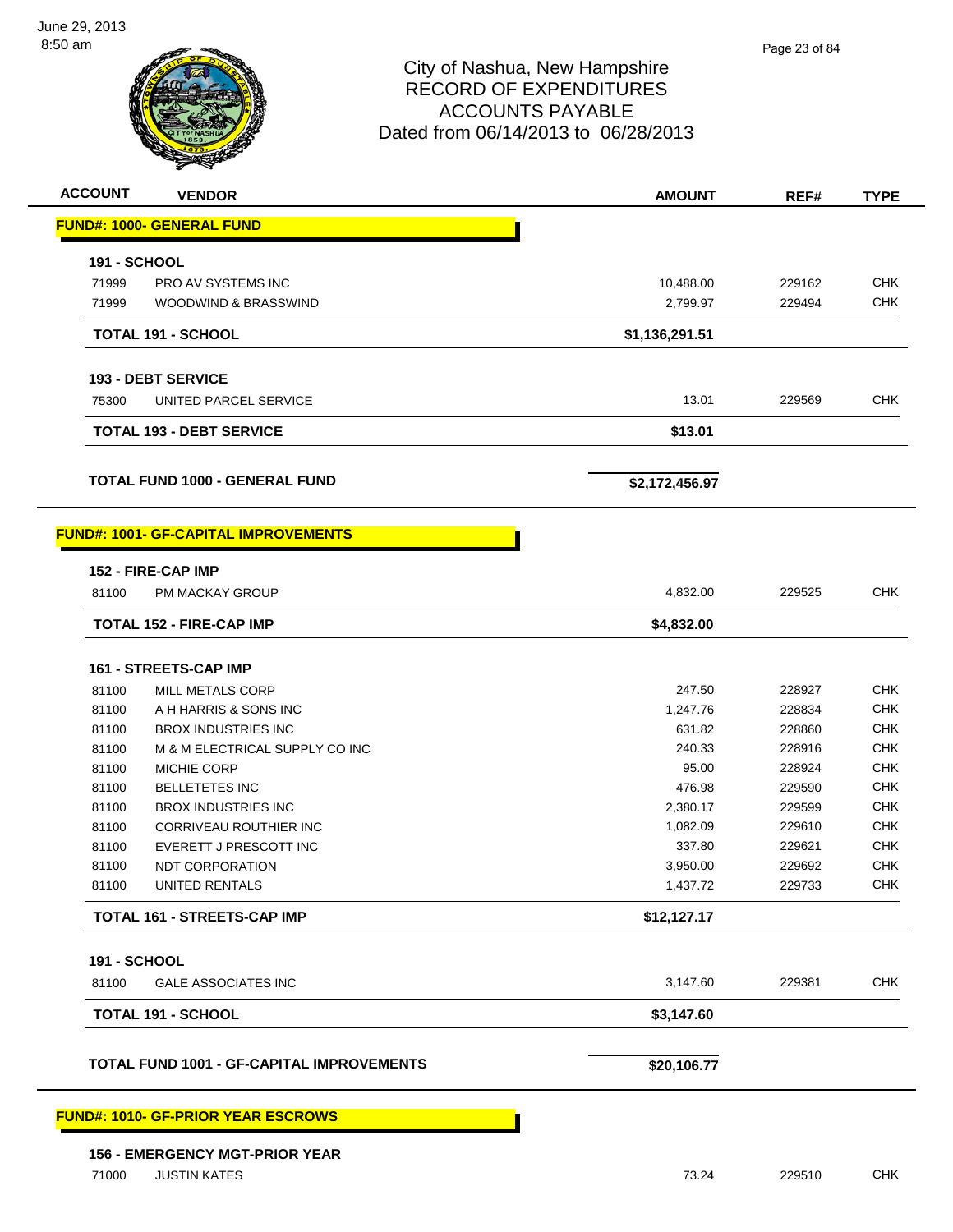# City of Nashua, New Hampshire
# RECORD OF EXPENDITURES
# ACCOUNTS PAYABLE
# Dated from 06/14/2013 to 06/28/2013

| ACCOUNT | VENDOR | AMOUNT | REF# | TYPE |
|---|---|---|---|---|
| **FUND#: 1000- GENERAL FUND** | | | | |
| **191 - SCHOOL** | | | | |
| 71999 | PRO AV SYSTEMS INC | 10,488.00 | 229162 | CHK |
| 71999 | WOODWIND & BRASSWIND | 2,799.97 | 229494 | CHK |
| | **TOTAL 191 - SCHOOL** | **$1,136,291.51** | | |
| **193 - DEBT SERVICE** | | | | |
| 75300 | UNITED PARCEL SERVICE | 13.01 | 229569 | CHK |
| | **TOTAL 193 - DEBT SERVICE** | **$13.01** | | |
| | **TOTAL FUND 1000 - GENERAL FUND** | **$2,172,456.97** | | |
| **FUND#: 1001- GF-CAPITAL IMPROVEMENTS** | | | | |
| **152 - FIRE-CAP IMP** | | | | |
| 81100 | PM MACKAY GROUP | 4,832.00 | 229525 | CHK |
| | **TOTAL 152 - FIRE-CAP IMP** | **$4,832.00** | | |
| **161 - STREETS-CAP IMP** | | | | |
| 81100 | MILL METALS CORP | 247.50 | 228927 | CHK |
| 81100 | A H HARRIS & SONS INC | 1,247.76 | 228834 | CHK |
| 81100 | BROX INDUSTRIES INC | 631.82 | 228860 | CHK |
| 81100 | M & M ELECTRICAL SUPPLY CO INC | 240.33 | 228916 | CHK |
| 81100 | MICHIE CORP | 95.00 | 228924 | CHK |
| 81100 | BELLETETES INC | 476.98 | 229590 | CHK |
| 81100 | BROX INDUSTRIES INC | 2,380.17 | 229599 | CHK |
| 81100 | CORRIVEAU ROUTHIER INC | 1,082.09 | 229610 | CHK |
| 81100 | EVERETT J PRESCOTT INC | 337.80 | 229621 | CHK |
| 81100 | NDT CORPORATION | 3,950.00 | 229692 | CHK |
| 81100 | UNITED RENTALS | 1,437.72 | 229733 | CHK |
| | **TOTAL 161 - STREETS-CAP IMP** | **$12,127.17** | | |
| **191 - SCHOOL** | | | | |
| 81100 | GALE ASSOCIATES INC | 3,147.60 | 229381 | CHK |
| | **TOTAL 191 - SCHOOL** | **$3,147.60** | | |
| | **TOTAL FUND 1001 - GF-CAPITAL IMPROVEMENTS** | **$20,106.77** | | |
| **FUND#: 1010- GF-PRIOR YEAR ESCROWS** | | | | |
| **156 - EMERGENCY MGT-PRIOR YEAR** | | | | |
| 71000 | JUSTIN KATES | 73.24 | 229510 | CHK |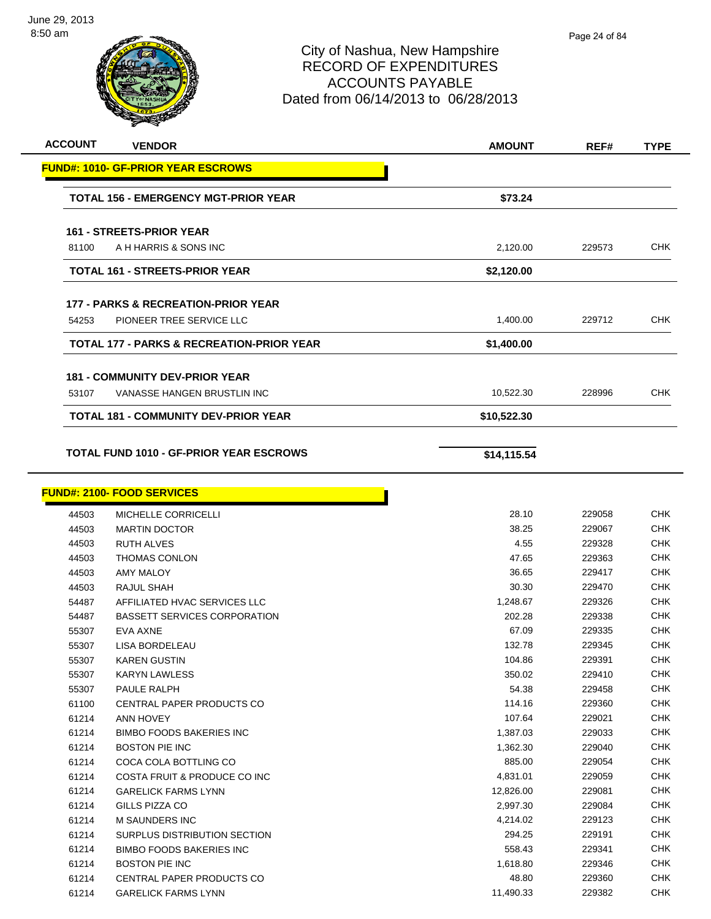# City of Nashua, New Hampshire
## RECORD OF EXPENDITURES
## ACCOUNTS PAYABLE
## Dated from 06/14/2013 to 06/28/2013

| ACCOUNT | VENDOR | AMOUNT | REF# | TYPE |
|---|---|---|---|---|
| **FUND#: 1010- GF-PRIOR YEAR ESCROWS** | | | | |
| | **TOTAL 156 - EMERGENCY MGT-PRIOR YEAR** | **$73.24** | | |
| | **161 - STREETS-PRIOR YEAR** | | | |
| 81100 | A H HARRIS & SONS INC | 2,120.00 | 229573 | CHK |
| | **TOTAL 161 - STREETS-PRIOR YEAR** | **$2,120.00** | | |
| | **177 - PARKS & RECREATION-PRIOR YEAR** | | | |
| 54253 | PIONEER TREE SERVICE LLC | 1,400.00 | 229712 | CHK |
| | **TOTAL 177 - PARKS & RECREATION-PRIOR YEAR** | **$1,400.00** | | |
| | **181 - COMMUNITY DEV-PRIOR YEAR** | | | |
| 53107 | VANASSE HANGEN BRUSTLIN INC | 10,522.30 | 228996 | CHK |
| | **TOTAL 181 - COMMUNITY DEV-PRIOR YEAR** | **$10,522.30** | | |
| | **TOTAL FUND 1010 - GF-PRIOR YEAR ESCROWS** | **$14,115.54** | | |
| **FUND#: 2100- FOOD SERVICES** | | | | |
| 44503 | MICHELLE CORRICELLI | 28.10 | 229058 | CHK |
| 44503 | MARTIN DOCTOR | 38.25 | 229067 | CHK |
| 44503 | RUTH ALVES | 4.55 | 229328 | CHK |
| 44503 | THOMAS CONLON | 47.65 | 229363 | CHK |
| 44503 | AMY MALOY | 36.65 | 229417 | CHK |
| 44503 | RAJUL SHAH | 30.30 | 229470 | CHK |
| 54487 | AFFILIATED HVAC SERVICES LLC | 1,248.67 | 229326 | CHK |
| 54487 | BASSETT SERVICES CORPORATION | 202.28 | 229338 | CHK |
| 55307 | EVA AXNE | 67.09 | 229335 | CHK |
| 55307 | LISA BORDELEAU | 132.78 | 229345 | CHK |
| 55307 | KAREN GUSTIN | 104.86 | 229391 | CHK |
| 55307 | KARYN LAWLESS | 350.02 | 229410 | CHK |
| 55307 | PAULE RALPH | 54.38 | 229458 | CHK |
| 61100 | CENTRAL PAPER PRODUCTS CO | 114.16 | 229360 | CHK |
| 61214 | ANN HOVEY | 107.64 | 229021 | CHK |
| 61214 | BIMBO FOODS BAKERIES INC | 1,387.03 | 229033 | CHK |
| 61214 | BOSTON PIE INC | 1,362.30 | 229040 | CHK |
| 61214 | COCA COLA BOTTLING CO | 885.00 | 229054 | CHK |
| 61214 | COSTA FRUIT & PRODUCE CO INC | 4,831.01 | 229059 | CHK |
| 61214 | GARELICK FARMS LYNN | 12,826.00 | 229081 | CHK |
| 61214 | GILLS PIZZA CO | 2,997.30 | 229084 | CHK |
| 61214 | M SAUNDERS INC | 4,214.02 | 229123 | CHK |
| 61214 | SURPLUS DISTRIBUTION SECTION | 294.25 | 229191 | CHK |
| 61214 | BIMBO FOODS BAKERIES INC | 558.43 | 229341 | CHK |
| 61214 | BOSTON PIE INC | 1,618.80 | 229346 | CHK |
| 61214 | CENTRAL PAPER PRODUCTS CO | 48.80 | 229360 | CHK |
| 61214 | GARELICK FARMS LYNN | 11,490.33 | 229382 | CHK |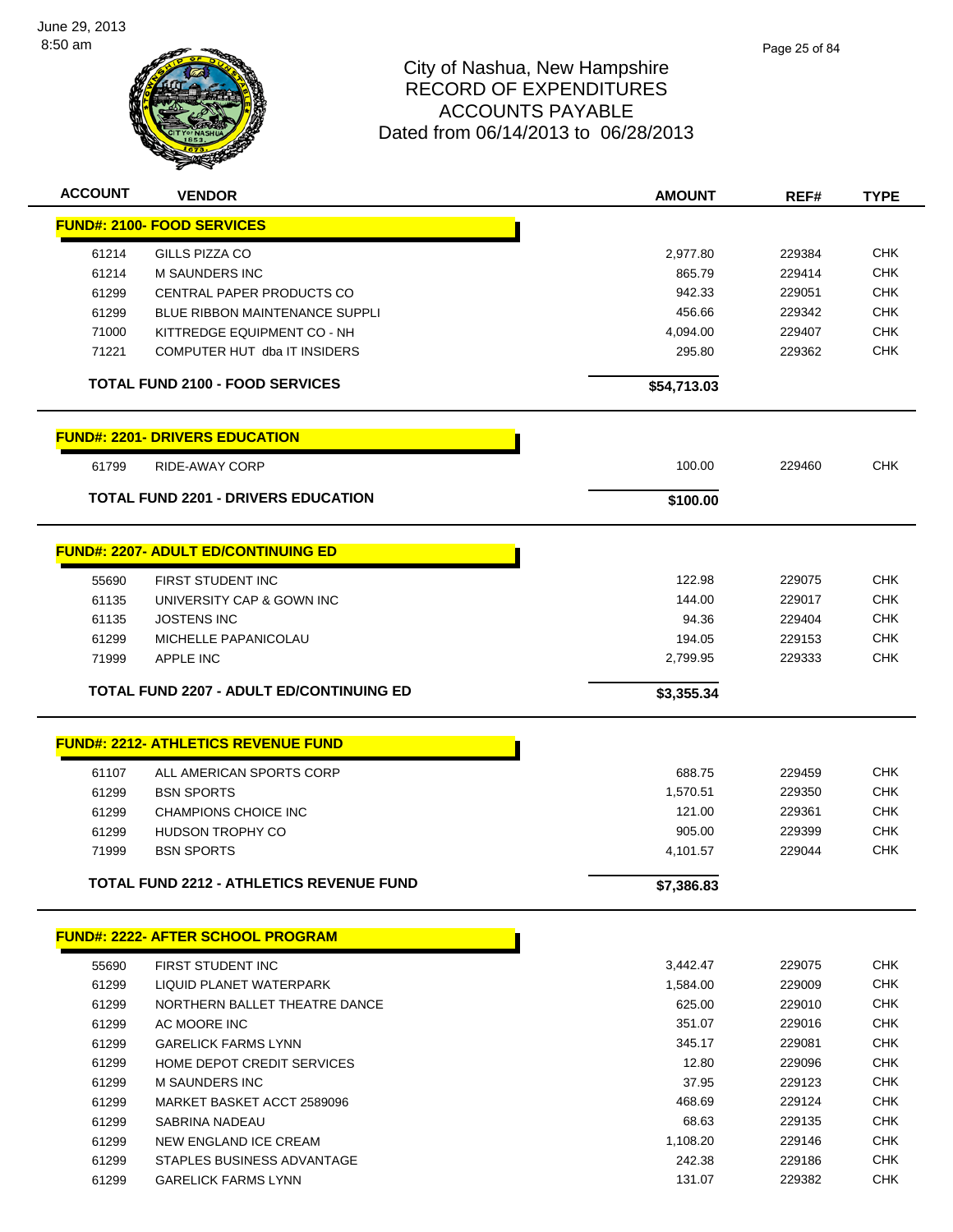June 29, 2013
8:50 am

# City of Nashua, New Hampshire
## RECORD OF EXPENDITURES
## ACCOUNTS PAYABLE
## Dated from 06/14/2013 to 06/28/2013

| ACCOUNT | VENDOR | AMOUNT | REF# | TYPE |
|---|---|---|---|---|
| **FUND#: 2100- FOOD SERVICES** | | | | |
| 61214 | GILLS PIZZA CO | 2,977.80 | 229384 | CHK |
| 61214 | M SAUNDERS INC | 865.79 | 229414 | CHK |
| 61299 | CENTRAL PAPER PRODUCTS CO | 942.33 | 229051 | CHK |
| 61299 | BLUE RIBBON MAINTENANCE SUPPLI | 456.66 | 229342 | CHK |
| 71000 | KITTREDGE EQUIPMENT CO - NH | 4,094.00 | 229407 | CHK |
| 71221 | COMPUTER HUT dba IT INSIDERS | 295.80 | 229362 | CHK |
| | **TOTAL FUND 2100 - FOOD SERVICES** | **$54,713.03** | | |
| **FUND#: 2201- DRIVERS EDUCATION** | | | | |
| 61799 | RIDE-AWAY CORP | 100.00 | 229460 | CHK |
| | **TOTAL FUND 2201 - DRIVERS EDUCATION** | **$100.00** | | |
| **FUND#: 2207- ADULT ED/CONTINUING ED** | | | | |
| 55690 | FIRST STUDENT INC | 122.98 | 229075 | CHK |
| 61135 | UNIVERSITY CAP & GOWN INC | 144.00 | 229017 | CHK |
| 61135 | JOSTENS INC | 94.36 | 229404 | CHK |
| 61299 | MICHELLE PAPANICOLAU | 194.05 | 229153 | CHK |
| 71999 | APPLE INC | 2,799.95 | 229333 | CHK |
| | **TOTAL FUND 2207 - ADULT ED/CONTINUING ED** | **$3,355.34** | | |
| **FUND#: 2212- ATHLETICS REVENUE FUND** | | | | |
| 61107 | ALL AMERICAN SPORTS CORP | 688.75 | 229459 | CHK |
| 61299 | BSN SPORTS | 1,570.51 | 229350 | CHK |
| 61299 | CHAMPIONS CHOICE INC | 121.00 | 229361 | CHK |
| 61299 | HUDSON TROPHY CO | 905.00 | 229399 | CHK |
| 71999 | BSN SPORTS | 4,101.57 | 229044 | CHK |
| | **TOTAL FUND 2212 - ATHLETICS REVENUE FUND** | **$7,386.83** | | |
| **FUND#: 2222- AFTER SCHOOL PROGRAM** | | | | |
| 55690 | FIRST STUDENT INC | 3,442.47 | 229075 | CHK |
| 61299 | LIQUID PLANET WATERPARK | 1,584.00 | 229009 | CHK |
| 61299 | NORTHERN BALLET THEATRE DANCE | 625.00 | 229010 | CHK |
| 61299 | AC MOORE INC | 351.07 | 229016 | CHK |
| 61299 | GARELICK FARMS LYNN | 345.17 | 229081 | CHK |
| 61299 | HOME DEPOT CREDIT SERVICES | 12.80 | 229096 | CHK |
| 61299 | M SAUNDERS INC | 37.95 | 229123 | CHK |
| 61299 | MARKET BASKET ACCT 2589096 | 468.69 | 229124 | CHK |
| 61299 | SABRINA NADEAU | 68.63 | 229135 | CHK |
| 61299 | NEW ENGLAND ICE CREAM | 1,108.20 | 229146 | CHK |
| 61299 | STAPLES BUSINESS ADVANTAGE | 242.38 | 229186 | CHK |
| 61299 | GARELICK FARMS LYNN | 131.07 | 229382 | CHK |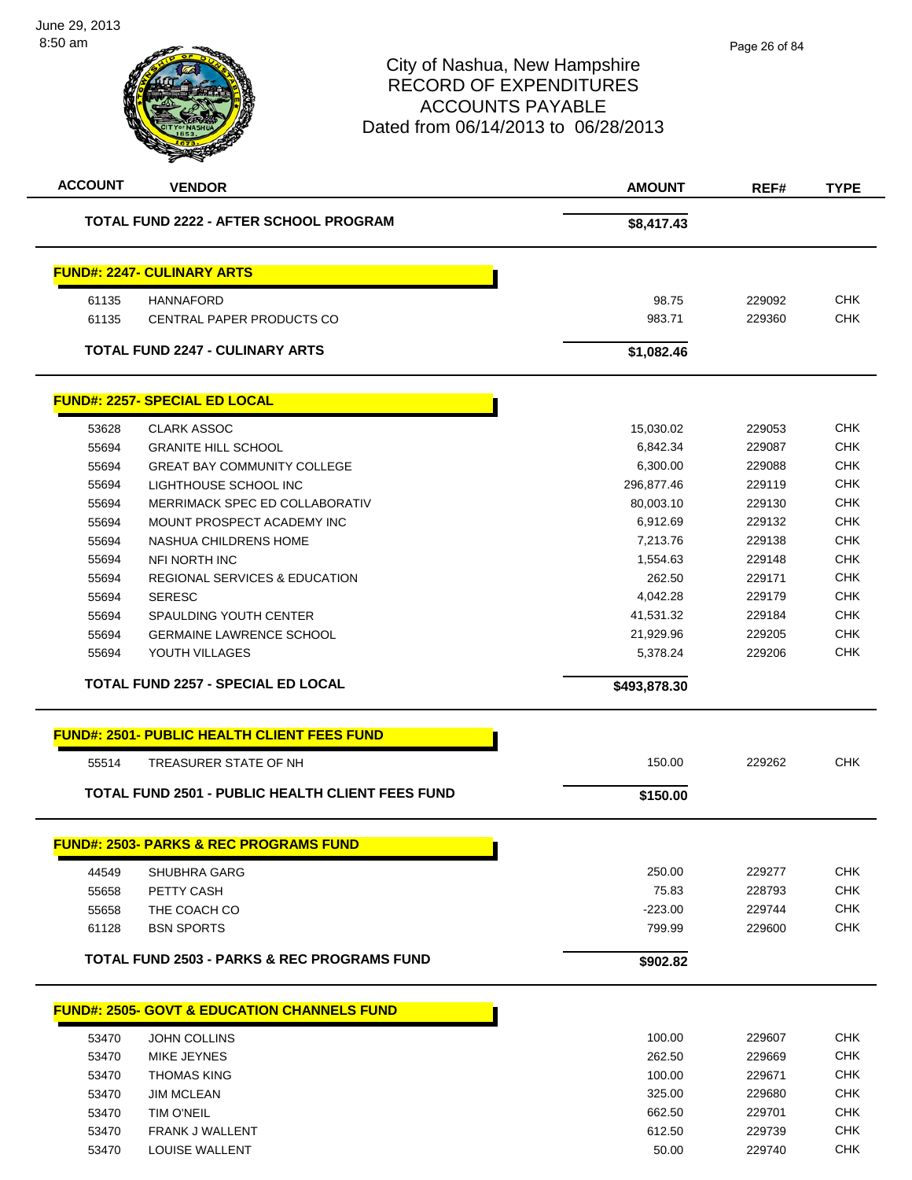# City of Nashua, New Hampshire
# RECORD OF EXPENDITURES
# ACCOUNTS PAYABLE
# Dated from 06/14/2013 to 06/28/2013

| ACCOUNT | VENDOR | AMOUNT | REF# | TYPE |
|---|---|---|---|---|
| | **TOTAL FUND 2222 - AFTER SCHOOL PROGRAM** | **$8,417.43** | | |
| | **FUND#: 2247- CULINARY ARTS** | | | |
| 61135 | HANNAFORD | 98.75 | 229092 | CHK |
| 61135 | CENTRAL PAPER PRODUCTS CO | 983.71 | 229360 | CHK |
| | **TOTAL FUND 2247 - CULINARY ARTS** | **$1,082.46** | | |
| | **FUND#: 2257- SPECIAL ED LOCAL** | | | |
| 53628 | CLARK ASSOC | 15,030.02 | 229053 | CHK |
| 55694 | GRANITE HILL SCHOOL | 6,842.34 | 229087 | CHK |
| 55694 | GREAT BAY COMMUNITY COLLEGE | 6,300.00 | 229088 | CHK |
| 55694 | LIGHTHOUSE SCHOOL INC | 296,877.46 | 229119 | CHK |
| 55694 | MERRIMACK SPEC ED COLLABORATIV | 80,003.10 | 229130 | CHK |
| 55694 | MOUNT PROSPECT ACADEMY INC | 6,912.69 | 229132 | CHK |
| 55694 | NASHUA CHILDRENS HOME | 7,213.76 | 229138 | CHK |
| 55694 | NFI NORTH INC | 1,554.63 | 229148 | CHK |
| 55694 | REGIONAL SERVICES & EDUCATION | 262.50 | 229171 | CHK |
| 55694 | SERESC | 4,042.28 | 229179 | CHK |
| 55694 | SPAULDING YOUTH CENTER | 41,531.32 | 229184 | CHK |
| 55694 | GERMAINE LAWRENCE SCHOOL | 21,929.96 | 229205 | CHK |
| 55694 | YOUTH VILLAGES | 5,378.24 | 229206 | CHK |
| | **TOTAL FUND 2257 - SPECIAL ED LOCAL** | **$493,878.30** | | |
| | **FUND#: 2501- PUBLIC HEALTH CLIENT FEES FUND** | | | |
| 55514 | TREASURER STATE OF NH | 150.00 | 229262 | CHK |
| | **TOTAL FUND 2501 - PUBLIC HEALTH CLIENT FEES FUND** | **$150.00** | | |
| | **FUND#: 2503- PARKS & REC PROGRAMS FUND** | | | |
| 44549 | SHUBHRA GARG | 250.00 | 229277 | CHK |
| 55658 | PETTY CASH | 75.83 | 228793 | CHK |
| 55658 | THE COACH CO | -223.00 | 229744 | CHK |
| 61128 | BSN SPORTS | 799.99 | 229600 | CHK |
| | **TOTAL FUND 2503 - PARKS & REC PROGRAMS FUND** | **$902.82** | | |
| | **FUND#: 2505- GOVT & EDUCATION CHANNELS FUND** | | | |
| 53470 | JOHN COLLINS | 100.00 | 229607 | CHK |
| 53470 | MIKE JEYNES | 262.50 | 229669 | CHK |
| 53470 | THOMAS KING | 100.00 | 229671 | CHK |
| 53470 | JIM MCLEAN | 325.00 | 229680 | CHK |
| 53470 | TIM O'NEIL | 662.50 | 229701 | CHK |
| 53470 | FRANK J WALLENT | 612.50 | 229739 | CHK |
| 53470 | LOUISE WALLENT | 50.00 | 229740 | CHK |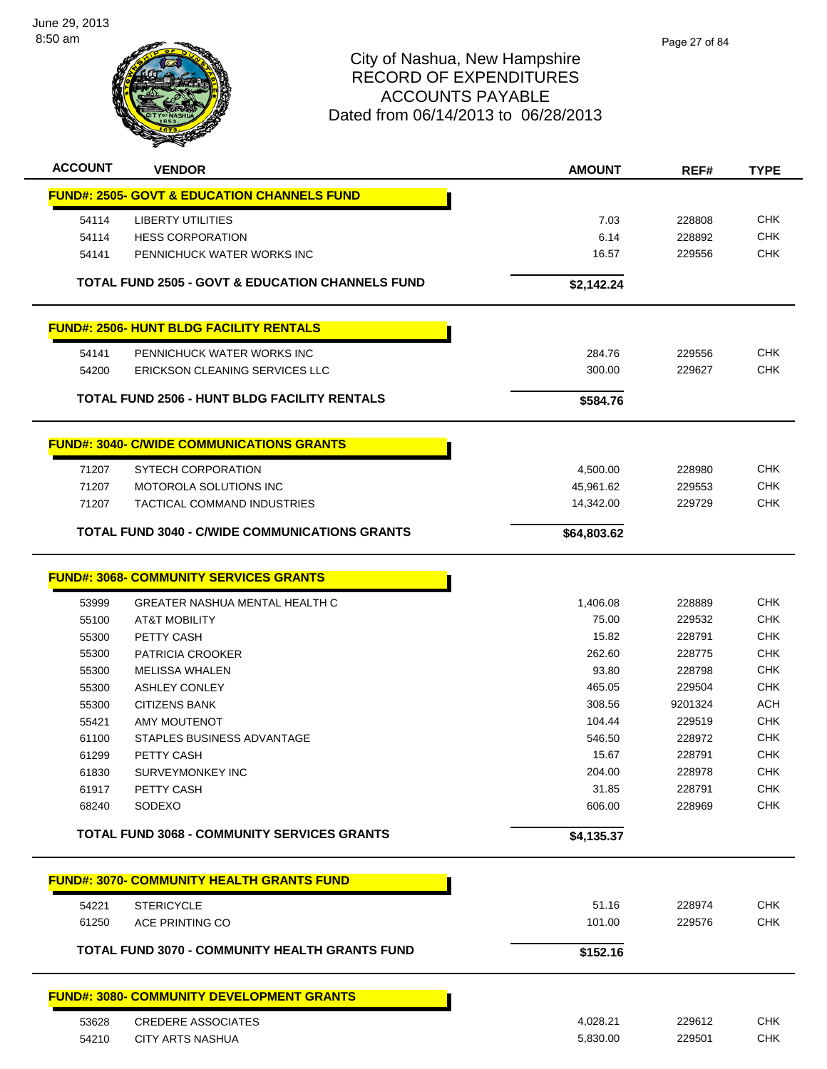City of Nashua, New Hampshire
RECORD OF EXPENDITURES
ACCOUNTS PAYABLE
Dated from 06/14/2013 to 06/28/2013

| ACCOUNT | VENDOR | AMOUNT | REF# | TYPE |
|---|---|---|---|---|
| | **FUND#: 2505- GOVT & EDUCATION CHANNELS FUND** | | | |
| 54114 | LIBERTY UTILITIES | 7.03 | 228808 | CHK |
| 54114 | HESS CORPORATION | 6.14 | 228892 | CHK |
| 54141 | PENNICHUCK WATER WORKS INC | 16.57 | 229556 | CHK |
| | **TOTAL FUND 2505 - GOVT & EDUCATION CHANNELS FUND** | **$2,142.24** | | |
| | **FUND#: 2506- HUNT BLDG FACILITY RENTALS** | | | |
| 54141 | PENNICHUCK WATER WORKS INC | 284.76 | 229556 | CHK |
| 54200 | ERICKSON CLEANING SERVICES LLC | 300.00 | 229627 | CHK |
| | **TOTAL FUND 2506 - HUNT BLDG FACILITY RENTALS** | **$584.76** | | |
| | **FUND#: 3040- C/WIDE COMMUNICATIONS GRANTS** | | | |
| 71207 | SYTECH CORPORATION | 4,500.00 | 228980 | CHK |
| 71207 | MOTOROLA SOLUTIONS INC | 45,961.62 | 229553 | CHK |
| 71207 | TACTICAL COMMAND INDUSTRIES | 14,342.00 | 229729 | CHK |
| | **TOTAL FUND 3040 - C/WIDE COMMUNICATIONS GRANTS** | **$64,803.62** | | |
| | **FUND#: 3068- COMMUNITY SERVICES GRANTS** | | | |
| 53999 | GREATER NASHUA MENTAL HEALTH C | 1,406.08 | 228889 | CHK |
| 55100 | AT&T MOBILITY | 75.00 | 229532 | CHK |
| 55300 | PETTY CASH | 15.82 | 228791 | CHK |
| 55300 | PATRICIA CROOKER | 262.60 | 228775 | CHK |
| 55300 | MELISSA WHALEN | 93.80 | 228798 | CHK |
| 55300 | ASHLEY CONLEY | 465.05 | 229504 | CHK |
| 55300 | CITIZENS BANK | 308.56 | 9201324 | ACH |
| 55421 | AMY MOUTENOT | 104.44 | 229519 | CHK |
| 61100 | STAPLES BUSINESS ADVANTAGE | 546.50 | 228972 | CHK |
| 61299 | PETTY CASH | 15.67 | 228791 | CHK |
| 61830 | SURVEYMONKEY INC | 204.00 | 228978 | CHK |
| 61917 | PETTY CASH | 31.85 | 228791 | CHK |
| 68240 | SODEXO | 606.00 | 228969 | CHK |
| | **TOTAL FUND 3068 - COMMUNITY SERVICES GRANTS** | **$4,135.37** | | |
| | **FUND#: 3070- COMMUNITY HEALTH GRANTS FUND** | | | |
| 54221 | STERICYCLE | 51.16 | 228974 | CHK |
| 61250 | ACE PRINTING CO | 101.00 | 229576 | CHK |
| | **TOTAL FUND 3070 - COMMUNITY HEALTH GRANTS FUND** | **$152.16** | | |
| | **FUND#: 3080- COMMUNITY DEVELOPMENT GRANTS** | | | |
| 53628 | CREDERE ASSOCIATES | 4,028.21 | 229612 | CHK |
| 54210 | CITY ARTS NASHUA | 5,830.00 | 229501 | CHK |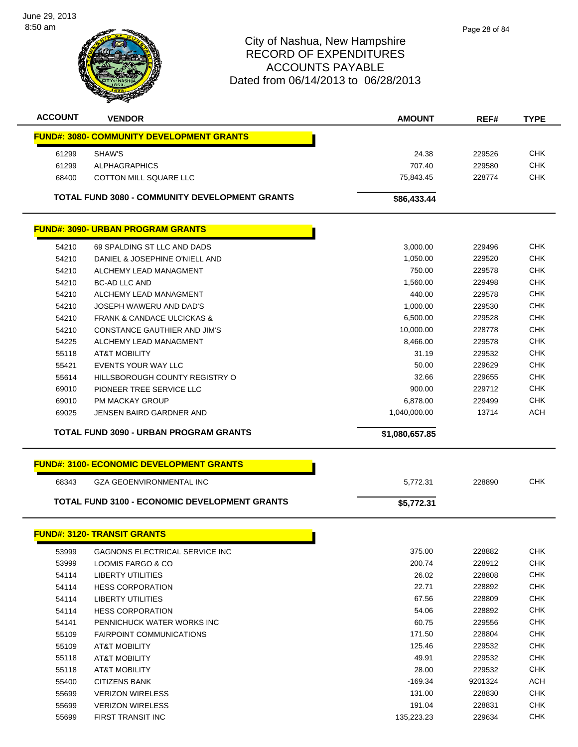# City of Nashua, New Hampshire
## RECORD OF EXPENDITURES
## ACCOUNTS PAYABLE
## Dated from 06/14/2013 to 06/28/2013

| ACCOUNT | VENDOR | AMOUNT | REF# | TYPE |
|---|---|---|---|---|
| **FUND#: 3080- COMMUNITY DEVELOPMENT GRANTS** | | | | |
| 61299 | SHAW'S | 24.38 | 229526 | CHK |
| 61299 | ALPHAGRAPHICS | 707.40 | 229580 | CHK |
| 68400 | COTTON MILL SQUARE LLC | 75,843.45 | 228774 | CHK |
| | **TOTAL FUND 3080 - COMMUNITY DEVELOPMENT GRANTS** | **$86,433.44** | | |
| **FUND#: 3090- URBAN PROGRAM GRANTS** | | | | |
| 54210 | 69 SPALDING ST LLC AND DADS | 3,000.00 | 229496 | CHK |
| 54210 | DANIEL & JOSEPHINE O'NIELL AND | 1,050.00 | 229520 | CHK |
| 54210 | ALCHEMY LEAD MANAGMENT | 750.00 | 229578 | CHK |
| 54210 | BC-AD LLC AND | 1,560.00 | 229498 | CHK |
| 54210 | ALCHEMY LEAD MANAGMENT | 440.00 | 229578 | CHK |
| 54210 | JOSEPH WAWERU AND DAD'S | 1,000.00 | 229530 | CHK |
| 54210 | FRANK & CANDACE ULCICKAS & | 6,500.00 | 229528 | CHK |
| 54210 | CONSTANCE GAUTHIER AND JIM'S | 10,000.00 | 228778 | CHK |
| 54225 | ALCHEMY LEAD MANAGMENT | 8,466.00 | 229578 | CHK |
| 55118 | AT&T MOBILITY | 31.19 | 229532 | CHK |
| 55421 | EVENTS YOUR WAY LLC | 50.00 | 229629 | CHK |
| 55614 | HILLSBOROUGH COUNTY REGISTRY O | 32.66 | 229655 | CHK |
| 69010 | PIONEER TREE SERVICE LLC | 900.00 | 229712 | CHK |
| 69010 | PM MACKAY GROUP | 6,878.00 | 229499 | CHK |
| 69025 | JENSEN BAIRD GARDNER AND | 1,040,000.00 | 13714 | ACH |
| | **TOTAL FUND 3090 - URBAN PROGRAM GRANTS** | **$1,080,657.85** | | |
| **FUND#: 3100- ECONOMIC DEVELOPMENT GRANTS** | | | | |
| 68343 | GZA GEOENVIRONMENTAL INC | 5,772.31 | 228890 | CHK |
| | **TOTAL FUND 3100 - ECONOMIC DEVELOPMENT GRANTS** | **$5,772.31** | | |
| **FUND#: 3120- TRANSIT GRANTS** | | | | |
| 53999 | GAGNONS ELECTRICAL SERVICE INC | 375.00 | 228882 | CHK |
| 53999 | LOOMIS FARGO & CO | 200.74 | 228912 | CHK |
| 54114 | LIBERTY UTILITIES | 26.02 | 228808 | CHK |
| 54114 | HESS CORPORATION | 22.71 | 228892 | CHK |
| 54114 | LIBERTY UTILITIES | 67.56 | 228809 | CHK |
| 54114 | HESS CORPORATION | 54.06 | 228892 | CHK |
| 54141 | PENNICHUCK WATER WORKS INC | 60.75 | 229556 | CHK |
| 55109 | FAIRPOINT COMMUNICATIONS | 171.50 | 228804 | CHK |
| 55109 | AT&T MOBILITY | 125.46 | 229532 | CHK |
| 55118 | AT&T MOBILITY | 49.91 | 229532 | CHK |
| 55118 | AT&T MOBILITY | 28.00 | 229532 | CHK |
| 55400 | CITIZENS BANK | -169.34 | 9201324 | ACH |
| 55699 | VERIZON WIRELESS | 131.00 | 228830 | CHK |
| 55699 | VERIZON WIRELESS | 191.04 | 228831 | CHK |
| 55699 | FIRST TRANSIT INC | 135,223.23 | 229634 | CHK |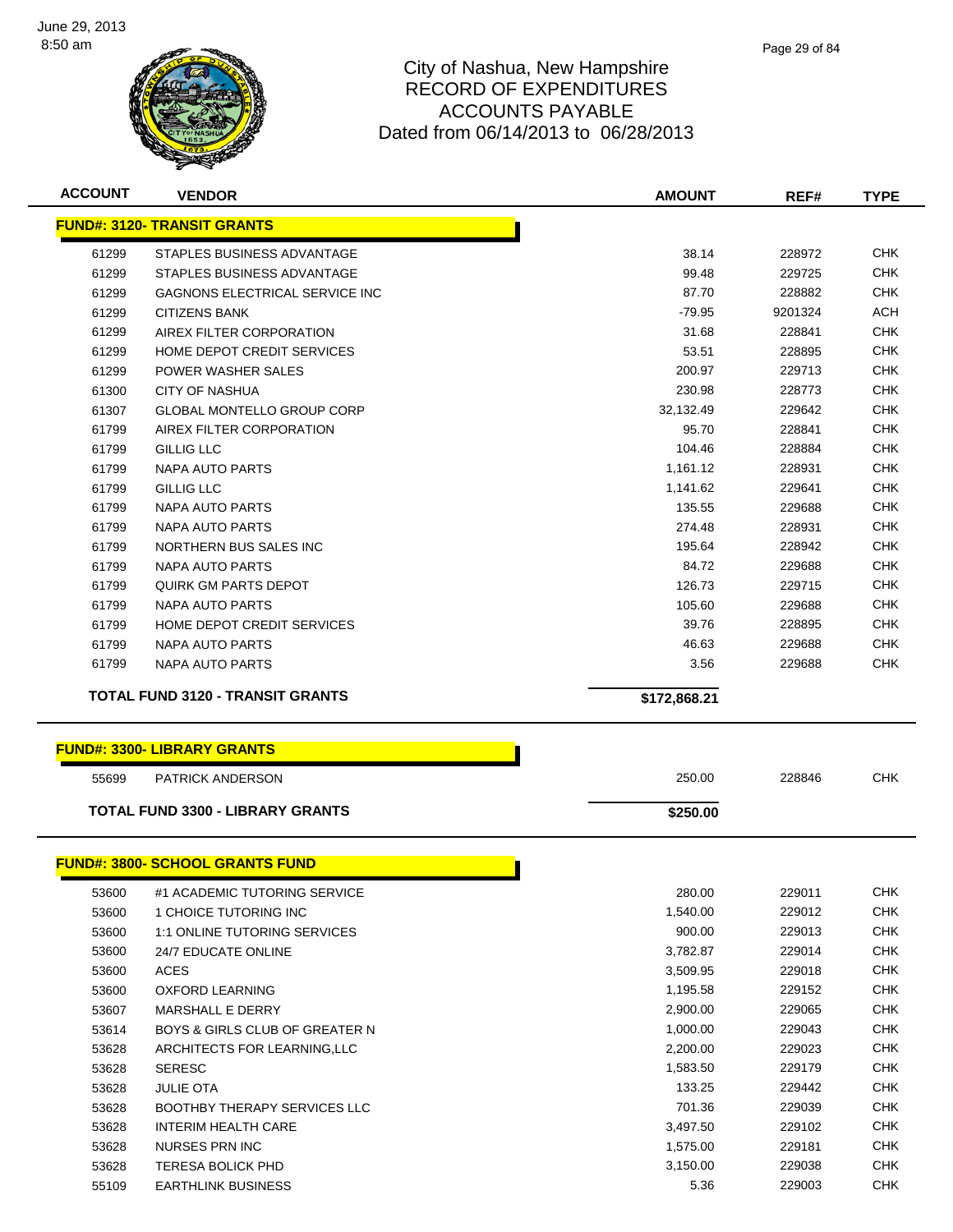# City of Nashua, New Hampshire
## RECORD OF EXPENDITURES
## ACCOUNTS PAYABLE
## Dated from 06/14/2013 to 06/28/2013

| ACCOUNT | VENDOR | AMOUNT | REF# | TYPE |
|---|---|---|---|---|
| **FUND#: 3120- TRANSIT GRANTS** | | | | |
| 61299 | STAPLES BUSINESS ADVANTAGE | 38.14 | 228972 | CHK |
| 61299 | STAPLES BUSINESS ADVANTAGE | 99.48 | 229725 | CHK |
| 61299 | GAGNONS ELECTRICAL SERVICE INC | 87.70 | 228882 | CHK |
| 61299 | CITIZENS BANK | -79.95 | 9201324 | ACH |
| 61299 | AIREX FILTER CORPORATION | 31.68 | 228841 | CHK |
| 61299 | HOME DEPOT CREDIT SERVICES | 53.51 | 228895 | CHK |
| 61299 | POWER WASHER SALES | 200.97 | 229713 | CHK |
| 61300 | CITY OF NASHUA | 230.98 | 228773 | CHK |
| 61307 | GLOBAL MONTELLO GROUP CORP | 32,132.49 | 229642 | CHK |
| 61799 | AIREX FILTER CORPORATION | 95.70 | 228841 | CHK |
| 61799 | GILLIG LLC | 104.46 | 228884 | CHK |
| 61799 | NAPA AUTO PARTS | 1,161.12 | 228931 | CHK |
| 61799 | GILLIG LLC | 1,141.62 | 229641 | CHK |
| 61799 | NAPA AUTO PARTS | 135.55 | 229688 | CHK |
| 61799 | NAPA AUTO PARTS | 274.48 | 228931 | CHK |
| 61799 | NORTHERN BUS SALES INC | 195.64 | 228942 | CHK |
| 61799 | NAPA AUTO PARTS | 84.72 | 229688 | CHK |
| 61799 | QUIRK GM PARTS DEPOT | 126.73 | 229715 | CHK |
| 61799 | NAPA AUTO PARTS | 105.60 | 229688 | CHK |
| 61799 | HOME DEPOT CREDIT SERVICES | 39.76 | 228895 | CHK |
| 61799 | NAPA AUTO PARTS | 46.63 | 229688 | CHK |
| 61799 | NAPA AUTO PARTS | 3.56 | 229688 | CHK |
| | **TOTAL FUND 3120 - TRANSIT GRANTS** | **$172,868.21** | | |
| **FUND#: 3300- LIBRARY GRANTS** | | | | |
| 55699 | PATRICK ANDERSON | 250.00 | 228846 | CHK |
| | **TOTAL FUND 3300 - LIBRARY GRANTS** | **$250.00** | | |
| **FUND#: 3800- SCHOOL GRANTS FUND** | | | | |
| 53600 | #1 ACADEMIC TUTORING SERVICE | 280.00 | 229011 | CHK |
| 53600 | 1 CHOICE TUTORING INC | 1,540.00 | 229012 | CHK |
| 53600 | 1:1 ONLINE TUTORING SERVICES | 900.00 | 229013 | CHK |
| 53600 | 24/7 EDUCATE ONLINE | 3,782.87 | 229014 | CHK |
| 53600 | ACES | 3,509.95 | 229018 | CHK |
| 53600 | OXFORD LEARNING | 1,195.58 | 229152 | CHK |
| 53607 | MARSHALL E DERRY | 2,900.00 | 229065 | CHK |
| 53614 | BOYS & GIRLS CLUB OF GREATER N | 1,000.00 | 229043 | CHK |
| 53628 | ARCHITECTS FOR LEARNING,LLC | 2,200.00 | 229023 | CHK |
| 53628 | SERESC | 1,583.50 | 229179 | CHK |
| 53628 | JULIE OTA | 133.25 | 229442 | CHK |
| 53628 | BOOTHBY THERAPY SERVICES LLC | 701.36 | 229039 | CHK |
| 53628 | INTERIM HEALTH CARE | 3,497.50 | 229102 | CHK |
| 53628 | NURSES PRN INC | 1,575.00 | 229181 | CHK |
| 53628 | TERESA BOLICK PHD | 3,150.00 | 229038 | CHK |
| 55109 | EARTHLINK BUSINESS | 5.36 | 229003 | CHK |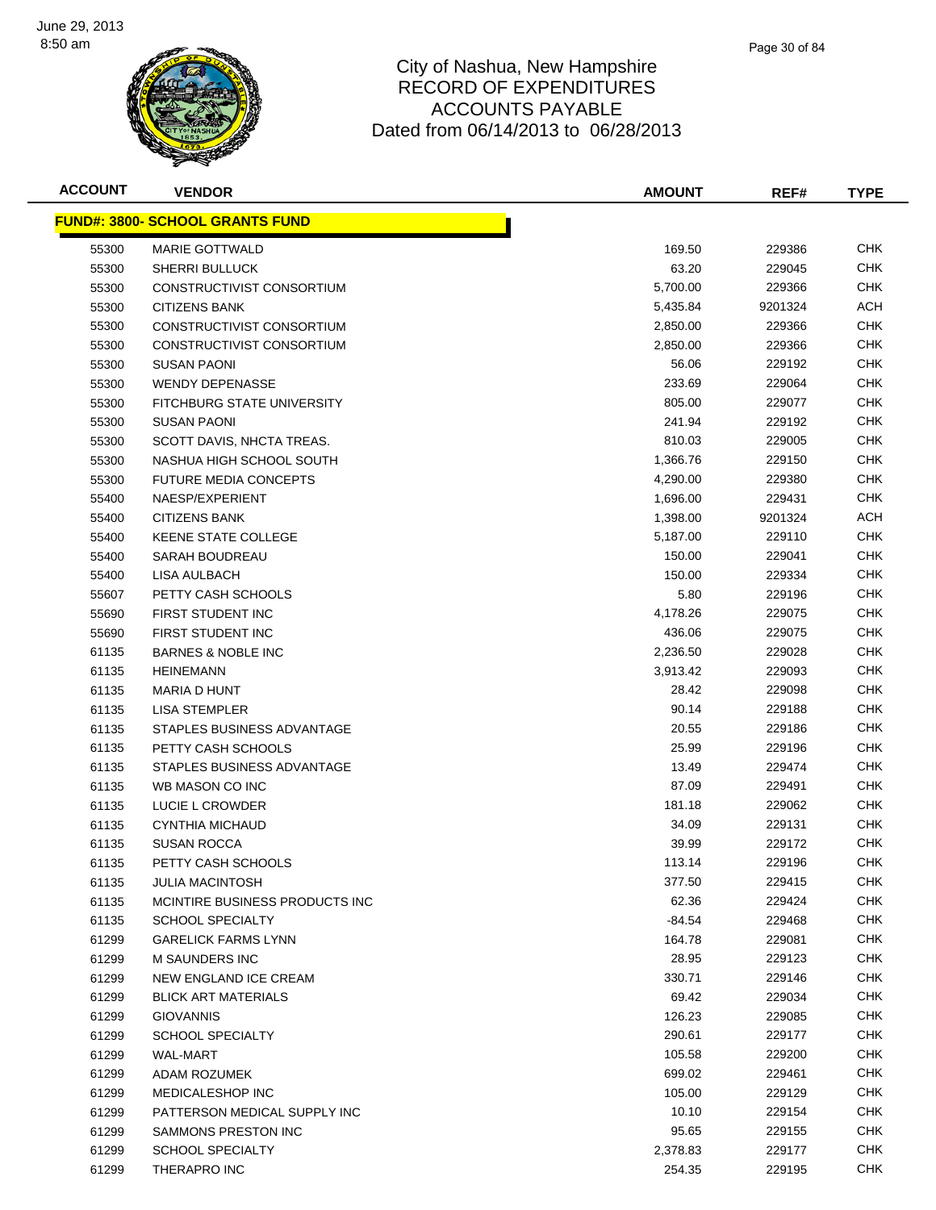# City of Nashua, New Hampshire
## RECORD OF EXPENDITURES
## ACCOUNTS PAYABLE
## Dated from 06/14/2013 to 06/28/2013

| ACCOUNT | VENDOR | AMOUNT | REF# | TYPE |
|---|---|---|---|---|
| **FUND#: 3800- SCHOOL GRANTS FUND** | | | | |
| 55300 | MARIE GOTTWALD | 169.50 | 229386 | CHK |
| 55300 | SHERRI BULLUCK | 63.20 | 229045 | CHK |
| 55300 | CONSTRUCTIVIST CONSORTIUM | 5,700.00 | 229366 | CHK |
| 55300 | CITIZENS BANK | 5,435.84 | 9201324 | ACH |
| 55300 | CONSTRUCTIVIST CONSORTIUM | 2,850.00 | 229366 | CHK |
| 55300 | CONSTRUCTIVIST CONSORTIUM | 2,850.00 | 229366 | CHK |
| 55300 | SUSAN PAONI | 56.06 | 229192 | CHK |
| 55300 | WENDY DEPENASSE | 233.69 | 229064 | CHK |
| 55300 | FITCHBURG STATE UNIVERSITY | 805.00 | 229077 | CHK |
| 55300 | SUSAN PAONI | 241.94 | 229192 | CHK |
| 55300 | SCOTT DAVIS, NHCTA TREAS. | 810.03 | 229005 | CHK |
| 55300 | NASHUA HIGH SCHOOL SOUTH | 1,366.76 | 229150 | CHK |
| 55300 | FUTURE MEDIA CONCEPTS | 4,290.00 | 229380 | CHK |
| 55400 | NAESP/EXPERIENT | 1,696.00 | 229431 | CHK |
| 55400 | CITIZENS BANK | 1,398.00 | 9201324 | ACH |
| 55400 | KEENE STATE COLLEGE | 5,187.00 | 229110 | CHK |
| 55400 | SARAH BOUDREAU | 150.00 | 229041 | CHK |
| 55400 | LISA AULBACH | 150.00 | 229334 | CHK |
| 55607 | PETTY CASH SCHOOLS | 5.80 | 229196 | CHK |
| 55690 | FIRST STUDENT INC | 4,178.26 | 229075 | CHK |
| 55690 | FIRST STUDENT INC | 436.06 | 229075 | CHK |
| 61135 | BARNES & NOBLE INC | 2,236.50 | 229028 | CHK |
| 61135 | HEINEMANN | 3,913.42 | 229093 | CHK |
| 61135 | MARIA D HUNT | 28.42 | 229098 | CHK |
| 61135 | LISA STEMPLER | 90.14 | 229188 | CHK |
| 61135 | STAPLES BUSINESS ADVANTAGE | 20.55 | 229186 | CHK |
| 61135 | PETTY CASH SCHOOLS | 25.99 | 229196 | CHK |
| 61135 | STAPLES BUSINESS ADVANTAGE | 13.49 | 229474 | CHK |
| 61135 | WB MASON CO INC | 87.09 | 229491 | CHK |
| 61135 | LUCIE L CROWDER | 181.18 | 229062 | CHK |
| 61135 | CYNTHIA MICHAUD | 34.09 | 229131 | CHK |
| 61135 | SUSAN ROCCA | 39.99 | 229172 | CHK |
| 61135 | PETTY CASH SCHOOLS | 113.14 | 229196 | CHK |
| 61135 | JULIA MACINTOSH | 377.50 | 229415 | CHK |
| 61135 | MCINTIRE BUSINESS PRODUCTS INC | 62.36 | 229424 | CHK |
| 61135 | SCHOOL SPECIALTY | -84.54 | 229468 | CHK |
| 61299 | GARELICK FARMS LYNN | 164.78 | 229081 | CHK |
| 61299 | M SAUNDERS INC | 28.95 | 229123 | CHK |
| 61299 | NEW ENGLAND ICE CREAM | 330.71 | 229146 | CHK |
| 61299 | BLICK ART MATERIALS | 69.42 | 229034 | CHK |
| 61299 | GIOVANNIS | 126.23 | 229085 | CHK |
| 61299 | SCHOOL SPECIALTY | 290.61 | 229177 | CHK |
| 61299 | WAL-MART | 105.58 | 229200 | CHK |
| 61299 | ADAM ROZUMEK | 699.02 | 229461 | CHK |
| 61299 | MEDICALESHOP INC | 105.00 | 229129 | CHK |
| 61299 | PATTERSON MEDICAL SUPPLY INC | 10.10 | 229154 | CHK |
| 61299 | SAMMONS PRESTON INC | 95.65 | 229155 | CHK |
| 61299 | SCHOOL SPECIALTY | 2,378.83 | 229177 | CHK |
| 61299 | THERAPRO INC | 254.35 | 229195 | CHK |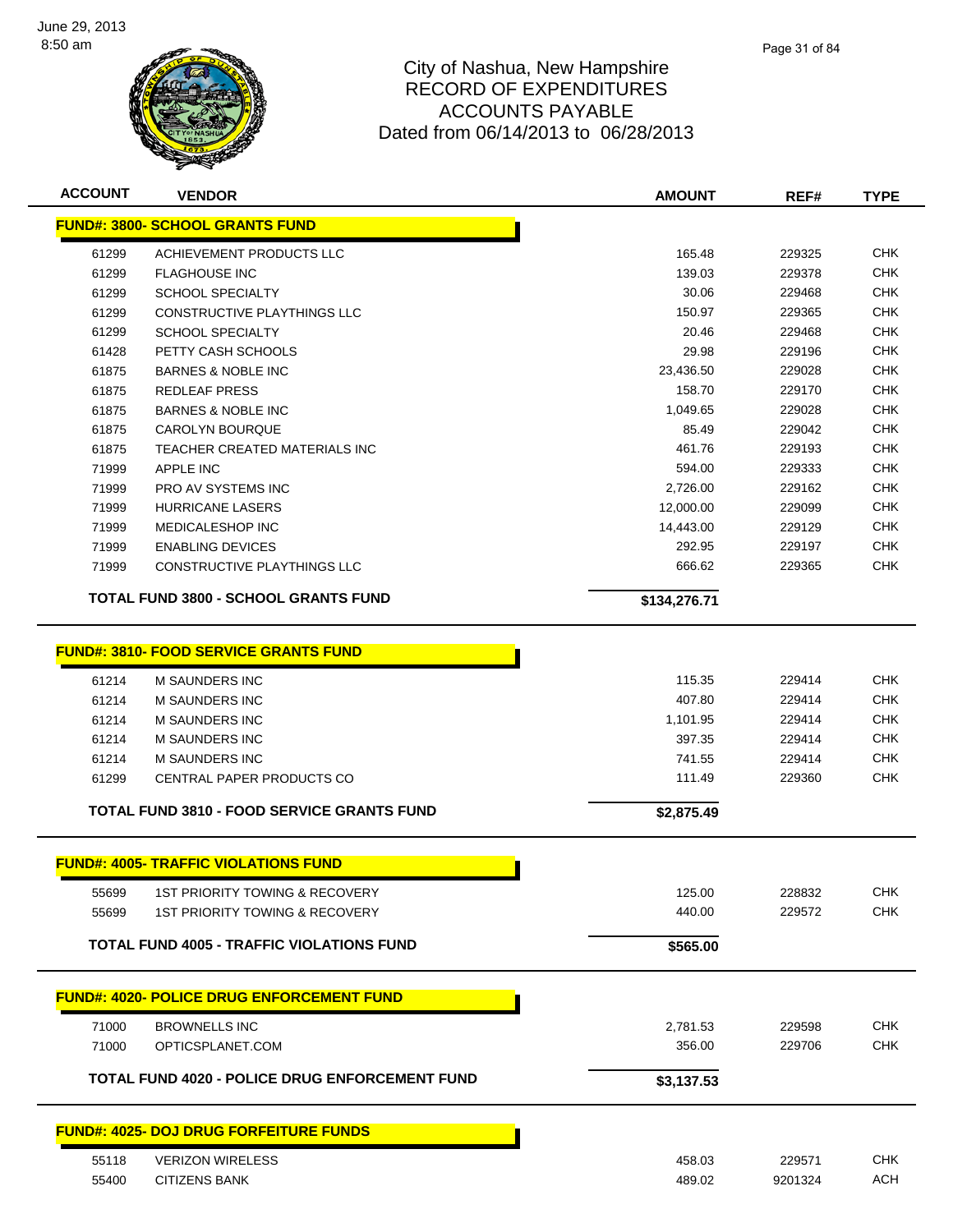# City of Nashua, New Hampshire
## RECORD OF EXPENDITURES
## ACCOUNTS PAYABLE
## Dated from 06/14/2013 to 06/28/2013

| ACCOUNT | VENDOR | AMOUNT | REF# | TYPE |
|---|---|---|---|---|
| **FUND#: 3800- SCHOOL GRANTS FUND** | | | | |
| 61299 | ACHIEVEMENT PRODUCTS LLC | 165.48 | 229325 | CHK |
| 61299 | FLAGHOUSE INC | 139.03 | 229378 | CHK |
| 61299 | SCHOOL SPECIALTY | 30.06 | 229468 | CHK |
| 61299 | CONSTRUCTIVE PLAYTHINGS LLC | 150.97 | 229365 | CHK |
| 61299 | SCHOOL SPECIALTY | 20.46 | 229468 | CHK |
| 61428 | PETTY CASH SCHOOLS | 29.98 | 229196 | CHK |
| 61875 | BARNES & NOBLE INC | 23,436.50 | 229028 | CHK |
| 61875 | REDLEAF PRESS | 158.70 | 229170 | CHK |
| 61875 | BARNES & NOBLE INC | 1,049.65 | 229028 | CHK |
| 61875 | CAROLYN BOURQUE | 85.49 | 229042 | CHK |
| 61875 | TEACHER CREATED MATERIALS INC | 461.76 | 229193 | CHK |
| 71999 | APPLE INC | 594.00 | 229333 | CHK |
| 71999 | PRO AV SYSTEMS INC | 2,726.00 | 229162 | CHK |
| 71999 | HURRICANE LASERS | 12,000.00 | 229099 | CHK |
| 71999 | MEDICALESHOP INC | 14,443.00 | 229129 | CHK |
| 71999 | ENABLING DEVICES | 292.95 | 229197 | CHK |
| 71999 | CONSTRUCTIVE PLAYTHINGS LLC | 666.62 | 229365 | CHK |
| | **TOTAL FUND 3800 - SCHOOL GRANTS FUND** | **$134,276.71** | | |
| **FUND#: 3810- FOOD SERVICE GRANTS FUND** | | | | |
| 61214 | M SAUNDERS INC | 115.35 | 229414 | CHK |
| 61214 | M SAUNDERS INC | 407.80 | 229414 | CHK |
| 61214 | M SAUNDERS INC | 1,101.95 | 229414 | CHK |
| 61214 | M SAUNDERS INC | 397.35 | 229414 | CHK |
| 61214 | M SAUNDERS INC | 741.55 | 229414 | CHK |
| 61299 | CENTRAL PAPER PRODUCTS CO | 111.49 | 229360 | CHK |
| | **TOTAL FUND 3810 - FOOD SERVICE GRANTS FUND** | **$2,875.49** | | |
| **FUND#: 4005- TRAFFIC VIOLATIONS FUND** | | | | |
| 55699 | 1ST PRIORITY TOWING & RECOVERY | 125.00 | 228832 | CHK |
| 55699 | 1ST PRIORITY TOWING & RECOVERY | 440.00 | 229572 | CHK |
| | **TOTAL FUND 4005 - TRAFFIC VIOLATIONS FUND** | **$565.00** | | |
| **FUND#: 4020- POLICE DRUG ENFORCEMENT FUND** | | | | |
| 71000 | BROWNELLS INC | 2,781.53 | 229598 | CHK |
| 71000 | OPTICSPLANET.COM | 356.00 | 229706 | CHK |
| | **TOTAL FUND 4020 - POLICE DRUG ENFORCEMENT FUND** | **$3,137.53** | | |
| **FUND#: 4025- DOJ DRUG FORFEITURE FUNDS** | | | | |
| 55118 | VERIZON WIRELESS | 458.03 | 229571 | CHK |
| 55400 | CITIZENS BANK | 489.02 | 9201324 | ACH |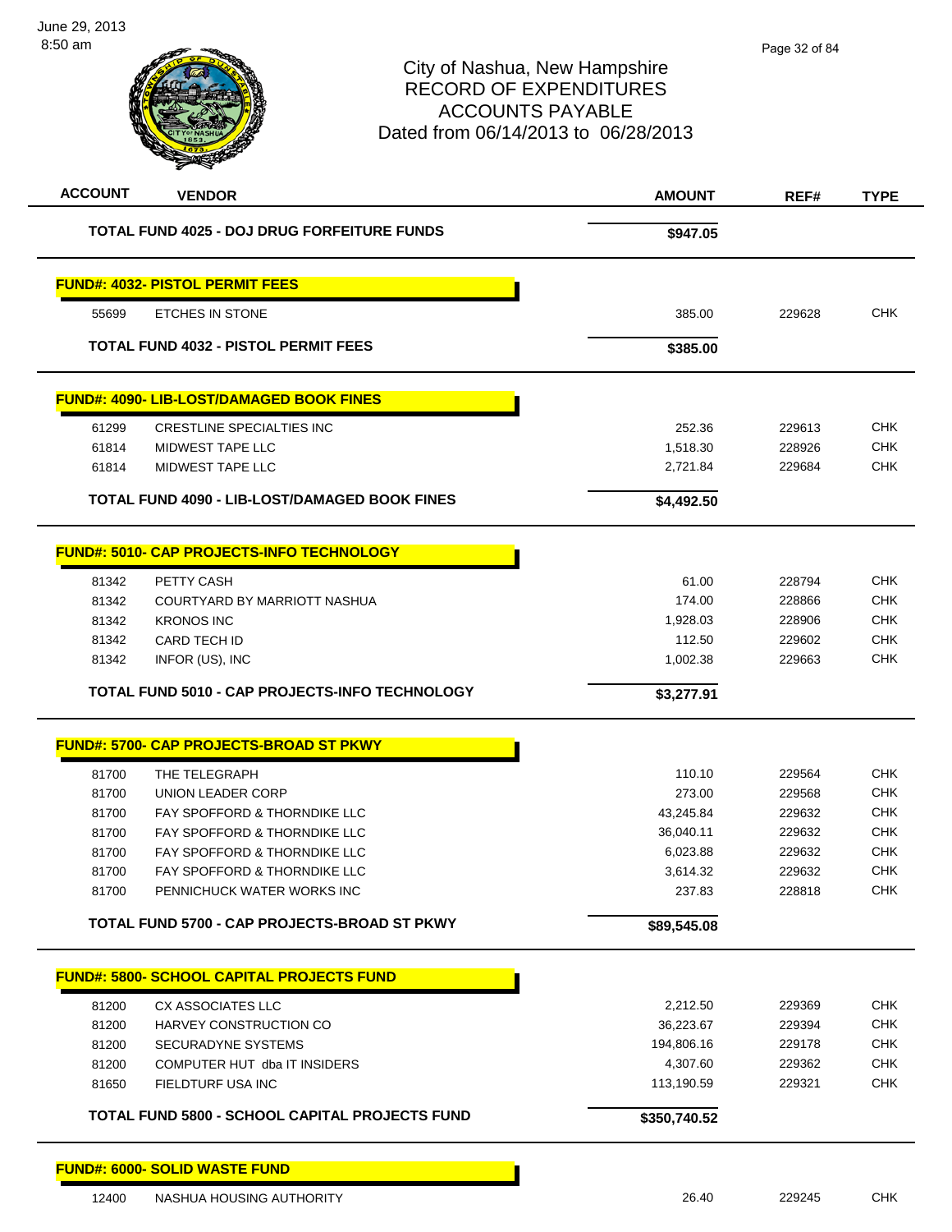# City of Nashua, New Hampshire
## RECORD OF EXPENDITURES
## ACCOUNTS PAYABLE
## Dated from 06/14/2013 to 06/28/2013

| ACCOUNT | VENDOR | AMOUNT | REF# | TYPE |
|---|---|---|---|---|
| | **TOTAL FUND 4025 - DOJ DRUG FORFEITURE FUNDS** | **$947.05** | | |
| | **FUND#: 4032- PISTOL PERMIT FEES** | | | |
| 55699 | ETCHES IN STONE | 385.00 | 229628 | CHK |
| | **TOTAL FUND 4032 - PISTOL PERMIT FEES** | **$385.00** | | |
| | **FUND#: 4090- LIB-LOST/DAMAGED BOOK FINES** | | | |
| 61299 | CRESTLINE SPECIALTIES INC | 252.36 | 229613 | CHK |
| 61814 | MIDWEST TAPE LLC | 1,518.30 | 228926 | CHK |
| 61814 | MIDWEST TAPE LLC | 2,721.84 | 229684 | CHK |
| | **TOTAL FUND 4090 - LIB-LOST/DAMAGED BOOK FINES** | **$4,492.50** | | |
| | **FUND#: 5010- CAP PROJECTS-INFO TECHNOLOGY** | | | |
| 81342 | PETTY CASH | 61.00 | 228794 | CHK |
| 81342 | COURTYARD BY MARRIOTT NASHUA | 174.00 | 228866 | CHK |
| 81342 | KRONOS INC | 1,928.03 | 228906 | CHK |
| 81342 | CARD TECH ID | 112.50 | 229602 | CHK |
| 81342 | INFOR (US), INC | 1,002.38 | 229663 | CHK |
| | **TOTAL FUND 5010 - CAP PROJECTS-INFO TECHNOLOGY** | **$3,277.91** | | |
| | **FUND#: 5700- CAP PROJECTS-BROAD ST PKWY** | | | |
| 81700 | THE TELEGRAPH | 110.10 | 229564 | CHK |
| 81700 | UNION LEADER CORP | 273.00 | 229568 | CHK |
| 81700 | FAY SPOFFORD & THORNDIKE LLC | 43,245.84 | 229632 | CHK |
| 81700 | FAY SPOFFORD & THORNDIKE LLC | 36,040.11 | 229632 | CHK |
| 81700 | FAY SPOFFORD & THORNDIKE LLC | 6,023.88 | 229632 | CHK |
| 81700 | FAY SPOFFORD & THORNDIKE LLC | 3,614.32 | 229632 | CHK |
| 81700 | PENNICHUCK WATER WORKS INC | 237.83 | 228818 | CHK |
| | **TOTAL FUND 5700 - CAP PROJECTS-BROAD ST PKWY** | **$89,545.08** | | |
| | **FUND#: 5800- SCHOOL CAPITAL PROJECTS FUND** | | | |
| 81200 | CX ASSOCIATES LLC | 2,212.50 | 229369 | CHK |
| 81200 | HARVEY CONSTRUCTION CO | 36,223.67 | 229394 | CHK |
| 81200 | SECURADYNE SYSTEMS | 194,806.16 | 229178 | CHK |
| 81200 | COMPUTER HUT dba IT INSIDERS | 4,307.60 | 229362 | CHK |
| 81650 | FIELDTURF USA INC | 113,190.59 | 229321 | CHK |
| | **TOTAL FUND 5800 - SCHOOL CAPITAL PROJECTS FUND** | **$350,740.52** | | |
| | **FUND#: 6000- SOLID WASTE FUND** | | | |
| 12400 | NASHUA HOUSING AUTHORITY | 26.40 | 229245 | CHK |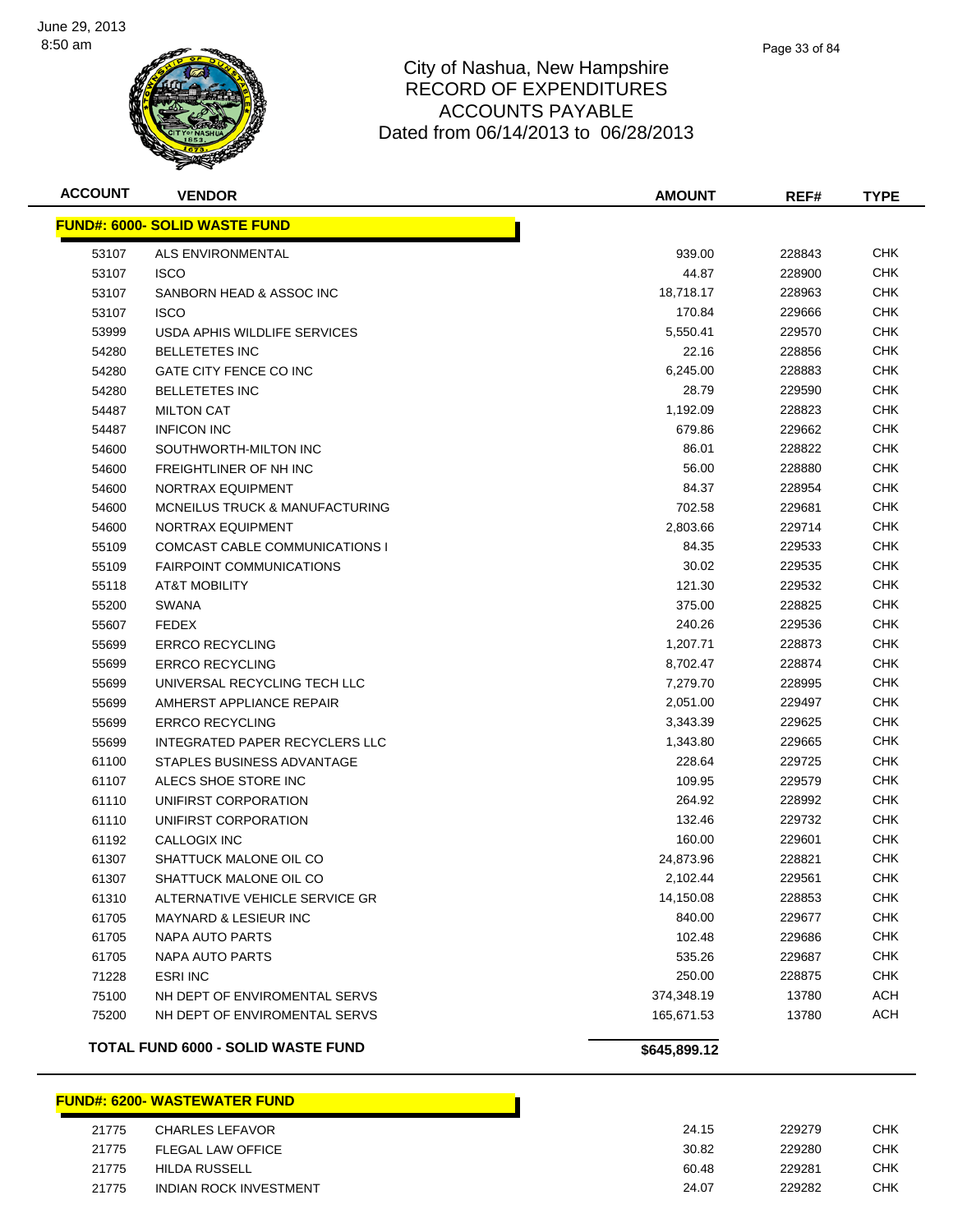# City of Nashua, New Hampshire
## RECORD OF EXPENDITURES
## ACCOUNTS PAYABLE
### Dated from 06/14/2013 to 06/28/2013

| ACCOUNT | VENDOR | AMOUNT | REF# | TYPE |
|---|---|---|---|---|
| **FUND#: 6000- SOLID WASTE FUND** | | | | |
| 53107 | ALS ENVIRONMENTAL | 939.00 | 228843 | CHK |
| 53107 | ISCO | 44.87 | 228900 | CHK |
| 53107 | SANBORN HEAD & ASSOC INC | 18,718.17 | 228963 | CHK |
| 53107 | ISCO | 170.84 | 229666 | CHK |
| 53999 | USDA APHIS WILDLIFE SERVICES | 5,550.41 | 229570 | CHK |
| 54280 | BELLETETES INC | 22.16 | 228856 | CHK |
| 54280 | GATE CITY FENCE CO INC | 6,245.00 | 228883 | CHK |
| 54280 | BELLETETES INC | 28.79 | 229590 | CHK |
| 54487 | MILTON CAT | 1,192.09 | 228823 | CHK |
| 54487 | INFICON INC | 679.86 | 229662 | CHK |
| 54600 | SOUTHWORTH-MILTON INC | 86.01 | 228822 | CHK |
| 54600 | FREIGHTLINER OF NH INC | 56.00 | 228880 | CHK |
| 54600 | NORTRAX EQUIPMENT | 84.37 | 228954 | CHK |
| 54600 | MCNEILUS TRUCK & MANUFACTURING | 702.58 | 229681 | CHK |
| 54600 | NORTRAX EQUIPMENT | 2,803.66 | 229714 | CHK |
| 55109 | COMCAST CABLE COMMUNICATIONS I | 84.35 | 229533 | CHK |
| 55109 | FAIRPOINT COMMUNICATIONS | 30.02 | 229535 | CHK |
| 55118 | AT&T MOBILITY | 121.30 | 229532 | CHK |
| 55200 | SWANA | 375.00 | 228825 | CHK |
| 55607 | FEDEX | 240.26 | 229536 | CHK |
| 55699 | ERRCO RECYCLING | 1,207.71 | 228873 | CHK |
| 55699 | ERRCO RECYCLING | 8,702.47 | 228874 | CHK |
| 55699 | UNIVERSAL RECYCLING TECH LLC | 7,279.70 | 228995 | CHK |
| 55699 | AMHERST APPLIANCE REPAIR | 2,051.00 | 229497 | CHK |
| 55699 | ERRCO RECYCLING | 3,343.39 | 229625 | CHK |
| 55699 | INTEGRATED PAPER RECYCLERS LLC | 1,343.80 | 229665 | CHK |
| 61100 | STAPLES BUSINESS ADVANTAGE | 228.64 | 229725 | CHK |
| 61107 | ALECS SHOE STORE INC | 109.95 | 229579 | CHK |
| 61110 | UNIFIRST CORPORATION | 264.92 | 228992 | CHK |
| 61110 | UNIFIRST CORPORATION | 132.46 | 229732 | CHK |
| 61192 | CALLOGIX INC | 160.00 | 229601 | CHK |
| 61307 | SHATTUCK MALONE OIL CO | 24,873.96 | 228821 | CHK |
| 61307 | SHATTUCK MALONE OIL CO | 2,102.44 | 229561 | CHK |
| 61310 | ALTERNATIVE VEHICLE SERVICE GR | 14,150.08 | 228853 | CHK |
| 61705 | MAYNARD & LESIEUR INC | 840.00 | 229677 | CHK |
| 61705 | NAPA AUTO PARTS | 102.48 | 229686 | CHK |
| 61705 | NAPA AUTO PARTS | 535.26 | 229687 | CHK |
| 71228 | ESRI INC | 250.00 | 228875 | CHK |
| 75100 | NH DEPT OF ENVIROMENTAL SERVS | 374,348.19 | 13780 | ACH |
| 75200 | NH DEPT OF ENVIROMENTAL SERVS | 165,671.53 | 13780 | ACH |
| **TOTAL FUND 6000 - SOLID WASTE FUND** | | **$645,899.12** | | |

| ACCOUNT | VENDOR | AMOUNT | REF# | TYPE |
|---|---|---|---|---|
| **FUND#: 6200- WASTEWATER FUND** | | | | |
| 21775 | CHARLES LEFAVOR | 24.15 | 229279 | CHK |
| 21775 | FLEGAL LAW OFFICE | 30.82 | 229280 | CHK |
| 21775 | HILDA RUSSELL | 60.48 | 229281 | CHK |
| 21775 | INDIAN ROCK INVESTMENT | 24.07 | 229282 | CHK |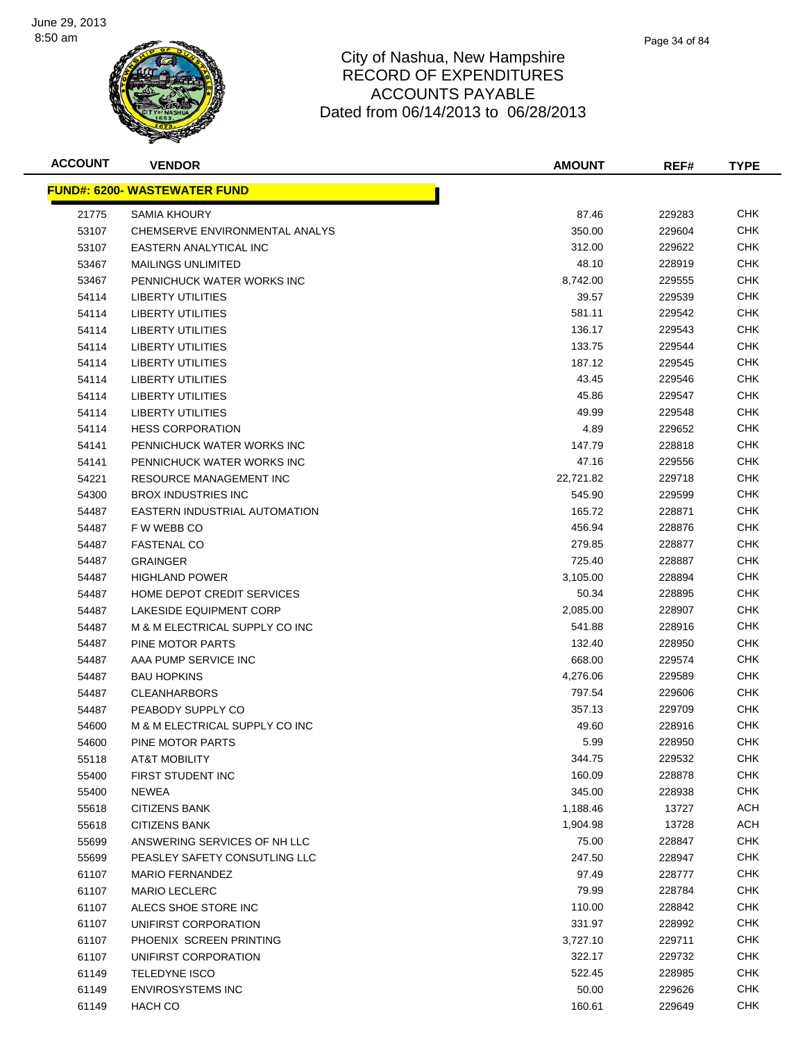# City of Nashua, New Hampshire
# RECORD OF EXPENDITURES
# ACCOUNTS PAYABLE
# Dated from 06/14/2013 to 06/28/2013

| ACCOUNT | VENDOR | AMOUNT | REF# | TYPE |
|---|---|---|---|---|
| **FUND#: 6200- WASTEWATER FUND** | | | | |
| 21775 | SAMIA KHOURY | 87.46 | 229283 | CHK |
| 53107 | CHEMSERVE ENVIRONMENTAL ANALYS | 350.00 | 229604 | CHK |
| 53107 | EASTERN ANALYTICAL INC | 312.00 | 229622 | CHK |
| 53467 | MAILINGS UNLIMITED | 48.10 | 228919 | CHK |
| 53467 | PENNICHUCK WATER WORKS INC | 8,742.00 | 229555 | CHK |
| 54114 | LIBERTY UTILITIES | 39.57 | 229539 | CHK |
| 54114 | LIBERTY UTILITIES | 581.11 | 229542 | CHK |
| 54114 | LIBERTY UTILITIES | 136.17 | 229543 | CHK |
| 54114 | LIBERTY UTILITIES | 133.75 | 229544 | CHK |
| 54114 | LIBERTY UTILITIES | 187.12 | 229545 | CHK |
| 54114 | LIBERTY UTILITIES | 43.45 | 229546 | CHK |
| 54114 | LIBERTY UTILITIES | 45.86 | 229547 | CHK |
| 54114 | LIBERTY UTILITIES | 49.99 | 229548 | CHK |
| 54114 | HESS CORPORATION | 4.89 | 229652 | CHK |
| 54141 | PENNICHUCK WATER WORKS INC | 147.79 | 228818 | CHK |
| 54141 | PENNICHUCK WATER WORKS INC | 47.16 | 229556 | CHK |
| 54221 | RESOURCE MANAGEMENT INC | 22,721.82 | 229718 | CHK |
| 54300 | BROX INDUSTRIES INC | 545.90 | 229599 | CHK |
| 54487 | EASTERN INDUSTRIAL AUTOMATION | 165.72 | 228871 | CHK |
| 54487 | F W WEBB CO | 456.94 | 228876 | CHK |
| 54487 | FASTENAL CO | 279.85 | 228877 | CHK |
| 54487 | GRAINGER | 725.40 | 228887 | CHK |
| 54487 | HIGHLAND POWER | 3,105.00 | 228894 | CHK |
| 54487 | HOME DEPOT CREDIT SERVICES | 50.34 | 228895 | CHK |
| 54487 | LAKESIDE EQUIPMENT CORP | 2,085.00 | 228907 | CHK |
| 54487 | M & M ELECTRICAL SUPPLY CO INC | 541.88 | 228916 | CHK |
| 54487 | PINE MOTOR PARTS | 132.40 | 228950 | CHK |
| 54487 | AAA PUMP SERVICE INC | 668.00 | 229574 | CHK |
| 54487 | BAU HOPKINS | 4,276.06 | 229589 | CHK |
| 54487 | CLEANHARBORS | 797.54 | 229606 | CHK |
| 54487 | PEABODY SUPPLY CO | 357.13 | 229709 | CHK |
| 54600 | M & M ELECTRICAL SUPPLY CO INC | 49.60 | 228916 | CHK |
| 54600 | PINE MOTOR PARTS | 5.99 | 228950 | CHK |
| 55118 | AT&T MOBILITY | 344.75 | 229532 | CHK |
| 55400 | FIRST STUDENT INC | 160.09 | 228878 | CHK |
| 55400 | NEWEA | 345.00 | 228938 | CHK |
| 55618 | CITIZENS BANK | 1,188.46 | 13727 | ACH |
| 55618 | CITIZENS BANK | 1,904.98 | 13728 | ACH |
| 55699 | ANSWERING SERVICES OF NH LLC | 75.00 | 228847 | CHK |
| 55699 | PEASLEY SAFETY CONSUTLING LLC | 247.50 | 228947 | CHK |
| 61107 | MARIO FERNANDEZ | 97.49 | 228777 | CHK |
| 61107 | MARIO LECLERC | 79.99 | 228784 | CHK |
| 61107 | ALECS SHOE STORE INC | 110.00 | 228842 | CHK |
| 61107 | UNIFIRST CORPORATION | 331.97 | 228992 | CHK |
| 61107 | PHOENIX SCREEN PRINTING | 3,727.10 | 229711 | CHK |
| 61107 | UNIFIRST CORPORATION | 322.17 | 229732 | CHK |
| 61149 | TELEDYNE ISCO | 522.45 | 228985 | CHK |
| 61149 | ENVIROSYSTEMS INC | 50.00 | 229626 | CHK |
| 61149 | HACH CO | 160.61 | 229649 | CHK |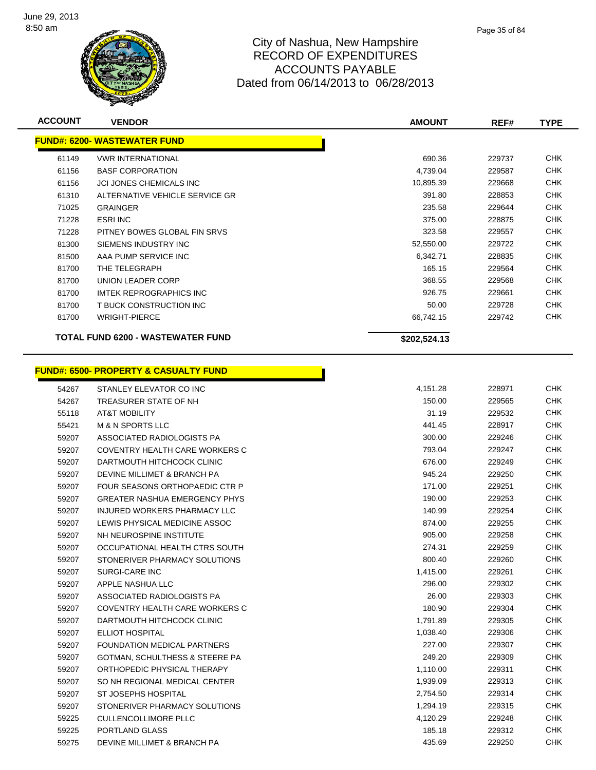# City of Nashua, New Hampshire
# RECORD OF EXPENDITURES
# ACCOUNTS PAYABLE
# Dated from 06/14/2013 to 06/28/2013

June 29, 2013
8:50 am

| ACCOUNT | VENDOR | AMOUNT | REF# | TYPE |
|---|---|---|---|---|
| **FUND#: 6200- WASTEWATER FUND** | | | | |
| 61149 | VWR INTERNATIONAL | 690.36 | 229737 | CHK |
| 61156 | BASF CORPORATION | 4,739.04 | 229587 | CHK |
| 61156 | JCI JONES CHEMICALS INC | 10,895.39 | 229668 | CHK |
| 61310 | ALTERNATIVE VEHICLE SERVICE GR | 391.80 | 228853 | CHK |
| 71025 | GRAINGER | 235.58 | 229644 | CHK |
| 71228 | ESRI INC | 375.00 | 228875 | CHK |
| 71228 | PITNEY BOWES GLOBAL FIN SRVS | 323.58 | 229557 | CHK |
| 81300 | SIEMENS INDUSTRY INC | 52,550.00 | 229722 | CHK |
| 81500 | AAA PUMP SERVICE INC | 6,342.71 | 228835 | CHK |
| 81700 | THE TELEGRAPH | 165.15 | 229564 | CHK |
| 81700 | UNION LEADER CORP | 368.55 | 229568 | CHK |
| 81700 | IMTEK REPROGRAPHICS INC | 926.75 | 229661 | CHK |
| 81700 | T BUCK CONSTRUCTION INC | 50.00 | 229728 | CHK |
| 81700 | WRIGHT-PIERCE | 66,742.15 | 229742 | CHK |
| **TOTAL FUND 6200 - WASTEWATER FUND** | | **$202,524.13** | | |

| ACCOUNT | VENDOR | AMOUNT | REF# | TYPE |
|---|---|---|---|---|
| **FUND#: 6500- PROPERTY & CASUALTY FUND** | | | | |
| 54267 | STANLEY ELEVATOR CO INC | 4,151.28 | 228971 | CHK |
| 54267 | TREASURER STATE OF NH | 150.00 | 229565 | CHK |
| 55118 | AT&T MOBILITY | 31.19 | 229532 | CHK |
| 55421 | M & N SPORTS LLC | 441.45 | 228917 | CHK |
| 59207 | ASSOCIATED RADIOLOGISTS PA | 300.00 | 229246 | CHK |
| 59207 | COVENTRY HEALTH CARE WORKERS C | 793.04 | 229247 | CHK |
| 59207 | DARTMOUTH HITCHCOCK CLINIC | 676.00 | 229249 | CHK |
| 59207 | DEVINE MILLIMET & BRANCH PA | 945.24 | 229250 | CHK |
| 59207 | FOUR SEASONS ORTHOPAEDIC CTR P | 171.00 | 229251 | CHK |
| 59207 | GREATER NASHUA EMERGENCY PHYS | 190.00 | 229253 | CHK |
| 59207 | INJURED WORKERS PHARMACY LLC | 140.99 | 229254 | CHK |
| 59207 | LEWIS PHYSICAL MEDICINE ASSOC | 874.00 | 229255 | CHK |
| 59207 | NH NEUROSPINE INSTITUTE | 905.00 | 229258 | CHK |
| 59207 | OCCUPATIONAL HEALTH CTRS SOUTH | 274.31 | 229259 | CHK |
| 59207 | STONERIVER PHARMACY SOLUTIONS | 800.40 | 229260 | CHK |
| 59207 | SURGI-CARE INC | 1,415.00 | 229261 | CHK |
| 59207 | APPLE NASHUA LLC | 296.00 | 229302 | CHK |
| 59207 | ASSOCIATED RADIOLOGISTS PA | 26.00 | 229303 | CHK |
| 59207 | COVENTRY HEALTH CARE WORKERS C | 180.90 | 229304 | CHK |
| 59207 | DARTMOUTH HITCHCOCK CLINIC | 1,791.89 | 229305 | CHK |
| 59207 | ELLIOT HOSPITAL | 1,038.40 | 229306 | CHK |
| 59207 | FOUNDATION MEDICAL PARTNERS | 227.00 | 229307 | CHK |
| 59207 | GOTMAN, SCHULTHESS & STEERE PA | 249.20 | 229309 | CHK |
| 59207 | ORTHOPEDIC PHYSICAL THERAPY | 1,110.00 | 229311 | CHK |
| 59207 | SO NH REGIONAL MEDICAL CENTER | 1,939.09 | 229313 | CHK |
| 59207 | ST JOSEPHS HOSPITAL | 2,754.50 | 229314 | CHK |
| 59207 | STONERIVER PHARMACY SOLUTIONS | 1,294.19 | 229315 | CHK |
| 59225 | CULLENCOLLIMORE PLLC | 4,120.29 | 229248 | CHK |
| 59225 | PORTLAND GLASS | 185.18 | 229312 | CHK |
| 59275 | DEVINE MILLIMET & BRANCH PA | 435.69 | 229250 | CHK |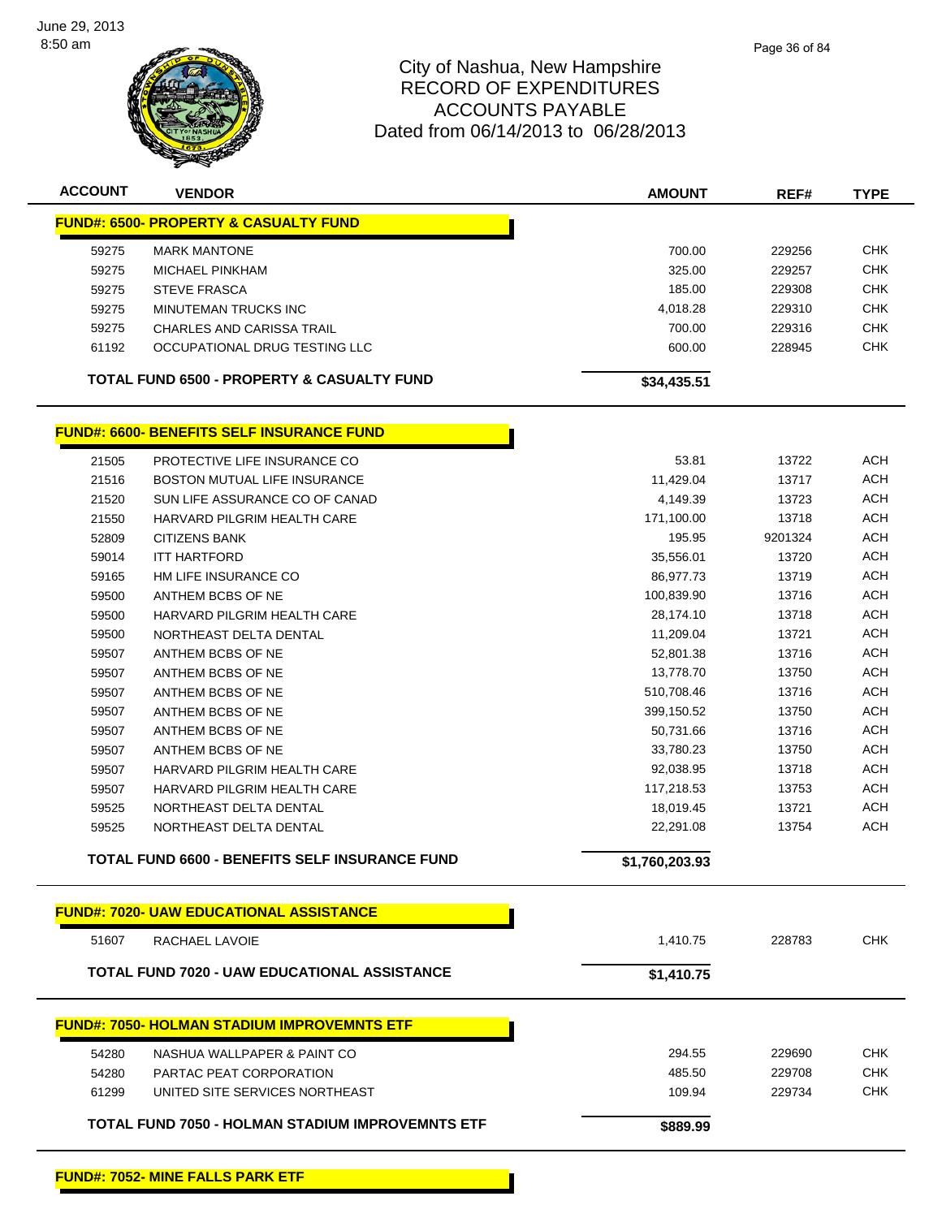# City of Nashua, New Hampshire
## RECORD OF EXPENDITURES
## ACCOUNTS PAYABLE
## Dated from 06/14/2013 to 06/28/2013

| ACCOUNT | VENDOR | AMOUNT | REF# | TYPE |
|---|---|---|---|---|
| **FUND#: 6500- PROPERTY & CASUALTY FUND** | | | | |
| 59275 | MARK MANTONE | 700.00 | 229256 | CHK |
| 59275 | MICHAEL PINKHAM | 325.00 | 229257 | CHK |
| 59275 | STEVE FRASCA | 185.00 | 229308 | CHK |
| 59275 | MINUTEMAN TRUCKS INC | 4,018.28 | 229310 | CHK |
| 59275 | CHARLES AND CARISSA TRAIL | 700.00 | 229316 | CHK |
| 61192 | OCCUPATIONAL DRUG TESTING LLC | 600.00 | 228945 | CHK |
| | **TOTAL FUND 6500 - PROPERTY & CASUALTY FUND** | **$34,435.51** | | |
| **FUND#: 6600- BENEFITS SELF INSURANCE FUND** | | | | |
| 21505 | PROTECTIVE LIFE INSURANCE CO | 53.81 | 13722 | ACH |
| 21516 | BOSTON MUTUAL LIFE INSURANCE | 11,429.04 | 13717 | ACH |
| 21520 | SUN LIFE ASSURANCE CO OF CANAD | 4,149.39 | 13723 | ACH |
| 21550 | HARVARD PILGRIM HEALTH CARE | 171,100.00 | 13718 | ACH |
| 52809 | CITIZENS BANK | 195.95 | 9201324 | ACH |
| 59014 | ITT HARTFORD | 35,556.01 | 13720 | ACH |
| 59165 | HM LIFE INSURANCE CO | 86,977.73 | 13719 | ACH |
| 59500 | ANTHEM BCBS OF NE | 100,839.90 | 13716 | ACH |
| 59500 | HARVARD PILGRIM HEALTH CARE | 28,174.10 | 13718 | ACH |
| 59500 | NORTHEAST DELTA DENTAL | 11,209.04 | 13721 | ACH |
| 59507 | ANTHEM BCBS OF NE | 52,801.38 | 13716 | ACH |
| 59507 | ANTHEM BCBS OF NE | 13,778.70 | 13750 | ACH |
| 59507 | ANTHEM BCBS OF NE | 510,708.46 | 13716 | ACH |
| 59507 | ANTHEM BCBS OF NE | 399,150.52 | 13750 | ACH |
| 59507 | ANTHEM BCBS OF NE | 50,731.66 | 13716 | ACH |
| 59507 | ANTHEM BCBS OF NE | 33,780.23 | 13750 | ACH |
| 59507 | HARVARD PILGRIM HEALTH CARE | 92,038.95 | 13718 | ACH |
| 59507 | HARVARD PILGRIM HEALTH CARE | 117,218.53 | 13753 | ACH |
| 59525 | NORTHEAST DELTA DENTAL | 18,019.45 | 13721 | ACH |
| 59525 | NORTHEAST DELTA DENTAL | 22,291.08 | 13754 | ACH |
| | **TOTAL FUND 6600 - BENEFITS SELF INSURANCE FUND** | **$1,760,203.93** | | |
| **FUND#: 7020- UAW EDUCATIONAL ASSISTANCE** | | | | |
| 51607 | RACHAEL LAVOIE | 1,410.75 | 228783 | CHK |
| | **TOTAL FUND 7020 - UAW EDUCATIONAL ASSISTANCE** | **$1,410.75** | | |
| **FUND#: 7050- HOLMAN STADIUM IMPROVEMNTS ETF** | | | | |
| 54280 | NASHUA WALLPAPER & PAINT CO | 294.55 | 229690 | CHK |
| 54280 | PARTAC PEAT CORPORATION | 485.50 | 229708 | CHK |
| 61299 | UNITED SITE SERVICES NORTHEAST | 109.94 | 229734 | CHK |
| | **TOTAL FUND 7050 - HOLMAN STADIUM IMPROVEMNTS ETF** | **$889.99** | | |
| **FUND#: 7052- MINE FALLS PARK ETF** | | | | |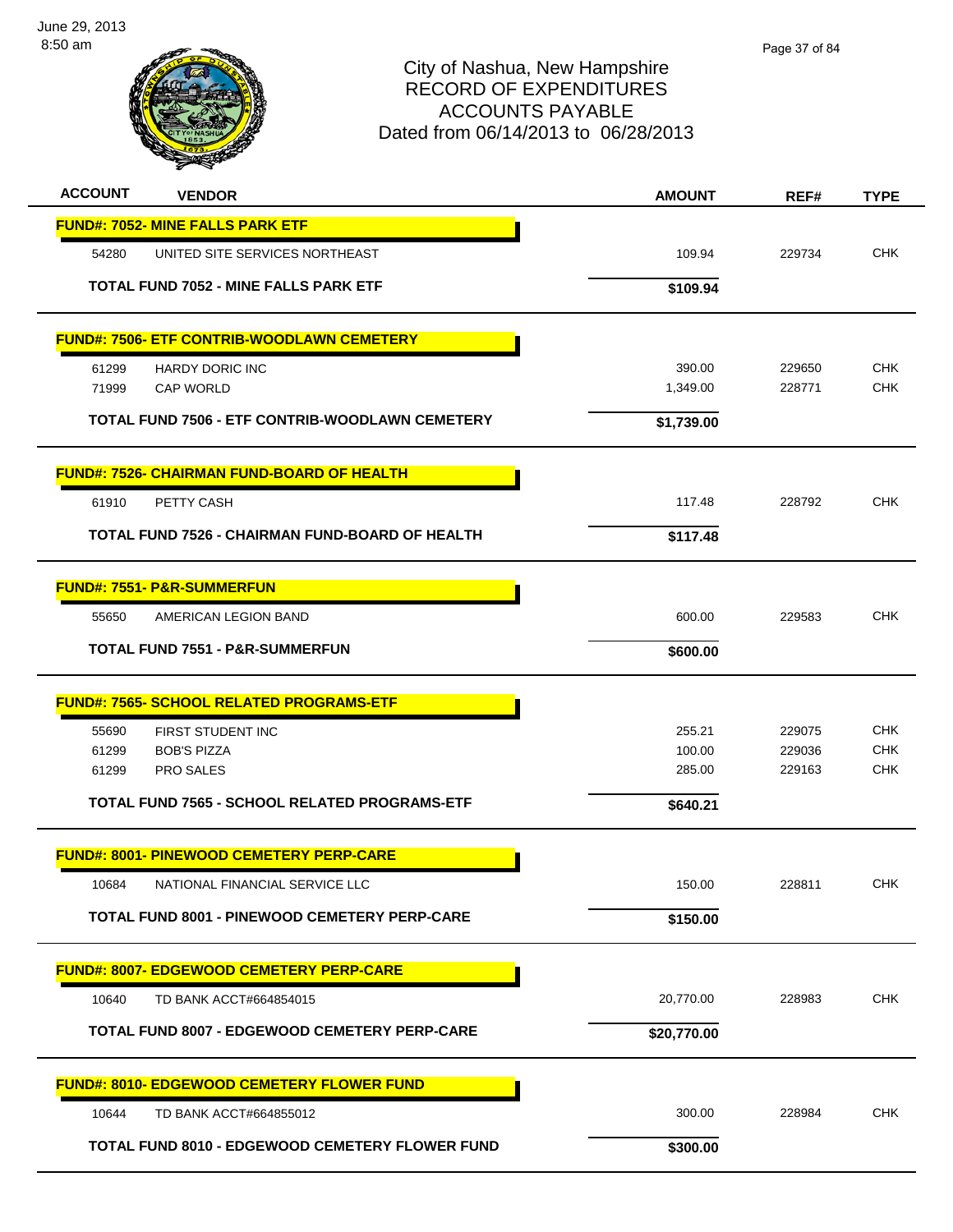# City of Nashua, New Hampshire
## RECORD OF EXPENDITURES
## ACCOUNTS PAYABLE
## Dated from 06/14/2013 to 06/28/2013

June 29, 2013
8:50 am

| ACCOUNT | VENDOR | AMOUNT | REF# | TYPE |
|---|---|---|---|---|
| **FUND#: 7052- MINE FALLS PARK ETF** | | | | |
| 54280 | UNITED SITE SERVICES NORTHEAST | 109.94 | 229734 | CHK |
| | **TOTAL FUND 7052 - MINE FALLS PARK ETF** | **$109.94** | | |
| **FUND#: 7506- ETF CONTRIB-WOODLAWN CEMETERY** | | | | |
| 61299 | HARDY DORIC INC | 390.00 | 229650 | CHK |
| 71999 | CAP WORLD | 1,349.00 | 228771 | CHK |
| | **TOTAL FUND 7506 - ETF CONTRIB-WOODLAWN CEMETERY** | **$1,739.00** | | |
| **FUND#: 7526- CHAIRMAN FUND-BOARD OF HEALTH** | | | | |
| 61910 | PETTY CASH | 117.48 | 228792 | CHK |
| | **TOTAL FUND 7526 - CHAIRMAN FUND-BOARD OF HEALTH** | **$117.48** | | |
| **FUND#: 7551- P&R-SUMMERFUN** | | | | |
| 55650 | AMERICAN LEGION BAND | 600.00 | 229583 | CHK |
| | **TOTAL FUND 7551 - P&R-SUMMERFUN** | **$600.00** | | |
| **FUND#: 7565- SCHOOL RELATED PROGRAMS-ETF** | | | | |
| 55690 | FIRST STUDENT INC | 255.21 | 229075 | CHK |
| 61299 | BOB'S PIZZA | 100.00 | 229036 | CHK |
| 61299 | PRO SALES | 285.00 | 229163 | CHK |
| | **TOTAL FUND 7565 - SCHOOL RELATED PROGRAMS-ETF** | **$640.21** | | |
| **FUND#: 8001- PINEWOOD CEMETERY PERP-CARE** | | | | |
| 10684 | NATIONAL FINANCIAL SERVICE LLC | 150.00 | 228811 | CHK |
| | **TOTAL FUND 8001 - PINEWOOD CEMETERY PERP-CARE** | **$150.00** | | |
| **FUND#: 8007- EDGEWOOD CEMETERY PERP-CARE** | | | | |
| 10640 | TD BANK ACCT#664854015 | 20,770.00 | 228983 | CHK |
| | **TOTAL FUND 8007 - EDGEWOOD CEMETERY PERP-CARE** | **$20,770.00** | | |
| **FUND#: 8010- EDGEWOOD CEMETERY FLOWER FUND** | | | | |
| 10644 | TD BANK ACCT#664855012 | 300.00 | 228984 | CHK |
| | **TOTAL FUND 8010 - EDGEWOOD CEMETERY FLOWER FUND** | **$300.00** | | |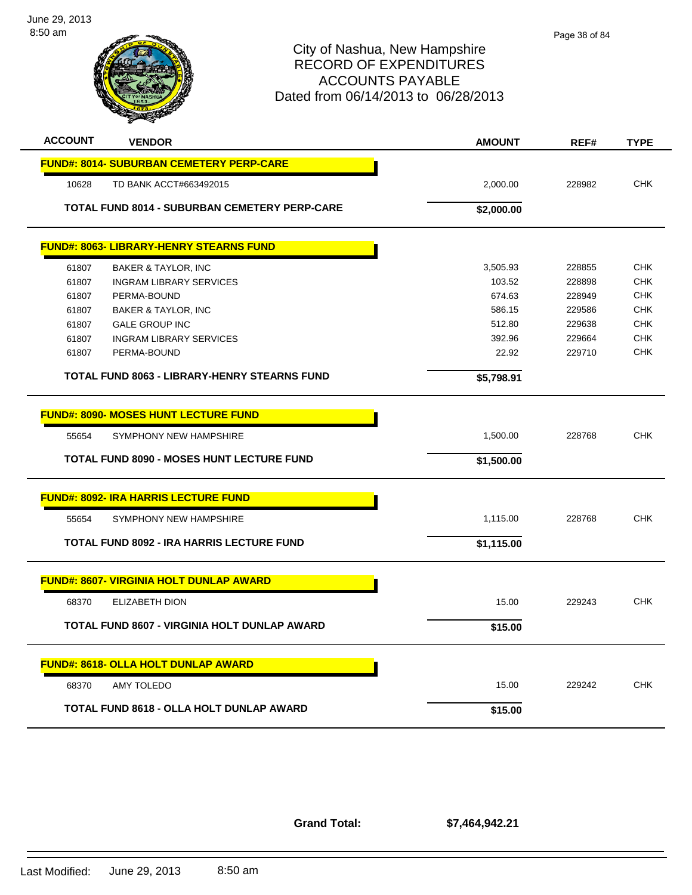# City of Nashua, New Hampshire
## RECORD OF EXPENDITURES
## ACCOUNTS PAYABLE
## Dated from 06/14/2013 to 06/28/2013

| ACCOUNT | VENDOR | AMOUNT | REF# | TYPE |
|---|---|---|---|---|
| **FUND#: 8014- SUBURBAN CEMETERY PERP-CARE** | | | | |
| 10628 | TD BANK ACCT#663492015 | 2,000.00 | 228982 | CHK |
| | **TOTAL FUND 8014 - SUBURBAN CEMETERY PERP-CARE** | **$2,000.00** | | |
| **FUND#: 8063- LIBRARY-HENRY STEARNS FUND** | | | | |
| 61807 | BAKER & TAYLOR, INC | 3,505.93 | 228855 | CHK |
| 61807 | INGRAM LIBRARY SERVICES | 103.52 | 228898 | CHK |
| 61807 | PERMA-BOUND | 674.63 | 228949 | CHK |
| 61807 | BAKER & TAYLOR, INC | 586.15 | 229586 | CHK |
| 61807 | GALE GROUP INC | 512.80 | 229638 | CHK |
| 61807 | INGRAM LIBRARY SERVICES | 392.96 | 229664 | CHK |
| 61807 | PERMA-BOUND | 22.92 | 229710 | CHK |
| | **TOTAL FUND 8063 - LIBRARY-HENRY STEARNS FUND** | **$5,798.91** | | |
| **FUND#: 8090- MOSES HUNT LECTURE FUND** | | | | |
| 55654 | SYMPHONY NEW HAMPSHIRE | 1,500.00 | 228768 | CHK |
| | **TOTAL FUND 8090 - MOSES HUNT LECTURE FUND** | **$1,500.00** | | |
| **FUND#: 8092- IRA HARRIS LECTURE FUND** | | | | |
| 55654 | SYMPHONY NEW HAMPSHIRE | 1,115.00 | 228768 | CHK |
| | **TOTAL FUND 8092 - IRA HARRIS LECTURE FUND** | **$1,115.00** | | |
| **FUND#: 8607- VIRGINIA HOLT DUNLAP AWARD** | | | | |
| 68370 | ELIZABETH DION | 15.00 | 229243 | CHK |
| | **TOTAL FUND 8607 - VIRGINIA HOLT DUNLAP AWARD** | **$15.00** | | |
| **FUND#: 8618- OLLA HOLT DUNLAP AWARD** | | | | |
| 68370 | AMY TOLEDO | 15.00 | 229242 | CHK |
| | **TOTAL FUND 8618 - OLLA HOLT DUNLAP AWARD** | **$15.00** | | |

**Grand Total:** **$7,464,942.21**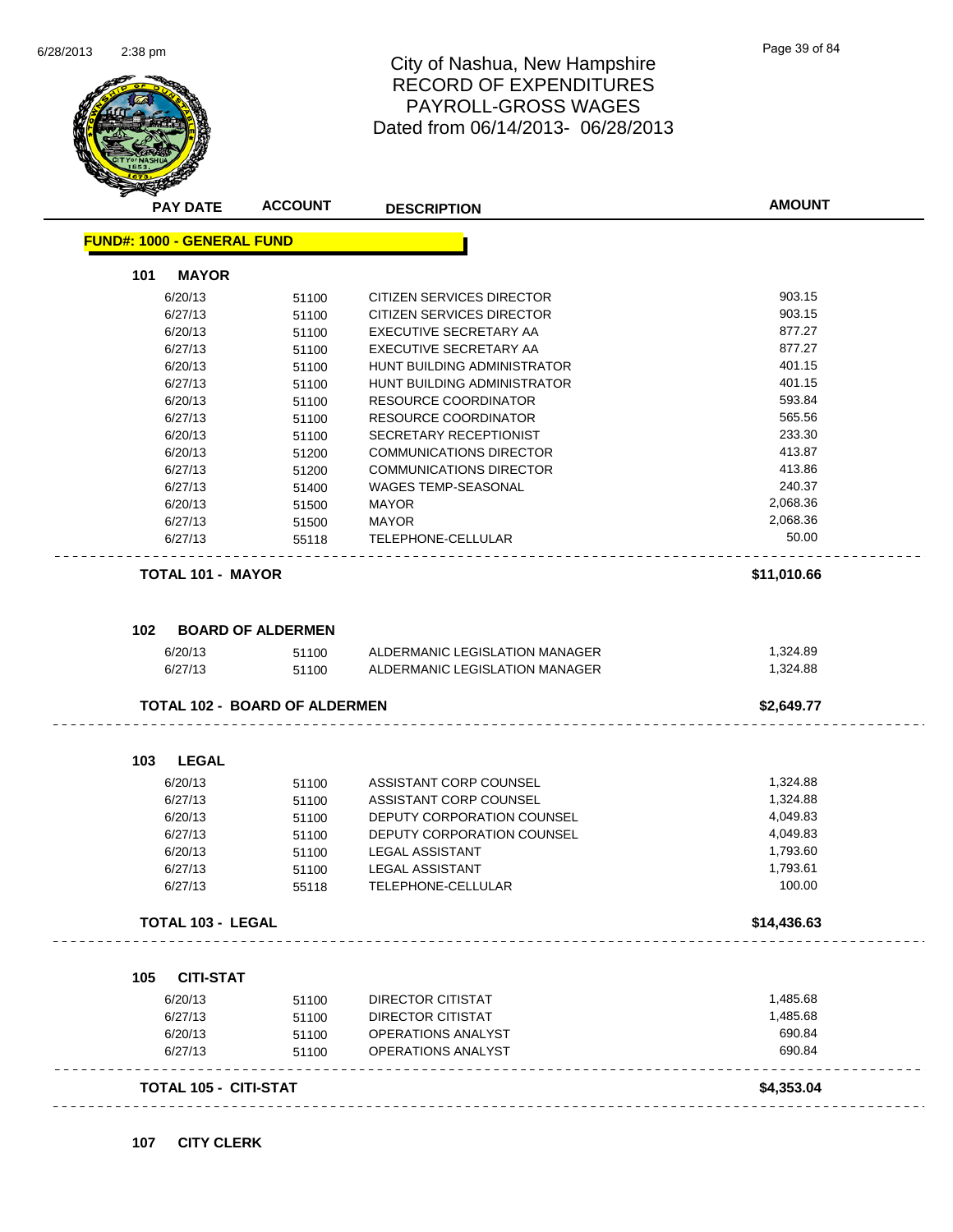# City of Nashua, New Hampshire
## RECORD OF EXPENDITURES
## PAYROLL-GROSS WAGES
## Dated from 06/14/2013- 06/28/2013

**FUND#: 1000 - GENERAL FUND**

### 101 MAYOR

| PAY DATE | ACCOUNT | DESCRIPTION | AMOUNT |
|---|---|---|---|
| 6/20/13 | 51100 | CITIZEN SERVICES DIRECTOR | 903.15 |
| 6/27/13 | 51100 | CITIZEN SERVICES DIRECTOR | 903.15 |
| 6/20/13 | 51100 | EXECUTIVE SECRETARY AA | 877.27 |
| 6/27/13 | 51100 | EXECUTIVE SECRETARY AA | 877.27 |
| 6/20/13 | 51100 | HUNT BUILDING ADMINISTRATOR | 401.15 |
| 6/27/13 | 51100 | HUNT BUILDING ADMINISTRATOR | 401.15 |
| 6/20/13 | 51100 | RESOURCE COORDINATOR | 593.84 |
| 6/27/13 | 51100 | RESOURCE COORDINATOR | 565.56 |
| 6/20/13 | 51100 | SECRETARY RECEPTIONIST | 233.30 |
| 6/20/13 | 51200 | COMMUNICATIONS DIRECTOR | 413.87 |
| 6/27/13 | 51200 | COMMUNICATIONS DIRECTOR | 413.86 |
| 6/27/13 | 51400 | WAGES TEMP-SEASONAL | 240.37 |
| 6/20/13 | 51500 | MAYOR | 2,068.36 |
| 6/27/13 | 51500 | MAYOR | 2,068.36 |
| 6/27/13 | 55118 | TELEPHONE-CELLULAR | 50.00 |
| **TOTAL 101 - MAYOR** | | | **$11,010.66** |

### 102 BOARD OF ALDERMEN

| PAY DATE | ACCOUNT | DESCRIPTION | AMOUNT |
|---|---|---|---|
| 6/20/13 | 51100 | ALDERMANIC LEGISLATION MANAGER | 1,324.89 |
| 6/27/13 | 51100 | ALDERMANIC LEGISLATION MANAGER | 1,324.88 |
| **TOTAL 102 - BOARD OF ALDERMEN** | | | **$2,649.77** |

### 103 LEGAL

| PAY DATE | ACCOUNT | DESCRIPTION | AMOUNT |
|---|---|---|---|
| 6/20/13 | 51100 | ASSISTANT CORP COUNSEL | 1,324.88 |
| 6/27/13 | 51100 | ASSISTANT CORP COUNSEL | 1,324.88 |
| 6/20/13 | 51100 | DEPUTY CORPORATION COUNSEL | 4,049.83 |
| 6/27/13 | 51100 | DEPUTY CORPORATION COUNSEL | 4,049.83 |
| 6/20/13 | 51100 | LEGAL ASSISTANT | 1,793.60 |
| 6/27/13 | 51100 | LEGAL ASSISTANT | 1,793.61 |
| 6/27/13 | 55118 | TELEPHONE-CELLULAR | 100.00 |
| **TOTAL 103 - LEGAL** | | | **$14,436.63** |

### 105 CITI-STAT

| PAY DATE | ACCOUNT | DESCRIPTION | AMOUNT |
|---|---|---|---|
| 6/20/13 | 51100 | DIRECTOR CITISTAT | 1,485.68 |
| 6/27/13 | 51100 | DIRECTOR CITISTAT | 1,485.68 |
| 6/20/13 | 51100 | OPERATIONS ANALYST | 690.84 |
| 6/27/13 | 51100 | OPERATIONS ANALYST | 690.84 |
| **TOTAL 105 - CITI-STAT** | | | **$4,353.04** |

### 107 CITY CLERK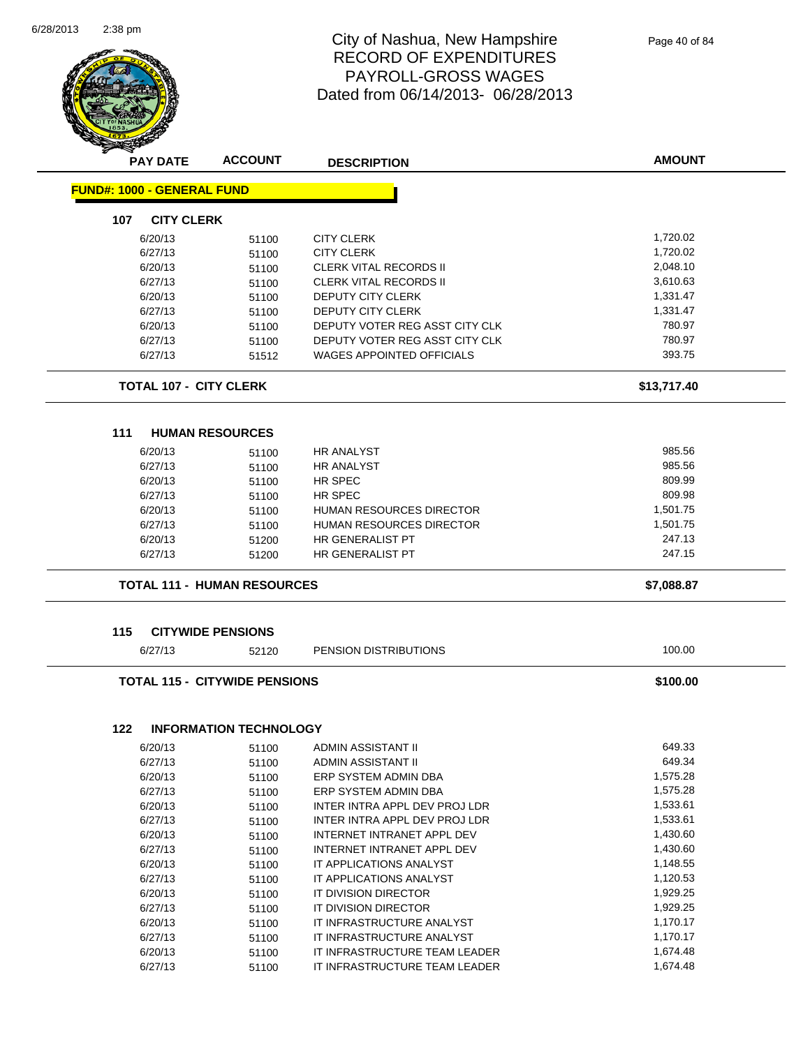# City of Nashua, New Hampshire
## RECORD OF EXPENDITURES
## PAYROLL-GROSS WAGES
## Dated from 06/14/2013- 06/28/2013

| PAY DATE | ACCOUNT | DESCRIPTION | AMOUNT |
|---|---|---|---|
| **FUND#: 1000 - GENERAL FUND** | | | |
| **107 CITY CLERK** | | | |
| 6/20/13 | 51100 | CITY CLERK | 1,720.02 |
| 6/27/13 | 51100 | CITY CLERK | 1,720.02 |
| 6/20/13 | 51100 | CLERK VITAL RECORDS II | 2,048.10 |
| 6/27/13 | 51100 | CLERK VITAL RECORDS II | 3,610.63 |
| 6/20/13 | 51100 | DEPUTY CITY CLERK | 1,331.47 |
| 6/27/13 | 51100 | DEPUTY CITY CLERK | 1,331.47 |
| 6/20/13 | 51100 | DEPUTY VOTER REG ASST CITY CLK | 780.97 |
| 6/27/13 | 51100 | DEPUTY VOTER REG ASST CITY CLK | 780.97 |
| 6/27/13 | 51512 | WAGES APPOINTED OFFICIALS | 393.75 |
| **TOTAL 107 - CITY CLERK** | | | **$13,717.40** |
| **111 HUMAN RESOURCES** | | | |
| 6/20/13 | 51100 | HR ANALYST | 985.56 |
| 6/27/13 | 51100 | HR ANALYST | 985.56 |
| 6/20/13 | 51100 | HR SPEC | 809.99 |
| 6/27/13 | 51100 | HR SPEC | 809.98 |
| 6/20/13 | 51100 | HUMAN RESOURCES DIRECTOR | 1,501.75 |
| 6/27/13 | 51100 | HUMAN RESOURCES DIRECTOR | 1,501.75 |
| 6/20/13 | 51200 | HR GENERALIST PT | 247.13 |
| 6/27/13 | 51200 | HR GENERALIST PT | 247.15 |
| **TOTAL 111 - HUMAN RESOURCES** | | | **$7,088.87** |
| **115 CITYWIDE PENSIONS** | | | |
| 6/27/13 | 52120 | PENSION DISTRIBUTIONS | 100.00 |
| **TOTAL 115 - CITYWIDE PENSIONS** | | | **$100.00** |
| **122 INFORMATION TECHNOLOGY** | | | |
| 6/20/13 | 51100 | ADMIN ASSISTANT II | 649.33 |
| 6/27/13 | 51100 | ADMIN ASSISTANT II | 649.34 |
| 6/20/13 | 51100 | ERP SYSTEM ADMIN DBA | 1,575.28 |
| 6/27/13 | 51100 | ERP SYSTEM ADMIN DBA | 1,575.28 |
| 6/20/13 | 51100 | INTER INTRA APPL DEV PROJ LDR | 1,533.61 |
| 6/27/13 | 51100 | INTER INTRA APPL DEV PROJ LDR | 1,533.61 |
| 6/20/13 | 51100 | INTERNET INTRANET APPL DEV | 1,430.60 |
| 6/27/13 | 51100 | INTERNET INTRANET APPL DEV | 1,430.60 |
| 6/20/13 | 51100 | IT APPLICATIONS ANALYST | 1,148.55 |
| 6/27/13 | 51100 | IT APPLICATIONS ANALYST | 1,120.53 |
| 6/20/13 | 51100 | IT DIVISION DIRECTOR | 1,929.25 |
| 6/27/13 | 51100 | IT DIVISION DIRECTOR | 1,929.25 |
| 6/20/13 | 51100 | IT INFRASTRUCTURE ANALYST | 1,170.17 |
| 6/27/13 | 51100 | IT INFRASTRUCTURE ANALYST | 1,170.17 |
| 6/20/13 | 51100 | IT INFRASTRUCTURE TEAM LEADER | 1,674.48 |
| 6/27/13 | 51100 | IT INFRASTRUCTURE TEAM LEADER | 1,674.48 |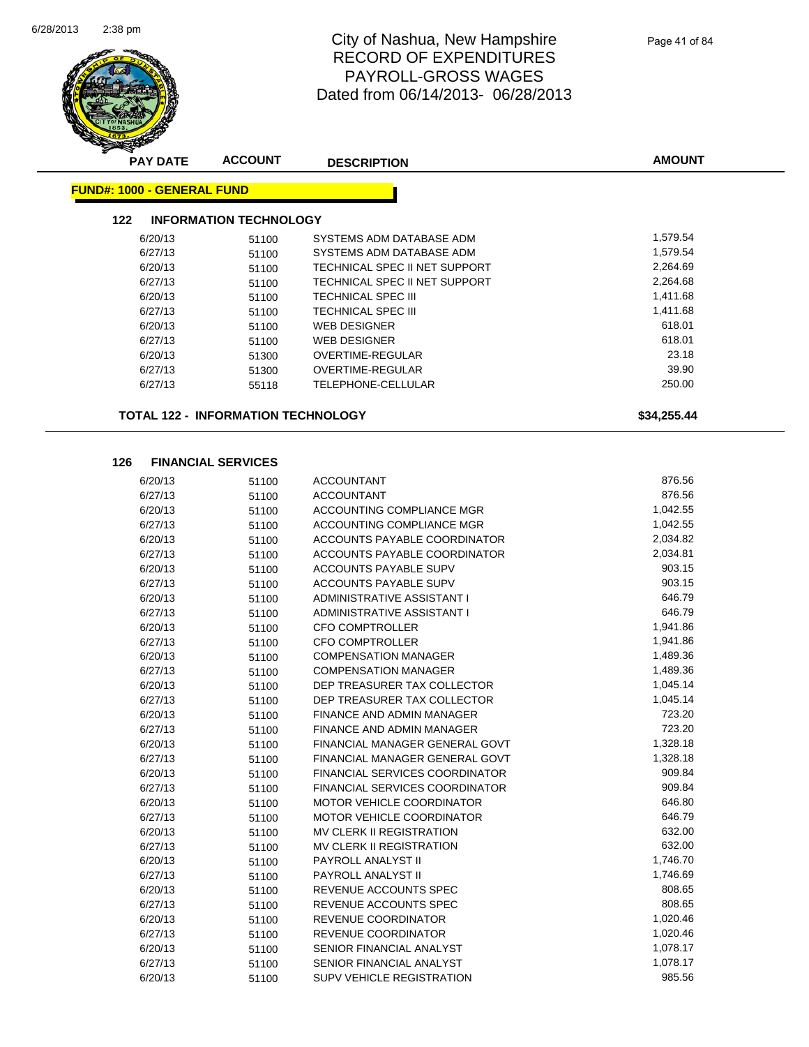# City of Nashua, New Hampshire
# RECORD OF EXPENDITURES
# PAYROLL-GROSS WAGES
# Dated from 06/14/2013- 06/28/2013

| PAY DATE | ACCOUNT | DESCRIPTION | AMOUNT |
|---|---|---|---|

**FUND#: 1000 - GENERAL FUND**

### 122 INFORMATION TECHNOLOGY

| PAY DATE | ACCOUNT | DESCRIPTION | AMOUNT |
|---|---|---|---|
| 6/20/13 | 51100 | SYSTEMS ADM DATABASE ADM | 1,579.54 |
| 6/27/13 | 51100 | SYSTEMS ADM DATABASE ADM | 1,579.54 |
| 6/20/13 | 51100 | TECHNICAL SPEC II NET SUPPORT | 2,264.69 |
| 6/27/13 | 51100 | TECHNICAL SPEC II NET SUPPORT | 2,264.68 |
| 6/20/13 | 51100 | TECHNICAL SPEC III | 1,411.68 |
| 6/27/13 | 51100 | TECHNICAL SPEC III | 1,411.68 |
| 6/20/13 | 51100 | WEB DESIGNER | 618.01 |
| 6/27/13 | 51100 | WEB DESIGNER | 618.01 |
| 6/20/13 | 51300 | OVERTIME-REGULAR | 23.18 |
| 6/27/13 | 51300 | OVERTIME-REGULAR | 39.90 |
| 6/27/13 | 55118 | TELEPHONE-CELLULAR | 250.00 |

**TOTAL 122 - INFORMATION TECHNOLOGY** **$34,255.44**

### 126 FINANCIAL SERVICES

| PAY DATE | ACCOUNT | DESCRIPTION | AMOUNT |
|---|---|---|---|
| 6/20/13 | 51100 | ACCOUNTANT | 876.56 |
| 6/27/13 | 51100 | ACCOUNTANT | 876.56 |
| 6/20/13 | 51100 | ACCOUNTING COMPLIANCE MGR | 1,042.55 |
| 6/27/13 | 51100 | ACCOUNTING COMPLIANCE MGR | 1,042.55 |
| 6/20/13 | 51100 | ACCOUNTS PAYABLE COORDINATOR | 2,034.82 |
| 6/27/13 | 51100 | ACCOUNTS PAYABLE COORDINATOR | 2,034.81 |
| 6/20/13 | 51100 | ACCOUNTS PAYABLE SUPV | 903.15 |
| 6/27/13 | 51100 | ACCOUNTS PAYABLE SUPV | 903.15 |
| 6/20/13 | 51100 | ADMINISTRATIVE ASSISTANT I | 646.79 |
| 6/27/13 | 51100 | ADMINISTRATIVE ASSISTANT I | 646.79 |
| 6/20/13 | 51100 | CFO COMPTROLLER | 1,941.86 |
| 6/27/13 | 51100 | CFO COMPTROLLER | 1,941.86 |
| 6/20/13 | 51100 | COMPENSATION MANAGER | 1,489.36 |
| 6/27/13 | 51100 | COMPENSATION MANAGER | 1,489.36 |
| 6/20/13 | 51100 | DEP TREASURER TAX COLLECTOR | 1,045.14 |
| 6/27/13 | 51100 | DEP TREASURER TAX COLLECTOR | 1,045.14 |
| 6/20/13 | 51100 | FINANCE AND ADMIN MANAGER | 723.20 |
| 6/27/13 | 51100 | FINANCE AND ADMIN MANAGER | 723.20 |
| 6/20/13 | 51100 | FINANCIAL MANAGER GENERAL GOVT | 1,328.18 |
| 6/27/13 | 51100 | FINANCIAL MANAGER GENERAL GOVT | 1,328.18 |
| 6/20/13 | 51100 | FINANCIAL SERVICES COORDINATOR | 909.84 |
| 6/27/13 | 51100 | FINANCIAL SERVICES COORDINATOR | 909.84 |
| 6/20/13 | 51100 | MOTOR VEHICLE COORDINATOR | 646.80 |
| 6/27/13 | 51100 | MOTOR VEHICLE COORDINATOR | 646.79 |
| 6/20/13 | 51100 | MV CLERK II REGISTRATION | 632.00 |
| 6/27/13 | 51100 | MV CLERK II REGISTRATION | 632.00 |
| 6/20/13 | 51100 | PAYROLL ANALYST II | 1,746.70 |
| 6/27/13 | 51100 | PAYROLL ANALYST II | 1,746.69 |
| 6/20/13 | 51100 | REVENUE ACCOUNTS SPEC | 808.65 |
| 6/27/13 | 51100 | REVENUE ACCOUNTS SPEC | 808.65 |
| 6/20/13 | 51100 | REVENUE COORDINATOR | 1,020.46 |
| 6/27/13 | 51100 | REVENUE COORDINATOR | 1,020.46 |
| 6/20/13 | 51100 | SENIOR FINANCIAL ANALYST | 1,078.17 |
| 6/27/13 | 51100 | SENIOR FINANCIAL ANALYST | 1,078.17 |
| 6/20/13 | 51100 | SUPV VEHICLE REGISTRATION | 985.56 |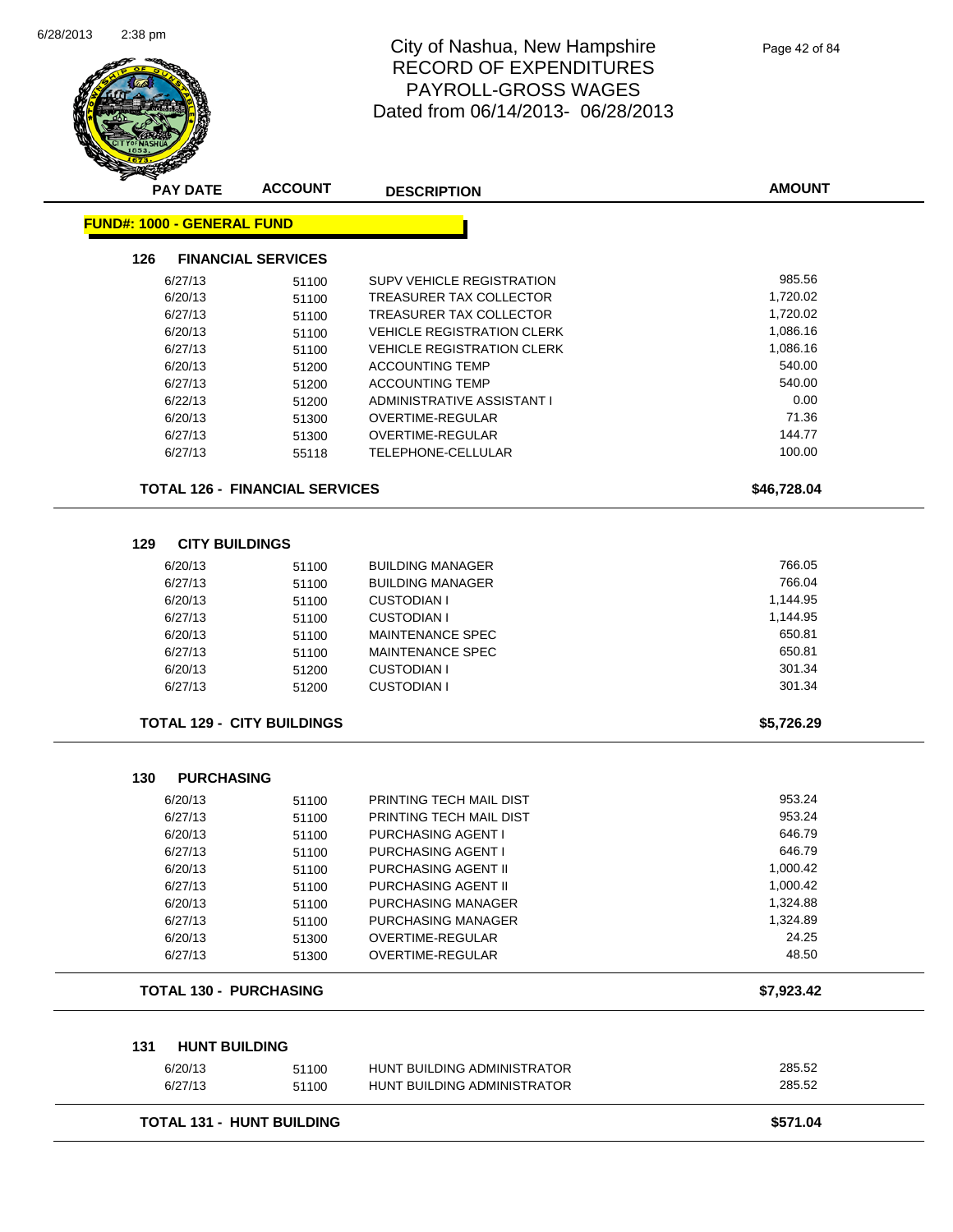# City of Nashua, New Hampshire
# RECORD OF EXPENDITURES
# PAYROLL-GROSS WAGES
# Dated from 06/14/2013- 06/28/2013

**FUND#: 1000 - GENERAL FUND**

### 126 FINANCIAL SERVICES

| PAY DATE | ACCOUNT | DESCRIPTION | AMOUNT |
|---|---|---|---|
| 6/27/13 | 51100 | SUPV VEHICLE REGISTRATION | 985.56 |
| 6/20/13 | 51100 | TREASURER TAX COLLECTOR | 1,720.02 |
| 6/27/13 | 51100 | TREASURER TAX COLLECTOR | 1,720.02 |
| 6/20/13 | 51100 | VEHICLE REGISTRATION CLERK | 1,086.16 |
| 6/27/13 | 51100 | VEHICLE REGISTRATION CLERK | 1,086.16 |
| 6/20/13 | 51200 | ACCOUNTING TEMP | 540.00 |
| 6/27/13 | 51200 | ACCOUNTING TEMP | 540.00 |
| 6/22/13 | 51200 | ADMINISTRATIVE ASSISTANT I | 0.00 |
| 6/20/13 | 51300 | OVERTIME-REGULAR | 71.36 |
| 6/27/13 | 51300 | OVERTIME-REGULAR | 144.77 |
| 6/27/13 | 55118 | TELEPHONE-CELLULAR | 100.00 |

**TOTAL 126 - FINANCIAL SERVICES** **$46,728.04**

### 129 CITY BUILDINGS

| PAY DATE | ACCOUNT | DESCRIPTION | AMOUNT |
|---|---|---|---|
| 6/20/13 | 51100 | BUILDING MANAGER | 766.05 |
| 6/27/13 | 51100 | BUILDING MANAGER | 766.04 |
| 6/20/13 | 51100 | CUSTODIAN I | 1,144.95 |
| 6/27/13 | 51100 | CUSTODIAN I | 1,144.95 |
| 6/20/13 | 51100 | MAINTENANCE SPEC | 650.81 |
| 6/27/13 | 51100 | MAINTENANCE SPEC | 650.81 |
| 6/20/13 | 51200 | CUSTODIAN I | 301.34 |
| 6/27/13 | 51200 | CUSTODIAN I | 301.34 |

**TOTAL 129 - CITY BUILDINGS** **$5,726.29**

### 130 PURCHASING

| PAY DATE | ACCOUNT | DESCRIPTION | AMOUNT |
|---|---|---|---|
| 6/20/13 | 51100 | PRINTING TECH MAIL DIST | 953.24 |
| 6/27/13 | 51100 | PRINTING TECH MAIL DIST | 953.24 |
| 6/20/13 | 51100 | PURCHASING AGENT I | 646.79 |
| 6/27/13 | 51100 | PURCHASING AGENT I | 646.79 |
| 6/20/13 | 51100 | PURCHASING AGENT II | 1,000.42 |
| 6/27/13 | 51100 | PURCHASING AGENT II | 1,000.42 |
| 6/20/13 | 51100 | PURCHASING MANAGER | 1,324.88 |
| 6/27/13 | 51100 | PURCHASING MANAGER | 1,324.89 |
| 6/20/13 | 51300 | OVERTIME-REGULAR | 24.25 |
| 6/27/13 | 51300 | OVERTIME-REGULAR | 48.50 |

**TOTAL 130 - PURCHASING** **$7,923.42**

### 131 HUNT BUILDING

| PAY DATE | ACCOUNT | DESCRIPTION | AMOUNT |
|---|---|---|---|
| 6/20/13 | 51100 | HUNT BUILDING ADMINISTRATOR | 285.52 |
| 6/27/13 | 51100 | HUNT BUILDING ADMINISTRATOR | 285.52 |

**TOTAL 131 - HUNT BUILDING** **$571.04**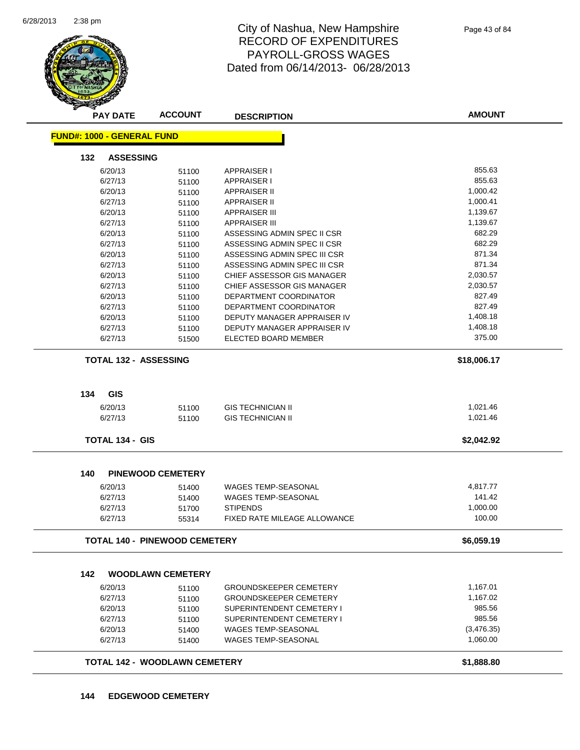# City of Nashua, New Hampshire
# RECORD OF EXPENDITURES
# PAYROLL-GROSS WAGES
# Dated from 06/14/2013- 06/28/2013

| PAY DATE | ACCOUNT | DESCRIPTION | AMOUNT |
|---|---|---|---|

**FUND#: 1000 - GENERAL FUND**

## 132 ASSESSING

| PAY DATE | ACCOUNT | DESCRIPTION | AMOUNT |
|---|---|---|---|
| 6/20/13 | 51100 | APPRAISER I | 855.63 |
| 6/27/13 | 51100 | APPRAISER I | 855.63 |
| 6/20/13 | 51100 | APPRAISER II | 1,000.42 |
| 6/27/13 | 51100 | APPRAISER II | 1,000.41 |
| 6/20/13 | 51100 | APPRAISER III | 1,139.67 |
| 6/27/13 | 51100 | APPRAISER III | 1,139.67 |
| 6/20/13 | 51100 | ASSESSING ADMIN SPEC II CSR | 682.29 |
| 6/27/13 | 51100 | ASSESSING ADMIN SPEC II CSR | 682.29 |
| 6/20/13 | 51100 | ASSESSING ADMIN SPEC III CSR | 871.34 |
| 6/27/13 | 51100 | ASSESSING ADMIN SPEC III CSR | 871.34 |
| 6/20/13 | 51100 | CHIEF ASSESSOR GIS MANAGER | 2,030.57 |
| 6/27/13 | 51100 | CHIEF ASSESSOR GIS MANAGER | 2,030.57 |
| 6/20/13 | 51100 | DEPARTMENT COORDINATOR | 827.49 |
| 6/27/13 | 51100 | DEPARTMENT COORDINATOR | 827.49 |
| 6/20/13 | 51100 | DEPUTY MANAGER APPRAISER IV | 1,408.18 |
| 6/27/13 | 51100 | DEPUTY MANAGER APPRAISER IV | 1,408.18 |
| 6/27/13 | 51500 | ELECTED BOARD MEMBER | 375.00 |

**TOTAL 132 - ASSESSING** **$18,006.17**

## 134 GIS

| PAY DATE | ACCOUNT | DESCRIPTION | AMOUNT |
|---|---|---|---|
| 6/20/13 | 51100 | GIS TECHNICIAN II | 1,021.46 |
| 6/27/13 | 51100 | GIS TECHNICIAN II | 1,021.46 |

**TOTAL 134 - GIS** **$2,042.92**

## 140 PINEWOOD CEMETERY

| PAY DATE | ACCOUNT | DESCRIPTION | AMOUNT |
|---|---|---|---|
| 6/20/13 | 51400 | WAGES TEMP-SEASONAL | 4,817.77 |
| 6/27/13 | 51400 | WAGES TEMP-SEASONAL | 141.42 |
| 6/27/13 | 51700 | STIPENDS | 1,000.00 |
| 6/27/13 | 55314 | FIXED RATE MILEAGE ALLOWANCE | 100.00 |

**TOTAL 140 - PINEWOOD CEMETERY** **$6,059.19**

## 142 WOODLAWN CEMETERY

| PAY DATE | ACCOUNT | DESCRIPTION | AMOUNT |
|---|---|---|---|
| 6/20/13 | 51100 | GROUNDSKEEPER CEMETERY | 1,167.01 |
| 6/27/13 | 51100 | GROUNDSKEEPER CEMETERY | 1,167.02 |
| 6/20/13 | 51100 | SUPERINTENDENT CEMETERY I | 985.56 |
| 6/27/13 | 51100 | SUPERINTENDENT CEMETERY I | 985.56 |
| 6/20/13 | 51400 | WAGES TEMP-SEASONAL | (3,476.35) |
| 6/27/13 | 51400 | WAGES TEMP-SEASONAL | 1,060.00 |

**TOTAL 142 - WOODLAWN CEMETERY** **$1,888.80**

## 144 EDGEWOOD CEMETERY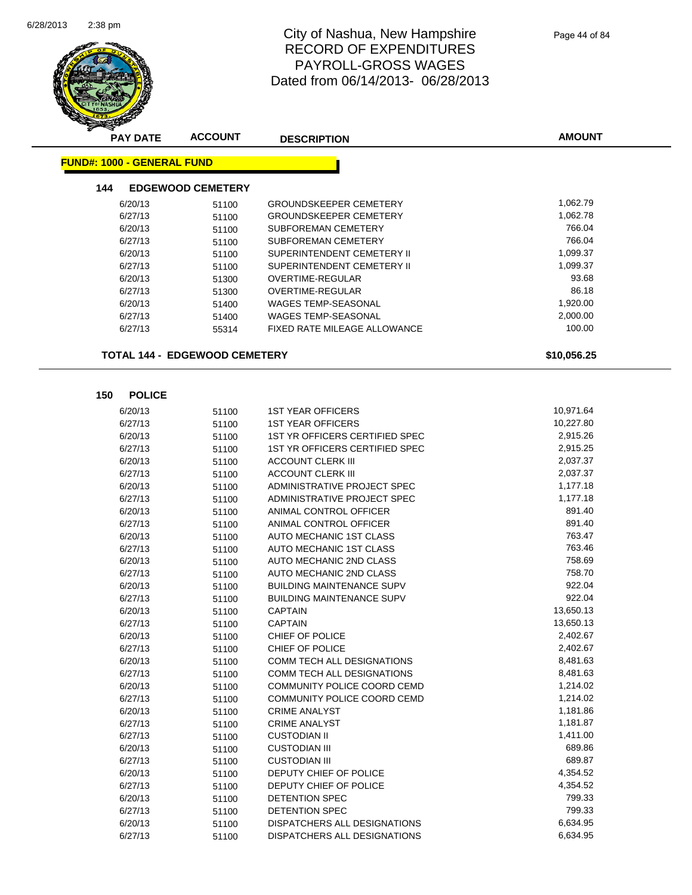# City of Nashua, New Hampshire
## RECORD OF EXPENDITURES
## PAYROLL-GROSS WAGES
## Dated from 06/14/2013- 06/28/2013

**FUND#: 1000 - GENERAL FUND**

### 144 EDGEWOOD CEMETERY

| PAY DATE | ACCOUNT | DESCRIPTION | AMOUNT |
|---|---|---|---|
| 6/20/13 | 51100 | GROUNDSKEEPER CEMETERY | 1,062.79 |
| 6/27/13 | 51100 | GROUNDSKEEPER CEMETERY | 1,062.78 |
| 6/20/13 | 51100 | SUBFOREMAN CEMETERY | 766.04 |
| 6/27/13 | 51100 | SUBFOREMAN CEMETERY | 766.04 |
| 6/20/13 | 51100 | SUPERINTENDENT CEMETERY II | 1,099.37 |
| 6/27/13 | 51100 | SUPERINTENDENT CEMETERY II | 1,099.37 |
| 6/20/13 | 51300 | OVERTIME-REGULAR | 93.68 |
| 6/27/13 | 51300 | OVERTIME-REGULAR | 86.18 |
| 6/20/13 | 51400 | WAGES TEMP-SEASONAL | 1,920.00 |
| 6/27/13 | 51400 | WAGES TEMP-SEASONAL | 2,000.00 |
| 6/27/13 | 55314 | FIXED RATE MILEAGE ALLOWANCE | 100.00 |

**TOTAL 144 - EDGEWOOD CEMETERY** **$10,056.25**

### 150 POLICE

| PAY DATE | ACCOUNT | DESCRIPTION | AMOUNT |
|---|---|---|---|
| 6/20/13 | 51100 | 1ST YEAR OFFICERS | 10,971.64 |
| 6/27/13 | 51100 | 1ST YEAR OFFICERS | 10,227.80 |
| 6/20/13 | 51100 | 1ST YR OFFICERS CERTIFIED SPEC | 2,915.26 |
| 6/27/13 | 51100 | 1ST YR OFFICERS CERTIFIED SPEC | 2,915.25 |
| 6/20/13 | 51100 | ACCOUNT CLERK III | 2,037.37 |
| 6/27/13 | 51100 | ACCOUNT CLERK III | 2,037.37 |
| 6/20/13 | 51100 | ADMINISTRATIVE PROJECT SPEC | 1,177.18 |
| 6/27/13 | 51100 | ADMINISTRATIVE PROJECT SPEC | 1,177.18 |
| 6/20/13 | 51100 | ANIMAL CONTROL OFFICER | 891.40 |
| 6/27/13 | 51100 | ANIMAL CONTROL OFFICER | 891.40 |
| 6/20/13 | 51100 | AUTO MECHANIC 1ST CLASS | 763.47 |
| 6/27/13 | 51100 | AUTO MECHANIC 1ST CLASS | 763.46 |
| 6/20/13 | 51100 | AUTO MECHANIC 2ND CLASS | 758.69 |
| 6/27/13 | 51100 | AUTO MECHANIC 2ND CLASS | 758.70 |
| 6/20/13 | 51100 | BUILDING MAINTENANCE SUPV | 922.04 |
| 6/27/13 | 51100 | BUILDING MAINTENANCE SUPV | 922.04 |
| 6/20/13 | 51100 | CAPTAIN | 13,650.13 |
| 6/27/13 | 51100 | CAPTAIN | 13,650.13 |
| 6/20/13 | 51100 | CHIEF OF POLICE | 2,402.67 |
| 6/27/13 | 51100 | CHIEF OF POLICE | 2,402.67 |
| 6/20/13 | 51100 | COMM TECH ALL DESIGNATIONS | 8,481.63 |
| 6/27/13 | 51100 | COMM TECH ALL DESIGNATIONS | 8,481.63 |
| 6/20/13 | 51100 | COMMUNITY POLICE COORD CEMD | 1,214.02 |
| 6/27/13 | 51100 | COMMUNITY POLICE COORD CEMD | 1,214.02 |
| 6/20/13 | 51100 | CRIME ANALYST | 1,181.86 |
| 6/27/13 | 51100 | CRIME ANALYST | 1,181.87 |
| 6/27/13 | 51100 | CUSTODIAN II | 1,411.00 |
| 6/20/13 | 51100 | CUSTODIAN III | 689.86 |
| 6/27/13 | 51100 | CUSTODIAN III | 689.87 |
| 6/20/13 | 51100 | DEPUTY CHIEF OF POLICE | 4,354.52 |
| 6/27/13 | 51100 | DEPUTY CHIEF OF POLICE | 4,354.52 |
| 6/20/13 | 51100 | DETENTION SPEC | 799.33 |
| 6/27/13 | 51100 | DETENTION SPEC | 799.33 |
| 6/20/13 | 51100 | DISPATCHERS ALL DESIGNATIONS | 6,634.95 |
| 6/27/13 | 51100 | DISPATCHERS ALL DESIGNATIONS | 6,634.95 |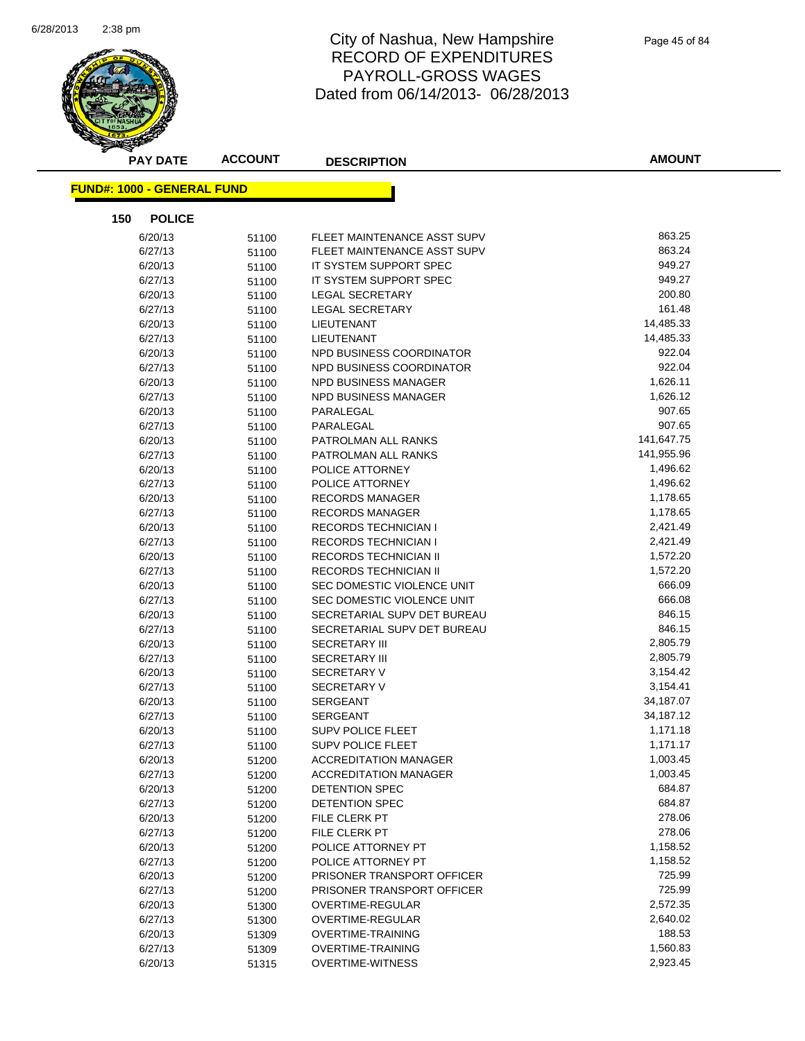# City of Nashua, New Hampshire
## RECORD OF EXPENDITURES
## PAYROLL-GROSS WAGES
### Dated from 06/14/2013- 06/28/2013

**FUND#: 1000 - GENERAL FUND**

**150 POLICE**

| PAY DATE | ACCOUNT | DESCRIPTION | AMOUNT |
|---|---|---|---|
| 6/20/13 | 51100 | FLEET MAINTENANCE ASST SUPV | 863.25 |
| 6/27/13 | 51100 | FLEET MAINTENANCE ASST SUPV | 863.24 |
| 6/20/13 | 51100 | IT SYSTEM SUPPORT SPEC | 949.27 |
| 6/27/13 | 51100 | IT SYSTEM SUPPORT SPEC | 949.27 |
| 6/20/13 | 51100 | LEGAL SECRETARY | 200.80 |
| 6/27/13 | 51100 | LEGAL SECRETARY | 161.48 |
| 6/20/13 | 51100 | LIEUTENANT | 14,485.33 |
| 6/27/13 | 51100 | LIEUTENANT | 14,485.33 |
| 6/20/13 | 51100 | NPD BUSINESS COORDINATOR | 922.04 |
| 6/27/13 | 51100 | NPD BUSINESS COORDINATOR | 922.04 |
| 6/20/13 | 51100 | NPD BUSINESS MANAGER | 1,626.11 |
| 6/27/13 | 51100 | NPD BUSINESS MANAGER | 1,626.12 |
| 6/20/13 | 51100 | PARALEGAL | 907.65 |
| 6/27/13 | 51100 | PARALEGAL | 907.65 |
| 6/20/13 | 51100 | PATROLMAN ALL RANKS | 141,647.75 |
| 6/27/13 | 51100 | PATROLMAN ALL RANKS | 141,955.96 |
| 6/20/13 | 51100 | POLICE ATTORNEY | 1,496.62 |
| 6/27/13 | 51100 | POLICE ATTORNEY | 1,496.62 |
| 6/20/13 | 51100 | RECORDS MANAGER | 1,178.65 |
| 6/27/13 | 51100 | RECORDS MANAGER | 1,178.65 |
| 6/20/13 | 51100 | RECORDS TECHNICIAN I | 2,421.49 |
| 6/27/13 | 51100 | RECORDS TECHNICIAN I | 2,421.49 |
| 6/20/13 | 51100 | RECORDS TECHNICIAN II | 1,572.20 |
| 6/27/13 | 51100 | RECORDS TECHNICIAN II | 1,572.20 |
| 6/20/13 | 51100 | SEC DOMESTIC VIOLENCE UNIT | 666.09 |
| 6/27/13 | 51100 | SEC DOMESTIC VIOLENCE UNIT | 666.08 |
| 6/20/13 | 51100 | SECRETARIAL SUPV DET BUREAU | 846.15 |
| 6/27/13 | 51100 | SECRETARIAL SUPV DET BUREAU | 846.15 |
| 6/20/13 | 51100 | SECRETARY III | 2,805.79 |
| 6/27/13 | 51100 | SECRETARY III | 2,805.79 |
| 6/20/13 | 51100 | SECRETARY V | 3,154.42 |
| 6/27/13 | 51100 | SECRETARY V | 3,154.41 |
| 6/20/13 | 51100 | SERGEANT | 34,187.07 |
| 6/27/13 | 51100 | SERGEANT | 34,187.12 |
| 6/20/13 | 51100 | SUPV POLICE FLEET | 1,171.18 |
| 6/27/13 | 51100 | SUPV POLICE FLEET | 1,171.17 |
| 6/20/13 | 51200 | ACCREDITATION MANAGER | 1,003.45 |
| 6/27/13 | 51200 | ACCREDITATION MANAGER | 1,003.45 |
| 6/20/13 | 51200 | DETENTION SPEC | 684.87 |
| 6/27/13 | 51200 | DETENTION SPEC | 684.87 |
| 6/20/13 | 51200 | FILE CLERK PT | 278.06 |
| 6/27/13 | 51200 | FILE CLERK PT | 278.06 |
| 6/20/13 | 51200 | POLICE ATTORNEY PT | 1,158.52 |
| 6/27/13 | 51200 | POLICE ATTORNEY PT | 1,158.52 |
| 6/20/13 | 51200 | PRISONER TRANSPORT OFFICER | 725.99 |
| 6/27/13 | 51200 | PRISONER TRANSPORT OFFICER | 725.99 |
| 6/20/13 | 51300 | OVERTIME-REGULAR | 2,572.35 |
| 6/27/13 | 51300 | OVERTIME-REGULAR | 2,640.02 |
| 6/20/13 | 51309 | OVERTIME-TRAINING | 188.53 |
| 6/27/13 | 51309 | OVERTIME-TRAINING | 1,560.83 |
| 6/20/13 | 51315 | OVERTIME-WITNESS | 2,923.45 |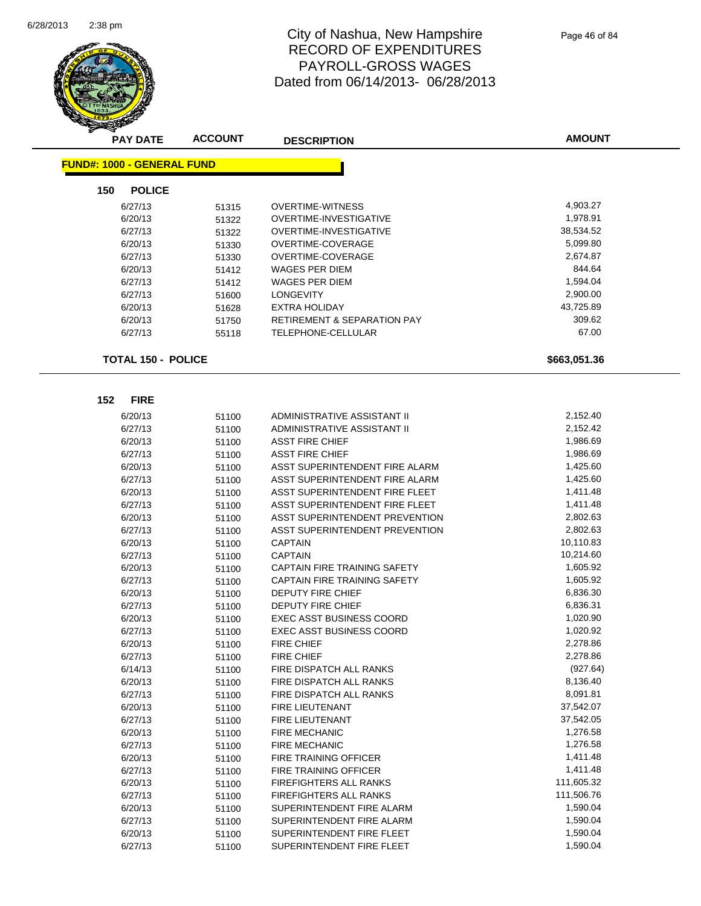# City of Nashua, New Hampshire
# RECORD OF EXPENDITURES
# PAYROLL-GROSS WAGES
# Dated from 06/14/2013- 06/28/2013

**FUND#: 1000 - GENERAL FUND**

### 150 POLICE

| PAY DATE | ACCOUNT | DESCRIPTION | AMOUNT |
|---|---|---|---|
| 6/27/13 | 51315 | OVERTIME-WITNESS | 4,903.27 |
| 6/20/13 | 51322 | OVERTIME-INVESTIGATIVE | 1,978.91 |
| 6/27/13 | 51322 | OVERTIME-INVESTIGATIVE | 38,534.52 |
| 6/20/13 | 51330 | OVERTIME-COVERAGE | 5,099.80 |
| 6/27/13 | 51330 | OVERTIME-COVERAGE | 2,674.87 |
| 6/20/13 | 51412 | WAGES PER DIEM | 844.64 |
| 6/27/13 | 51412 | WAGES PER DIEM | 1,594.04 |
| 6/27/13 | 51600 | LONGEVITY | 2,900.00 |
| 6/20/13 | 51628 | EXTRA HOLIDAY | 43,725.89 |
| 6/20/13 | 51750 | RETIREMENT & SEPARATION PAY | 309.62 |
| 6/27/13 | 55118 | TELEPHONE-CELLULAR | 67.00 |

**TOTAL 150 - POLICE** **$663,051.36**

### 152 FIRE

| PAY DATE | ACCOUNT | DESCRIPTION | AMOUNT |
|---|---|---|---|
| 6/20/13 | 51100 | ADMINISTRATIVE ASSISTANT II | 2,152.40 |
| 6/27/13 | 51100 | ADMINISTRATIVE ASSISTANT II | 2,152.42 |
| 6/20/13 | 51100 | ASST FIRE CHIEF | 1,986.69 |
| 6/27/13 | 51100 | ASST FIRE CHIEF | 1,986.69 |
| 6/20/13 | 51100 | ASST SUPERINTENDENT FIRE ALARM | 1,425.60 |
| 6/27/13 | 51100 | ASST SUPERINTENDENT FIRE ALARM | 1,425.60 |
| 6/20/13 | 51100 | ASST SUPERINTENDENT FIRE FLEET | 1,411.48 |
| 6/27/13 | 51100 | ASST SUPERINTENDENT FIRE FLEET | 1,411.48 |
| 6/20/13 | 51100 | ASST SUPERINTENDENT PREVENTION | 2,802.63 |
| 6/27/13 | 51100 | ASST SUPERINTENDENT PREVENTION | 2,802.63 |
| 6/20/13 | 51100 | CAPTAIN | 10,110.83 |
| 6/27/13 | 51100 | CAPTAIN | 10,214.60 |
| 6/20/13 | 51100 | CAPTAIN FIRE TRAINING SAFETY | 1,605.92 |
| 6/27/13 | 51100 | CAPTAIN FIRE TRAINING SAFETY | 1,605.92 |
| 6/20/13 | 51100 | DEPUTY FIRE CHIEF | 6,836.30 |
| 6/27/13 | 51100 | DEPUTY FIRE CHIEF | 6,836.31 |
| 6/20/13 | 51100 | EXEC ASST BUSINESS COORD | 1,020.90 |
| 6/27/13 | 51100 | EXEC ASST BUSINESS COORD | 1,020.92 |
| 6/20/13 | 51100 | FIRE CHIEF | 2,278.86 |
| 6/27/13 | 51100 | FIRE CHIEF | 2,278.86 |
| 6/14/13 | 51100 | FIRE DISPATCH ALL RANKS | (927.64) |
| 6/20/13 | 51100 | FIRE DISPATCH ALL RANKS | 8,136.40 |
| 6/27/13 | 51100 | FIRE DISPATCH ALL RANKS | 8,091.81 |
| 6/20/13 | 51100 | FIRE LIEUTENANT | 37,542.07 |
| 6/27/13 | 51100 | FIRE LIEUTENANT | 37,542.05 |
| 6/20/13 | 51100 | FIRE MECHANIC | 1,276.58 |
| 6/27/13 | 51100 | FIRE MECHANIC | 1,276.58 |
| 6/20/13 | 51100 | FIRE TRAINING OFFICER | 1,411.48 |
| 6/27/13 | 51100 | FIRE TRAINING OFFICER | 1,411.48 |
| 6/20/13 | 51100 | FIREFIGHTERS ALL RANKS | 111,605.32 |
| 6/27/13 | 51100 | FIREFIGHTERS ALL RANKS | 111,506.76 |
| 6/20/13 | 51100 | SUPERINTENDENT FIRE ALARM | 1,590.04 |
| 6/27/13 | 51100 | SUPERINTENDENT FIRE ALARM | 1,590.04 |
| 6/20/13 | 51100 | SUPERINTENDENT FIRE FLEET | 1,590.04 |
| 6/27/13 | 51100 | SUPERINTENDENT FIRE FLEET | 1,590.04 |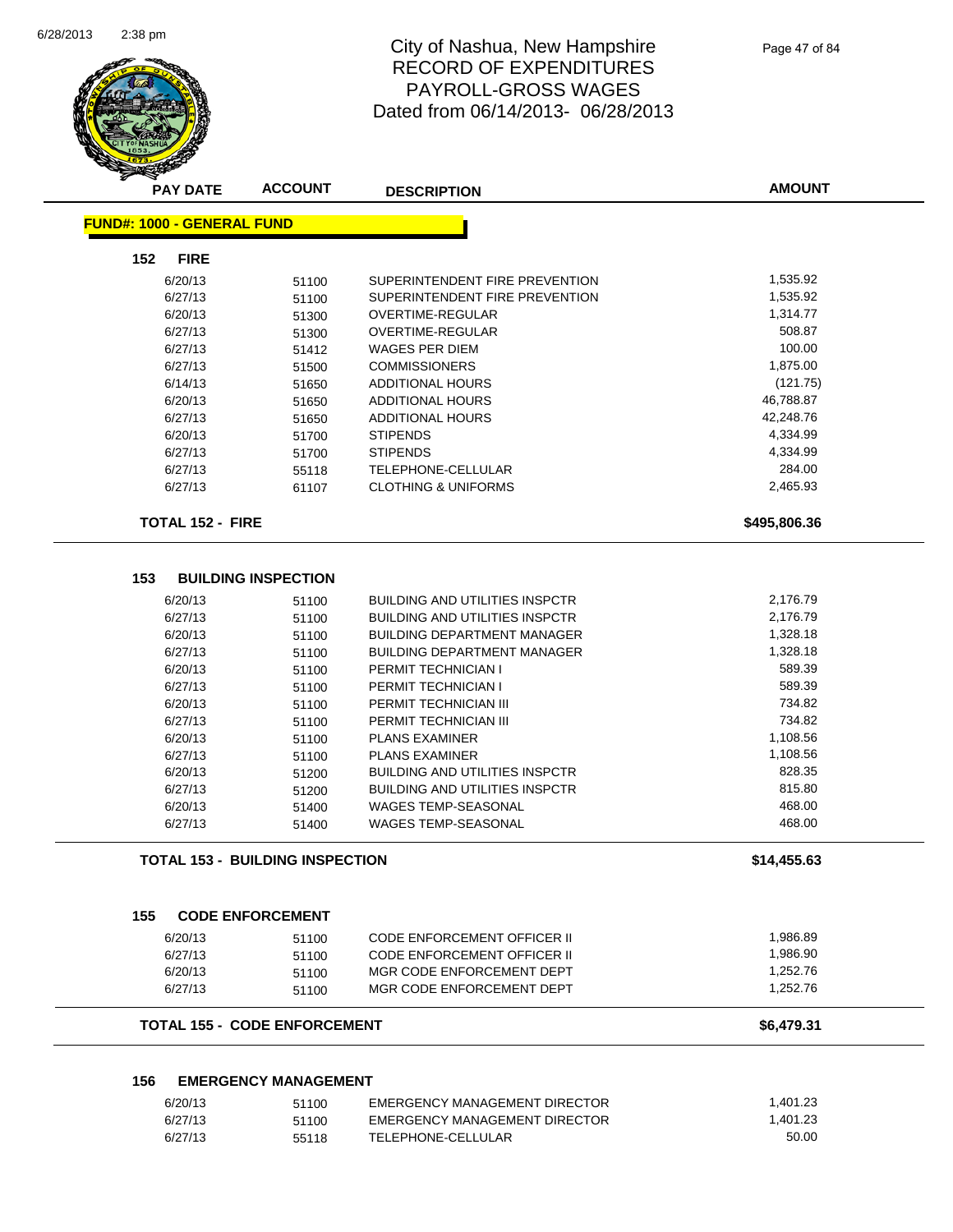# City of Nashua, New Hampshire
## RECORD OF EXPENDITURES
## PAYROLL-GROSS WAGES
## Dated from 06/14/2013- 06/28/2013

| PAY DATE | ACCOUNT | DESCRIPTION | AMOUNT |
|---|---|---|---|
| **FUND#: 1000 - GENERAL FUND** | | | |
| **152 FIRE** | | | |
| 6/20/13 | 51100 | SUPERINTENDENT FIRE PREVENTION | 1,535.92 |
| 6/27/13 | 51100 | SUPERINTENDENT FIRE PREVENTION | 1,535.92 |
| 6/20/13 | 51300 | OVERTIME-REGULAR | 1,314.77 |
| 6/27/13 | 51300 | OVERTIME-REGULAR | 508.87 |
| 6/27/13 | 51412 | WAGES PER DIEM | 100.00 |
| 6/27/13 | 51500 | COMMISSIONERS | 1,875.00 |
| 6/14/13 | 51650 | ADDITIONAL HOURS | (121.75) |
| 6/20/13 | 51650 | ADDITIONAL HOURS | 46,788.87 |
| 6/27/13 | 51650 | ADDITIONAL HOURS | 42,248.76 |
| 6/20/13 | 51700 | STIPENDS | 4,334.99 |
| 6/27/13 | 51700 | STIPENDS | 4,334.99 |
| 6/27/13 | 55118 | TELEPHONE-CELLULAR | 284.00 |
| 6/27/13 | 61107 | CLOTHING & UNIFORMS | 2,465.93 |
| **TOTAL 152 - FIRE** | | | **$495,806.36** |
| **153 BUILDING INSPECTION** | | | |
| 6/20/13 | 51100 | BUILDING AND UTILITIES INSPCTR | 2,176.79 |
| 6/27/13 | 51100 | BUILDING AND UTILITIES INSPCTR | 2,176.79 |
| 6/20/13 | 51100 | BUILDING DEPARTMENT MANAGER | 1,328.18 |
| 6/27/13 | 51100 | BUILDING DEPARTMENT MANAGER | 1,328.18 |
| 6/20/13 | 51100 | PERMIT TECHNICIAN I | 589.39 |
| 6/27/13 | 51100 | PERMIT TECHNICIAN I | 589.39 |
| 6/20/13 | 51100 | PERMIT TECHNICIAN III | 734.82 |
| 6/27/13 | 51100 | PERMIT TECHNICIAN III | 734.82 |
| 6/20/13 | 51100 | PLANS EXAMINER | 1,108.56 |
| 6/27/13 | 51100 | PLANS EXAMINER | 1,108.56 |
| 6/20/13 | 51200 | BUILDING AND UTILITIES INSPCTR | 828.35 |
| 6/27/13 | 51200 | BUILDING AND UTILITIES INSPCTR | 815.80 |
| 6/20/13 | 51400 | WAGES TEMP-SEASONAL | 468.00 |
| 6/27/13 | 51400 | WAGES TEMP-SEASONAL | 468.00 |
| **TOTAL 153 - BUILDING INSPECTION** | | | **$14,455.63** |
| **155 CODE ENFORCEMENT** | | | |
| 6/20/13 | 51100 | CODE ENFORCEMENT OFFICER II | 1,986.89 |
| 6/27/13 | 51100 | CODE ENFORCEMENT OFFICER II | 1,986.90 |
| 6/20/13 | 51100 | MGR CODE ENFORCEMENT DEPT | 1,252.76 |
| 6/27/13 | 51100 | MGR CODE ENFORCEMENT DEPT | 1,252.76 |
| **TOTAL 155 - CODE ENFORCEMENT** | | | **$6,479.31** |
| **156 EMERGENCY MANAGEMENT** | | | |
| 6/20/13 | 51100 | EMERGENCY MANAGEMENT DIRECTOR | 1,401.23 |
| 6/27/13 | 51100 | EMERGENCY MANAGEMENT DIRECTOR | 1,401.23 |
| 6/27/13 | 55118 | TELEPHONE-CELLULAR | 50.00 |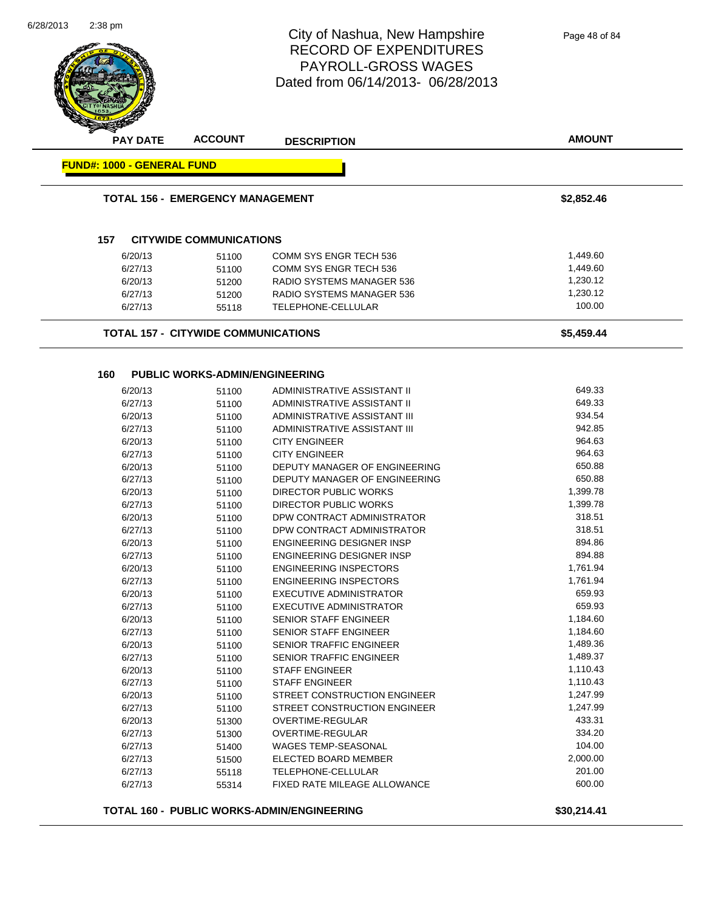# City of Nashua, New Hampshire
## RECORD OF EXPENDITURES
## PAYROLL-GROSS WAGES
### Dated from 06/14/2013- 06/28/2013

| PAY DATE | ACCOUNT | DESCRIPTION | AMOUNT |
|---|---|---|---|

**FUND#: 1000 - GENERAL FUND**

| | | | |
|---|---|---|---|
| **TOTAL 156 - EMERGENCY MANAGEMENT** | | | **$2,852.46** |

**157 CITYWIDE COMMUNICATIONS**

| PAY DATE | ACCOUNT | DESCRIPTION | AMOUNT |
|---|---|---|---|
| 6/20/13 | 51100 | COMM SYS ENGR TECH 536 | 1,449.60 |
| 6/27/13 | 51100 | COMM SYS ENGR TECH 536 | 1,449.60 |
| 6/20/13 | 51200 | RADIO SYSTEMS MANAGER 536 | 1,230.12 |
| 6/27/13 | 51200 | RADIO SYSTEMS MANAGER 536 | 1,230.12 |
| 6/27/13 | 55118 | TELEPHONE-CELLULAR | 100.00 |
| **TOTAL 157 - CITYWIDE COMMUNICATIONS** | | | **$5,459.44** |

**160 PUBLIC WORKS-ADMIN/ENGINEERING**

| PAY DATE | ACCOUNT | DESCRIPTION | AMOUNT |
|---|---|---|---|
| 6/20/13 | 51100 | ADMINISTRATIVE ASSISTANT II | 649.33 |
| 6/27/13 | 51100 | ADMINISTRATIVE ASSISTANT II | 649.33 |
| 6/20/13 | 51100 | ADMINISTRATIVE ASSISTANT III | 934.54 |
| 6/27/13 | 51100 | ADMINISTRATIVE ASSISTANT III | 942.85 |
| 6/20/13 | 51100 | CITY ENGINEER | 964.63 |
| 6/27/13 | 51100 | CITY ENGINEER | 964.63 |
| 6/20/13 | 51100 | DEPUTY MANAGER OF ENGINEERING | 650.88 |
| 6/27/13 | 51100 | DEPUTY MANAGER OF ENGINEERING | 650.88 |
| 6/20/13 | 51100 | DIRECTOR PUBLIC WORKS | 1,399.78 |
| 6/27/13 | 51100 | DIRECTOR PUBLIC WORKS | 1,399.78 |
| 6/20/13 | 51100 | DPW CONTRACT ADMINISTRATOR | 318.51 |
| 6/27/13 | 51100 | DPW CONTRACT ADMINISTRATOR | 318.51 |
| 6/20/13 | 51100 | ENGINEERING DESIGNER INSP | 894.86 |
| 6/27/13 | 51100 | ENGINEERING DESIGNER INSP | 894.88 |
| 6/20/13 | 51100 | ENGINEERING INSPECTORS | 1,761.94 |
| 6/27/13 | 51100 | ENGINEERING INSPECTORS | 1,761.94 |
| 6/20/13 | 51100 | EXECUTIVE ADMINISTRATOR | 659.93 |
| 6/27/13 | 51100 | EXECUTIVE ADMINISTRATOR | 659.93 |
| 6/20/13 | 51100 | SENIOR STAFF ENGINEER | 1,184.60 |
| 6/27/13 | 51100 | SENIOR STAFF ENGINEER | 1,184.60 |
| 6/20/13 | 51100 | SENIOR TRAFFIC ENGINEER | 1,489.36 |
| 6/27/13 | 51100 | SENIOR TRAFFIC ENGINEER | 1,489.37 |
| 6/20/13 | 51100 | STAFF ENGINEER | 1,110.43 |
| 6/27/13 | 51100 | STAFF ENGINEER | 1,110.43 |
| 6/20/13 | 51100 | STREET CONSTRUCTION ENGINEER | 1,247.99 |
| 6/27/13 | 51100 | STREET CONSTRUCTION ENGINEER | 1,247.99 |
| 6/20/13 | 51300 | OVERTIME-REGULAR | 433.31 |
| 6/27/13 | 51300 | OVERTIME-REGULAR | 334.20 |
| 6/27/13 | 51400 | WAGES TEMP-SEASONAL | 104.00 |
| 6/27/13 | 51500 | ELECTED BOARD MEMBER | 2,000.00 |
| 6/27/13 | 55118 | TELEPHONE-CELLULAR | 201.00 |
| 6/27/13 | 55314 | FIXED RATE MILEAGE ALLOWANCE | 600.00 |
| **TOTAL 160 - PUBLIC WORKS-ADMIN/ENGINEERING** | | | **$30,214.41** |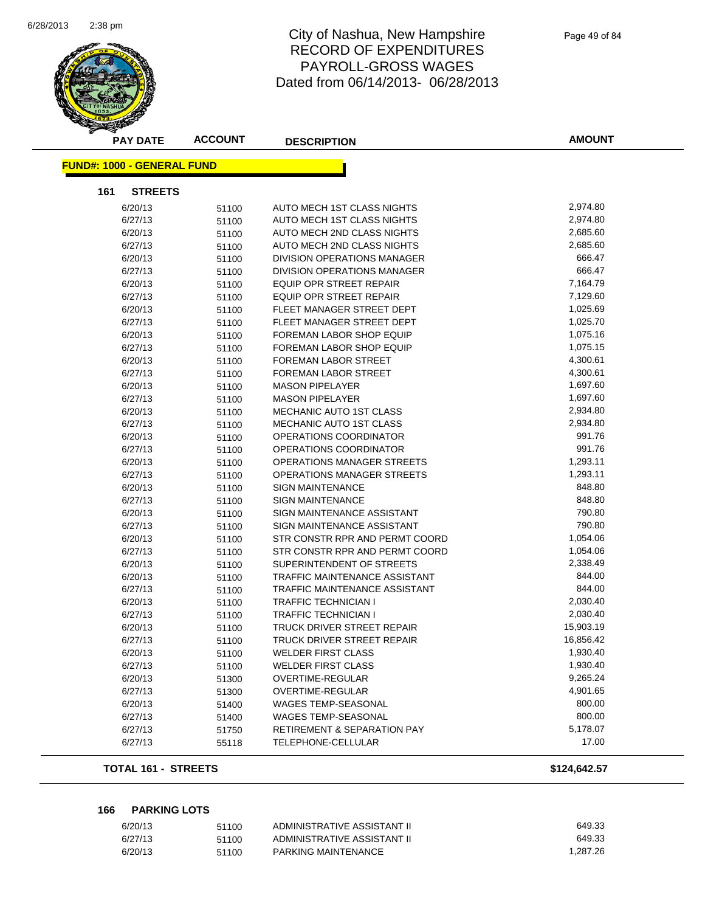# City of Nashua, New Hampshire
## RECORD OF EXPENDITURES
## PAYROLL-GROSS WAGES
## Dated from 06/14/2013- 06/28/2013

| PAY DATE | ACCOUNT | DESCRIPTION | AMOUNT |
|---|---|---|---|

**FUND#: 1000 - GENERAL FUND**

**161 STREETS**

| PAY DATE | ACCOUNT | DESCRIPTION | AMOUNT |
|---|---|---|---|
| 6/20/13 | 51100 | AUTO MECH 1ST CLASS NIGHTS | 2,974.80 |
| 6/27/13 | 51100 | AUTO MECH 1ST CLASS NIGHTS | 2,974.80 |
| 6/20/13 | 51100 | AUTO MECH 2ND CLASS NIGHTS | 2,685.60 |
| 6/27/13 | 51100 | AUTO MECH 2ND CLASS NIGHTS | 2,685.60 |
| 6/20/13 | 51100 | DIVISION OPERATIONS MANAGER | 666.47 |
| 6/27/13 | 51100 | DIVISION OPERATIONS MANAGER | 666.47 |
| 6/20/13 | 51100 | EQUIP OPR STREET REPAIR | 7,164.79 |
| 6/27/13 | 51100 | EQUIP OPR STREET REPAIR | 7,129.60 |
| 6/20/13 | 51100 | FLEET MANAGER STREET DEPT | 1,025.69 |
| 6/27/13 | 51100 | FLEET MANAGER STREET DEPT | 1,025.70 |
| 6/20/13 | 51100 | FOREMAN LABOR SHOP EQUIP | 1,075.16 |
| 6/27/13 | 51100 | FOREMAN LABOR SHOP EQUIP | 1,075.15 |
| 6/20/13 | 51100 | FOREMAN LABOR STREET | 4,300.61 |
| 6/27/13 | 51100 | FOREMAN LABOR STREET | 4,300.61 |
| 6/20/13 | 51100 | MASON PIPELAYER | 1,697.60 |
| 6/27/13 | 51100 | MASON PIPELAYER | 1,697.60 |
| 6/20/13 | 51100 | MECHANIC AUTO 1ST CLASS | 2,934.80 |
| 6/27/13 | 51100 | MECHANIC AUTO 1ST CLASS | 2,934.80 |
| 6/20/13 | 51100 | OPERATIONS COORDINATOR | 991.76 |
| 6/27/13 | 51100 | OPERATIONS COORDINATOR | 991.76 |
| 6/20/13 | 51100 | OPERATIONS MANAGER STREETS | 1,293.11 |
| 6/27/13 | 51100 | OPERATIONS MANAGER STREETS | 1,293.11 |
| 6/20/13 | 51100 | SIGN MAINTENANCE | 848.80 |
| 6/27/13 | 51100 | SIGN MAINTENANCE | 848.80 |
| 6/20/13 | 51100 | SIGN MAINTENANCE ASSISTANT | 790.80 |
| 6/27/13 | 51100 | SIGN MAINTENANCE ASSISTANT | 790.80 |
| 6/20/13 | 51100 | STR CONSTR RPR AND PERMT COORD | 1,054.06 |
| 6/27/13 | 51100 | STR CONSTR RPR AND PERMT COORD | 1,054.06 |
| 6/20/13 | 51100 | SUPERINTENDENT OF STREETS | 2,338.49 |
| 6/20/13 | 51100 | TRAFFIC MAINTENANCE ASSISTANT | 844.00 |
| 6/27/13 | 51100 | TRAFFIC MAINTENANCE ASSISTANT | 844.00 |
| 6/20/13 | 51100 | TRAFFIC TECHNICIAN I | 2,030.40 |
| 6/27/13 | 51100 | TRAFFIC TECHNICIAN I | 2,030.40 |
| 6/20/13 | 51100 | TRUCK DRIVER STREET REPAIR | 15,903.19 |
| 6/27/13 | 51100 | TRUCK DRIVER STREET REPAIR | 16,856.42 |
| 6/20/13 | 51100 | WELDER FIRST CLASS | 1,930.40 |
| 6/27/13 | 51100 | WELDER FIRST CLASS | 1,930.40 |
| 6/20/13 | 51300 | OVERTIME-REGULAR | 9,265.24 |
| 6/27/13 | 51300 | OVERTIME-REGULAR | 4,901.65 |
| 6/20/13 | 51400 | WAGES TEMP-SEASONAL | 800.00 |
| 6/27/13 | 51400 | WAGES TEMP-SEASONAL | 800.00 |
| 6/27/13 | 51750 | RETIREMENT & SEPARATION PAY | 5,178.07 |
| 6/27/13 | 55118 | TELEPHONE-CELLULAR | 17.00 |

**TOTAL 161 - STREETS** **$124,642.57**

**166 PARKING LOTS**

| PAY DATE | ACCOUNT | DESCRIPTION | AMOUNT |
|---|---|---|---|
| 6/20/13 | 51100 | ADMINISTRATIVE ASSISTANT II | 649.33 |
| 6/27/13 | 51100 | ADMINISTRATIVE ASSISTANT II | 649.33 |
| 6/20/13 | 51100 | PARKING MAINTENANCE | 1,287.26 |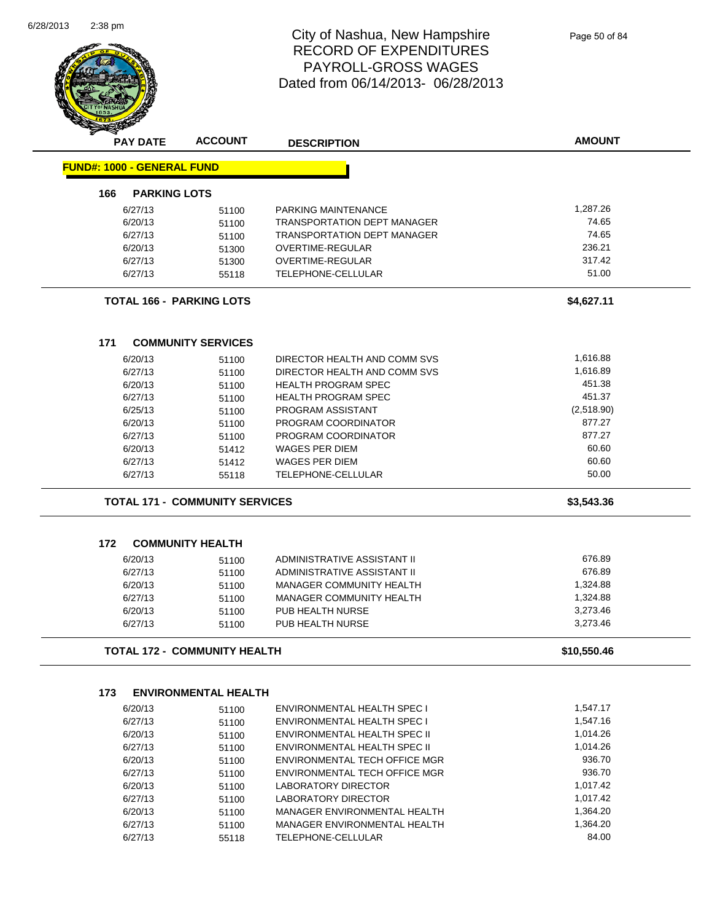# City of Nashua, New Hampshire
# RECORD OF EXPENDITURES
# PAYROLL-GROSS WAGES
## Dated from 06/14/2013- 06/28/2013

6/28/2013 2:38 pm

**FUND#: 1000 - GENERAL FUND**

### 166 PARKING LOTS

| PAY DATE | ACCOUNT | DESCRIPTION | AMOUNT |
|---|---|---|---|
| 6/27/13 | 51100 | PARKING MAINTENANCE | 1,287.26 |
| 6/20/13 | 51100 | TRANSPORTATION DEPT MANAGER | 74.65 |
| 6/27/13 | 51100 | TRANSPORTATION DEPT MANAGER | 74.65 |
| 6/20/13 | 51300 | OVERTIME-REGULAR | 236.21 |
| 6/27/13 | 51300 | OVERTIME-REGULAR | 317.42 |
| 6/27/13 | 55118 | TELEPHONE-CELLULAR | 51.00 |
| | | **TOTAL 166 - PARKING LOTS** | **$4,627.11** |

### 171 COMMUNITY SERVICES

| PAY DATE | ACCOUNT | DESCRIPTION | AMOUNT |
|---|---|---|---|
| 6/20/13 | 51100 | DIRECTOR HEALTH AND COMM SVS | 1,616.88 |
| 6/27/13 | 51100 | DIRECTOR HEALTH AND COMM SVS | 1,616.89 |
| 6/20/13 | 51100 | HEALTH PROGRAM SPEC | 451.38 |
| 6/27/13 | 51100 | HEALTH PROGRAM SPEC | 451.37 |
| 6/25/13 | 51100 | PROGRAM ASSISTANT | (2,518.90) |
| 6/20/13 | 51100 | PROGRAM COORDINATOR | 877.27 |
| 6/27/13 | 51100 | PROGRAM COORDINATOR | 877.27 |
| 6/20/13 | 51412 | WAGES PER DIEM | 60.60 |
| 6/27/13 | 51412 | WAGES PER DIEM | 60.60 |
| 6/27/13 | 55118 | TELEPHONE-CELLULAR | 50.00 |
| | | **TOTAL 171 - COMMUNITY SERVICES** | **$3,543.36** |

### 172 COMMUNITY HEALTH

| PAY DATE | ACCOUNT | DESCRIPTION | AMOUNT |
|---|---|---|---|
| 6/20/13 | 51100 | ADMINISTRATIVE ASSISTANT II | 676.89 |
| 6/27/13 | 51100 | ADMINISTRATIVE ASSISTANT II | 676.89 |
| 6/20/13 | 51100 | MANAGER COMMUNITY HEALTH | 1,324.88 |
| 6/27/13 | 51100 | MANAGER COMMUNITY HEALTH | 1,324.88 |
| 6/20/13 | 51100 | PUB HEALTH NURSE | 3,273.46 |
| 6/27/13 | 51100 | PUB HEALTH NURSE | 3,273.46 |
| | | **TOTAL 172 - COMMUNITY HEALTH** | **$10,550.46** |

### 173 ENVIRONMENTAL HEALTH

| PAY DATE | ACCOUNT | DESCRIPTION | AMOUNT |
|---|---|---|---|
| 6/20/13 | 51100 | ENVIRONMENTAL HEALTH SPEC I | 1,547.17 |
| 6/27/13 | 51100 | ENVIRONMENTAL HEALTH SPEC I | 1,547.16 |
| 6/20/13 | 51100 | ENVIRONMENTAL HEALTH SPEC II | 1,014.26 |
| 6/27/13 | 51100 | ENVIRONMENTAL HEALTH SPEC II | 1,014.26 |
| 6/20/13 | 51100 | ENVIRONMENTAL TECH OFFICE MGR | 936.70 |
| 6/27/13 | 51100 | ENVIRONMENTAL TECH OFFICE MGR | 936.70 |
| 6/20/13 | 51100 | LABORATORY DIRECTOR | 1,017.42 |
| 6/27/13 | 51100 | LABORATORY DIRECTOR | 1,017.42 |
| 6/20/13 | 51100 | MANAGER ENVIRONMENTAL HEALTH | 1,364.20 |
| 6/27/13 | 51100 | MANAGER ENVIRONMENTAL HEALTH | 1,364.20 |
| 6/27/13 | 55118 | TELEPHONE-CELLULAR | 84.00 |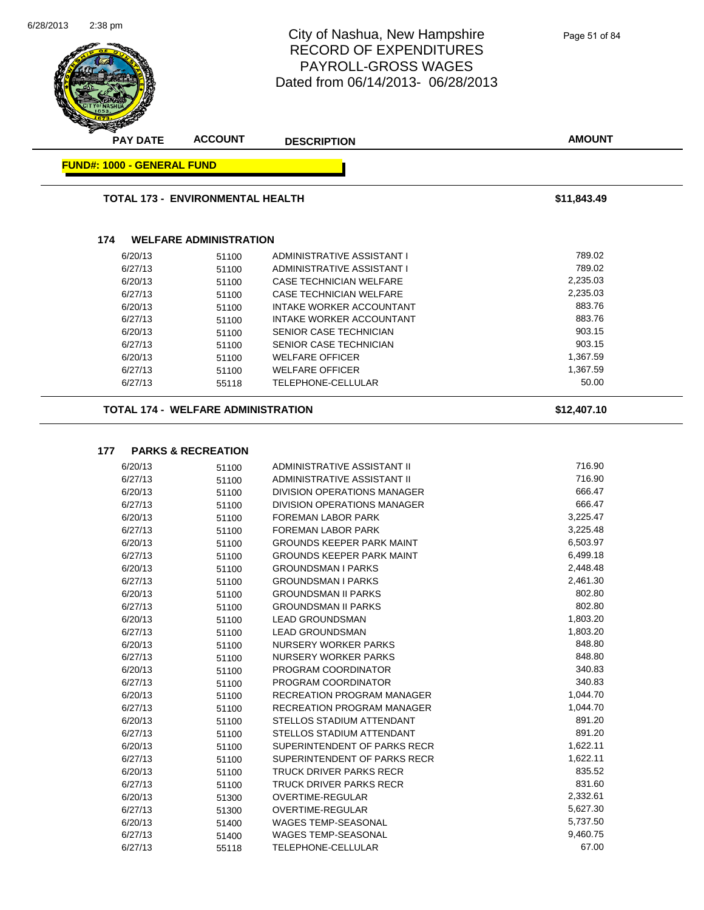# City of Nashua, New Hampshire
## RECORD OF EXPENDITURES
## PAYROLL-GROSS WAGES
## Dated from 06/14/2013- 06/28/2013

| PAY DATE | ACCOUNT | DESCRIPTION | AMOUNT |
|---|---|---|---|

**FUND#: 1000 - GENERAL FUND**

**TOTAL 173 - ENVIRONMENTAL HEALTH** **$11,843.49**

### 174 WELFARE ADMINISTRATION

| PAY DATE | ACCOUNT | DESCRIPTION | AMOUNT |
|---|---|---|---|
| 6/20/13 | 51100 | ADMINISTRATIVE ASSISTANT I | 789.02 |
| 6/27/13 | 51100 | ADMINISTRATIVE ASSISTANT I | 789.02 |
| 6/20/13 | 51100 | CASE TECHNICIAN WELFARE | 2,235.03 |
| 6/27/13 | 51100 | CASE TECHNICIAN WELFARE | 2,235.03 |
| 6/20/13 | 51100 | INTAKE WORKER ACCOUNTANT | 883.76 |
| 6/27/13 | 51100 | INTAKE WORKER ACCOUNTANT | 883.76 |
| 6/20/13 | 51100 | SENIOR CASE TECHNICIAN | 903.15 |
| 6/27/13 | 51100 | SENIOR CASE TECHNICIAN | 903.15 |
| 6/20/13 | 51100 | WELFARE OFFICER | 1,367.59 |
| 6/27/13 | 51100 | WELFARE OFFICER | 1,367.59 |
| 6/27/13 | 55118 | TELEPHONE-CELLULAR | 50.00 |

**TOTAL 174 - WELFARE ADMINISTRATION** **$12,407.10**

### 177 PARKS & RECREATION

| PAY DATE | ACCOUNT | DESCRIPTION | AMOUNT |
|---|---|---|---|
| 6/20/13 | 51100 | ADMINISTRATIVE ASSISTANT II | 716.90 |
| 6/27/13 | 51100 | ADMINISTRATIVE ASSISTANT II | 716.90 |
| 6/20/13 | 51100 | DIVISION OPERATIONS MANAGER | 666.47 |
| 6/27/13 | 51100 | DIVISION OPERATIONS MANAGER | 666.47 |
| 6/20/13 | 51100 | FOREMAN LABOR PARK | 3,225.47 |
| 6/27/13 | 51100 | FOREMAN LABOR PARK | 3,225.48 |
| 6/20/13 | 51100 | GROUNDS KEEPER PARK MAINT | 6,503.97 |
| 6/27/13 | 51100 | GROUNDS KEEPER PARK MAINT | 6,499.18 |
| 6/20/13 | 51100 | GROUNDSMAN I PARKS | 2,448.48 |
| 6/27/13 | 51100 | GROUNDSMAN I PARKS | 2,461.30 |
| 6/20/13 | 51100 | GROUNDSMAN II PARKS | 802.80 |
| 6/27/13 | 51100 | GROUNDSMAN II PARKS | 802.80 |
| 6/20/13 | 51100 | LEAD GROUNDSMAN | 1,803.20 |
| 6/27/13 | 51100 | LEAD GROUNDSMAN | 1,803.20 |
| 6/20/13 | 51100 | NURSERY WORKER PARKS | 848.80 |
| 6/27/13 | 51100 | NURSERY WORKER PARKS | 848.80 |
| 6/20/13 | 51100 | PROGRAM COORDINATOR | 340.83 |
| 6/27/13 | 51100 | PROGRAM COORDINATOR | 340.83 |
| 6/20/13 | 51100 | RECREATION PROGRAM MANAGER | 1,044.70 |
| 6/27/13 | 51100 | RECREATION PROGRAM MANAGER | 1,044.70 |
| 6/20/13 | 51100 | STELLOS STADIUM ATTENDANT | 891.20 |
| 6/27/13 | 51100 | STELLOS STADIUM ATTENDANT | 891.20 |
| 6/20/13 | 51100 | SUPERINTENDENT OF PARKS RECR | 1,622.11 |
| 6/27/13 | 51100 | SUPERINTENDENT OF PARKS RECR | 1,622.11 |
| 6/20/13 | 51100 | TRUCK DRIVER PARKS RECR | 835.52 |
| 6/27/13 | 51100 | TRUCK DRIVER PARKS RECR | 831.60 |
| 6/20/13 | 51300 | OVERTIME-REGULAR | 2,332.61 |
| 6/27/13 | 51300 | OVERTIME-REGULAR | 5,627.30 |
| 6/20/13 | 51400 | WAGES TEMP-SEASONAL | 5,737.50 |
| 6/27/13 | 51400 | WAGES TEMP-SEASONAL | 9,460.75 |
| 6/27/13 | 55118 | TELEPHONE-CELLULAR | 67.00 |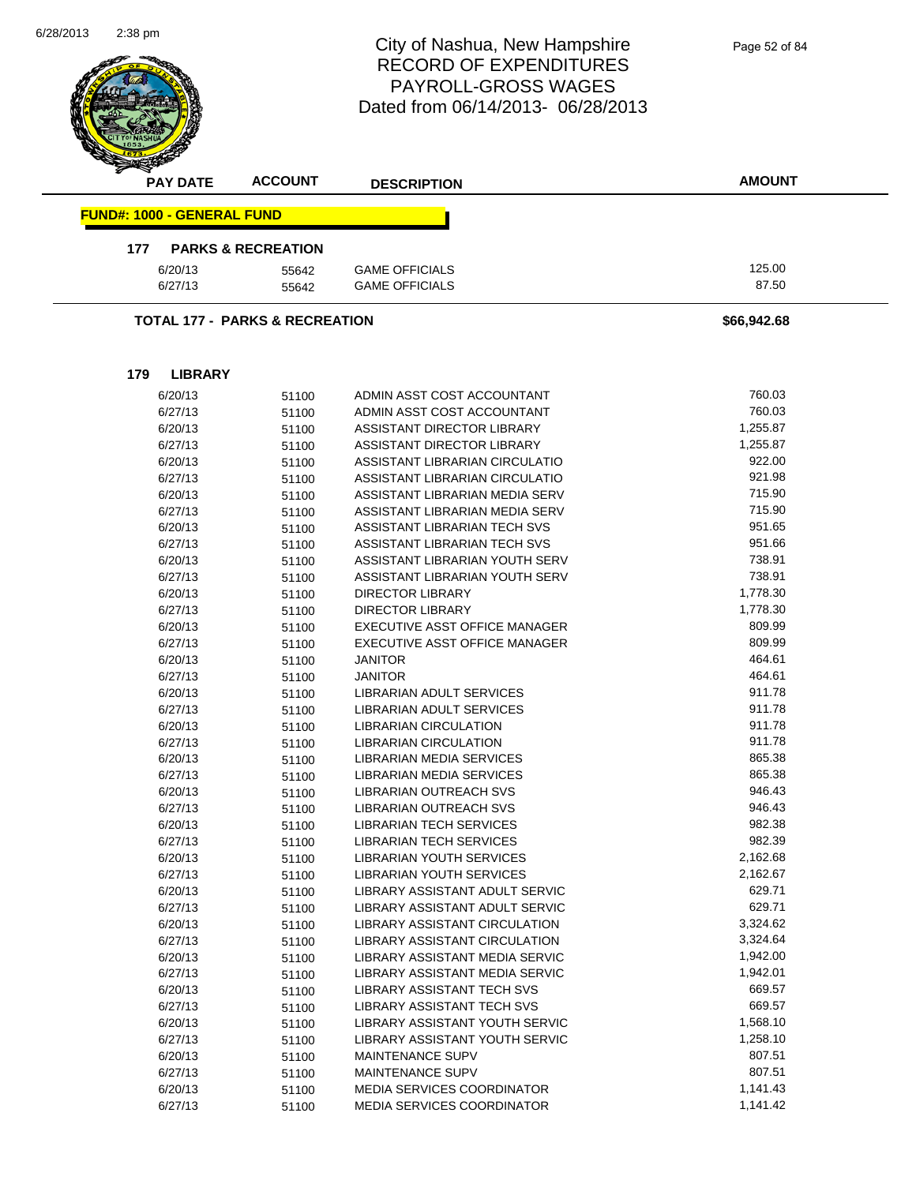# City of Nashua, New Hampshire
## RECORD OF EXPENDITURES
## PAYROLL-GROSS WAGES
## Dated from 06/14/2013- 06/28/2013

| PAY DATE | ACCOUNT | DESCRIPTION | AMOUNT |
|---|---|---|---|
| **FUND#: 1000 - GENERAL FUND** | | | |
| **177 PARKS & RECREATION** | | | |
| 6/20/13 | 55642 | GAME OFFICIALS | 125.00 |
| 6/27/13 | 55642 | GAME OFFICIALS | 87.50 |
| **TOTAL 177 - PARKS & RECREATION** | | | **$66,942.68** |
| **179 LIBRARY** | | | |
| 6/20/13 | 51100 | ADMIN ASST COST ACCOUNTANT | 760.03 |
| 6/27/13 | 51100 | ADMIN ASST COST ACCOUNTANT | 760.03 |
| 6/20/13 | 51100 | ASSISTANT DIRECTOR LIBRARY | 1,255.87 |
| 6/27/13 | 51100 | ASSISTANT DIRECTOR LIBRARY | 1,255.87 |
| 6/20/13 | 51100 | ASSISTANT LIBRARIAN CIRCULATIO | 922.00 |
| 6/27/13 | 51100 | ASSISTANT LIBRARIAN CIRCULATIO | 921.98 |
| 6/20/13 | 51100 | ASSISTANT LIBRARIAN MEDIA SERV | 715.90 |
| 6/27/13 | 51100 | ASSISTANT LIBRARIAN MEDIA SERV | 715.90 |
| 6/20/13 | 51100 | ASSISTANT LIBRARIAN TECH SVS | 951.65 |
| 6/27/13 | 51100 | ASSISTANT LIBRARIAN TECH SVS | 951.66 |
| 6/20/13 | 51100 | ASSISTANT LIBRARIAN YOUTH SERV | 738.91 |
| 6/27/13 | 51100 | ASSISTANT LIBRARIAN YOUTH SERV | 738.91 |
| 6/20/13 | 51100 | DIRECTOR LIBRARY | 1,778.30 |
| 6/27/13 | 51100 | DIRECTOR LIBRARY | 1,778.30 |
| 6/20/13 | 51100 | EXECUTIVE ASST OFFICE MANAGER | 809.99 |
| 6/27/13 | 51100 | EXECUTIVE ASST OFFICE MANAGER | 809.99 |
| 6/20/13 | 51100 | JANITOR | 464.61 |
| 6/27/13 | 51100 | JANITOR | 464.61 |
| 6/20/13 | 51100 | LIBRARIAN ADULT SERVICES | 911.78 |
| 6/27/13 | 51100 | LIBRARIAN ADULT SERVICES | 911.78 |
| 6/20/13 | 51100 | LIBRARIAN CIRCULATION | 911.78 |
| 6/27/13 | 51100 | LIBRARIAN CIRCULATION | 911.78 |
| 6/20/13 | 51100 | LIBRARIAN MEDIA SERVICES | 865.38 |
| 6/27/13 | 51100 | LIBRARIAN MEDIA SERVICES | 865.38 |
| 6/20/13 | 51100 | LIBRARIAN OUTREACH SVS | 946.43 |
| 6/27/13 | 51100 | LIBRARIAN OUTREACH SVS | 946.43 |
| 6/20/13 | 51100 | LIBRARIAN TECH SERVICES | 982.38 |
| 6/27/13 | 51100 | LIBRARIAN TECH SERVICES | 982.39 |
| 6/20/13 | 51100 | LIBRARIAN YOUTH SERVICES | 2,162.68 |
| 6/27/13 | 51100 | LIBRARIAN YOUTH SERVICES | 2,162.67 |
| 6/20/13 | 51100 | LIBRARY ASSISTANT ADULT SERVIC | 629.71 |
| 6/27/13 | 51100 | LIBRARY ASSISTANT ADULT SERVIC | 629.71 |
| 6/20/13 | 51100 | LIBRARY ASSISTANT CIRCULATION | 3,324.62 |
| 6/27/13 | 51100 | LIBRARY ASSISTANT CIRCULATION | 3,324.64 |
| 6/20/13 | 51100 | LIBRARY ASSISTANT MEDIA SERVIC | 1,942.00 |
| 6/27/13 | 51100 | LIBRARY ASSISTANT MEDIA SERVIC | 1,942.01 |
| 6/20/13 | 51100 | LIBRARY ASSISTANT TECH SVS | 669.57 |
| 6/27/13 | 51100 | LIBRARY ASSISTANT TECH SVS | 669.57 |
| 6/20/13 | 51100 | LIBRARY ASSISTANT YOUTH SERVIC | 1,568.10 |
| 6/27/13 | 51100 | LIBRARY ASSISTANT YOUTH SERVIC | 1,258.10 |
| 6/20/13 | 51100 | MAINTENANCE SUPV | 807.51 |
| 6/27/13 | 51100 | MAINTENANCE SUPV | 807.51 |
| 6/20/13 | 51100 | MEDIA SERVICES COORDINATOR | 1,141.43 |
| 6/27/13 | 51100 | MEDIA SERVICES COORDINATOR | 1,141.42 |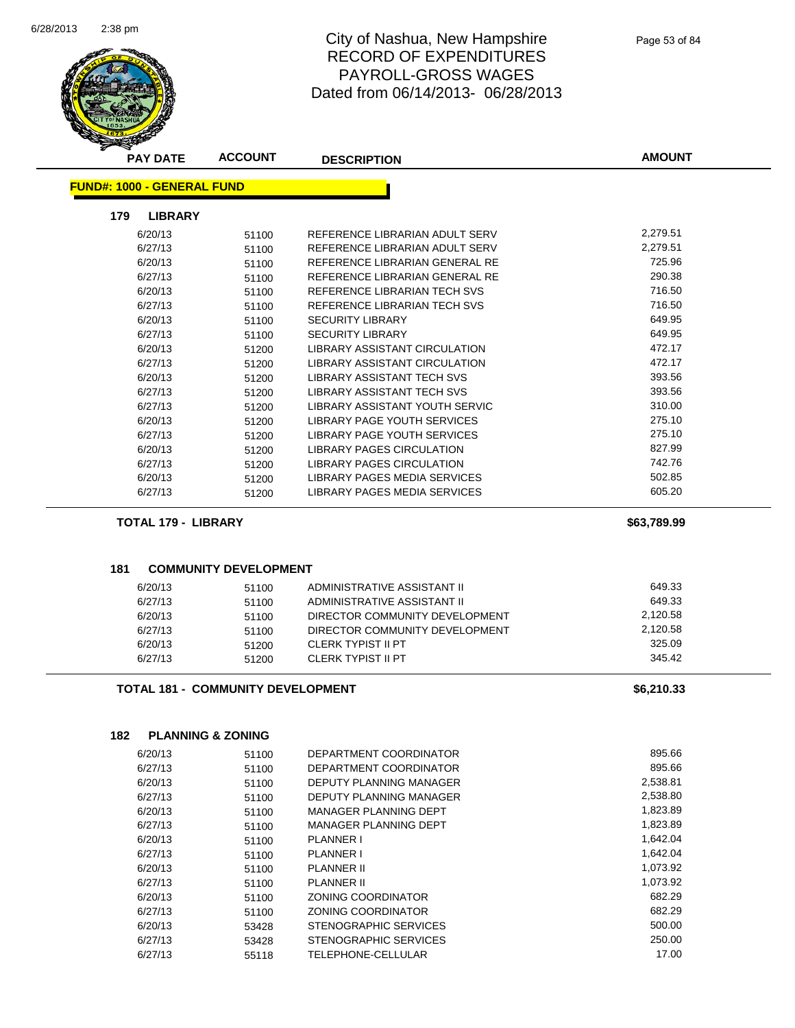# City of Nashua, New Hampshire
## RECORD OF EXPENDITURES
## PAYROLL-GROSS WAGES
### Dated from 06/14/2013- 06/28/2013

**FUND#: 1000 - GENERAL FUND**

**179 LIBRARY**

| PAY DATE | ACCOUNT | DESCRIPTION | AMOUNT |
|---|---|---|---|
| 6/20/13 | 51100 | REFERENCE LIBRARIAN ADULT SERV | 2,279.51 |
| 6/27/13 | 51100 | REFERENCE LIBRARIAN ADULT SERV | 2,279.51 |
| 6/20/13 | 51100 | REFERENCE LIBRARIAN GENERAL RE | 725.96 |
| 6/27/13 | 51100 | REFERENCE LIBRARIAN GENERAL RE | 290.38 |
| 6/20/13 | 51100 | REFERENCE LIBRARIAN TECH SVS | 716.50 |
| 6/27/13 | 51100 | REFERENCE LIBRARIAN TECH SVS | 716.50 |
| 6/20/13 | 51100 | SECURITY LIBRARY | 649.95 |
| 6/27/13 | 51100 | SECURITY LIBRARY | 649.95 |
| 6/20/13 | 51200 | LIBRARY ASSISTANT CIRCULATION | 472.17 |
| 6/27/13 | 51200 | LIBRARY ASSISTANT CIRCULATION | 472.17 |
| 6/20/13 | 51200 | LIBRARY ASSISTANT TECH SVS | 393.56 |
| 6/27/13 | 51200 | LIBRARY ASSISTANT TECH SVS | 393.56 |
| 6/27/13 | 51200 | LIBRARY ASSISTANT YOUTH SERVIC | 310.00 |
| 6/20/13 | 51200 | LIBRARY PAGE YOUTH SERVICES | 275.10 |
| 6/27/13 | 51200 | LIBRARY PAGE YOUTH SERVICES | 275.10 |
| 6/20/13 | 51200 | LIBRARY PAGES CIRCULATION | 827.99 |
| 6/27/13 | 51200 | LIBRARY PAGES CIRCULATION | 742.76 |
| 6/20/13 | 51200 | LIBRARY PAGES MEDIA SERVICES | 502.85 |
| 6/27/13 | 51200 | LIBRARY PAGES MEDIA SERVICES | 605.20 |

**TOTAL 179 - LIBRARY** **$63,789.99**

**181 COMMUNITY DEVELOPMENT**

| PAY DATE | ACCOUNT | DESCRIPTION | AMOUNT |
|---|---|---|---|
| 6/20/13 | 51100 | ADMINISTRATIVE ASSISTANT II | 649.33 |
| 6/27/13 | 51100 | ADMINISTRATIVE ASSISTANT II | 649.33 |
| 6/20/13 | 51100 | DIRECTOR COMMUNITY DEVELOPMENT | 2,120.58 |
| 6/27/13 | 51100 | DIRECTOR COMMUNITY DEVELOPMENT | 2,120.58 |
| 6/20/13 | 51200 | CLERK TYPIST II PT | 325.09 |
| 6/27/13 | 51200 | CLERK TYPIST II PT | 345.42 |

**TOTAL 181 - COMMUNITY DEVELOPMENT** **$6,210.33**

**182 PLANNING & ZONING**

| PAY DATE | ACCOUNT | DESCRIPTION | AMOUNT |
|---|---|---|---|
| 6/20/13 | 51100 | DEPARTMENT COORDINATOR | 895.66 |
| 6/27/13 | 51100 | DEPARTMENT COORDINATOR | 895.66 |
| 6/20/13 | 51100 | DEPUTY PLANNING MANAGER | 2,538.81 |
| 6/27/13 | 51100 | DEPUTY PLANNING MANAGER | 2,538.80 |
| 6/20/13 | 51100 | MANAGER PLANNING DEPT | 1,823.89 |
| 6/27/13 | 51100 | MANAGER PLANNING DEPT | 1,823.89 |
| 6/20/13 | 51100 | PLANNER I | 1,642.04 |
| 6/27/13 | 51100 | PLANNER I | 1,642.04 |
| 6/20/13 | 51100 | PLANNER II | 1,073.92 |
| 6/27/13 | 51100 | PLANNER II | 1,073.92 |
| 6/20/13 | 51100 | ZONING COORDINATOR | 682.29 |
| 6/27/13 | 51100 | ZONING COORDINATOR | 682.29 |
| 6/20/13 | 53428 | STENOGRAPHIC SERVICES | 500.00 |
| 6/27/13 | 53428 | STENOGRAPHIC SERVICES | 250.00 |
| 6/27/13 | 55118 | TELEPHONE-CELLULAR | 17.00 |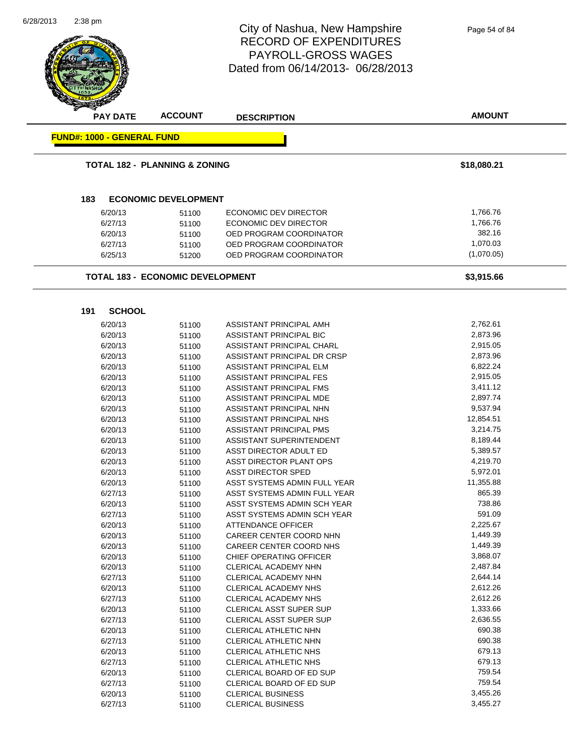# City of Nashua, New Hampshire
## RECORD OF EXPENDITURES
## PAYROLL-GROSS WAGES
## Dated from 06/14/2013- 06/28/2013

| PAY DATE | ACCOUNT | DESCRIPTION | AMOUNT |
|---|---|---|---|

**FUND#: 1000 - GENERAL FUND**

**TOTAL 182 - PLANNING & ZONING** — **$18,080.21**

### 183 ECONOMIC DEVELOPMENT

| PAY DATE | ACCOUNT | DESCRIPTION | AMOUNT |
|---|---|---|---|
| 6/20/13 | 51100 | ECONOMIC DEV DIRECTOR | 1,766.76 |
| 6/27/13 | 51100 | ECONOMIC DEV DIRECTOR | 1,766.76 |
| 6/20/13 | 51100 | OED PROGRAM COORDINATOR | 382.16 |
| 6/27/13 | 51100 | OED PROGRAM COORDINATOR | 1,070.03 |
| 6/25/13 | 51200 | OED PROGRAM COORDINATOR | (1,070.05) |

**TOTAL 183 - ECONOMIC DEVELOPMENT** — **$3,915.66**

### 191 SCHOOL

| PAY DATE | ACCOUNT | DESCRIPTION | AMOUNT |
|---|---|---|---|
| 6/20/13 | 51100 | ASSISTANT PRINCIPAL AMH | 2,762.61 |
| 6/20/13 | 51100 | ASSISTANT PRINCIPAL BIC | 2,873.96 |
| 6/20/13 | 51100 | ASSISTANT PRINCIPAL CHARL | 2,915.05 |
| 6/20/13 | 51100 | ASSISTANT PRINCIPAL DR CRSP | 2,873.96 |
| 6/20/13 | 51100 | ASSISTANT PRINCIPAL ELM | 6,822.24 |
| 6/20/13 | 51100 | ASSISTANT PRINCIPAL FES | 2,915.05 |
| 6/20/13 | 51100 | ASSISTANT PRINCIPAL FMS | 3,411.12 |
| 6/20/13 | 51100 | ASSISTANT PRINCIPAL MDE | 2,897.74 |
| 6/20/13 | 51100 | ASSISTANT PRINCIPAL NHN | 9,537.94 |
| 6/20/13 | 51100 | ASSISTANT PRINCIPAL NHS | 12,854.51 |
| 6/20/13 | 51100 | ASSISTANT PRINCIPAL PMS | 3,214.75 |
| 6/20/13 | 51100 | ASSISTANT SUPERINTENDENT | 8,189.44 |
| 6/20/13 | 51100 | ASST DIRECTOR ADULT ED | 5,389.57 |
| 6/20/13 | 51100 | ASST DIRECTOR PLANT OPS | 4,219.70 |
| 6/20/13 | 51100 | ASST DIRECTOR SPED | 5,972.01 |
| 6/20/13 | 51100 | ASST SYSTEMS ADMIN FULL YEAR | 11,355.88 |
| 6/27/13 | 51100 | ASST SYSTEMS ADMIN FULL YEAR | 865.39 |
| 6/20/13 | 51100 | ASST SYSTEMS ADMIN SCH YEAR | 738.86 |
| 6/27/13 | 51100 | ASST SYSTEMS ADMIN SCH YEAR | 591.09 |
| 6/20/13 | 51100 | ATTENDANCE OFFICER | 2,225.67 |
| 6/20/13 | 51100 | CAREER CENTER COORD NHN | 1,449.39 |
| 6/20/13 | 51100 | CAREER CENTER COORD NHS | 1,449.39 |
| 6/20/13 | 51100 | CHIEF OPERATING OFFICER | 3,868.07 |
| 6/20/13 | 51100 | CLERICAL ACADEMY NHN | 2,487.84 |
| 6/27/13 | 51100 | CLERICAL ACADEMY NHN | 2,644.14 |
| 6/20/13 | 51100 | CLERICAL ACADEMY NHS | 2,612.26 |
| 6/27/13 | 51100 | CLERICAL ACADEMY NHS | 2,612.26 |
| 6/20/13 | 51100 | CLERICAL ASST SUPER SUP | 1,333.66 |
| 6/27/13 | 51100 | CLERICAL ASST SUPER SUP | 2,636.55 |
| 6/20/13 | 51100 | CLERICAL ATHLETIC NHN | 690.38 |
| 6/27/13 | 51100 | CLERICAL ATHLETIC NHN | 690.38 |
| 6/20/13 | 51100 | CLERICAL ATHLETIC NHS | 679.13 |
| 6/27/13 | 51100 | CLERICAL ATHLETIC NHS | 679.13 |
| 6/20/13 | 51100 | CLERICAL BOARD OF ED SUP | 759.54 |
| 6/27/13 | 51100 | CLERICAL BOARD OF ED SUP | 759.54 |
| 6/20/13 | 51100 | CLERICAL BUSINESS | 3,455.26 |
| 6/27/13 | 51100 | CLERICAL BUSINESS | 3,455.27 |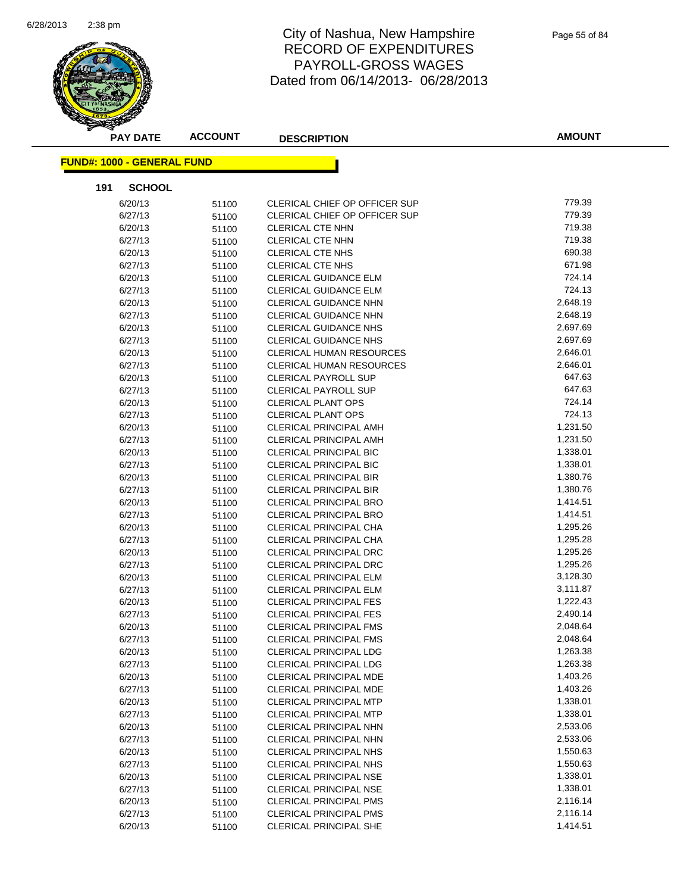# City of Nashua, New Hampshire
## RECORD OF EXPENDITURES
## PAYROLL-GROSS WAGES
## Dated from 06/14/2013- 06/28/2013

**FUND#: 1000 - GENERAL FUND**

**191 SCHOOL**

| PAY DATE | ACCOUNT | DESCRIPTION | AMOUNT |
|---|---|---|---|
| 6/20/13 | 51100 | CLERICAL CHIEF OP OFFICER SUP | 779.39 |
| 6/27/13 | 51100 | CLERICAL CHIEF OP OFFICER SUP | 779.39 |
| 6/20/13 | 51100 | CLERICAL CTE NHN | 719.38 |
| 6/27/13 | 51100 | CLERICAL CTE NHN | 719.38 |
| 6/20/13 | 51100 | CLERICAL CTE NHS | 690.38 |
| 6/27/13 | 51100 | CLERICAL CTE NHS | 671.98 |
| 6/20/13 | 51100 | CLERICAL GUIDANCE ELM | 724.14 |
| 6/27/13 | 51100 | CLERICAL GUIDANCE ELM | 724.13 |
| 6/20/13 | 51100 | CLERICAL GUIDANCE NHN | 2,648.19 |
| 6/27/13 | 51100 | CLERICAL GUIDANCE NHN | 2,648.19 |
| 6/20/13 | 51100 | CLERICAL GUIDANCE NHS | 2,697.69 |
| 6/27/13 | 51100 | CLERICAL GUIDANCE NHS | 2,697.69 |
| 6/20/13 | 51100 | CLERICAL HUMAN RESOURCES | 2,646.01 |
| 6/27/13 | 51100 | CLERICAL HUMAN RESOURCES | 2,646.01 |
| 6/20/13 | 51100 | CLERICAL PAYROLL SUP | 647.63 |
| 6/27/13 | 51100 | CLERICAL PAYROLL SUP | 647.63 |
| 6/20/13 | 51100 | CLERICAL PLANT OPS | 724.14 |
| 6/27/13 | 51100 | CLERICAL PLANT OPS | 724.13 |
| 6/20/13 | 51100 | CLERICAL PRINCIPAL AMH | 1,231.50 |
| 6/27/13 | 51100 | CLERICAL PRINCIPAL AMH | 1,231.50 |
| 6/20/13 | 51100 | CLERICAL PRINCIPAL BIC | 1,338.01 |
| 6/27/13 | 51100 | CLERICAL PRINCIPAL BIC | 1,338.01 |
| 6/20/13 | 51100 | CLERICAL PRINCIPAL BIR | 1,380.76 |
| 6/27/13 | 51100 | CLERICAL PRINCIPAL BIR | 1,380.76 |
| 6/20/13 | 51100 | CLERICAL PRINCIPAL BRO | 1,414.51 |
| 6/27/13 | 51100 | CLERICAL PRINCIPAL BRO | 1,414.51 |
| 6/20/13 | 51100 | CLERICAL PRINCIPAL CHA | 1,295.26 |
| 6/27/13 | 51100 | CLERICAL PRINCIPAL CHA | 1,295.28 |
| 6/20/13 | 51100 | CLERICAL PRINCIPAL DRC | 1,295.26 |
| 6/27/13 | 51100 | CLERICAL PRINCIPAL DRC | 1,295.26 |
| 6/20/13 | 51100 | CLERICAL PRINCIPAL ELM | 3,128.30 |
| 6/27/13 | 51100 | CLERICAL PRINCIPAL ELM | 3,111.87 |
| 6/20/13 | 51100 | CLERICAL PRINCIPAL FES | 1,222.43 |
| 6/27/13 | 51100 | CLERICAL PRINCIPAL FES | 2,490.14 |
| 6/20/13 | 51100 | CLERICAL PRINCIPAL FMS | 2,048.64 |
| 6/27/13 | 51100 | CLERICAL PRINCIPAL FMS | 2,048.64 |
| 6/20/13 | 51100 | CLERICAL PRINCIPAL LDG | 1,263.38 |
| 6/27/13 | 51100 | CLERICAL PRINCIPAL LDG | 1,263.38 |
| 6/20/13 | 51100 | CLERICAL PRINCIPAL MDE | 1,403.26 |
| 6/27/13 | 51100 | CLERICAL PRINCIPAL MDE | 1,403.26 |
| 6/20/13 | 51100 | CLERICAL PRINCIPAL MTP | 1,338.01 |
| 6/27/13 | 51100 | CLERICAL PRINCIPAL MTP | 1,338.01 |
| 6/20/13 | 51100 | CLERICAL PRINCIPAL NHN | 2,533.06 |
| 6/27/13 | 51100 | CLERICAL PRINCIPAL NHN | 2,533.06 |
| 6/20/13 | 51100 | CLERICAL PRINCIPAL NHS | 1,550.63 |
| 6/27/13 | 51100 | CLERICAL PRINCIPAL NHS | 1,550.63 |
| 6/20/13 | 51100 | CLERICAL PRINCIPAL NSE | 1,338.01 |
| 6/27/13 | 51100 | CLERICAL PRINCIPAL NSE | 1,338.01 |
| 6/20/13 | 51100 | CLERICAL PRINCIPAL PMS | 2,116.14 |
| 6/27/13 | 51100 | CLERICAL PRINCIPAL PMS | 2,116.14 |
| 6/20/13 | 51100 | CLERICAL PRINCIPAL SHE | 1,414.51 |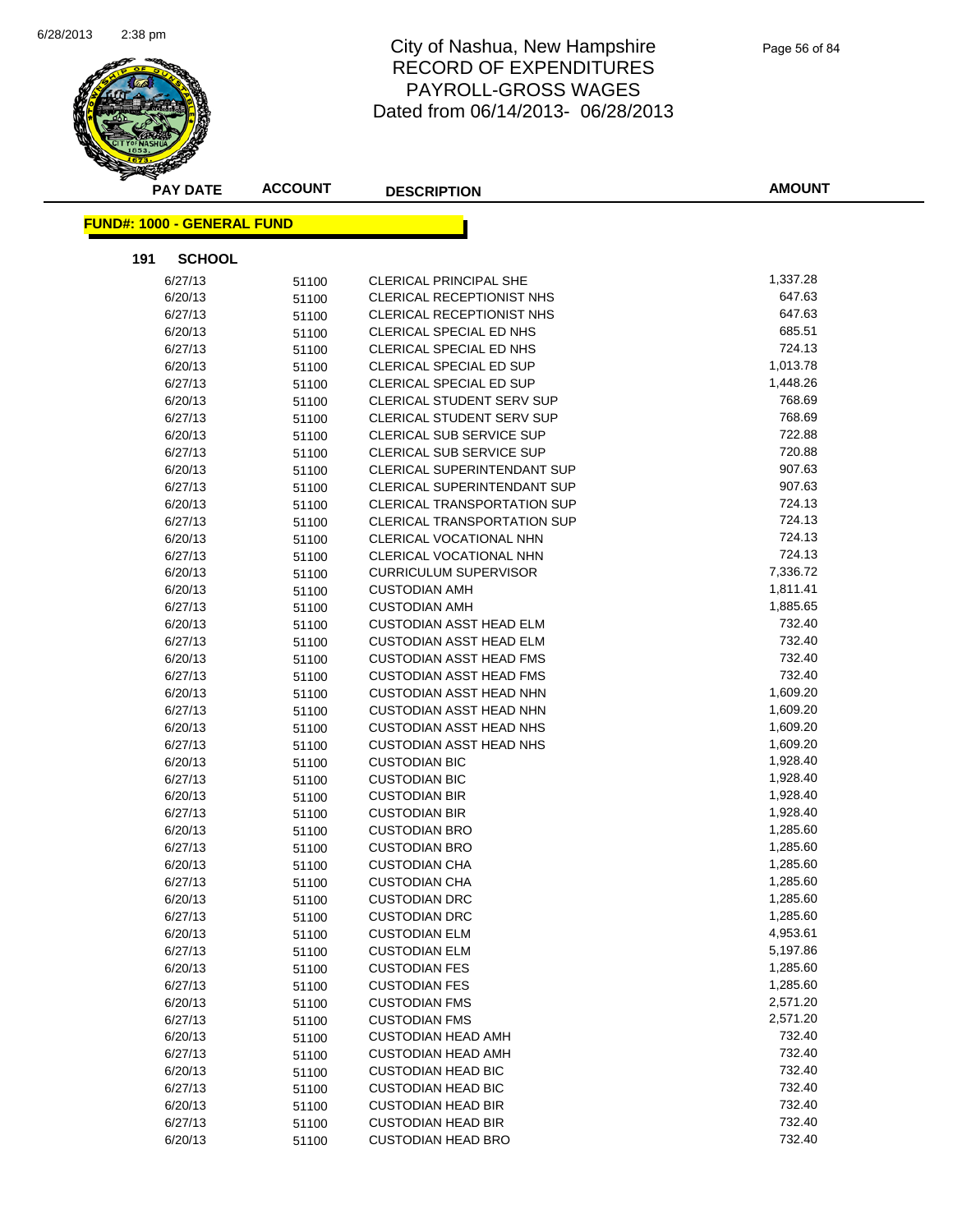# City of Nashua, New Hampshire
## RECORD OF EXPENDITURES
## PAYROLL-GROSS WAGES
## Dated from 06/14/2013- 06/28/2013

**FUND#: 1000 - GENERAL FUND**

**191 SCHOOL**

| PAY DATE | ACCOUNT | DESCRIPTION | AMOUNT |
|---|---|---|---|
| 6/27/13 | 51100 | CLERICAL PRINCIPAL SHE | 1,337.28 |
| 6/20/13 | 51100 | CLERICAL RECEPTIONIST NHS | 647.63 |
| 6/27/13 | 51100 | CLERICAL RECEPTIONIST NHS | 647.63 |
| 6/20/13 | 51100 | CLERICAL SPECIAL ED NHS | 685.51 |
| 6/27/13 | 51100 | CLERICAL SPECIAL ED NHS | 724.13 |
| 6/20/13 | 51100 | CLERICAL SPECIAL ED SUP | 1,013.78 |
| 6/27/13 | 51100 | CLERICAL SPECIAL ED SUP | 1,448.26 |
| 6/20/13 | 51100 | CLERICAL STUDENT SERV SUP | 768.69 |
| 6/27/13 | 51100 | CLERICAL STUDENT SERV SUP | 768.69 |
| 6/20/13 | 51100 | CLERICAL SUB SERVICE SUP | 722.88 |
| 6/27/13 | 51100 | CLERICAL SUB SERVICE SUP | 720.88 |
| 6/20/13 | 51100 | CLERICAL SUPERINTENDANT SUP | 907.63 |
| 6/27/13 | 51100 | CLERICAL SUPERINTENDANT SUP | 907.63 |
| 6/20/13 | 51100 | CLERICAL TRANSPORTATION SUP | 724.13 |
| 6/27/13 | 51100 | CLERICAL TRANSPORTATION SUP | 724.13 |
| 6/20/13 | 51100 | CLERICAL VOCATIONAL NHN | 724.13 |
| 6/27/13 | 51100 | CLERICAL VOCATIONAL NHN | 724.13 |
| 6/20/13 | 51100 | CURRICULUM SUPERVISOR | 7,336.72 |
| 6/20/13 | 51100 | CUSTODIAN AMH | 1,811.41 |
| 6/27/13 | 51100 | CUSTODIAN AMH | 1,885.65 |
| 6/20/13 | 51100 | CUSTODIAN ASST HEAD ELM | 732.40 |
| 6/27/13 | 51100 | CUSTODIAN ASST HEAD ELM | 732.40 |
| 6/20/13 | 51100 | CUSTODIAN ASST HEAD FMS | 732.40 |
| 6/27/13 | 51100 | CUSTODIAN ASST HEAD FMS | 732.40 |
| 6/20/13 | 51100 | CUSTODIAN ASST HEAD NHN | 1,609.20 |
| 6/27/13 | 51100 | CUSTODIAN ASST HEAD NHN | 1,609.20 |
| 6/20/13 | 51100 | CUSTODIAN ASST HEAD NHS | 1,609.20 |
| 6/27/13 | 51100 | CUSTODIAN ASST HEAD NHS | 1,609.20 |
| 6/20/13 | 51100 | CUSTODIAN BIC | 1,928.40 |
| 6/27/13 | 51100 | CUSTODIAN BIC | 1,928.40 |
| 6/20/13 | 51100 | CUSTODIAN BIR | 1,928.40 |
| 6/27/13 | 51100 | CUSTODIAN BIR | 1,928.40 |
| 6/20/13 | 51100 | CUSTODIAN BRO | 1,285.60 |
| 6/27/13 | 51100 | CUSTODIAN BRO | 1,285.60 |
| 6/20/13 | 51100 | CUSTODIAN CHA | 1,285.60 |
| 6/27/13 | 51100 | CUSTODIAN CHA | 1,285.60 |
| 6/20/13 | 51100 | CUSTODIAN DRC | 1,285.60 |
| 6/27/13 | 51100 | CUSTODIAN DRC | 1,285.60 |
| 6/20/13 | 51100 | CUSTODIAN ELM | 4,953.61 |
| 6/27/13 | 51100 | CUSTODIAN ELM | 5,197.86 |
| 6/20/13 | 51100 | CUSTODIAN FES | 1,285.60 |
| 6/27/13 | 51100 | CUSTODIAN FES | 1,285.60 |
| 6/20/13 | 51100 | CUSTODIAN FMS | 2,571.20 |
| 6/27/13 | 51100 | CUSTODIAN FMS | 2,571.20 |
| 6/20/13 | 51100 | CUSTODIAN HEAD AMH | 732.40 |
| 6/27/13 | 51100 | CUSTODIAN HEAD AMH | 732.40 |
| 6/20/13 | 51100 | CUSTODIAN HEAD BIC | 732.40 |
| 6/27/13 | 51100 | CUSTODIAN HEAD BIC | 732.40 |
| 6/20/13 | 51100 | CUSTODIAN HEAD BIR | 732.40 |
| 6/27/13 | 51100 | CUSTODIAN HEAD BIR | 732.40 |
| 6/20/13 | 51100 | CUSTODIAN HEAD BRO | 732.40 |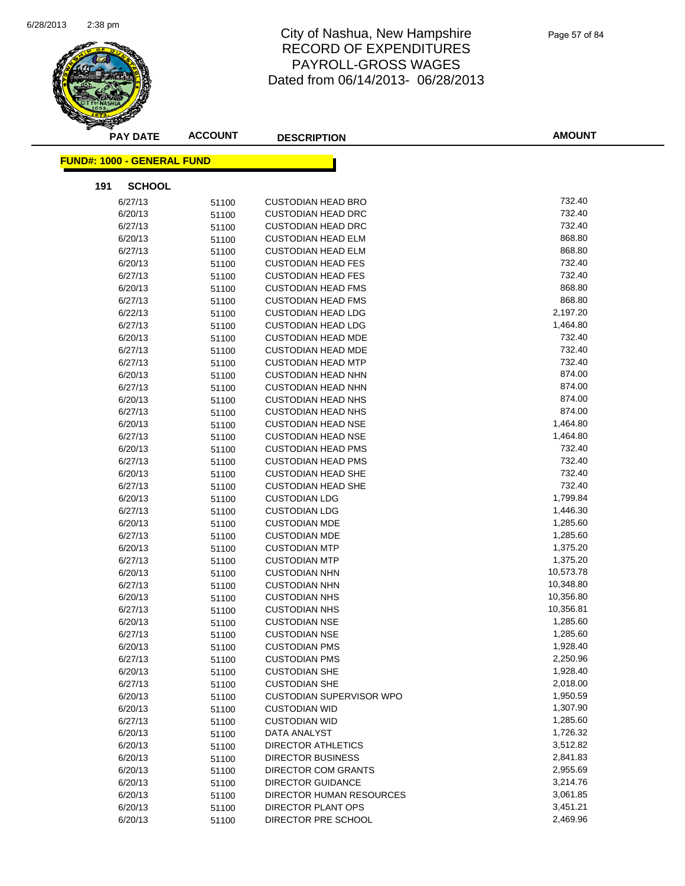# City of Nashua, New Hampshire
# RECORD OF EXPENDITURES
# PAYROLL-GROSS WAGES
# Dated from 06/14/2013- 06/28/2013

**FUND#: 1000 - GENERAL FUND**

**191 SCHOOL**

| PAY DATE | ACCOUNT | DESCRIPTION | AMOUNT |
|---|---|---|---|
| 6/27/13 | 51100 | CUSTODIAN HEAD BRO | 732.40 |
| 6/20/13 | 51100 | CUSTODIAN HEAD DRC | 732.40 |
| 6/27/13 | 51100 | CUSTODIAN HEAD DRC | 732.40 |
| 6/20/13 | 51100 | CUSTODIAN HEAD ELM | 868.80 |
| 6/27/13 | 51100 | CUSTODIAN HEAD ELM | 868.80 |
| 6/20/13 | 51100 | CUSTODIAN HEAD FES | 732.40 |
| 6/27/13 | 51100 | CUSTODIAN HEAD FES | 732.40 |
| 6/20/13 | 51100 | CUSTODIAN HEAD FMS | 868.80 |
| 6/27/13 | 51100 | CUSTODIAN HEAD FMS | 868.80 |
| 6/22/13 | 51100 | CUSTODIAN HEAD LDG | 2,197.20 |
| 6/27/13 | 51100 | CUSTODIAN HEAD LDG | 1,464.80 |
| 6/20/13 | 51100 | CUSTODIAN HEAD MDE | 732.40 |
| 6/27/13 | 51100 | CUSTODIAN HEAD MDE | 732.40 |
| 6/27/13 | 51100 | CUSTODIAN HEAD MTP | 732.40 |
| 6/20/13 | 51100 | CUSTODIAN HEAD NHN | 874.00 |
| 6/27/13 | 51100 | CUSTODIAN HEAD NHN | 874.00 |
| 6/20/13 | 51100 | CUSTODIAN HEAD NHS | 874.00 |
| 6/27/13 | 51100 | CUSTODIAN HEAD NHS | 874.00 |
| 6/20/13 | 51100 | CUSTODIAN HEAD NSE | 1,464.80 |
| 6/27/13 | 51100 | CUSTODIAN HEAD NSE | 1,464.80 |
| 6/20/13 | 51100 | CUSTODIAN HEAD PMS | 732.40 |
| 6/27/13 | 51100 | CUSTODIAN HEAD PMS | 732.40 |
| 6/20/13 | 51100 | CUSTODIAN HEAD SHE | 732.40 |
| 6/27/13 | 51100 | CUSTODIAN HEAD SHE | 732.40 |
| 6/20/13 | 51100 | CUSTODIAN LDG | 1,799.84 |
| 6/27/13 | 51100 | CUSTODIAN LDG | 1,446.30 |
| 6/20/13 | 51100 | CUSTODIAN MDE | 1,285.60 |
| 6/27/13 | 51100 | CUSTODIAN MDE | 1,285.60 |
| 6/20/13 | 51100 | CUSTODIAN MTP | 1,375.20 |
| 6/27/13 | 51100 | CUSTODIAN MTP | 1,375.20 |
| 6/20/13 | 51100 | CUSTODIAN NHN | 10,573.78 |
| 6/27/13 | 51100 | CUSTODIAN NHN | 10,348.80 |
| 6/20/13 | 51100 | CUSTODIAN NHS | 10,356.80 |
| 6/27/13 | 51100 | CUSTODIAN NHS | 10,356.81 |
| 6/20/13 | 51100 | CUSTODIAN NSE | 1,285.60 |
| 6/27/13 | 51100 | CUSTODIAN NSE | 1,285.60 |
| 6/20/13 | 51100 | CUSTODIAN PMS | 1,928.40 |
| 6/27/13 | 51100 | CUSTODIAN PMS | 2,250.96 |
| 6/20/13 | 51100 | CUSTODIAN SHE | 1,928.40 |
| 6/27/13 | 51100 | CUSTODIAN SHE | 2,018.00 |
| 6/20/13 | 51100 | CUSTODIAN SUPERVISOR WPO | 1,950.59 |
| 6/20/13 | 51100 | CUSTODIAN WID | 1,307.90 |
| 6/27/13 | 51100 | CUSTODIAN WID | 1,285.60 |
| 6/20/13 | 51100 | DATA ANALYST | 1,726.32 |
| 6/20/13 | 51100 | DIRECTOR ATHLETICS | 3,512.82 |
| 6/20/13 | 51100 | DIRECTOR BUSINESS | 2,841.83 |
| 6/20/13 | 51100 | DIRECTOR COM GRANTS | 2,955.69 |
| 6/20/13 | 51100 | DIRECTOR GUIDANCE | 3,214.76 |
| 6/20/13 | 51100 | DIRECTOR HUMAN RESOURCES | 3,061.85 |
| 6/20/13 | 51100 | DIRECTOR PLANT OPS | 3,451.21 |
| 6/20/13 | 51100 | DIRECTOR PRE SCHOOL | 2,469.96 |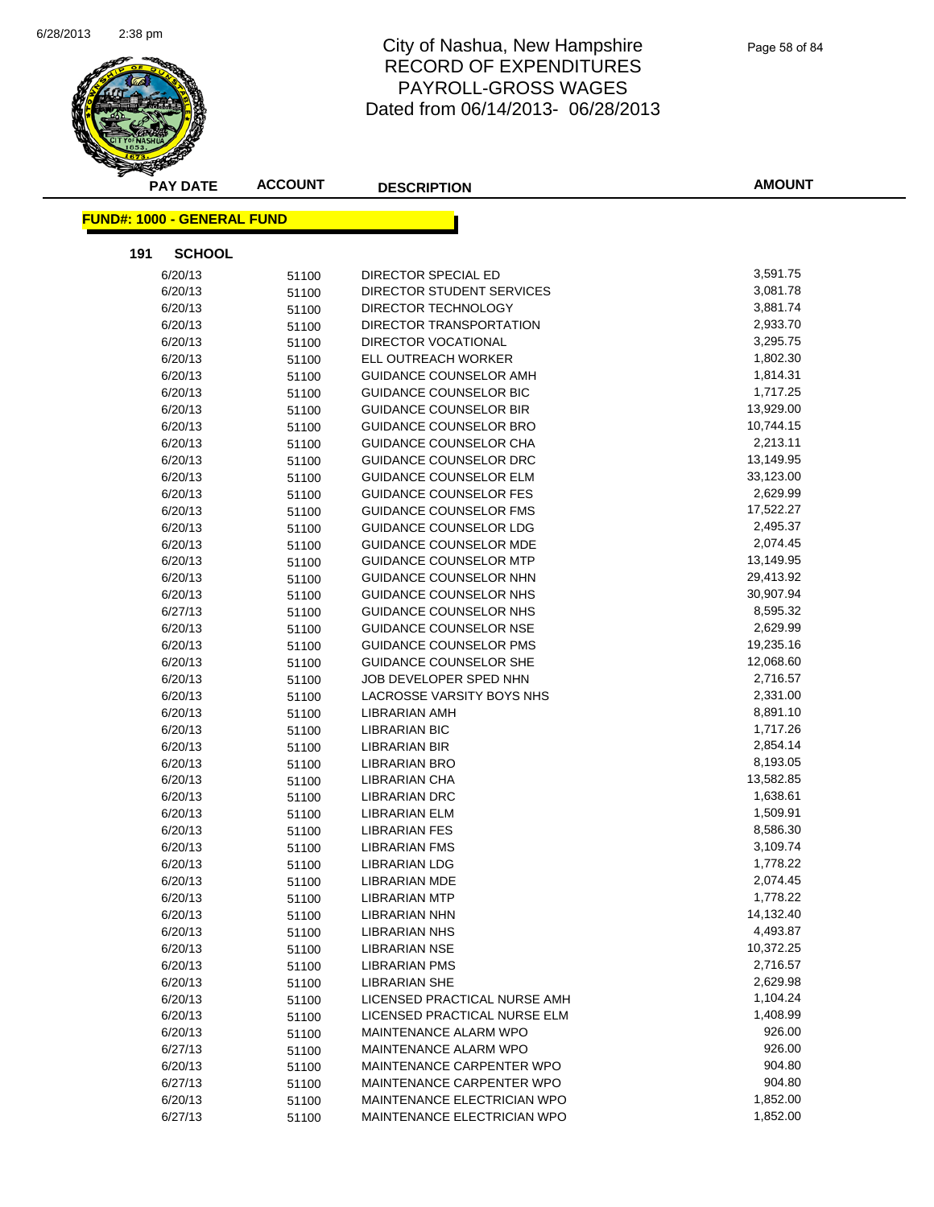# City of Nashua, New Hampshire
# RECORD OF EXPENDITURES
# PAYROLL-GROSS WAGES
# Dated from 06/14/2013- 06/28/2013

**FUND#: 1000 - GENERAL FUND**

**191 SCHOOL**

| PAY DATE | ACCOUNT | DESCRIPTION | AMOUNT |
|---|---|---|---|
| 6/20/13 | 51100 | DIRECTOR SPECIAL ED | 3,591.75 |
| 6/20/13 | 51100 | DIRECTOR STUDENT SERVICES | 3,081.78 |
| 6/20/13 | 51100 | DIRECTOR TECHNOLOGY | 3,881.74 |
| 6/20/13 | 51100 | DIRECTOR TRANSPORTATION | 2,933.70 |
| 6/20/13 | 51100 | DIRECTOR VOCATIONAL | 3,295.75 |
| 6/20/13 | 51100 | ELL OUTREACH WORKER | 1,802.30 |
| 6/20/13 | 51100 | GUIDANCE COUNSELOR AMH | 1,814.31 |
| 6/20/13 | 51100 | GUIDANCE COUNSELOR BIC | 1,717.25 |
| 6/20/13 | 51100 | GUIDANCE COUNSELOR BIR | 13,929.00 |
| 6/20/13 | 51100 | GUIDANCE COUNSELOR BRO | 10,744.15 |
| 6/20/13 | 51100 | GUIDANCE COUNSELOR CHA | 2,213.11 |
| 6/20/13 | 51100 | GUIDANCE COUNSELOR DRC | 13,149.95 |
| 6/20/13 | 51100 | GUIDANCE COUNSELOR ELM | 33,123.00 |
| 6/20/13 | 51100 | GUIDANCE COUNSELOR FES | 2,629.99 |
| 6/20/13 | 51100 | GUIDANCE COUNSELOR FMS | 17,522.27 |
| 6/20/13 | 51100 | GUIDANCE COUNSELOR LDG | 2,495.37 |
| 6/20/13 | 51100 | GUIDANCE COUNSELOR MDE | 2,074.45 |
| 6/20/13 | 51100 | GUIDANCE COUNSELOR MTP | 13,149.95 |
| 6/20/13 | 51100 | GUIDANCE COUNSELOR NHN | 29,413.92 |
| 6/20/13 | 51100 | GUIDANCE COUNSELOR NHS | 30,907.94 |
| 6/27/13 | 51100 | GUIDANCE COUNSELOR NHS | 8,595.32 |
| 6/20/13 | 51100 | GUIDANCE COUNSELOR NSE | 2,629.99 |
| 6/20/13 | 51100 | GUIDANCE COUNSELOR PMS | 19,235.16 |
| 6/20/13 | 51100 | GUIDANCE COUNSELOR SHE | 12,068.60 |
| 6/20/13 | 51100 | JOB DEVELOPER SPED NHN | 2,716.57 |
| 6/20/13 | 51100 | LACROSSE VARSITY BOYS NHS | 2,331.00 |
| 6/20/13 | 51100 | LIBRARIAN AMH | 8,891.10 |
| 6/20/13 | 51100 | LIBRARIAN BIC | 1,717.26 |
| 6/20/13 | 51100 | LIBRARIAN BIR | 2,854.14 |
| 6/20/13 | 51100 | LIBRARIAN BRO | 8,193.05 |
| 6/20/13 | 51100 | LIBRARIAN CHA | 13,582.85 |
| 6/20/13 | 51100 | LIBRARIAN DRC | 1,638.61 |
| 6/20/13 | 51100 | LIBRARIAN ELM | 1,509.91 |
| 6/20/13 | 51100 | LIBRARIAN FES | 8,586.30 |
| 6/20/13 | 51100 | LIBRARIAN FMS | 3,109.74 |
| 6/20/13 | 51100 | LIBRARIAN LDG | 1,778.22 |
| 6/20/13 | 51100 | LIBRARIAN MDE | 2,074.45 |
| 6/20/13 | 51100 | LIBRARIAN MTP | 1,778.22 |
| 6/20/13 | 51100 | LIBRARIAN NHN | 14,132.40 |
| 6/20/13 | 51100 | LIBRARIAN NHS | 4,493.87 |
| 6/20/13 | 51100 | LIBRARIAN NSE | 10,372.25 |
| 6/20/13 | 51100 | LIBRARIAN PMS | 2,716.57 |
| 6/20/13 | 51100 | LIBRARIAN SHE | 2,629.98 |
| 6/20/13 | 51100 | LICENSED PRACTICAL NURSE AMH | 1,104.24 |
| 6/20/13 | 51100 | LICENSED PRACTICAL NURSE ELM | 1,408.99 |
| 6/20/13 | 51100 | MAINTENANCE ALARM WPO | 926.00 |
| 6/27/13 | 51100 | MAINTENANCE ALARM WPO | 926.00 |
| 6/20/13 | 51100 | MAINTENANCE CARPENTER WPO | 904.80 |
| 6/27/13 | 51100 | MAINTENANCE CARPENTER WPO | 904.80 |
| 6/20/13 | 51100 | MAINTENANCE ELECTRICIAN WPO | 1,852.00 |
| 6/27/13 | 51100 | MAINTENANCE ELECTRICIAN WPO | 1,852.00 |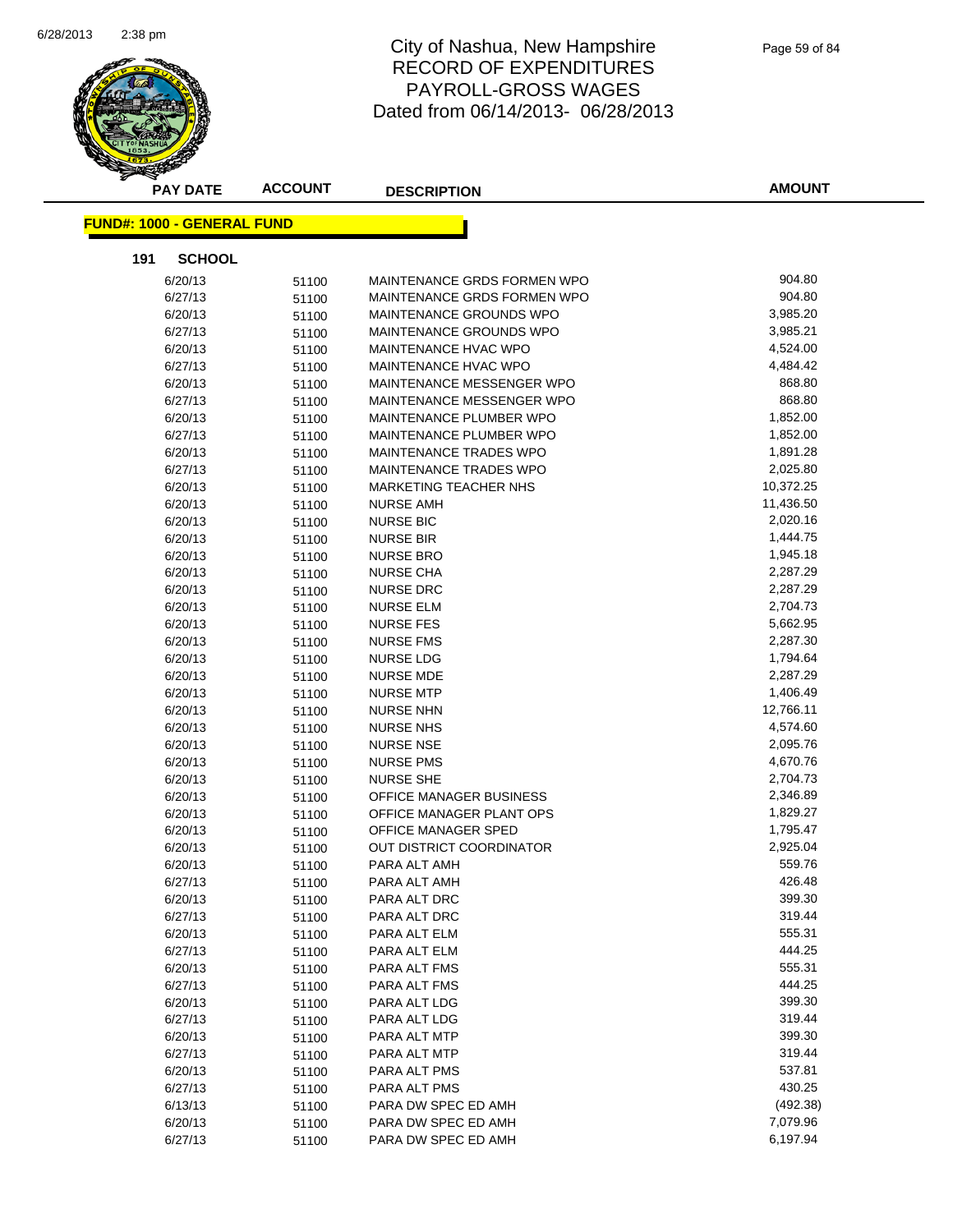# City of Nashua, New Hampshire
## RECORD OF EXPENDITURES
## PAYROLL-GROSS WAGES
### Dated from 06/14/2013- 06/28/2013

**FUND#: 1000 - GENERAL FUND**

**191 SCHOOL**

| PAY DATE | ACCOUNT | DESCRIPTION | AMOUNT |
|---|---|---|---|
| 6/20/13 | 51100 | MAINTENANCE GRDS FORMEN WPO | 904.80 |
| 6/27/13 | 51100 | MAINTENANCE GRDS FORMEN WPO | 904.80 |
| 6/20/13 | 51100 | MAINTENANCE GROUNDS WPO | 3,985.20 |
| 6/27/13 | 51100 | MAINTENANCE GROUNDS WPO | 3,985.21 |
| 6/20/13 | 51100 | MAINTENANCE HVAC WPO | 4,524.00 |
| 6/27/13 | 51100 | MAINTENANCE HVAC WPO | 4,484.42 |
| 6/20/13 | 51100 | MAINTENANCE MESSENGER WPO | 868.80 |
| 6/27/13 | 51100 | MAINTENANCE MESSENGER WPO | 868.80 |
| 6/20/13 | 51100 | MAINTENANCE PLUMBER WPO | 1,852.00 |
| 6/27/13 | 51100 | MAINTENANCE PLUMBER WPO | 1,852.00 |
| 6/20/13 | 51100 | MAINTENANCE TRADES WPO | 1,891.28 |
| 6/27/13 | 51100 | MAINTENANCE TRADES WPO | 2,025.80 |
| 6/20/13 | 51100 | MARKETING TEACHER NHS | 10,372.25 |
| 6/20/13 | 51100 | NURSE AMH | 11,436.50 |
| 6/20/13 | 51100 | NURSE BIC | 2,020.16 |
| 6/20/13 | 51100 | NURSE BIR | 1,444.75 |
| 6/20/13 | 51100 | NURSE BRO | 1,945.18 |
| 6/20/13 | 51100 | NURSE CHA | 2,287.29 |
| 6/20/13 | 51100 | NURSE DRC | 2,287.29 |
| 6/20/13 | 51100 | NURSE ELM | 2,704.73 |
| 6/20/13 | 51100 | NURSE FES | 5,662.95 |
| 6/20/13 | 51100 | NURSE FMS | 2,287.30 |
| 6/20/13 | 51100 | NURSE LDG | 1,794.64 |
| 6/20/13 | 51100 | NURSE MDE | 2,287.29 |
| 6/20/13 | 51100 | NURSE MTP | 1,406.49 |
| 6/20/13 | 51100 | NURSE NHN | 12,766.11 |
| 6/20/13 | 51100 | NURSE NHS | 4,574.60 |
| 6/20/13 | 51100 | NURSE NSE | 2,095.76 |
| 6/20/13 | 51100 | NURSE PMS | 4,670.76 |
| 6/20/13 | 51100 | NURSE SHE | 2,704.73 |
| 6/20/13 | 51100 | OFFICE MANAGER BUSINESS | 2,346.89 |
| 6/20/13 | 51100 | OFFICE MANAGER PLANT OPS | 1,829.27 |
| 6/20/13 | 51100 | OFFICE MANAGER SPED | 1,795.47 |
| 6/20/13 | 51100 | OUT DISTRICT COORDINATOR | 2,925.04 |
| 6/20/13 | 51100 | PARA ALT AMH | 559.76 |
| 6/27/13 | 51100 | PARA ALT AMH | 426.48 |
| 6/20/13 | 51100 | PARA ALT DRC | 399.30 |
| 6/27/13 | 51100 | PARA ALT DRC | 319.44 |
| 6/20/13 | 51100 | PARA ALT ELM | 555.31 |
| 6/27/13 | 51100 | PARA ALT ELM | 444.25 |
| 6/20/13 | 51100 | PARA ALT FMS | 555.31 |
| 6/27/13 | 51100 | PARA ALT FMS | 444.25 |
| 6/20/13 | 51100 | PARA ALT LDG | 399.30 |
| 6/27/13 | 51100 | PARA ALT LDG | 319.44 |
| 6/20/13 | 51100 | PARA ALT MTP | 399.30 |
| 6/27/13 | 51100 | PARA ALT MTP | 319.44 |
| 6/20/13 | 51100 | PARA ALT PMS | 537.81 |
| 6/27/13 | 51100 | PARA ALT PMS | 430.25 |
| 6/13/13 | 51100 | PARA DW SPEC ED AMH | (492.38) |
| 6/20/13 | 51100 | PARA DW SPEC ED AMH | 7,079.96 |
| 6/27/13 | 51100 | PARA DW SPEC ED AMH | 6,197.94 |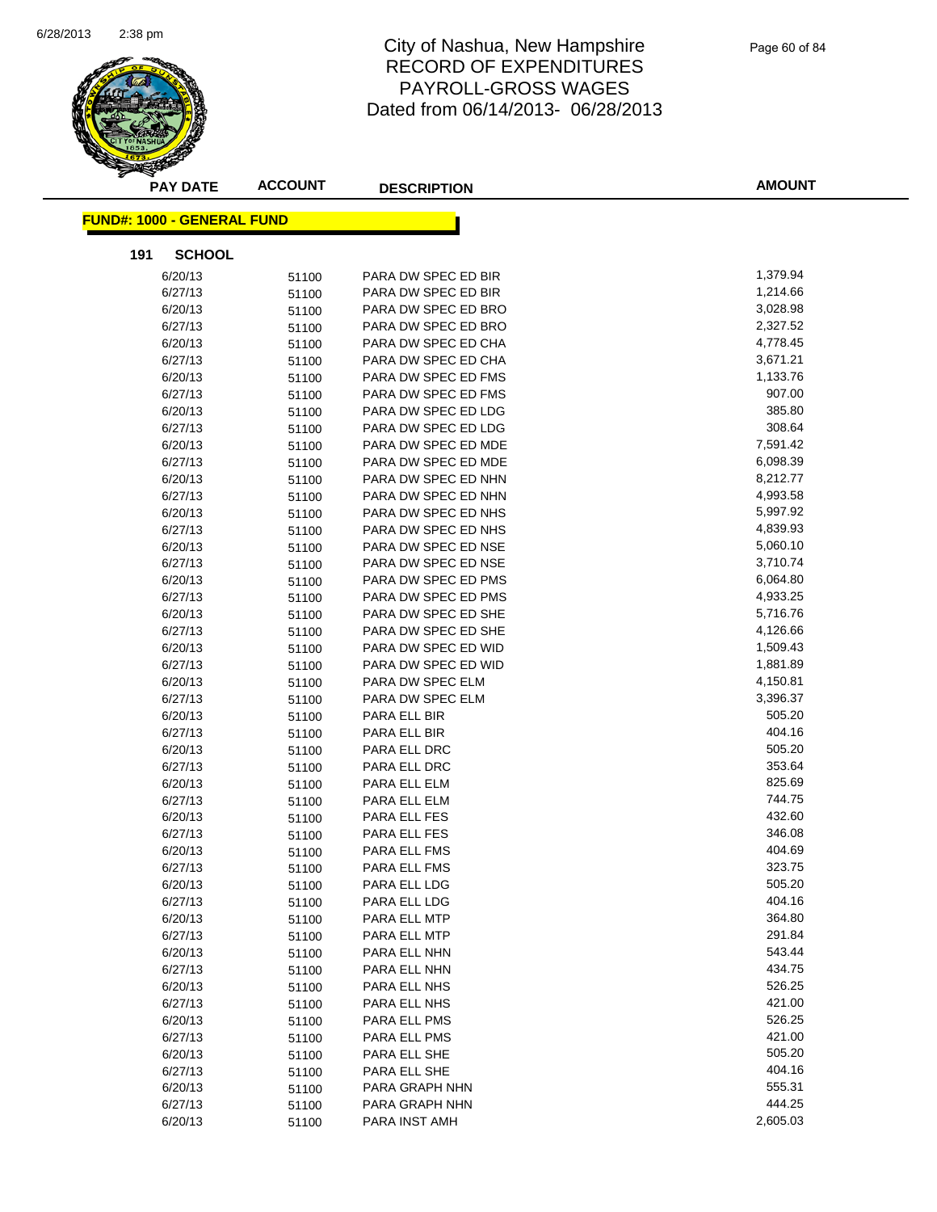# City of Nashua, New Hampshire
# RECORD OF EXPENDITURES
# PAYROLL-GROSS WAGES
# Dated from 06/14/2013- 06/28/2013

**FUND#: 1000 - GENERAL FUND**

**191 SCHOOL**

| PAY DATE | ACCOUNT | DESCRIPTION | AMOUNT |
|---|---|---|---|
| 6/20/13 | 51100 | PARA DW SPEC ED BIR | 1,379.94 |
| 6/27/13 | 51100 | PARA DW SPEC ED BIR | 1,214.66 |
| 6/20/13 | 51100 | PARA DW SPEC ED BRO | 3,028.98 |
| 6/27/13 | 51100 | PARA DW SPEC ED BRO | 2,327.52 |
| 6/20/13 | 51100 | PARA DW SPEC ED CHA | 4,778.45 |
| 6/27/13 | 51100 | PARA DW SPEC ED CHA | 3,671.21 |
| 6/20/13 | 51100 | PARA DW SPEC ED FMS | 1,133.76 |
| 6/27/13 | 51100 | PARA DW SPEC ED FMS | 907.00 |
| 6/20/13 | 51100 | PARA DW SPEC ED LDG | 385.80 |
| 6/27/13 | 51100 | PARA DW SPEC ED LDG | 308.64 |
| 6/20/13 | 51100 | PARA DW SPEC ED MDE | 7,591.42 |
| 6/27/13 | 51100 | PARA DW SPEC ED MDE | 6,098.39 |
| 6/20/13 | 51100 | PARA DW SPEC ED NHN | 8,212.77 |
| 6/27/13 | 51100 | PARA DW SPEC ED NHN | 4,993.58 |
| 6/20/13 | 51100 | PARA DW SPEC ED NHS | 5,997.92 |
| 6/27/13 | 51100 | PARA DW SPEC ED NHS | 4,839.93 |
| 6/20/13 | 51100 | PARA DW SPEC ED NSE | 5,060.10 |
| 6/27/13 | 51100 | PARA DW SPEC ED NSE | 3,710.74 |
| 6/20/13 | 51100 | PARA DW SPEC ED PMS | 6,064.80 |
| 6/27/13 | 51100 | PARA DW SPEC ED PMS | 4,933.25 |
| 6/20/13 | 51100 | PARA DW SPEC ED SHE | 5,716.76 |
| 6/27/13 | 51100 | PARA DW SPEC ED SHE | 4,126.66 |
| 6/20/13 | 51100 | PARA DW SPEC ED WID | 1,509.43 |
| 6/27/13 | 51100 | PARA DW SPEC ED WID | 1,881.89 |
| 6/20/13 | 51100 | PARA DW SPEC ELM | 4,150.81 |
| 6/27/13 | 51100 | PARA DW SPEC ELM | 3,396.37 |
| 6/20/13 | 51100 | PARA ELL BIR | 505.20 |
| 6/27/13 | 51100 | PARA ELL BIR | 404.16 |
| 6/20/13 | 51100 | PARA ELL DRC | 505.20 |
| 6/27/13 | 51100 | PARA ELL DRC | 353.64 |
| 6/20/13 | 51100 | PARA ELL ELM | 825.69 |
| 6/27/13 | 51100 | PARA ELL ELM | 744.75 |
| 6/20/13 | 51100 | PARA ELL FES | 432.60 |
| 6/27/13 | 51100 | PARA ELL FES | 346.08 |
| 6/20/13 | 51100 | PARA ELL FMS | 404.69 |
| 6/27/13 | 51100 | PARA ELL FMS | 323.75 |
| 6/20/13 | 51100 | PARA ELL LDG | 505.20 |
| 6/27/13 | 51100 | PARA ELL LDG | 404.16 |
| 6/20/13 | 51100 | PARA ELL MTP | 364.80 |
| 6/27/13 | 51100 | PARA ELL MTP | 291.84 |
| 6/20/13 | 51100 | PARA ELL NHN | 543.44 |
| 6/27/13 | 51100 | PARA ELL NHN | 434.75 |
| 6/20/13 | 51100 | PARA ELL NHS | 526.25 |
| 6/27/13 | 51100 | PARA ELL NHS | 421.00 |
| 6/20/13 | 51100 | PARA ELL PMS | 526.25 |
| 6/27/13 | 51100 | PARA ELL PMS | 421.00 |
| 6/20/13 | 51100 | PARA ELL SHE | 505.20 |
| 6/27/13 | 51100 | PARA ELL SHE | 404.16 |
| 6/20/13 | 51100 | PARA GRAPH NHN | 555.31 |
| 6/27/13 | 51100 | PARA GRAPH NHN | 444.25 |
| 6/20/13 | 51100 | PARA INST AMH | 2,605.03 |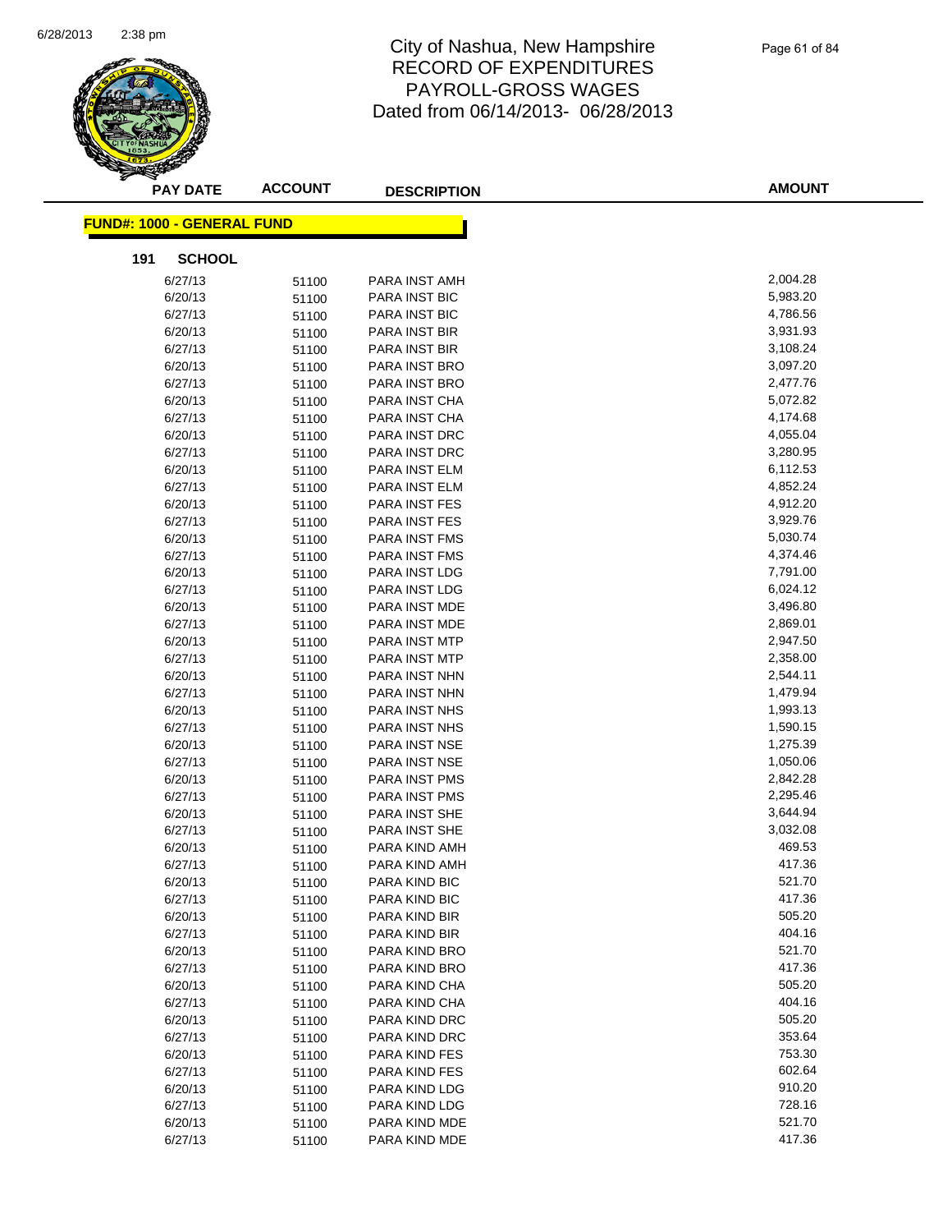# City of Nashua, New Hampshire
# RECORD OF EXPENDITURES
# PAYROLL-GROSS WAGES
# Dated from 06/14/2013- 06/28/2013

**FUND#: 1000 - GENERAL FUND**

**191 SCHOOL**

| PAY DATE | ACCOUNT | DESCRIPTION | AMOUNT |
|---|---|---|---|
| 6/27/13 | 51100 | PARA INST AMH | 2,004.28 |
| 6/20/13 | 51100 | PARA INST BIC | 5,983.20 |
| 6/27/13 | 51100 | PARA INST BIC | 4,786.56 |
| 6/20/13 | 51100 | PARA INST BIR | 3,931.93 |
| 6/27/13 | 51100 | PARA INST BIR | 3,108.24 |
| 6/20/13 | 51100 | PARA INST BRO | 3,097.20 |
| 6/27/13 | 51100 | PARA INST BRO | 2,477.76 |
| 6/20/13 | 51100 | PARA INST CHA | 5,072.82 |
| 6/27/13 | 51100 | PARA INST CHA | 4,174.68 |
| 6/20/13 | 51100 | PARA INST DRC | 4,055.04 |
| 6/27/13 | 51100 | PARA INST DRC | 3,280.95 |
| 6/20/13 | 51100 | PARA INST ELM | 6,112.53 |
| 6/27/13 | 51100 | PARA INST ELM | 4,852.24 |
| 6/20/13 | 51100 | PARA INST FES | 4,912.20 |
| 6/27/13 | 51100 | PARA INST FES | 3,929.76 |
| 6/20/13 | 51100 | PARA INST FMS | 5,030.74 |
| 6/27/13 | 51100 | PARA INST FMS | 4,374.46 |
| 6/20/13 | 51100 | PARA INST LDG | 7,791.00 |
| 6/27/13 | 51100 | PARA INST LDG | 6,024.12 |
| 6/20/13 | 51100 | PARA INST MDE | 3,496.80 |
| 6/27/13 | 51100 | PARA INST MDE | 2,869.01 |
| 6/20/13 | 51100 | PARA INST MTP | 2,947.50 |
| 6/27/13 | 51100 | PARA INST MTP | 2,358.00 |
| 6/20/13 | 51100 | PARA INST NHN | 2,544.11 |
| 6/27/13 | 51100 | PARA INST NHN | 1,479.94 |
| 6/20/13 | 51100 | PARA INST NHS | 1,993.13 |
| 6/27/13 | 51100 | PARA INST NHS | 1,590.15 |
| 6/20/13 | 51100 | PARA INST NSE | 1,275.39 |
| 6/27/13 | 51100 | PARA INST NSE | 1,050.06 |
| 6/20/13 | 51100 | PARA INST PMS | 2,842.28 |
| 6/27/13 | 51100 | PARA INST PMS | 2,295.46 |
| 6/20/13 | 51100 | PARA INST SHE | 3,644.94 |
| 6/27/13 | 51100 | PARA INST SHE | 3,032.08 |
| 6/20/13 | 51100 | PARA KIND AMH | 469.53 |
| 6/27/13 | 51100 | PARA KIND AMH | 417.36 |
| 6/20/13 | 51100 | PARA KIND BIC | 521.70 |
| 6/27/13 | 51100 | PARA KIND BIC | 417.36 |
| 6/20/13 | 51100 | PARA KIND BIR | 505.20 |
| 6/27/13 | 51100 | PARA KIND BIR | 404.16 |
| 6/20/13 | 51100 | PARA KIND BRO | 521.70 |
| 6/27/13 | 51100 | PARA KIND BRO | 417.36 |
| 6/20/13 | 51100 | PARA KIND CHA | 505.20 |
| 6/27/13 | 51100 | PARA KIND CHA | 404.16 |
| 6/20/13 | 51100 | PARA KIND DRC | 505.20 |
| 6/27/13 | 51100 | PARA KIND DRC | 353.64 |
| 6/20/13 | 51100 | PARA KIND FES | 753.30 |
| 6/27/13 | 51100 | PARA KIND FES | 602.64 |
| 6/20/13 | 51100 | PARA KIND LDG | 910.20 |
| 6/27/13 | 51100 | PARA KIND LDG | 728.16 |
| 6/20/13 | 51100 | PARA KIND MDE | 521.70 |
| 6/27/13 | 51100 | PARA KIND MDE | 417.36 |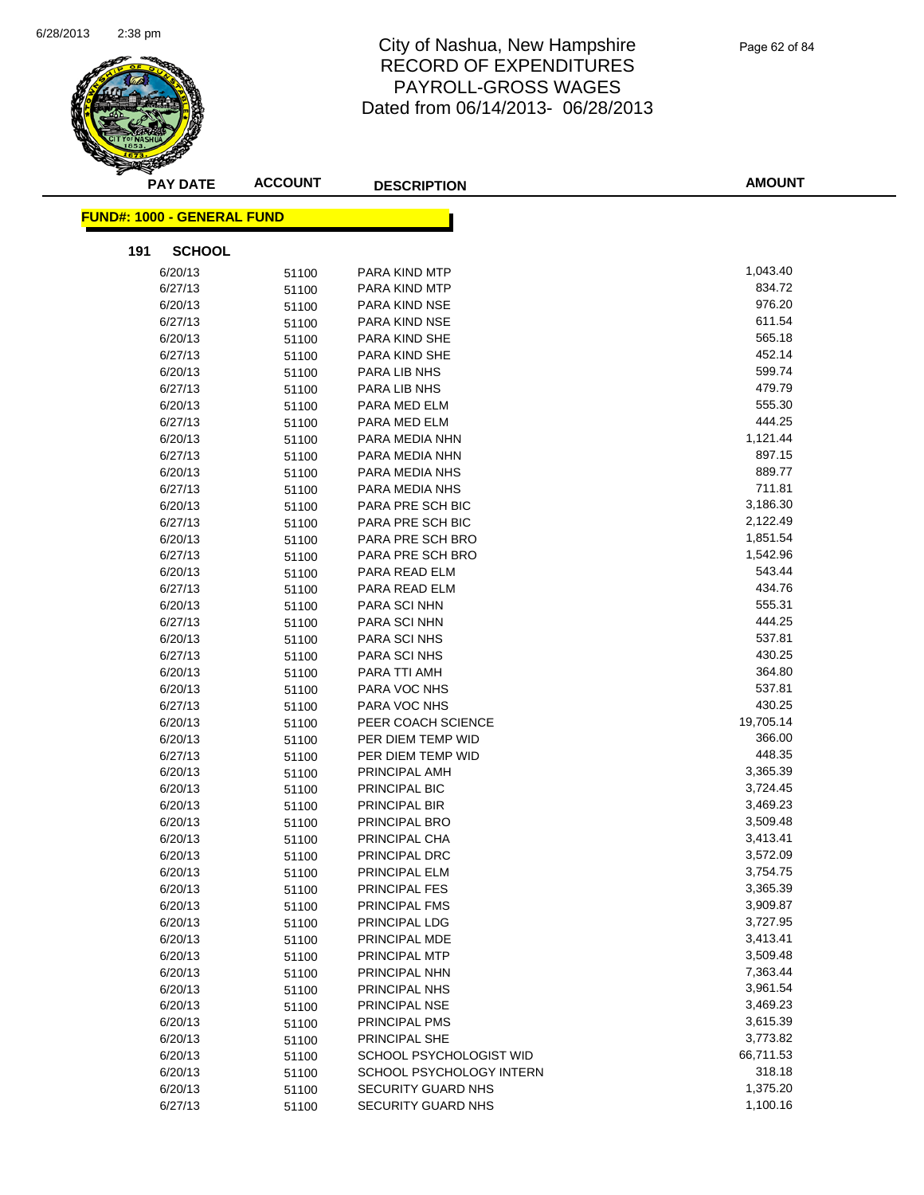# City of Nashua, New Hampshire
## RECORD OF EXPENDITURES
## PAYROLL-GROSS WAGES
## Dated from 06/14/2013- 06/28/2013

**FUND#: 1000 - GENERAL FUND**

**191 SCHOOL**

| PAY DATE | ACCOUNT | DESCRIPTION | AMOUNT |
|---|---|---|---|
| 6/20/13 | 51100 | PARA KIND MTP | 1,043.40 |
| 6/27/13 | 51100 | PARA KIND MTP | 834.72 |
| 6/20/13 | 51100 | PARA KIND NSE | 976.20 |
| 6/27/13 | 51100 | PARA KIND NSE | 611.54 |
| 6/20/13 | 51100 | PARA KIND SHE | 565.18 |
| 6/27/13 | 51100 | PARA KIND SHE | 452.14 |
| 6/20/13 | 51100 | PARA LIB NHS | 599.74 |
| 6/27/13 | 51100 | PARA LIB NHS | 479.79 |
| 6/20/13 | 51100 | PARA MED ELM | 555.30 |
| 6/27/13 | 51100 | PARA MED ELM | 444.25 |
| 6/20/13 | 51100 | PARA MEDIA NHN | 1,121.44 |
| 6/27/13 | 51100 | PARA MEDIA NHN | 897.15 |
| 6/20/13 | 51100 | PARA MEDIA NHS | 889.77 |
| 6/27/13 | 51100 | PARA MEDIA NHS | 711.81 |
| 6/20/13 | 51100 | PARA PRE SCH BIC | 3,186.30 |
| 6/27/13 | 51100 | PARA PRE SCH BIC | 2,122.49 |
| 6/20/13 | 51100 | PARA PRE SCH BRO | 1,851.54 |
| 6/27/13 | 51100 | PARA PRE SCH BRO | 1,542.96 |
| 6/20/13 | 51100 | PARA READ ELM | 543.44 |
| 6/27/13 | 51100 | PARA READ ELM | 434.76 |
| 6/20/13 | 51100 | PARA SCI NHN | 555.31 |
| 6/27/13 | 51100 | PARA SCI NHN | 444.25 |
| 6/20/13 | 51100 | PARA SCI NHS | 537.81 |
| 6/27/13 | 51100 | PARA SCI NHS | 430.25 |
| 6/20/13 | 51100 | PARA TTI AMH | 364.80 |
| 6/20/13 | 51100 | PARA VOC NHS | 537.81 |
| 6/27/13 | 51100 | PARA VOC NHS | 430.25 |
| 6/20/13 | 51100 | PEER COACH SCIENCE | 19,705.14 |
| 6/20/13 | 51100 | PER DIEM TEMP WID | 366.00 |
| 6/27/13 | 51100 | PER DIEM TEMP WID | 448.35 |
| 6/20/13 | 51100 | PRINCIPAL AMH | 3,365.39 |
| 6/20/13 | 51100 | PRINCIPAL BIC | 3,724.45 |
| 6/20/13 | 51100 | PRINCIPAL BIR | 3,469.23 |
| 6/20/13 | 51100 | PRINCIPAL BRO | 3,509.48 |
| 6/20/13 | 51100 | PRINCIPAL CHA | 3,413.41 |
| 6/20/13 | 51100 | PRINCIPAL DRC | 3,572.09 |
| 6/20/13 | 51100 | PRINCIPAL ELM | 3,754.75 |
| 6/20/13 | 51100 | PRINCIPAL FES | 3,365.39 |
| 6/20/13 | 51100 | PRINCIPAL FMS | 3,909.87 |
| 6/20/13 | 51100 | PRINCIPAL LDG | 3,727.95 |
| 6/20/13 | 51100 | PRINCIPAL MDE | 3,413.41 |
| 6/20/13 | 51100 | PRINCIPAL MTP | 3,509.48 |
| 6/20/13 | 51100 | PRINCIPAL NHN | 7,363.44 |
| 6/20/13 | 51100 | PRINCIPAL NHS | 3,961.54 |
| 6/20/13 | 51100 | PRINCIPAL NSE | 3,469.23 |
| 6/20/13 | 51100 | PRINCIPAL PMS | 3,615.39 |
| 6/20/13 | 51100 | PRINCIPAL SHE | 3,773.82 |
| 6/20/13 | 51100 | SCHOOL PSYCHOLOGIST WID | 66,711.53 |
| 6/20/13 | 51100 | SCHOOL PSYCHOLOGY INTERN | 318.18 |
| 6/20/13 | 51100 | SECURITY GUARD NHS | 1,375.20 |
| 6/27/13 | 51100 | SECURITY GUARD NHS | 1,100.16 |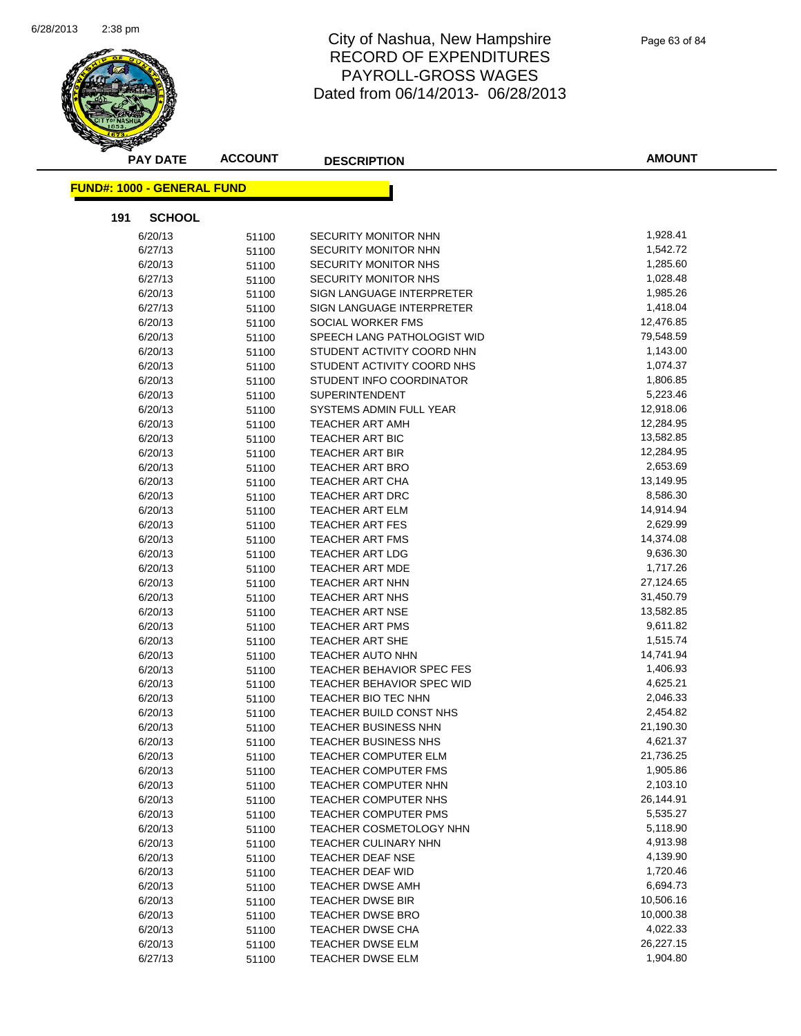# City of Nashua, New Hampshire
## RECORD OF EXPENDITURES
## PAYROLL-GROSS WAGES
## Dated from 06/14/2013- 06/28/2013

**FUND#: 1000 - GENERAL FUND**

**191 SCHOOL**

| PAY DATE | ACCOUNT | DESCRIPTION | AMOUNT |
|---|---|---|---|
| 6/20/13 | 51100 | SECURITY MONITOR NHN | 1,928.41 |
| 6/27/13 | 51100 | SECURITY MONITOR NHN | 1,542.72 |
| 6/20/13 | 51100 | SECURITY MONITOR NHS | 1,285.60 |
| 6/27/13 | 51100 | SECURITY MONITOR NHS | 1,028.48 |
| 6/20/13 | 51100 | SIGN LANGUAGE INTERPRETER | 1,985.26 |
| 6/27/13 | 51100 | SIGN LANGUAGE INTERPRETER | 1,418.04 |
| 6/20/13 | 51100 | SOCIAL WORKER FMS | 12,476.85 |
| 6/20/13 | 51100 | SPEECH LANG PATHOLOGIST WID | 79,548.59 |
| 6/20/13 | 51100 | STUDENT ACTIVITY COORD NHN | 1,143.00 |
| 6/20/13 | 51100 | STUDENT ACTIVITY COORD NHS | 1,074.37 |
| 6/20/13 | 51100 | STUDENT INFO COORDINATOR | 1,806.85 |
| 6/20/13 | 51100 | SUPERINTENDENT | 5,223.46 |
| 6/20/13 | 51100 | SYSTEMS ADMIN FULL YEAR | 12,918.06 |
| 6/20/13 | 51100 | TEACHER ART AMH | 12,284.95 |
| 6/20/13 | 51100 | TEACHER ART BIC | 13,582.85 |
| 6/20/13 | 51100 | TEACHER ART BIR | 12,284.95 |
| 6/20/13 | 51100 | TEACHER ART BRO | 2,653.69 |
| 6/20/13 | 51100 | TEACHER ART CHA | 13,149.95 |
| 6/20/13 | 51100 | TEACHER ART DRC | 8,586.30 |
| 6/20/13 | 51100 | TEACHER ART ELM | 14,914.94 |
| 6/20/13 | 51100 | TEACHER ART FES | 2,629.99 |
| 6/20/13 | 51100 | TEACHER ART FMS | 14,374.08 |
| 6/20/13 | 51100 | TEACHER ART LDG | 9,636.30 |
| 6/20/13 | 51100 | TEACHER ART MDE | 1,717.26 |
| 6/20/13 | 51100 | TEACHER ART NHN | 27,124.65 |
| 6/20/13 | 51100 | TEACHER ART NHS | 31,450.79 |
| 6/20/13 | 51100 | TEACHER ART NSE | 13,582.85 |
| 6/20/13 | 51100 | TEACHER ART PMS | 9,611.82 |
| 6/20/13 | 51100 | TEACHER ART SHE | 1,515.74 |
| 6/20/13 | 51100 | TEACHER AUTO NHN | 14,741.94 |
| 6/20/13 | 51100 | TEACHER BEHAVIOR SPEC FES | 1,406.93 |
| 6/20/13 | 51100 | TEACHER BEHAVIOR SPEC WID | 4,625.21 |
| 6/20/13 | 51100 | TEACHER BIO TEC NHN | 2,046.33 |
| 6/20/13 | 51100 | TEACHER BUILD CONST NHS | 2,454.82 |
| 6/20/13 | 51100 | TEACHER BUSINESS NHN | 21,190.30 |
| 6/20/13 | 51100 | TEACHER BUSINESS NHS | 4,621.37 |
| 6/20/13 | 51100 | TEACHER COMPUTER ELM | 21,736.25 |
| 6/20/13 | 51100 | TEACHER COMPUTER FMS | 1,905.86 |
| 6/20/13 | 51100 | TEACHER COMPUTER NHN | 2,103.10 |
| 6/20/13 | 51100 | TEACHER COMPUTER NHS | 26,144.91 |
| 6/20/13 | 51100 | TEACHER COMPUTER PMS | 5,535.27 |
| 6/20/13 | 51100 | TEACHER COSMETOLOGY NHN | 5,118.90 |
| 6/20/13 | 51100 | TEACHER CULINARY NHN | 4,913.98 |
| 6/20/13 | 51100 | TEACHER DEAF NSE | 4,139.90 |
| 6/20/13 | 51100 | TEACHER DEAF WID | 1,720.46 |
| 6/20/13 | 51100 | TEACHER DWSE AMH | 6,694.73 |
| 6/20/13 | 51100 | TEACHER DWSE BIR | 10,506.16 |
| 6/20/13 | 51100 | TEACHER DWSE BRO | 10,000.38 |
| 6/20/13 | 51100 | TEACHER DWSE CHA | 4,022.33 |
| 6/20/13 | 51100 | TEACHER DWSE ELM | 26,227.15 |
| 6/27/13 | 51100 | TEACHER DWSE ELM | 1,904.80 |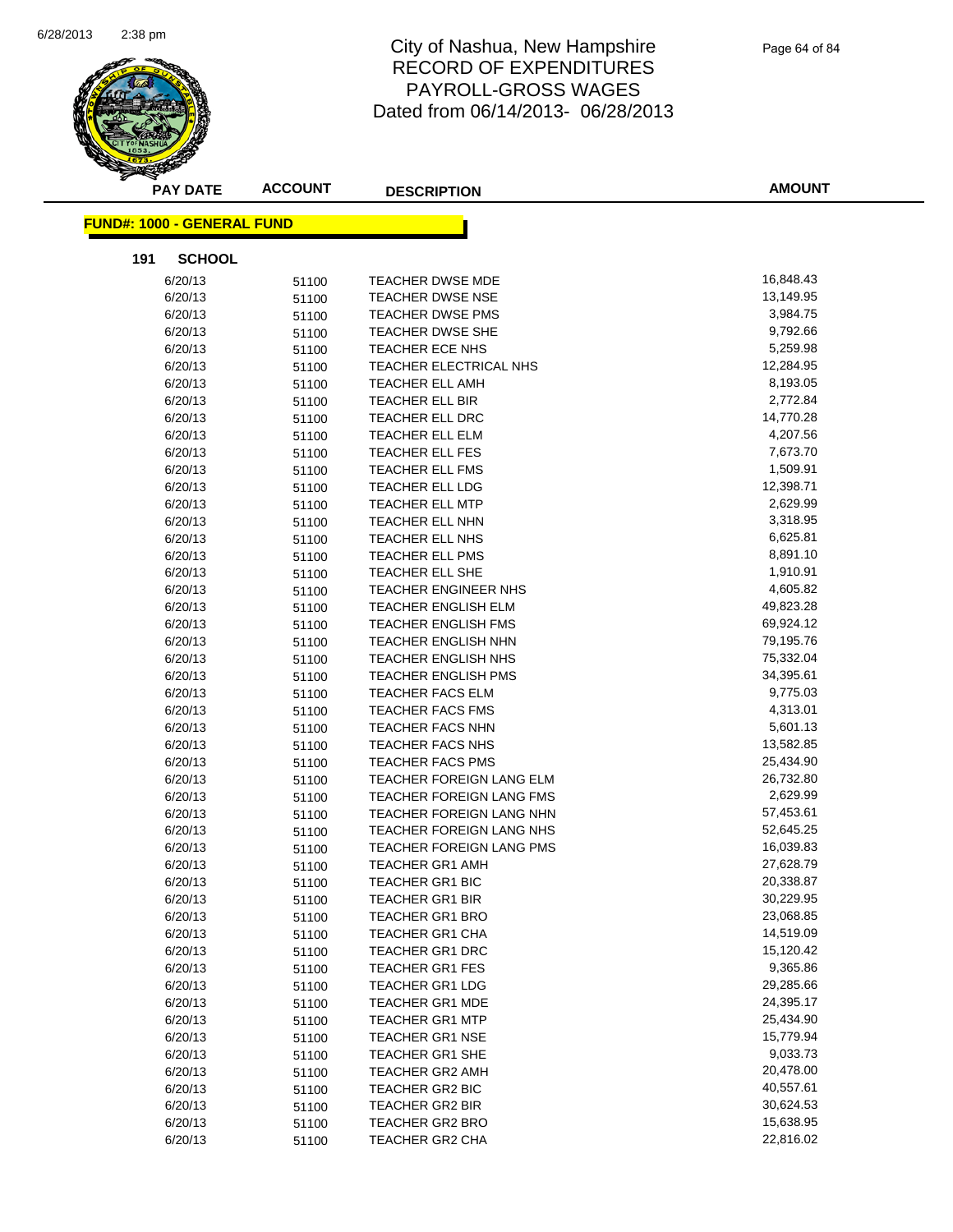# City of Nashua, New Hampshire
## RECORD OF EXPENDITURES
## PAYROLL-GROSS WAGES
## Dated from 06/14/2013- 06/28/2013

**FUND#: 1000 - GENERAL FUND**

**191 SCHOOL**

| PAY DATE | ACCOUNT | DESCRIPTION | AMOUNT |
|---|---|---|---|
| 6/20/13 | 51100 | TEACHER DWSE MDE | 16,848.43 |
| 6/20/13 | 51100 | TEACHER DWSE NSE | 13,149.95 |
| 6/20/13 | 51100 | TEACHER DWSE PMS | 3,984.75 |
| 6/20/13 | 51100 | TEACHER DWSE SHE | 9,792.66 |
| 6/20/13 | 51100 | TEACHER ECE NHS | 5,259.98 |
| 6/20/13 | 51100 | TEACHER ELECTRICAL NHS | 12,284.95 |
| 6/20/13 | 51100 | TEACHER ELL AMH | 8,193.05 |
| 6/20/13 | 51100 | TEACHER ELL BIR | 2,772.84 |
| 6/20/13 | 51100 | TEACHER ELL DRC | 14,770.28 |
| 6/20/13 | 51100 | TEACHER ELL ELM | 4,207.56 |
| 6/20/13 | 51100 | TEACHER ELL FES | 7,673.70 |
| 6/20/13 | 51100 | TEACHER ELL FMS | 1,509.91 |
| 6/20/13 | 51100 | TEACHER ELL LDG | 12,398.71 |
| 6/20/13 | 51100 | TEACHER ELL MTP | 2,629.99 |
| 6/20/13 | 51100 | TEACHER ELL NHN | 3,318.95 |
| 6/20/13 | 51100 | TEACHER ELL NHS | 6,625.81 |
| 6/20/13 | 51100 | TEACHER ELL PMS | 8,891.10 |
| 6/20/13 | 51100 | TEACHER ELL SHE | 1,910.91 |
| 6/20/13 | 51100 | TEACHER ENGINEER NHS | 4,605.82 |
| 6/20/13 | 51100 | TEACHER ENGLISH ELM | 49,823.28 |
| 6/20/13 | 51100 | TEACHER ENGLISH FMS | 69,924.12 |
| 6/20/13 | 51100 | TEACHER ENGLISH NHN | 79,195.76 |
| 6/20/13 | 51100 | TEACHER ENGLISH NHS | 75,332.04 |
| 6/20/13 | 51100 | TEACHER ENGLISH PMS | 34,395.61 |
| 6/20/13 | 51100 | TEACHER FACS ELM | 9,775.03 |
| 6/20/13 | 51100 | TEACHER FACS FMS | 4,313.01 |
| 6/20/13 | 51100 | TEACHER FACS NHN | 5,601.13 |
| 6/20/13 | 51100 | TEACHER FACS NHS | 13,582.85 |
| 6/20/13 | 51100 | TEACHER FACS PMS | 25,434.90 |
| 6/20/13 | 51100 | TEACHER FOREIGN LANG ELM | 26,732.80 |
| 6/20/13 | 51100 | TEACHER FOREIGN LANG FMS | 2,629.99 |
| 6/20/13 | 51100 | TEACHER FOREIGN LANG NHN | 57,453.61 |
| 6/20/13 | 51100 | TEACHER FOREIGN LANG NHS | 52,645.25 |
| 6/20/13 | 51100 | TEACHER FOREIGN LANG PMS | 16,039.83 |
| 6/20/13 | 51100 | TEACHER GR1 AMH | 27,628.79 |
| 6/20/13 | 51100 | TEACHER GR1 BIC | 20,338.87 |
| 6/20/13 | 51100 | TEACHER GR1 BIR | 30,229.95 |
| 6/20/13 | 51100 | TEACHER GR1 BRO | 23,068.85 |
| 6/20/13 | 51100 | TEACHER GR1 CHA | 14,519.09 |
| 6/20/13 | 51100 | TEACHER GR1 DRC | 15,120.42 |
| 6/20/13 | 51100 | TEACHER GR1 FES | 9,365.86 |
| 6/20/13 | 51100 | TEACHER GR1 LDG | 29,285.66 |
| 6/20/13 | 51100 | TEACHER GR1 MDE | 24,395.17 |
| 6/20/13 | 51100 | TEACHER GR1 MTP | 25,434.90 |
| 6/20/13 | 51100 | TEACHER GR1 NSE | 15,779.94 |
| 6/20/13 | 51100 | TEACHER GR1 SHE | 9,033.73 |
| 6/20/13 | 51100 | TEACHER GR2 AMH | 20,478.00 |
| 6/20/13 | 51100 | TEACHER GR2 BIC | 40,557.61 |
| 6/20/13 | 51100 | TEACHER GR2 BIR | 30,624.53 |
| 6/20/13 | 51100 | TEACHER GR2 BRO | 15,638.95 |
| 6/20/13 | 51100 | TEACHER GR2 CHA | 22,816.02 |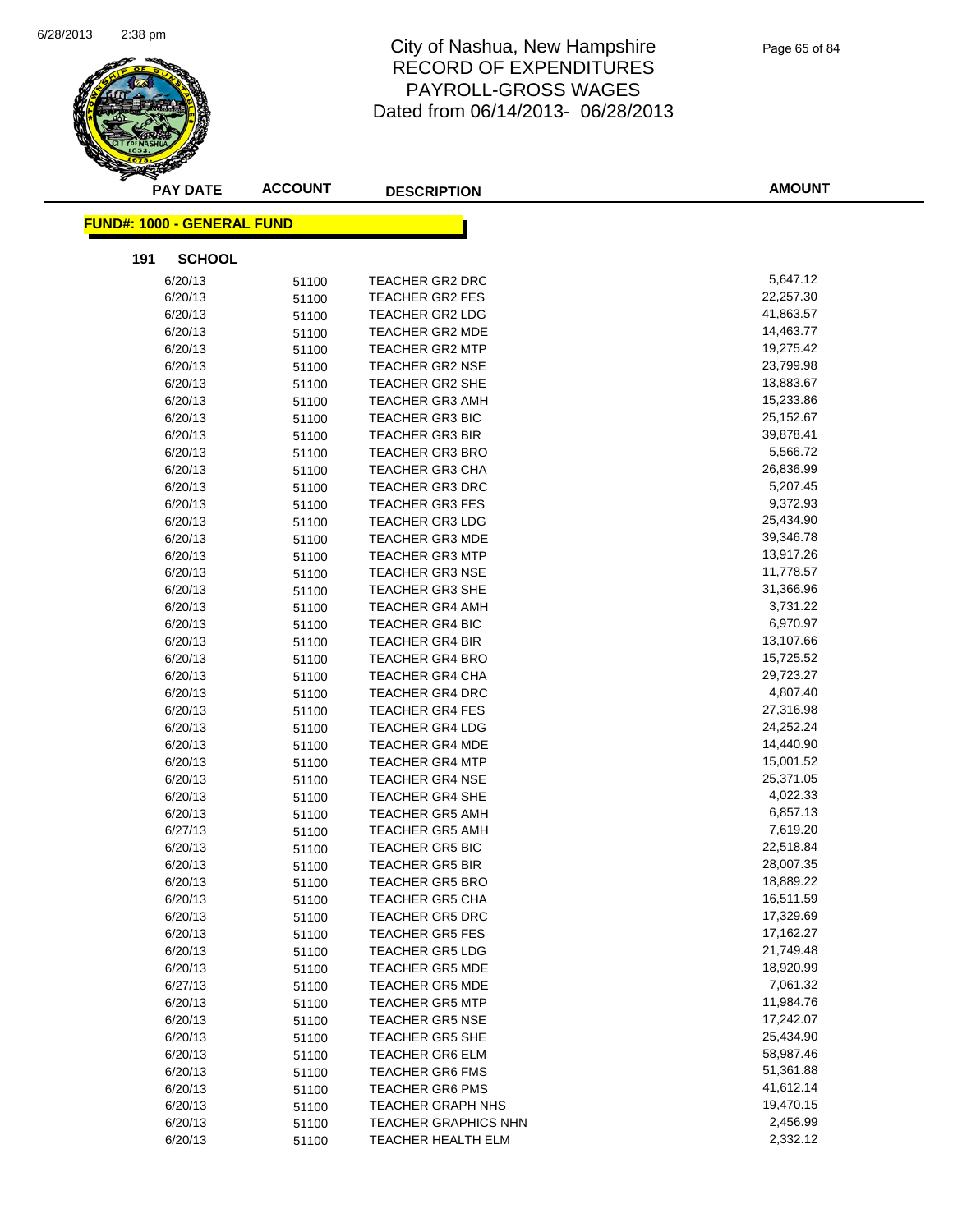# City of Nashua, New Hampshire
## RECORD OF EXPENDITURES
## PAYROLL-GROSS WAGES
## Dated from 06/14/2013- 06/28/2013

**FUND#: 1000 - GENERAL FUND**

**191 SCHOOL**

| PAY DATE | ACCOUNT | DESCRIPTION | AMOUNT |
|---|---|---|---|
| 6/20/13 | 51100 | TEACHER GR2 DRC | 5,647.12 |
| 6/20/13 | 51100 | TEACHER GR2 FES | 22,257.30 |
| 6/20/13 | 51100 | TEACHER GR2 LDG | 41,863.57 |
| 6/20/13 | 51100 | TEACHER GR2 MDE | 14,463.77 |
| 6/20/13 | 51100 | TEACHER GR2 MTP | 19,275.42 |
| 6/20/13 | 51100 | TEACHER GR2 NSE | 23,799.98 |
| 6/20/13 | 51100 | TEACHER GR2 SHE | 13,883.67 |
| 6/20/13 | 51100 | TEACHER GR3 AMH | 15,233.86 |
| 6/20/13 | 51100 | TEACHER GR3 BIC | 25,152.67 |
| 6/20/13 | 51100 | TEACHER GR3 BIR | 39,878.41 |
| 6/20/13 | 51100 | TEACHER GR3 BRO | 5,566.72 |
| 6/20/13 | 51100 | TEACHER GR3 CHA | 26,836.99 |
| 6/20/13 | 51100 | TEACHER GR3 DRC | 5,207.45 |
| 6/20/13 | 51100 | TEACHER GR3 FES | 9,372.93 |
| 6/20/13 | 51100 | TEACHER GR3 LDG | 25,434.90 |
| 6/20/13 | 51100 | TEACHER GR3 MDE | 39,346.78 |
| 6/20/13 | 51100 | TEACHER GR3 MTP | 13,917.26 |
| 6/20/13 | 51100 | TEACHER GR3 NSE | 11,778.57 |
| 6/20/13 | 51100 | TEACHER GR3 SHE | 31,366.96 |
| 6/20/13 | 51100 | TEACHER GR4 AMH | 3,731.22 |
| 6/20/13 | 51100 | TEACHER GR4 BIC | 6,970.97 |
| 6/20/13 | 51100 | TEACHER GR4 BIR | 13,107.66 |
| 6/20/13 | 51100 | TEACHER GR4 BRO | 15,725.52 |
| 6/20/13 | 51100 | TEACHER GR4 CHA | 29,723.27 |
| 6/20/13 | 51100 | TEACHER GR4 DRC | 4,807.40 |
| 6/20/13 | 51100 | TEACHER GR4 FES | 27,316.98 |
| 6/20/13 | 51100 | TEACHER GR4 LDG | 24,252.24 |
| 6/20/13 | 51100 | TEACHER GR4 MDE | 14,440.90 |
| 6/20/13 | 51100 | TEACHER GR4 MTP | 15,001.52 |
| 6/20/13 | 51100 | TEACHER GR4 NSE | 25,371.05 |
| 6/20/13 | 51100 | TEACHER GR4 SHE | 4,022.33 |
| 6/20/13 | 51100 | TEACHER GR5 AMH | 6,857.13 |
| 6/27/13 | 51100 | TEACHER GR5 AMH | 7,619.20 |
| 6/20/13 | 51100 | TEACHER GR5 BIC | 22,518.84 |
| 6/20/13 | 51100 | TEACHER GR5 BIR | 28,007.35 |
| 6/20/13 | 51100 | TEACHER GR5 BRO | 18,889.22 |
| 6/20/13 | 51100 | TEACHER GR5 CHA | 16,511.59 |
| 6/20/13 | 51100 | TEACHER GR5 DRC | 17,329.69 |
| 6/20/13 | 51100 | TEACHER GR5 FES | 17,162.27 |
| 6/20/13 | 51100 | TEACHER GR5 LDG | 21,749.48 |
| 6/20/13 | 51100 | TEACHER GR5 MDE | 18,920.99 |
| 6/27/13 | 51100 | TEACHER GR5 MDE | 7,061.32 |
| 6/20/13 | 51100 | TEACHER GR5 MTP | 11,984.76 |
| 6/20/13 | 51100 | TEACHER GR5 NSE | 17,242.07 |
| 6/20/13 | 51100 | TEACHER GR5 SHE | 25,434.90 |
| 6/20/13 | 51100 | TEACHER GR6 ELM | 58,987.46 |
| 6/20/13 | 51100 | TEACHER GR6 FMS | 51,361.88 |
| 6/20/13 | 51100 | TEACHER GR6 PMS | 41,612.14 |
| 6/20/13 | 51100 | TEACHER GRAPH NHS | 19,470.15 |
| 6/20/13 | 51100 | TEACHER GRAPHICS NHN | 2,456.99 |
| 6/20/13 | 51100 | TEACHER HEALTH ELM | 2,332.12 |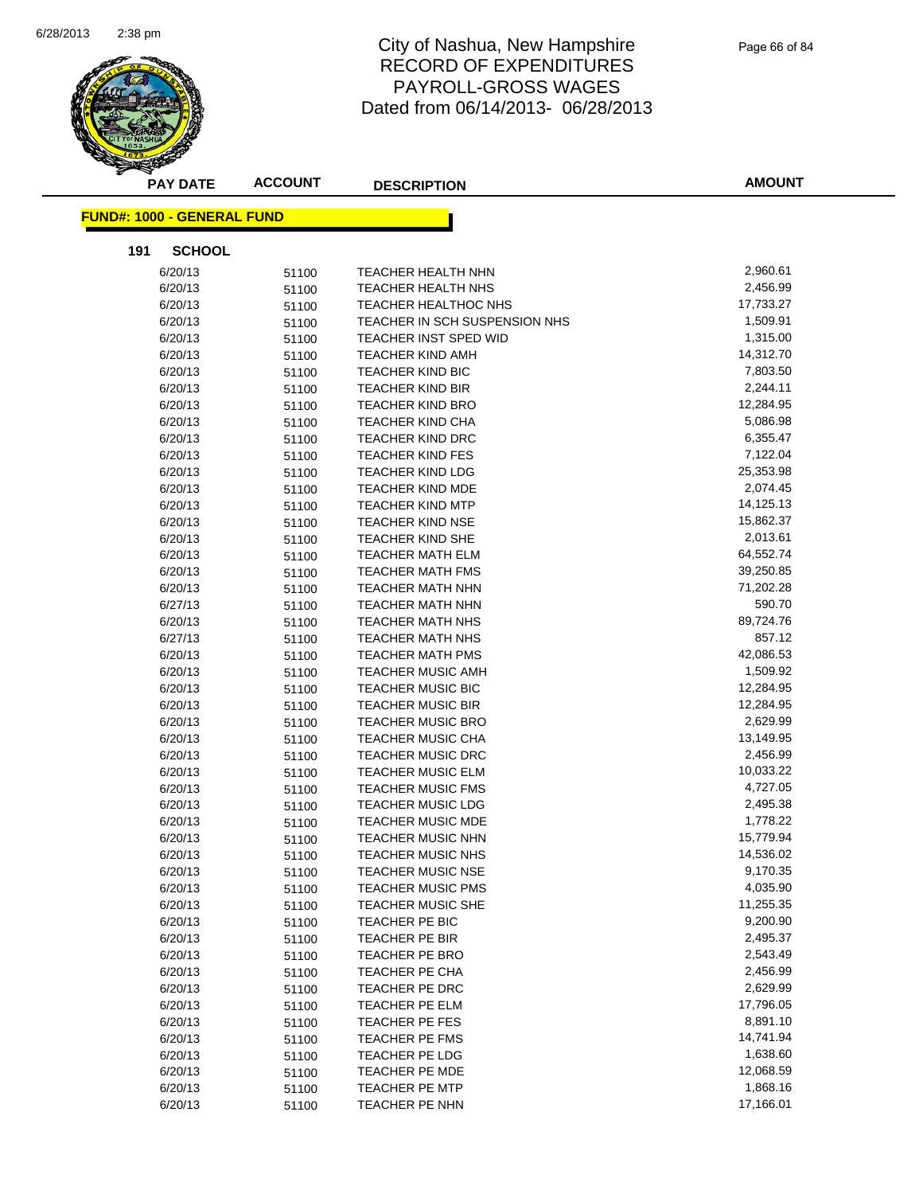# City of Nashua, New Hampshire
## RECORD OF EXPENDITURES
## PAYROLL-GROSS WAGES
## Dated from 06/14/2013- 06/28/2013

**FUND#: 1000 - GENERAL FUND**

**191 SCHOOL**

| PAY DATE | ACCOUNT | DESCRIPTION | AMOUNT |
|---|---|---|---|
| 6/20/13 | 51100 | TEACHER HEALTH NHN | 2,960.61 |
| 6/20/13 | 51100 | TEACHER HEALTH NHS | 2,456.99 |
| 6/20/13 | 51100 | TEACHER HEALTHOC NHS | 17,733.27 |
| 6/20/13 | 51100 | TEACHER IN SCH SUSPENSION NHS | 1,509.91 |
| 6/20/13 | 51100 | TEACHER INST SPED WID | 1,315.00 |
| 6/20/13 | 51100 | TEACHER KIND AMH | 14,312.70 |
| 6/20/13 | 51100 | TEACHER KIND BIC | 7,803.50 |
| 6/20/13 | 51100 | TEACHER KIND BIR | 2,244.11 |
| 6/20/13 | 51100 | TEACHER KIND BRO | 12,284.95 |
| 6/20/13 | 51100 | TEACHER KIND CHA | 5,086.98 |
| 6/20/13 | 51100 | TEACHER KIND DRC | 6,355.47 |
| 6/20/13 | 51100 | TEACHER KIND FES | 7,122.04 |
| 6/20/13 | 51100 | TEACHER KIND LDG | 25,353.98 |
| 6/20/13 | 51100 | TEACHER KIND MDE | 2,074.45 |
| 6/20/13 | 51100 | TEACHER KIND MTP | 14,125.13 |
| 6/20/13 | 51100 | TEACHER KIND NSE | 15,862.37 |
| 6/20/13 | 51100 | TEACHER KIND SHE | 2,013.61 |
| 6/20/13 | 51100 | TEACHER MATH ELM | 64,552.74 |
| 6/20/13 | 51100 | TEACHER MATH FMS | 39,250.85 |
| 6/20/13 | 51100 | TEACHER MATH NHN | 71,202.28 |
| 6/27/13 | 51100 | TEACHER MATH NHN | 590.70 |
| 6/20/13 | 51100 | TEACHER MATH NHS | 89,724.76 |
| 6/27/13 | 51100 | TEACHER MATH NHS | 857.12 |
| 6/20/13 | 51100 | TEACHER MATH PMS | 42,086.53 |
| 6/20/13 | 51100 | TEACHER MUSIC AMH | 1,509.92 |
| 6/20/13 | 51100 | TEACHER MUSIC BIC | 12,284.95 |
| 6/20/13 | 51100 | TEACHER MUSIC BIR | 12,284.95 |
| 6/20/13 | 51100 | TEACHER MUSIC BRO | 2,629.99 |
| 6/20/13 | 51100 | TEACHER MUSIC CHA | 13,149.95 |
| 6/20/13 | 51100 | TEACHER MUSIC DRC | 2,456.99 |
| 6/20/13 | 51100 | TEACHER MUSIC ELM | 10,033.22 |
| 6/20/13 | 51100 | TEACHER MUSIC FMS | 4,727.05 |
| 6/20/13 | 51100 | TEACHER MUSIC LDG | 2,495.38 |
| 6/20/13 | 51100 | TEACHER MUSIC MDE | 1,778.22 |
| 6/20/13 | 51100 | TEACHER MUSIC NHN | 15,779.94 |
| 6/20/13 | 51100 | TEACHER MUSIC NHS | 14,536.02 |
| 6/20/13 | 51100 | TEACHER MUSIC NSE | 9,170.35 |
| 6/20/13 | 51100 | TEACHER MUSIC PMS | 4,035.90 |
| 6/20/13 | 51100 | TEACHER MUSIC SHE | 11,255.35 |
| 6/20/13 | 51100 | TEACHER PE BIC | 9,200.90 |
| 6/20/13 | 51100 | TEACHER PE BIR | 2,495.37 |
| 6/20/13 | 51100 | TEACHER PE BRO | 2,543.49 |
| 6/20/13 | 51100 | TEACHER PE CHA | 2,456.99 |
| 6/20/13 | 51100 | TEACHER PE DRC | 2,629.99 |
| 6/20/13 | 51100 | TEACHER PE ELM | 17,796.05 |
| 6/20/13 | 51100 | TEACHER PE FES | 8,891.10 |
| 6/20/13 | 51100 | TEACHER PE FMS | 14,741.94 |
| 6/20/13 | 51100 | TEACHER PE LDG | 1,638.60 |
| 6/20/13 | 51100 | TEACHER PE MDE | 12,068.59 |
| 6/20/13 | 51100 | TEACHER PE MTP | 1,868.16 |
| 6/20/13 | 51100 | TEACHER PE NHN | 17,166.01 |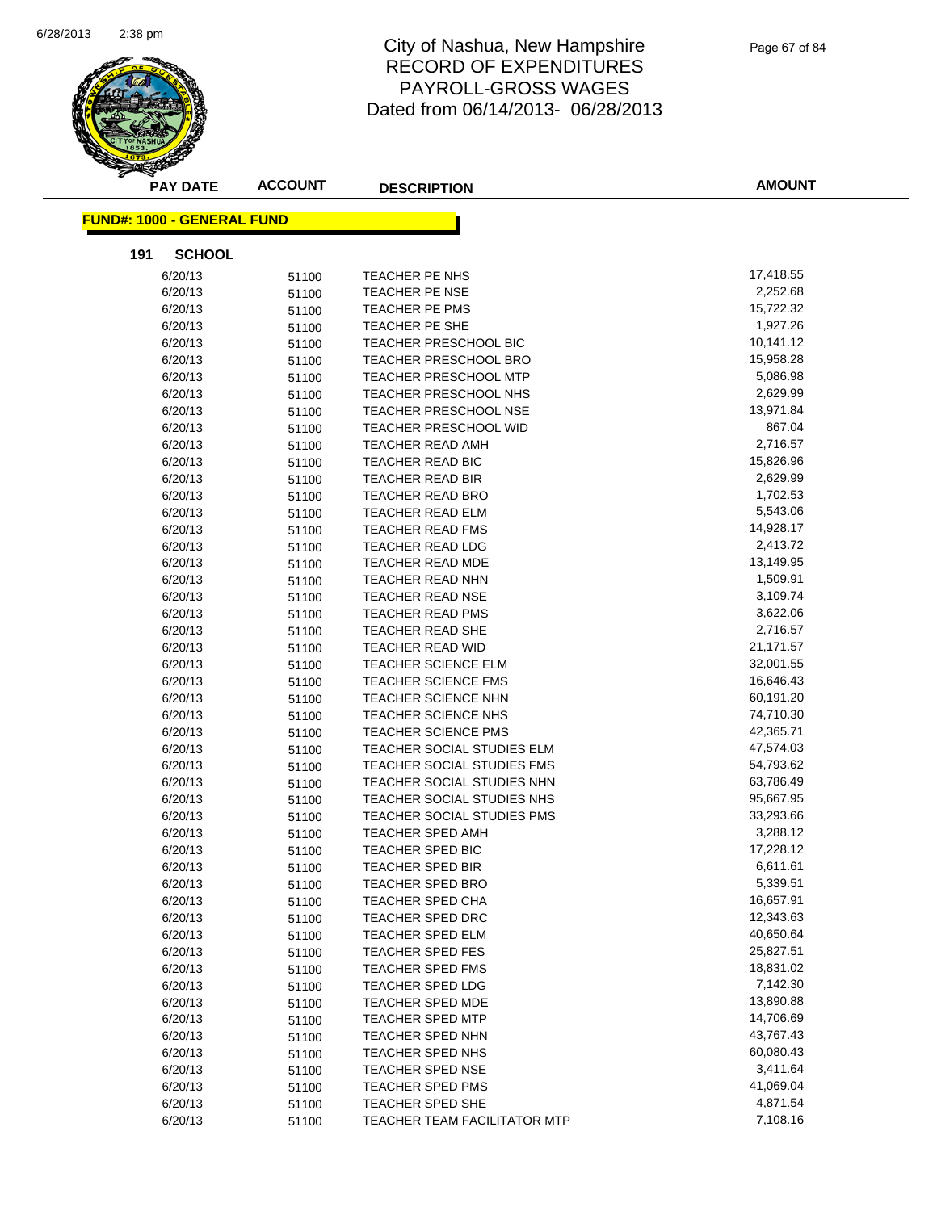# City of Nashua, New Hampshire
## RECORD OF EXPENDITURES
## PAYROLL-GROSS WAGES
## Dated from 06/14/2013- 06/28/2013

| PAY DATE | ACCOUNT | DESCRIPTION | AMOUNT |
|---|---|---|---|

**FUND#: 1000 - GENERAL FUND**

**191 SCHOOL**

| PAY DATE | ACCOUNT | DESCRIPTION | AMOUNT |
|---|---|---|---|
| 6/20/13 | 51100 | TEACHER PE NHS | 17,418.55 |
| 6/20/13 | 51100 | TEACHER PE NSE | 2,252.68 |
| 6/20/13 | 51100 | TEACHER PE PMS | 15,722.32 |
| 6/20/13 | 51100 | TEACHER PE SHE | 1,927.26 |
| 6/20/13 | 51100 | TEACHER PRESCHOOL BIC | 10,141.12 |
| 6/20/13 | 51100 | TEACHER PRESCHOOL BRO | 15,958.28 |
| 6/20/13 | 51100 | TEACHER PRESCHOOL MTP | 5,086.98 |
| 6/20/13 | 51100 | TEACHER PRESCHOOL NHS | 2,629.99 |
| 6/20/13 | 51100 | TEACHER PRESCHOOL NSE | 13,971.84 |
| 6/20/13 | 51100 | TEACHER PRESCHOOL WID | 867.04 |
| 6/20/13 | 51100 | TEACHER READ AMH | 2,716.57 |
| 6/20/13 | 51100 | TEACHER READ BIC | 15,826.96 |
| 6/20/13 | 51100 | TEACHER READ BIR | 2,629.99 |
| 6/20/13 | 51100 | TEACHER READ BRO | 1,702.53 |
| 6/20/13 | 51100 | TEACHER READ ELM | 5,543.06 |
| 6/20/13 | 51100 | TEACHER READ FMS | 14,928.17 |
| 6/20/13 | 51100 | TEACHER READ LDG | 2,413.72 |
| 6/20/13 | 51100 | TEACHER READ MDE | 13,149.95 |
| 6/20/13 | 51100 | TEACHER READ NHN | 1,509.91 |
| 6/20/13 | 51100 | TEACHER READ NSE | 3,109.74 |
| 6/20/13 | 51100 | TEACHER READ PMS | 3,622.06 |
| 6/20/13 | 51100 | TEACHER READ SHE | 2,716.57 |
| 6/20/13 | 51100 | TEACHER READ WID | 21,171.57 |
| 6/20/13 | 51100 | TEACHER SCIENCE ELM | 32,001.55 |
| 6/20/13 | 51100 | TEACHER SCIENCE FMS | 16,646.43 |
| 6/20/13 | 51100 | TEACHER SCIENCE NHN | 60,191.20 |
| 6/20/13 | 51100 | TEACHER SCIENCE NHS | 74,710.30 |
| 6/20/13 | 51100 | TEACHER SCIENCE PMS | 42,365.71 |
| 6/20/13 | 51100 | TEACHER SOCIAL STUDIES ELM | 47,574.03 |
| 6/20/13 | 51100 | TEACHER SOCIAL STUDIES FMS | 54,793.62 |
| 6/20/13 | 51100 | TEACHER SOCIAL STUDIES NHN | 63,786.49 |
| 6/20/13 | 51100 | TEACHER SOCIAL STUDIES NHS | 95,667.95 |
| 6/20/13 | 51100 | TEACHER SOCIAL STUDIES PMS | 33,293.66 |
| 6/20/13 | 51100 | TEACHER SPED AMH | 3,288.12 |
| 6/20/13 | 51100 | TEACHER SPED BIC | 17,228.12 |
| 6/20/13 | 51100 | TEACHER SPED BIR | 6,611.61 |
| 6/20/13 | 51100 | TEACHER SPED BRO | 5,339.51 |
| 6/20/13 | 51100 | TEACHER SPED CHA | 16,657.91 |
| 6/20/13 | 51100 | TEACHER SPED DRC | 12,343.63 |
| 6/20/13 | 51100 | TEACHER SPED ELM | 40,650.64 |
| 6/20/13 | 51100 | TEACHER SPED FES | 25,827.51 |
| 6/20/13 | 51100 | TEACHER SPED FMS | 18,831.02 |
| 6/20/13 | 51100 | TEACHER SPED LDG | 7,142.30 |
| 6/20/13 | 51100 | TEACHER SPED MDE | 13,890.88 |
| 6/20/13 | 51100 | TEACHER SPED MTP | 14,706.69 |
| 6/20/13 | 51100 | TEACHER SPED NHN | 43,767.43 |
| 6/20/13 | 51100 | TEACHER SPED NHS | 60,080.43 |
| 6/20/13 | 51100 | TEACHER SPED NSE | 3,411.64 |
| 6/20/13 | 51100 | TEACHER SPED PMS | 41,069.04 |
| 6/20/13 | 51100 | TEACHER SPED SHE | 4,871.54 |
| 6/20/13 | 51100 | TEACHER TEAM FACILITATOR MTP | 7,108.16 |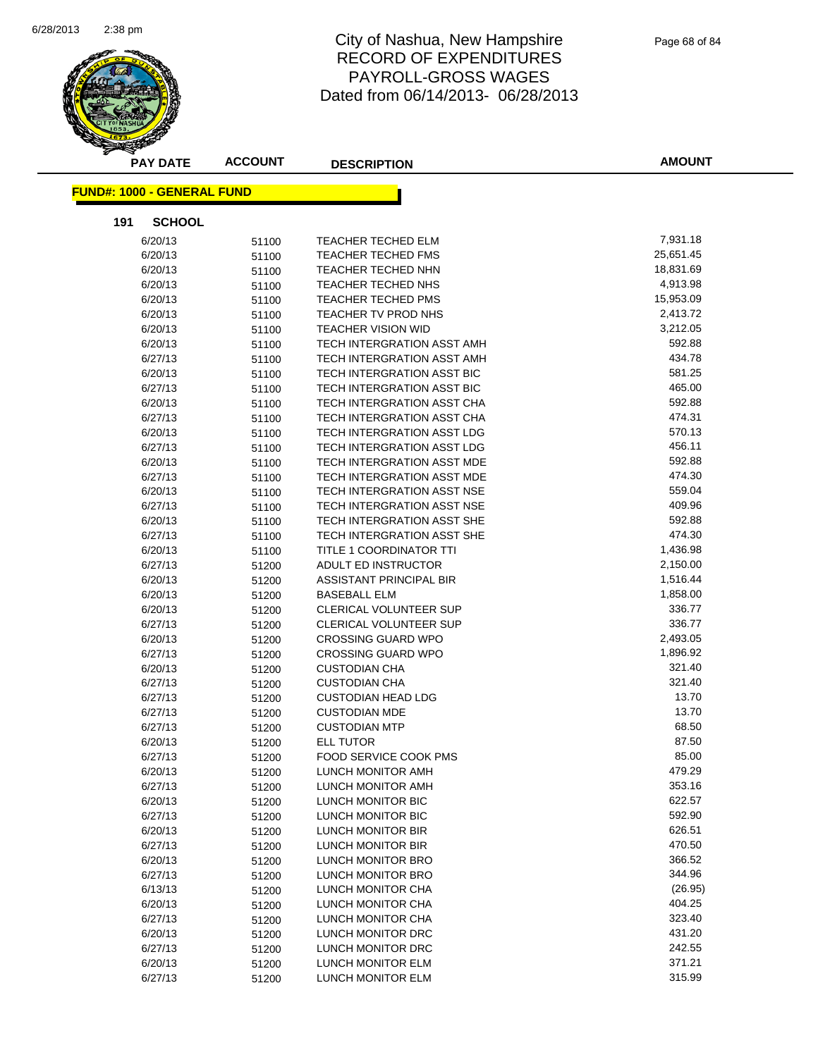# City of Nashua, New Hampshire
## RECORD OF EXPENDITURES
## PAYROLL-GROSS WAGES
## Dated from 06/14/2013- 06/28/2013

**FUND#: 1000 - GENERAL FUND**

**191 SCHOOL**

| PAY DATE | ACCOUNT | DESCRIPTION | AMOUNT |
|---|---|---|---|
| 6/20/13 | 51100 | TEACHER TECHED ELM | 7,931.18 |
| 6/20/13 | 51100 | TEACHER TECHED FMS | 25,651.45 |
| 6/20/13 | 51100 | TEACHER TECHED NHN | 18,831.69 |
| 6/20/13 | 51100 | TEACHER TECHED NHS | 4,913.98 |
| 6/20/13 | 51100 | TEACHER TECHED PMS | 15,953.09 |
| 6/20/13 | 51100 | TEACHER TV PROD NHS | 2,413.72 |
| 6/20/13 | 51100 | TEACHER VISION WID | 3,212.05 |
| 6/20/13 | 51100 | TECH INTERGRATION ASST AMH | 592.88 |
| 6/27/13 | 51100 | TECH INTERGRATION ASST AMH | 434.78 |
| 6/20/13 | 51100 | TECH INTERGRATION ASST BIC | 581.25 |
| 6/27/13 | 51100 | TECH INTERGRATION ASST BIC | 465.00 |
| 6/20/13 | 51100 | TECH INTERGRATION ASST CHA | 592.88 |
| 6/27/13 | 51100 | TECH INTERGRATION ASST CHA | 474.31 |
| 6/20/13 | 51100 | TECH INTERGRATION ASST LDG | 570.13 |
| 6/27/13 | 51100 | TECH INTERGRATION ASST LDG | 456.11 |
| 6/20/13 | 51100 | TECH INTERGRATION ASST MDE | 592.88 |
| 6/27/13 | 51100 | TECH INTERGRATION ASST MDE | 474.30 |
| 6/20/13 | 51100 | TECH INTERGRATION ASST NSE | 559.04 |
| 6/27/13 | 51100 | TECH INTERGRATION ASST NSE | 409.96 |
| 6/20/13 | 51100 | TECH INTERGRATION ASST SHE | 592.88 |
| 6/27/13 | 51100 | TECH INTERGRATION ASST SHE | 474.30 |
| 6/20/13 | 51100 | TITLE 1 COORDINATOR TTI | 1,436.98 |
| 6/27/13 | 51200 | ADULT ED INSTRUCTOR | 2,150.00 |
| 6/20/13 | 51200 | ASSISTANT PRINCIPAL BIR | 1,516.44 |
| 6/20/13 | 51200 | BASEBALL ELM | 1,858.00 |
| 6/20/13 | 51200 | CLERICAL VOLUNTEER SUP | 336.77 |
| 6/27/13 | 51200 | CLERICAL VOLUNTEER SUP | 336.77 |
| 6/20/13 | 51200 | CROSSING GUARD WPO | 2,493.05 |
| 6/27/13 | 51200 | CROSSING GUARD WPO | 1,896.92 |
| 6/20/13 | 51200 | CUSTODIAN CHA | 321.40 |
| 6/27/13 | 51200 | CUSTODIAN CHA | 321.40 |
| 6/27/13 | 51200 | CUSTODIAN HEAD LDG | 13.70 |
| 6/27/13 | 51200 | CUSTODIAN MDE | 13.70 |
| 6/27/13 | 51200 | CUSTODIAN MTP | 68.50 |
| 6/20/13 | 51200 | ELL TUTOR | 87.50 |
| 6/27/13 | 51200 | FOOD SERVICE COOK PMS | 85.00 |
| 6/20/13 | 51200 | LUNCH MONITOR AMH | 479.29 |
| 6/27/13 | 51200 | LUNCH MONITOR AMH | 353.16 |
| 6/20/13 | 51200 | LUNCH MONITOR BIC | 622.57 |
| 6/27/13 | 51200 | LUNCH MONITOR BIC | 592.90 |
| 6/20/13 | 51200 | LUNCH MONITOR BIR | 626.51 |
| 6/27/13 | 51200 | LUNCH MONITOR BIR | 470.50 |
| 6/20/13 | 51200 | LUNCH MONITOR BRO | 366.52 |
| 6/27/13 | 51200 | LUNCH MONITOR BRO | 344.96 |
| 6/13/13 | 51200 | LUNCH MONITOR CHA | (26.95) |
| 6/20/13 | 51200 | LUNCH MONITOR CHA | 404.25 |
| 6/27/13 | 51200 | LUNCH MONITOR CHA | 323.40 |
| 6/20/13 | 51200 | LUNCH MONITOR DRC | 431.20 |
| 6/27/13 | 51200 | LUNCH MONITOR DRC | 242.55 |
| 6/20/13 | 51200 | LUNCH MONITOR ELM | 371.21 |
| 6/27/13 | 51200 | LUNCH MONITOR ELM | 315.99 |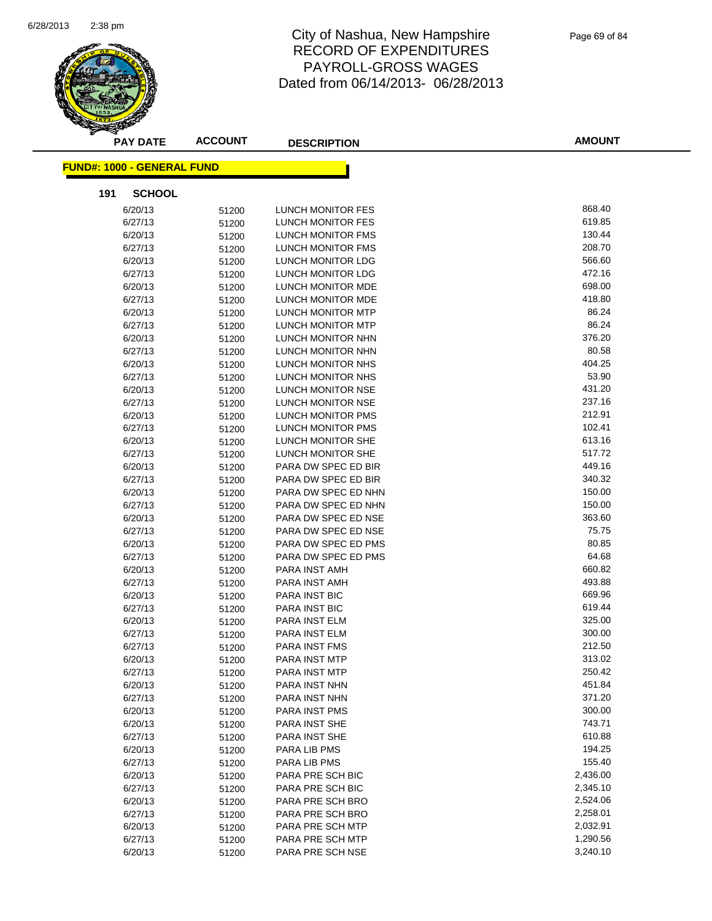# City of Nashua, New Hampshire
## RECORD OF EXPENDITURES
## PAYROLL-GROSS WAGES
## Dated from 06/14/2013- 06/28/2013

**FUND#: 1000 - GENERAL FUND**

**191 SCHOOL**

| PAY DATE | ACCOUNT | DESCRIPTION | AMOUNT |
|---|---|---|---|
| 6/20/13 | 51200 | LUNCH MONITOR FES | 868.40 |
| 6/27/13 | 51200 | LUNCH MONITOR FES | 619.85 |
| 6/20/13 | 51200 | LUNCH MONITOR FMS | 130.44 |
| 6/27/13 | 51200 | LUNCH MONITOR FMS | 208.70 |
| 6/20/13 | 51200 | LUNCH MONITOR LDG | 566.60 |
| 6/27/13 | 51200 | LUNCH MONITOR LDG | 472.16 |
| 6/20/13 | 51200 | LUNCH MONITOR MDE | 698.00 |
| 6/27/13 | 51200 | LUNCH MONITOR MDE | 418.80 |
| 6/20/13 | 51200 | LUNCH MONITOR MTP | 86.24 |
| 6/27/13 | 51200 | LUNCH MONITOR MTP | 86.24 |
| 6/20/13 | 51200 | LUNCH MONITOR NHN | 376.20 |
| 6/27/13 | 51200 | LUNCH MONITOR NHN | 80.58 |
| 6/20/13 | 51200 | LUNCH MONITOR NHS | 404.25 |
| 6/27/13 | 51200 | LUNCH MONITOR NHS | 53.90 |
| 6/20/13 | 51200 | LUNCH MONITOR NSE | 431.20 |
| 6/27/13 | 51200 | LUNCH MONITOR NSE | 237.16 |
| 6/20/13 | 51200 | LUNCH MONITOR PMS | 212.91 |
| 6/27/13 | 51200 | LUNCH MONITOR PMS | 102.41 |
| 6/20/13 | 51200 | LUNCH MONITOR SHE | 613.16 |
| 6/27/13 | 51200 | LUNCH MONITOR SHE | 517.72 |
| 6/20/13 | 51200 | PARA DW SPEC ED BIR | 449.16 |
| 6/27/13 | 51200 | PARA DW SPEC ED BIR | 340.32 |
| 6/20/13 | 51200 | PARA DW SPEC ED NHN | 150.00 |
| 6/27/13 | 51200 | PARA DW SPEC ED NHN | 150.00 |
| 6/20/13 | 51200 | PARA DW SPEC ED NSE | 363.60 |
| 6/27/13 | 51200 | PARA DW SPEC ED NSE | 75.75 |
| 6/20/13 | 51200 | PARA DW SPEC ED PMS | 80.85 |
| 6/27/13 | 51200 | PARA DW SPEC ED PMS | 64.68 |
| 6/20/13 | 51200 | PARA INST AMH | 660.82 |
| 6/27/13 | 51200 | PARA INST AMH | 493.88 |
| 6/20/13 | 51200 | PARA INST BIC | 669.96 |
| 6/27/13 | 51200 | PARA INST BIC | 619.44 |
| 6/20/13 | 51200 | PARA INST ELM | 325.00 |
| 6/27/13 | 51200 | PARA INST ELM | 300.00 |
| 6/27/13 | 51200 | PARA INST FMS | 212.50 |
| 6/20/13 | 51200 | PARA INST MTP | 313.02 |
| 6/27/13 | 51200 | PARA INST MTP | 250.42 |
| 6/20/13 | 51200 | PARA INST NHN | 451.84 |
| 6/27/13 | 51200 | PARA INST NHN | 371.20 |
| 6/20/13 | 51200 | PARA INST PMS | 300.00 |
| 6/20/13 | 51200 | PARA INST SHE | 743.71 |
| 6/27/13 | 51200 | PARA INST SHE | 610.88 |
| 6/20/13 | 51200 | PARA LIB PMS | 194.25 |
| 6/27/13 | 51200 | PARA LIB PMS | 155.40 |
| 6/20/13 | 51200 | PARA PRE SCH BIC | 2,436.00 |
| 6/27/13 | 51200 | PARA PRE SCH BIC | 2,345.10 |
| 6/20/13 | 51200 | PARA PRE SCH BRO | 2,524.06 |
| 6/27/13 | 51200 | PARA PRE SCH BRO | 2,258.01 |
| 6/20/13 | 51200 | PARA PRE SCH MTP | 2,032.91 |
| 6/27/13 | 51200 | PARA PRE SCH MTP | 1,290.56 |
| 6/20/13 | 51200 | PARA PRE SCH NSE | 3,240.10 |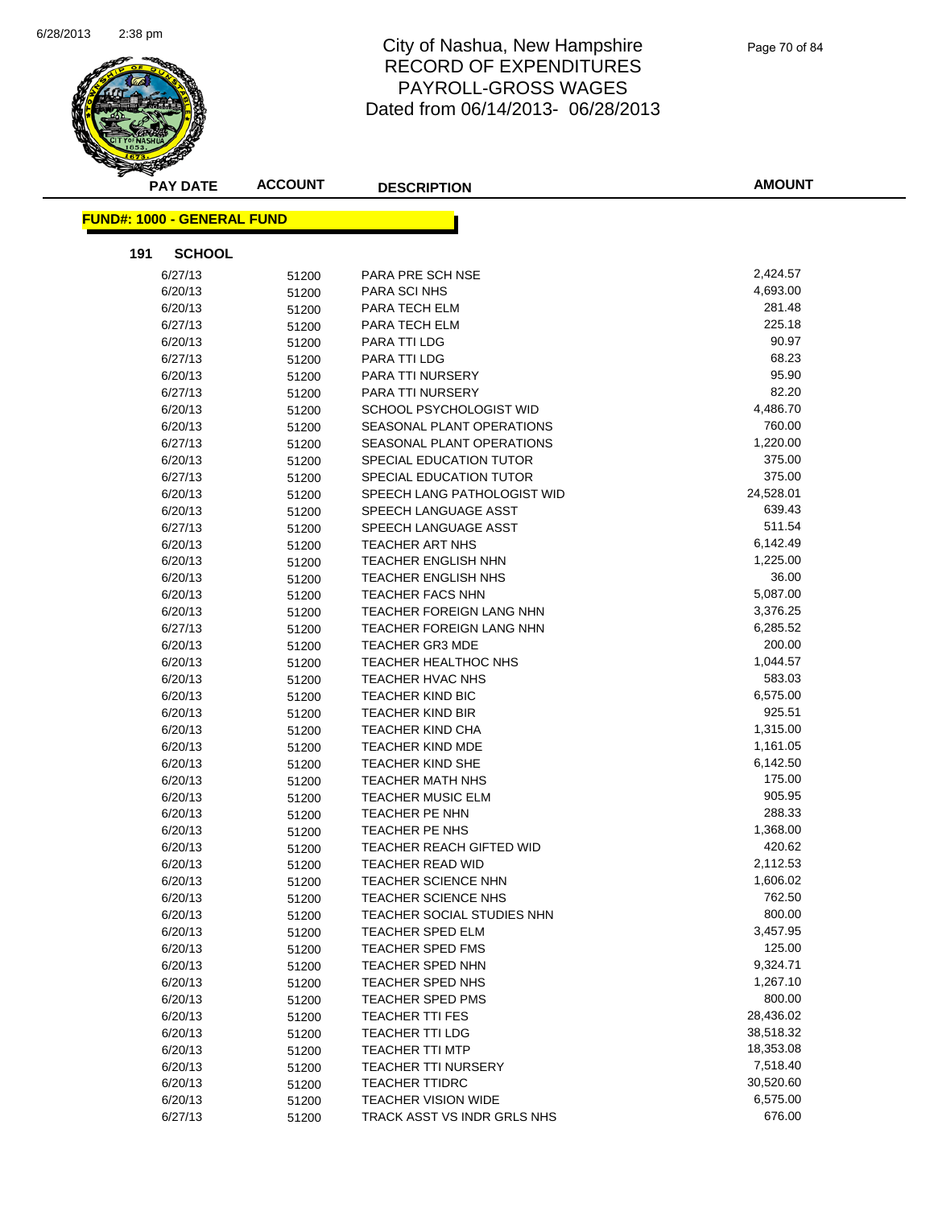# City of Nashua, New Hampshire
## RECORD OF EXPENDITURES
## PAYROLL-GROSS WAGES
## Dated from 06/14/2013- 06/28/2013

**FUND#: 1000 - GENERAL FUND**

**191 SCHOOL**

| PAY DATE | ACCOUNT | DESCRIPTION | AMOUNT |
|---|---|---|---|
| 6/27/13 | 51200 | PARA PRE SCH NSE | 2,424.57 |
| 6/20/13 | 51200 | PARA SCI NHS | 4,693.00 |
| 6/20/13 | 51200 | PARA TECH ELM | 281.48 |
| 6/27/13 | 51200 | PARA TECH ELM | 225.18 |
| 6/20/13 | 51200 | PARA TTI LDG | 90.97 |
| 6/27/13 | 51200 | PARA TTI LDG | 68.23 |
| 6/20/13 | 51200 | PARA TTI NURSERY | 95.90 |
| 6/27/13 | 51200 | PARA TTI NURSERY | 82.20 |
| 6/20/13 | 51200 | SCHOOL PSYCHOLOGIST WID | 4,486.70 |
| 6/20/13 | 51200 | SEASONAL PLANT OPERATIONS | 760.00 |
| 6/27/13 | 51200 | SEASONAL PLANT OPERATIONS | 1,220.00 |
| 6/20/13 | 51200 | SPECIAL EDUCATION TUTOR | 375.00 |
| 6/27/13 | 51200 | SPECIAL EDUCATION TUTOR | 375.00 |
| 6/20/13 | 51200 | SPEECH LANG PATHOLOGIST WID | 24,528.01 |
| 6/20/13 | 51200 | SPEECH LANGUAGE ASST | 639.43 |
| 6/27/13 | 51200 | SPEECH LANGUAGE ASST | 511.54 |
| 6/20/13 | 51200 | TEACHER ART NHS | 6,142.49 |
| 6/20/13 | 51200 | TEACHER ENGLISH NHN | 1,225.00 |
| 6/20/13 | 51200 | TEACHER ENGLISH NHS | 36.00 |
| 6/20/13 | 51200 | TEACHER FACS NHN | 5,087.00 |
| 6/20/13 | 51200 | TEACHER FOREIGN LANG NHN | 3,376.25 |
| 6/27/13 | 51200 | TEACHER FOREIGN LANG NHN | 6,285.52 |
| 6/20/13 | 51200 | TEACHER GR3 MDE | 200.00 |
| 6/20/13 | 51200 | TEACHER HEALTHOC NHS | 1,044.57 |
| 6/20/13 | 51200 | TEACHER HVAC NHS | 583.03 |
| 6/20/13 | 51200 | TEACHER KIND BIC | 6,575.00 |
| 6/20/13 | 51200 | TEACHER KIND BIR | 925.51 |
| 6/20/13 | 51200 | TEACHER KIND CHA | 1,315.00 |
| 6/20/13 | 51200 | TEACHER KIND MDE | 1,161.05 |
| 6/20/13 | 51200 | TEACHER KIND SHE | 6,142.50 |
| 6/20/13 | 51200 | TEACHER MATH NHS | 175.00 |
| 6/20/13 | 51200 | TEACHER MUSIC ELM | 905.95 |
| 6/20/13 | 51200 | TEACHER PE NHN | 288.33 |
| 6/20/13 | 51200 | TEACHER PE NHS | 1,368.00 |
| 6/20/13 | 51200 | TEACHER REACH GIFTED WID | 420.62 |
| 6/20/13 | 51200 | TEACHER READ WID | 2,112.53 |
| 6/20/13 | 51200 | TEACHER SCIENCE NHN | 1,606.02 |
| 6/20/13 | 51200 | TEACHER SCIENCE NHS | 762.50 |
| 6/20/13 | 51200 | TEACHER SOCIAL STUDIES NHN | 800.00 |
| 6/20/13 | 51200 | TEACHER SPED ELM | 3,457.95 |
| 6/20/13 | 51200 | TEACHER SPED FMS | 125.00 |
| 6/20/13 | 51200 | TEACHER SPED NHN | 9,324.71 |
| 6/20/13 | 51200 | TEACHER SPED NHS | 1,267.10 |
| 6/20/13 | 51200 | TEACHER SPED PMS | 800.00 |
| 6/20/13 | 51200 | TEACHER TTI FES | 28,436.02 |
| 6/20/13 | 51200 | TEACHER TTI LDG | 38,518.32 |
| 6/20/13 | 51200 | TEACHER TTI MTP | 18,353.08 |
| 6/20/13 | 51200 | TEACHER TTI NURSERY | 7,518.40 |
| 6/20/13 | 51200 | TEACHER TTIDRC | 30,520.60 |
| 6/20/13 | 51200 | TEACHER VISION WIDE | 6,575.00 |
| 6/27/13 | 51200 | TRACK ASST VS INDR GRLS NHS | 676.00 |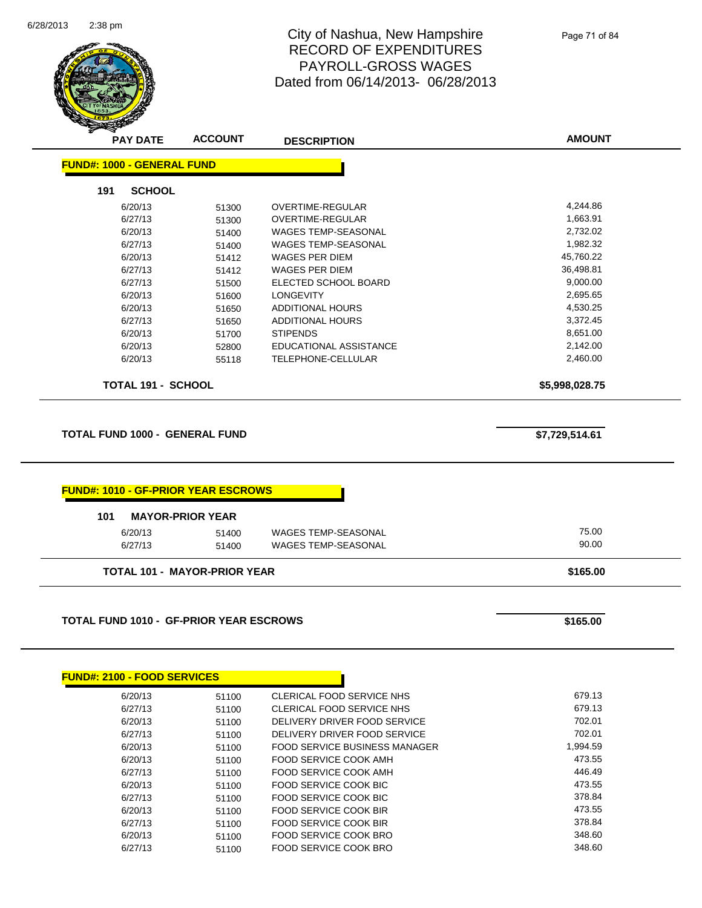# City of Nashua, New Hampshire
## RECORD OF EXPENDITURES
## PAYROLL-GROSS WAGES
## Dated from 06/14/2013- 06/28/2013

| PAY DATE | ACCOUNT | DESCRIPTION | AMOUNT |
|---|---|---|---|
| **FUND#: 1000 - GENERAL FUND** | | | |
| **191 SCHOOL** | | | |
| 6/20/13 | 51300 | OVERTIME-REGULAR | 4,244.86 |
| 6/27/13 | 51300 | OVERTIME-REGULAR | 1,663.91 |
| 6/20/13 | 51400 | WAGES TEMP-SEASONAL | 2,732.02 |
| 6/27/13 | 51400 | WAGES TEMP-SEASONAL | 1,982.32 |
| 6/20/13 | 51412 | WAGES PER DIEM | 45,760.22 |
| 6/27/13 | 51412 | WAGES PER DIEM | 36,498.81 |
| 6/27/13 | 51500 | ELECTED SCHOOL BOARD | 9,000.00 |
| 6/20/13 | 51600 | LONGEVITY | 2,695.65 |
| 6/20/13 | 51650 | ADDITIONAL HOURS | 4,530.25 |
| 6/27/13 | 51650 | ADDITIONAL HOURS | 3,372.45 |
| 6/20/13 | 51700 | STIPENDS | 8,651.00 |
| 6/20/13 | 52800 | EDUCATIONAL ASSISTANCE | 2,142.00 |
| 6/20/13 | 55118 | TELEPHONE-CELLULAR | 2,460.00 |
| **TOTAL 191 - SCHOOL** | | | **$5,998,028.75** |
| **TOTAL FUND 1000 - GENERAL FUND** | | | **$7,729,514.61** |
| **FUND#: 1010 - GF-PRIOR YEAR ESCROWS** | | | |
| **101 MAYOR-PRIOR YEAR** | | | |
| 6/20/13 | 51400 | WAGES TEMP-SEASONAL | 75.00 |
| 6/27/13 | 51400 | WAGES TEMP-SEASONAL | 90.00 |
| **TOTAL 101 - MAYOR-PRIOR YEAR** | | | **$165.00** |
| **TOTAL FUND 1010 - GF-PRIOR YEAR ESCROWS** | | | **$165.00** |
| **FUND#: 2100 - FOOD SERVICES** | | | |
| 6/20/13 | 51100 | CLERICAL FOOD SERVICE NHS | 679.13 |
| 6/27/13 | 51100 | CLERICAL FOOD SERVICE NHS | 679.13 |
| 6/20/13 | 51100 | DELIVERY DRIVER FOOD SERVICE | 702.01 |
| 6/27/13 | 51100 | DELIVERY DRIVER FOOD SERVICE | 702.01 |
| 6/20/13 | 51100 | FOOD SERVICE BUSINESS MANAGER | 1,994.59 |
| 6/20/13 | 51100 | FOOD SERVICE COOK AMH | 473.55 |
| 6/27/13 | 51100 | FOOD SERVICE COOK AMH | 446.49 |
| 6/20/13 | 51100 | FOOD SERVICE COOK BIC | 473.55 |
| 6/27/13 | 51100 | FOOD SERVICE COOK BIC | 378.84 |
| 6/20/13 | 51100 | FOOD SERVICE COOK BIR | 473.55 |
| 6/27/13 | 51100 | FOOD SERVICE COOK BIR | 378.84 |
| 6/20/13 | 51100 | FOOD SERVICE COOK BRO | 348.60 |
| 6/27/13 | 51100 | FOOD SERVICE COOK BRO | 348.60 |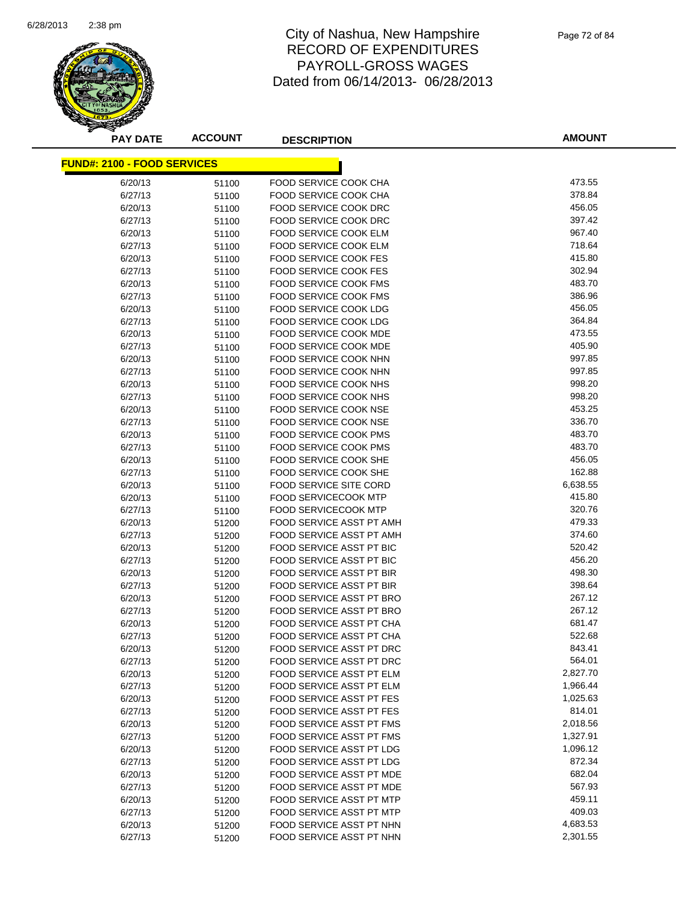# City of Nashua, New Hampshire
## RECORD OF EXPENDITURES
## PAYROLL-GROSS WAGES
## Dated from 06/14/2013- 06/28/2013

| PAY DATE | ACCOUNT | DESCRIPTION | AMOUNT |
|---|---|---|---|
| **FUND#: 2100 - FOOD SERVICES** | | | |
| 6/20/13 | 51100 | FOOD SERVICE COOK CHA | 473.55 |
| 6/27/13 | 51100 | FOOD SERVICE COOK CHA | 378.84 |
| 6/20/13 | 51100 | FOOD SERVICE COOK DRC | 456.05 |
| 6/27/13 | 51100 | FOOD SERVICE COOK DRC | 397.42 |
| 6/20/13 | 51100 | FOOD SERVICE COOK ELM | 967.40 |
| 6/27/13 | 51100 | FOOD SERVICE COOK ELM | 718.64 |
| 6/20/13 | 51100 | FOOD SERVICE COOK FES | 415.80 |
| 6/27/13 | 51100 | FOOD SERVICE COOK FES | 302.94 |
| 6/20/13 | 51100 | FOOD SERVICE COOK FMS | 483.70 |
| 6/27/13 | 51100 | FOOD SERVICE COOK FMS | 386.96 |
| 6/20/13 | 51100 | FOOD SERVICE COOK LDG | 456.05 |
| 6/27/13 | 51100 | FOOD SERVICE COOK LDG | 364.84 |
| 6/20/13 | 51100 | FOOD SERVICE COOK MDE | 473.55 |
| 6/27/13 | 51100 | FOOD SERVICE COOK MDE | 405.90 |
| 6/20/13 | 51100 | FOOD SERVICE COOK NHN | 997.85 |
| 6/27/13 | 51100 | FOOD SERVICE COOK NHN | 997.85 |
| 6/20/13 | 51100 | FOOD SERVICE COOK NHS | 998.20 |
| 6/27/13 | 51100 | FOOD SERVICE COOK NHS | 998.20 |
| 6/20/13 | 51100 | FOOD SERVICE COOK NSE | 453.25 |
| 6/27/13 | 51100 | FOOD SERVICE COOK NSE | 336.70 |
| 6/20/13 | 51100 | FOOD SERVICE COOK PMS | 483.70 |
| 6/27/13 | 51100 | FOOD SERVICE COOK PMS | 483.70 |
| 6/20/13 | 51100 | FOOD SERVICE COOK SHE | 456.05 |
| 6/27/13 | 51100 | FOOD SERVICE COOK SHE | 162.88 |
| 6/20/13 | 51100 | FOOD SERVICE SITE CORD | 6,638.55 |
| 6/20/13 | 51100 | FOOD SERVICECOOK MTP | 415.80 |
| 6/27/13 | 51100 | FOOD SERVICECOOK MTP | 320.76 |
| 6/20/13 | 51200 | FOOD SERVICE ASST PT AMH | 479.33 |
| 6/27/13 | 51200 | FOOD SERVICE ASST PT AMH | 374.60 |
| 6/20/13 | 51200 | FOOD SERVICE ASST PT BIC | 520.42 |
| 6/27/13 | 51200 | FOOD SERVICE ASST PT BIC | 456.20 |
| 6/20/13 | 51200 | FOOD SERVICE ASST PT BIR | 498.30 |
| 6/27/13 | 51200 | FOOD SERVICE ASST PT BIR | 398.64 |
| 6/20/13 | 51200 | FOOD SERVICE ASST PT BRO | 267.12 |
| 6/27/13 | 51200 | FOOD SERVICE ASST PT BRO | 267.12 |
| 6/20/13 | 51200 | FOOD SERVICE ASST PT CHA | 681.47 |
| 6/27/13 | 51200 | FOOD SERVICE ASST PT CHA | 522.68 |
| 6/20/13 | 51200 | FOOD SERVICE ASST PT DRC | 843.41 |
| 6/27/13 | 51200 | FOOD SERVICE ASST PT DRC | 564.01 |
| 6/20/13 | 51200 | FOOD SERVICE ASST PT ELM | 2,827.70 |
| 6/27/13 | 51200 | FOOD SERVICE ASST PT ELM | 1,966.44 |
| 6/20/13 | 51200 | FOOD SERVICE ASST PT FES | 1,025.63 |
| 6/27/13 | 51200 | FOOD SERVICE ASST PT FES | 814.01 |
| 6/20/13 | 51200 | FOOD SERVICE ASST PT FMS | 2,018.56 |
| 6/27/13 | 51200 | FOOD SERVICE ASST PT FMS | 1,327.91 |
| 6/20/13 | 51200 | FOOD SERVICE ASST PT LDG | 1,096.12 |
| 6/27/13 | 51200 | FOOD SERVICE ASST PT LDG | 872.34 |
| 6/20/13 | 51200 | FOOD SERVICE ASST PT MDE | 682.04 |
| 6/27/13 | 51200 | FOOD SERVICE ASST PT MDE | 567.93 |
| 6/20/13 | 51200 | FOOD SERVICE ASST PT MTP | 459.11 |
| 6/27/13 | 51200 | FOOD SERVICE ASST PT MTP | 409.03 |
| 6/20/13 | 51200 | FOOD SERVICE ASST PT NHN | 4,683.53 |
| 6/27/13 | 51200 | FOOD SERVICE ASST PT NHN | 2,301.55 |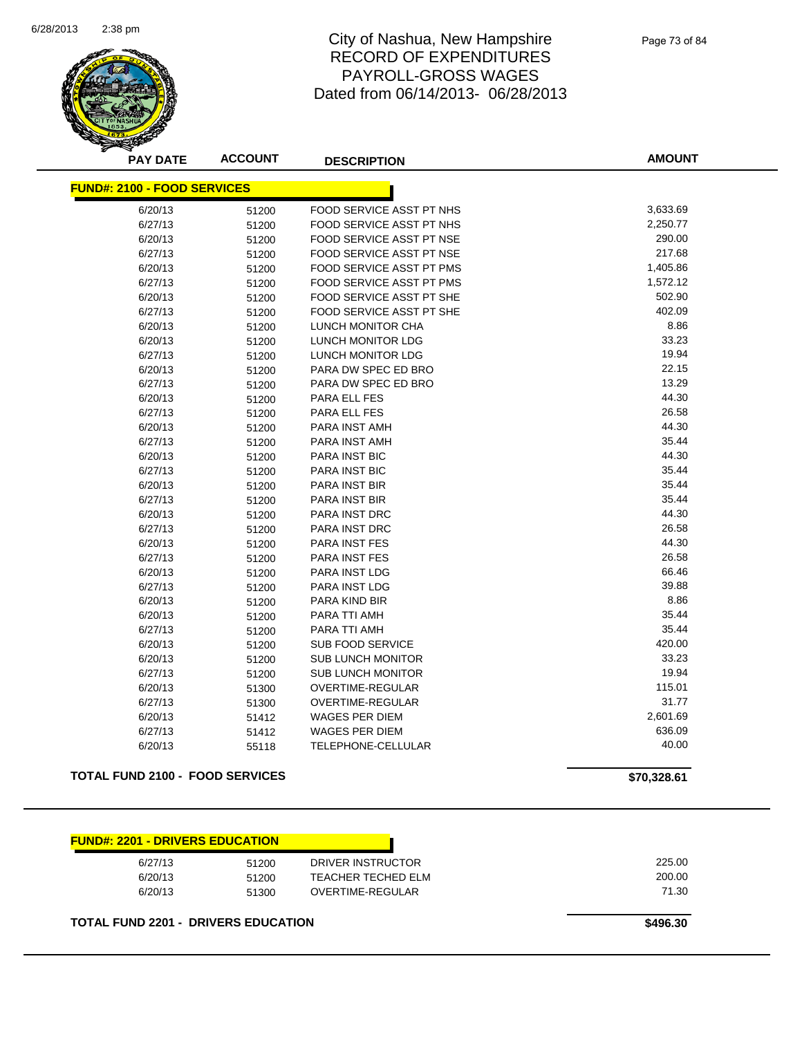# City of Nashua, New Hampshire
## RECORD OF EXPENDITURES
## PAYROLL-GROSS WAGES
## Dated from 06/14/2013- 06/28/2013

| PAY DATE | ACCOUNT | DESCRIPTION | AMOUNT |
|---|---|---|---|
| **FUND#: 2100 - FOOD SERVICES** | | | |
| 6/20/13 | 51200 | FOOD SERVICE ASST PT NHS | 3,633.69 |
| 6/27/13 | 51200 | FOOD SERVICE ASST PT NHS | 2,250.77 |
| 6/20/13 | 51200 | FOOD SERVICE ASST PT NSE | 290.00 |
| 6/27/13 | 51200 | FOOD SERVICE ASST PT NSE | 217.68 |
| 6/20/13 | 51200 | FOOD SERVICE ASST PT PMS | 1,405.86 |
| 6/27/13 | 51200 | FOOD SERVICE ASST PT PMS | 1,572.12 |
| 6/20/13 | 51200 | FOOD SERVICE ASST PT SHE | 502.90 |
| 6/27/13 | 51200 | FOOD SERVICE ASST PT SHE | 402.09 |
| 6/20/13 | 51200 | LUNCH MONITOR CHA | 8.86 |
| 6/20/13 | 51200 | LUNCH MONITOR LDG | 33.23 |
| 6/27/13 | 51200 | LUNCH MONITOR LDG | 19.94 |
| 6/20/13 | 51200 | PARA DW SPEC ED BRO | 22.15 |
| 6/27/13 | 51200 | PARA DW SPEC ED BRO | 13.29 |
| 6/20/13 | 51200 | PARA ELL FES | 44.30 |
| 6/27/13 | 51200 | PARA ELL FES | 26.58 |
| 6/20/13 | 51200 | PARA INST AMH | 44.30 |
| 6/27/13 | 51200 | PARA INST AMH | 35.44 |
| 6/20/13 | 51200 | PARA INST BIC | 44.30 |
| 6/27/13 | 51200 | PARA INST BIC | 35.44 |
| 6/20/13 | 51200 | PARA INST BIR | 35.44 |
| 6/27/13 | 51200 | PARA INST BIR | 35.44 |
| 6/20/13 | 51200 | PARA INST DRC | 44.30 |
| 6/27/13 | 51200 | PARA INST DRC | 26.58 |
| 6/20/13 | 51200 | PARA INST FES | 44.30 |
| 6/27/13 | 51200 | PARA INST FES | 26.58 |
| 6/20/13 | 51200 | PARA INST LDG | 66.46 |
| 6/27/13 | 51200 | PARA INST LDG | 39.88 |
| 6/20/13 | 51200 | PARA KIND BIR | 8.86 |
| 6/20/13 | 51200 | PARA TTI AMH | 35.44 |
| 6/27/13 | 51200 | PARA TTI AMH | 35.44 |
| 6/20/13 | 51200 | SUB FOOD SERVICE | 420.00 |
| 6/20/13 | 51200 | SUB LUNCH MONITOR | 33.23 |
| 6/27/13 | 51200 | SUB LUNCH MONITOR | 19.94 |
| 6/20/13 | 51300 | OVERTIME-REGULAR | 115.01 |
| 6/27/13 | 51300 | OVERTIME-REGULAR | 31.77 |
| 6/20/13 | 51412 | WAGES PER DIEM | 2,601.69 |
| 6/27/13 | 51412 | WAGES PER DIEM | 636.09 |
| 6/20/13 | 55118 | TELEPHONE-CELLULAR | 40.00 |
| **TOTAL FUND 2100 - FOOD SERVICES** | | | **$70,328.61** |

| PAY DATE | ACCOUNT | DESCRIPTION | AMOUNT |
|---|---|---|---|
| **FUND#: 2201 - DRIVERS EDUCATION** | | | |
| 6/27/13 | 51200 | DRIVER INSTRUCTOR | 225.00 |
| 6/20/13 | 51200 | TEACHER TECHED ELM | 200.00 |
| 6/20/13 | 51300 | OVERTIME-REGULAR | 71.30 |
| **TOTAL FUND 2201 - DRIVERS EDUCATION** | | | **$496.30** |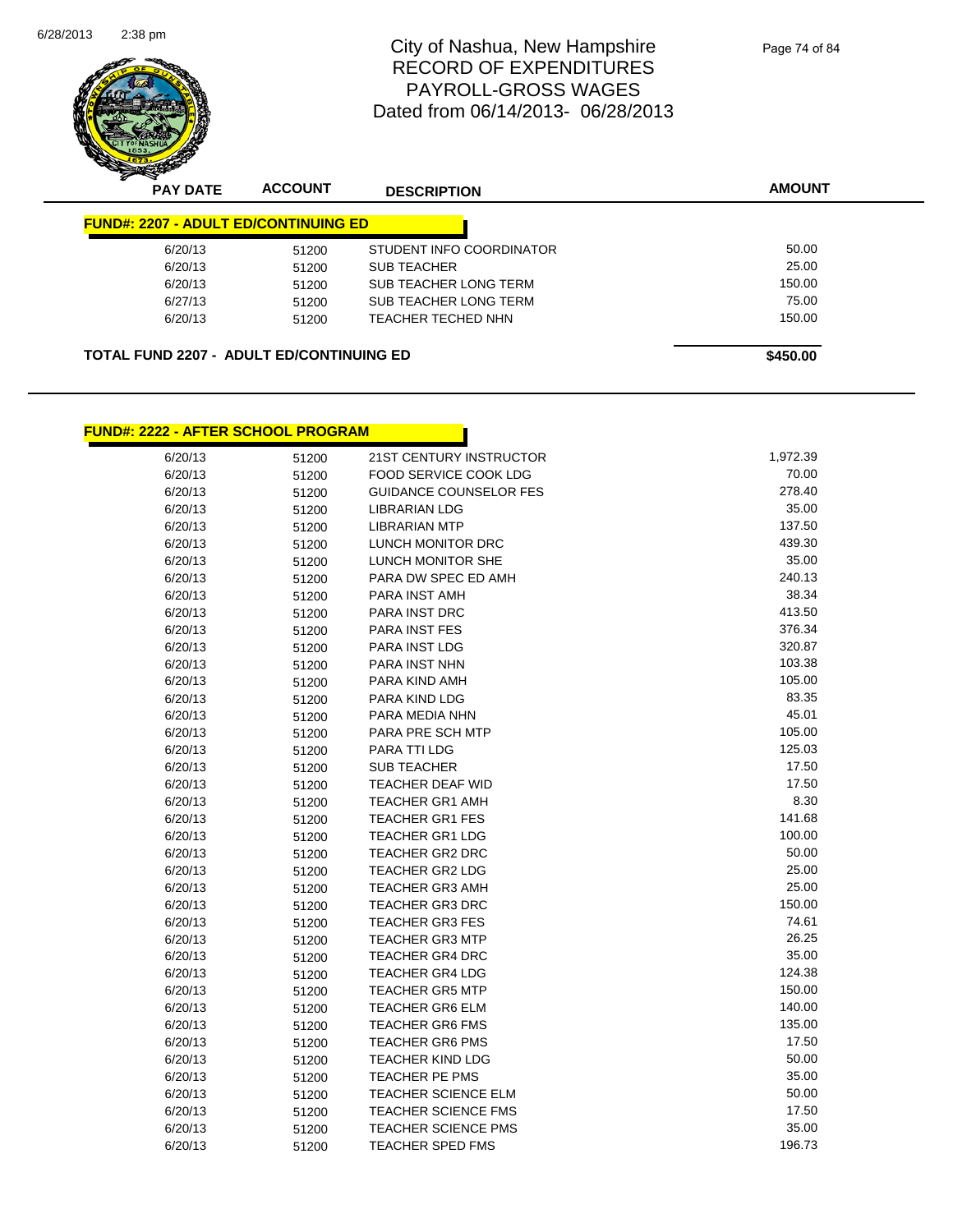# City of Nashua, New Hampshire
## RECORD OF EXPENDITURES
## PAYROLL-GROSS WAGES
## Dated from 06/14/2013- 06/28/2013

| PAY DATE | ACCOUNT | DESCRIPTION | AMOUNT |
|---|---|---|---|
| **FUND#: 2207 - ADULT ED/CONTINUING ED** | | | |
| 6/20/13 | 51200 | STUDENT INFO COORDINATOR | 50.00 |
| 6/20/13 | 51200 | SUB TEACHER | 25.00 |
| 6/20/13 | 51200 | SUB TEACHER LONG TERM | 150.00 |
| 6/27/13 | 51200 | SUB TEACHER LONG TERM | 75.00 |
| 6/20/13 | 51200 | TEACHER TECHED NHN | 150.00 |
| **TOTAL FUND 2207 - ADULT ED/CONTINUING ED** | | | **$450.00** |

| PAY DATE | ACCOUNT | DESCRIPTION | AMOUNT |
|---|---|---|---|
| **FUND#: 2222 - AFTER SCHOOL PROGRAM** | | | |
| 6/20/13 | 51200 | 21ST CENTURY INSTRUCTOR | 1,972.39 |
| 6/20/13 | 51200 | FOOD SERVICE COOK LDG | 70.00 |
| 6/20/13 | 51200 | GUIDANCE COUNSELOR FES | 278.40 |
| 6/20/13 | 51200 | LIBRARIAN LDG | 35.00 |
| 6/20/13 | 51200 | LIBRARIAN MTP | 137.50 |
| 6/20/13 | 51200 | LUNCH MONITOR DRC | 439.30 |
| 6/20/13 | 51200 | LUNCH MONITOR SHE | 35.00 |
| 6/20/13 | 51200 | PARA DW SPEC ED AMH | 240.13 |
| 6/20/13 | 51200 | PARA INST AMH | 38.34 |
| 6/20/13 | 51200 | PARA INST DRC | 413.50 |
| 6/20/13 | 51200 | PARA INST FES | 376.34 |
| 6/20/13 | 51200 | PARA INST LDG | 320.87 |
| 6/20/13 | 51200 | PARA INST NHN | 103.38 |
| 6/20/13 | 51200 | PARA KIND AMH | 105.00 |
| 6/20/13 | 51200 | PARA KIND LDG | 83.35 |
| 6/20/13 | 51200 | PARA MEDIA NHN | 45.01 |
| 6/20/13 | 51200 | PARA PRE SCH MTP | 105.00 |
| 6/20/13 | 51200 | PARA TTI LDG | 125.03 |
| 6/20/13 | 51200 | SUB TEACHER | 17.50 |
| 6/20/13 | 51200 | TEACHER DEAF WID | 17.50 |
| 6/20/13 | 51200 | TEACHER GR1 AMH | 8.30 |
| 6/20/13 | 51200 | TEACHER GR1 FES | 141.68 |
| 6/20/13 | 51200 | TEACHER GR1 LDG | 100.00 |
| 6/20/13 | 51200 | TEACHER GR2 DRC | 50.00 |
| 6/20/13 | 51200 | TEACHER GR2 LDG | 25.00 |
| 6/20/13 | 51200 | TEACHER GR3 AMH | 25.00 |
| 6/20/13 | 51200 | TEACHER GR3 DRC | 150.00 |
| 6/20/13 | 51200 | TEACHER GR3 FES | 74.61 |
| 6/20/13 | 51200 | TEACHER GR3 MTP | 26.25 |
| 6/20/13 | 51200 | TEACHER GR4 DRC | 35.00 |
| 6/20/13 | 51200 | TEACHER GR4 LDG | 124.38 |
| 6/20/13 | 51200 | TEACHER GR5 MTP | 150.00 |
| 6/20/13 | 51200 | TEACHER GR6 ELM | 140.00 |
| 6/20/13 | 51200 | TEACHER GR6 FMS | 135.00 |
| 6/20/13 | 51200 | TEACHER GR6 PMS | 17.50 |
| 6/20/13 | 51200 | TEACHER KIND LDG | 50.00 |
| 6/20/13 | 51200 | TEACHER PE PMS | 35.00 |
| 6/20/13 | 51200 | TEACHER SCIENCE ELM | 50.00 |
| 6/20/13 | 51200 | TEACHER SCIENCE FMS | 17.50 |
| 6/20/13 | 51200 | TEACHER SCIENCE PMS | 35.00 |
| 6/20/13 | 51200 | TEACHER SPED FMS | 196.73 |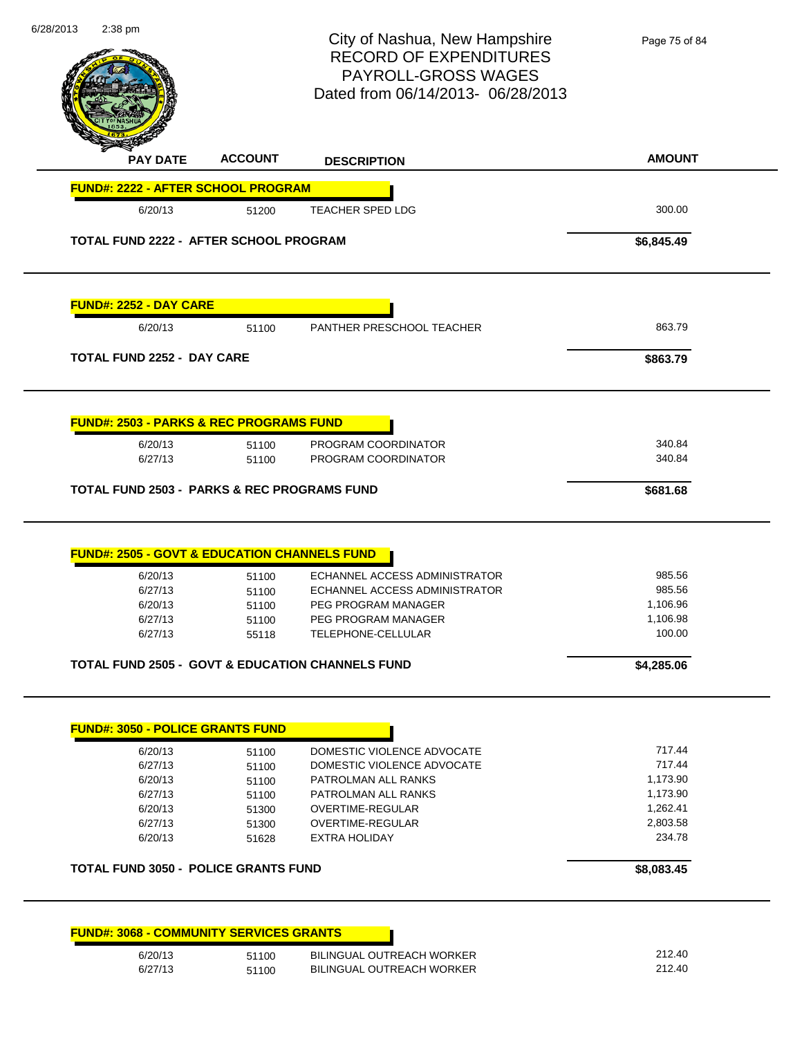# City of Nashua, New Hampshire
## RECORD OF EXPENDITURES
## PAYROLL-GROSS WAGES
## Dated from 06/14/2013- 06/28/2013

| PAY DATE | ACCOUNT | DESCRIPTION | AMOUNT |
|---|---|---|---|
| **FUND#: 2222 - AFTER SCHOOL PROGRAM** | | | |
| 6/20/13 | 51200 | TEACHER SPED LDG | 300.00 |
| **TOTAL FUND 2222 - AFTER SCHOOL PROGRAM** | | | **$6,845.49** |
| **FUND#: 2252 - DAY CARE** | | | |
| 6/20/13 | 51100 | PANTHER PRESCHOOL TEACHER | 863.79 |
| **TOTAL FUND 2252 - DAY CARE** | | | **$863.79** |
| **FUND#: 2503 - PARKS & REC PROGRAMS FUND** | | | |
| 6/20/13 | 51100 | PROGRAM COORDINATOR | 340.84 |
| 6/27/13 | 51100 | PROGRAM COORDINATOR | 340.84 |
| **TOTAL FUND 2503 - PARKS & REC PROGRAMS FUND** | | | **$681.68** |
| **FUND#: 2505 - GOVT & EDUCATION CHANNELS FUND** | | | |
| 6/20/13 | 51100 | ECHANNEL ACCESS ADMINISTRATOR | 985.56 |
| 6/27/13 | 51100 | ECHANNEL ACCESS ADMINISTRATOR | 985.56 |
| 6/20/13 | 51100 | PEG PROGRAM MANAGER | 1,106.96 |
| 6/27/13 | 51100 | PEG PROGRAM MANAGER | 1,106.98 |
| 6/27/13 | 55118 | TELEPHONE-CELLULAR | 100.00 |
| **TOTAL FUND 2505 - GOVT & EDUCATION CHANNELS FUND** | | | **$4,285.06** |
| **FUND#: 3050 - POLICE GRANTS FUND** | | | |
| 6/20/13 | 51100 | DOMESTIC VIOLENCE ADVOCATE | 717.44 |
| 6/27/13 | 51100 | DOMESTIC VIOLENCE ADVOCATE | 717.44 |
| 6/20/13 | 51100 | PATROLMAN ALL RANKS | 1,173.90 |
| 6/27/13 | 51100 | PATROLMAN ALL RANKS | 1,173.90 |
| 6/20/13 | 51300 | OVERTIME-REGULAR | 1,262.41 |
| 6/27/13 | 51300 | OVERTIME-REGULAR | 2,803.58 |
| 6/20/13 | 51628 | EXTRA HOLIDAY | 234.78 |
| **TOTAL FUND 3050 - POLICE GRANTS FUND** | | | **$8,083.45** |
| **FUND#: 3068 - COMMUNITY SERVICES GRANTS** | | | |
| 6/20/13 | 51100 | BILINGUAL OUTREACH WORKER | 212.40 |
| 6/27/13 | 51100 | BILINGUAL OUTREACH WORKER | 212.40 |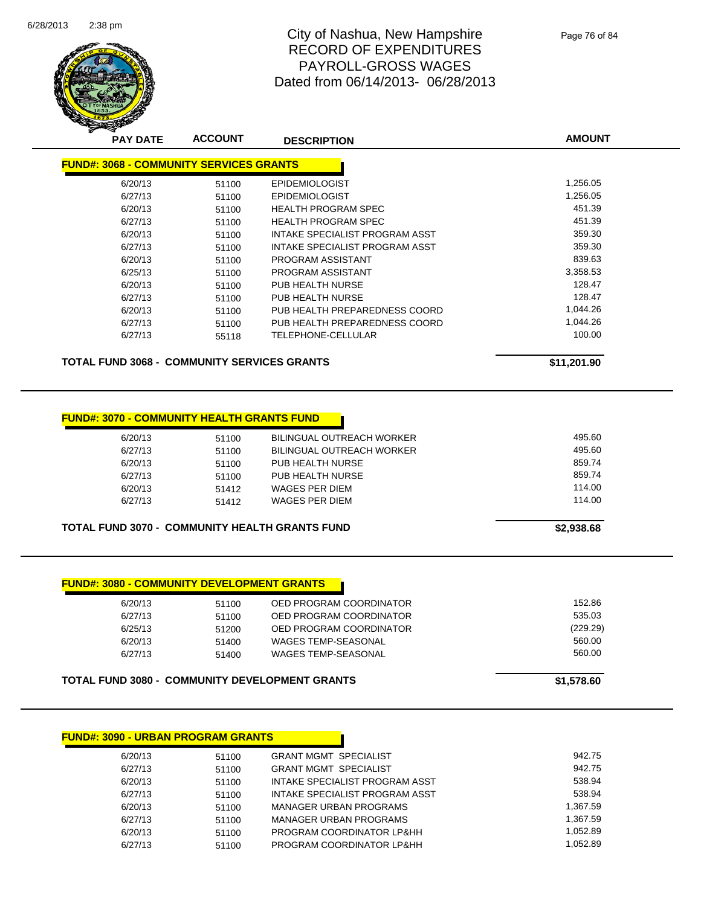# City of Nashua, New Hampshire
## RECORD OF EXPENDITURES
## PAYROLL-GROSS WAGES
## Dated from 06/14/2013- 06/28/2013

### FUND#: 3068 - COMMUNITY SERVICES GRANTS

| PAY DATE | ACCOUNT | DESCRIPTION | AMOUNT |
|---|---|---|---|
| 6/20/13 | 51100 | EPIDEMIOLOGIST | 1,256.05 |
| 6/27/13 | 51100 | EPIDEMIOLOGIST | 1,256.05 |
| 6/20/13 | 51100 | HEALTH PROGRAM SPEC | 451.39 |
| 6/27/13 | 51100 | HEALTH PROGRAM SPEC | 451.39 |
| 6/20/13 | 51100 | INTAKE SPECIALIST PROGRAM ASST | 359.30 |
| 6/27/13 | 51100 | INTAKE SPECIALIST PROGRAM ASST | 359.30 |
| 6/20/13 | 51100 | PROGRAM ASSISTANT | 839.63 |
| 6/25/13 | 51100 | PROGRAM ASSISTANT | 3,358.53 |
| 6/20/13 | 51100 | PUB HEALTH NURSE | 128.47 |
| 6/27/13 | 51100 | PUB HEALTH NURSE | 128.47 |
| 6/20/13 | 51100 | PUB HEALTH PREPAREDNESS COORD | 1,044.26 |
| 6/27/13 | 51100 | PUB HEALTH PREPAREDNESS COORD | 1,044.26 |
| 6/27/13 | 55118 | TELEPHONE-CELLULAR | 100.00 |

**TOTAL FUND 3068 - COMMUNITY SERVICES GRANTS** **$11,201.90**

### FUND#: 3070 - COMMUNITY HEALTH GRANTS FUND

| PAY DATE | ACCOUNT | DESCRIPTION | AMOUNT |
|---|---|---|---|
| 6/20/13 | 51100 | BILINGUAL OUTREACH WORKER | 495.60 |
| 6/27/13 | 51100 | BILINGUAL OUTREACH WORKER | 495.60 |
| 6/20/13 | 51100 | PUB HEALTH NURSE | 859.74 |
| 6/27/13 | 51100 | PUB HEALTH NURSE | 859.74 |
| 6/20/13 | 51412 | WAGES PER DIEM | 114.00 |
| 6/27/13 | 51412 | WAGES PER DIEM | 114.00 |

**TOTAL FUND 3070 - COMMUNITY HEALTH GRANTS FUND** **$2,938.68**

### FUND#: 3080 - COMMUNITY DEVELOPMENT GRANTS

| PAY DATE | ACCOUNT | DESCRIPTION | AMOUNT |
|---|---|---|---|
| 6/20/13 | 51100 | OED PROGRAM COORDINATOR | 152.86 |
| 6/27/13 | 51100 | OED PROGRAM COORDINATOR | 535.03 |
| 6/25/13 | 51200 | OED PROGRAM COORDINATOR | (229.29) |
| 6/20/13 | 51400 | WAGES TEMP-SEASONAL | 560.00 |
| 6/27/13 | 51400 | WAGES TEMP-SEASONAL | 560.00 |

**TOTAL FUND 3080 - COMMUNITY DEVELOPMENT GRANTS** **$1,578.60**

### FUND#: 3090 - URBAN PROGRAM GRANTS

| PAY DATE | ACCOUNT | DESCRIPTION | AMOUNT |
|---|---|---|---|
| 6/20/13 | 51100 | GRANT MGMT SPECIALIST | 942.75 |
| 6/27/13 | 51100 | GRANT MGMT SPECIALIST | 942.75 |
| 6/20/13 | 51100 | INTAKE SPECIALIST PROGRAM ASST | 538.94 |
| 6/27/13 | 51100 | INTAKE SPECIALIST PROGRAM ASST | 538.94 |
| 6/20/13 | 51100 | MANAGER URBAN PROGRAMS | 1,367.59 |
| 6/27/13 | 51100 | MANAGER URBAN PROGRAMS | 1,367.59 |
| 6/20/13 | 51100 | PROGRAM COORDINATOR LP&HH | 1,052.89 |
| 6/27/13 | 51100 | PROGRAM COORDINATOR LP&HH | 1,052.89 |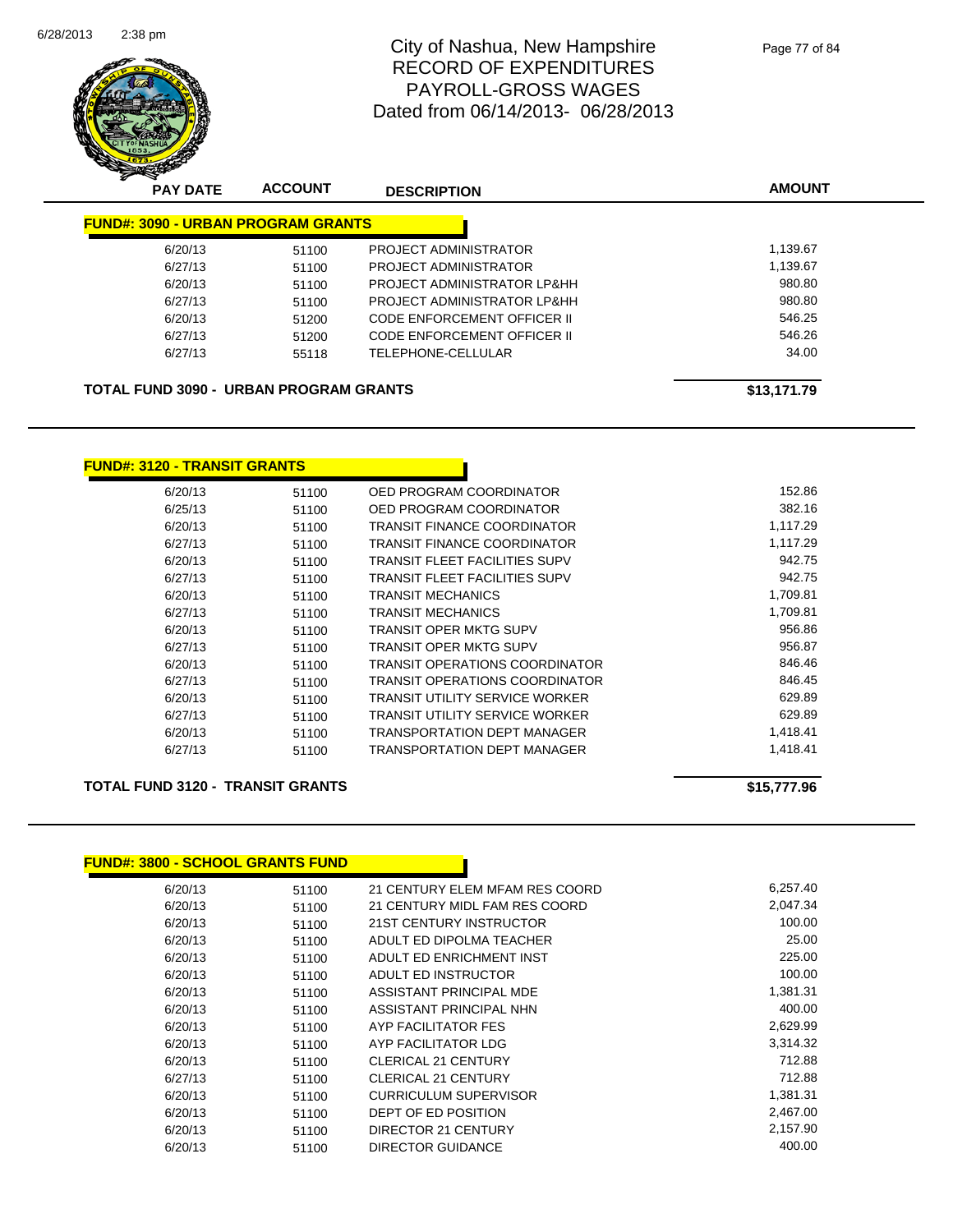# City of Nashua, New Hampshire
# RECORD OF EXPENDITURES
# PAYROLL-GROSS WAGES
# Dated from 06/14/2013- 06/28/2013

| PAY DATE | ACCOUNT | DESCRIPTION | AMOUNT |
|---|---|---|---|

**FUND#: 3090 - URBAN PROGRAM GRANTS**

| PAY DATE | ACCOUNT | DESCRIPTION | AMOUNT |
|---|---|---|---|
| 6/20/13 | 51100 | PROJECT ADMINISTRATOR | 1,139.67 |
| 6/27/13 | 51100 | PROJECT ADMINISTRATOR | 1,139.67 |
| 6/20/13 | 51100 | PROJECT ADMINISTRATOR LP&HH | 980.80 |
| 6/27/13 | 51100 | PROJECT ADMINISTRATOR LP&HH | 980.80 |
| 6/20/13 | 51200 | CODE ENFORCEMENT OFFICER II | 546.25 |
| 6/27/13 | 51200 | CODE ENFORCEMENT OFFICER II | 546.26 |
| 6/27/13 | 55118 | TELEPHONE-CELLULAR | 34.00 |

**TOTAL FUND 3090 - URBAN PROGRAM GRANTS** **$13,171.79**

**FUND#: 3120 - TRANSIT GRANTS**

| PAY DATE | ACCOUNT | DESCRIPTION | AMOUNT |
|---|---|---|---|
| 6/20/13 | 51100 | OED PROGRAM COORDINATOR | 152.86 |
| 6/25/13 | 51100 | OED PROGRAM COORDINATOR | 382.16 |
| 6/20/13 | 51100 | TRANSIT FINANCE COORDINATOR | 1,117.29 |
| 6/27/13 | 51100 | TRANSIT FINANCE COORDINATOR | 1,117.29 |
| 6/20/13 | 51100 | TRANSIT FLEET FACILITIES SUPV | 942.75 |
| 6/27/13 | 51100 | TRANSIT FLEET FACILITIES SUPV | 942.75 |
| 6/20/13 | 51100 | TRANSIT MECHANICS | 1,709.81 |
| 6/27/13 | 51100 | TRANSIT MECHANICS | 1,709.81 |
| 6/20/13 | 51100 | TRANSIT OPER MKTG SUPV | 956.86 |
| 6/27/13 | 51100 | TRANSIT OPER MKTG SUPV | 956.87 |
| 6/20/13 | 51100 | TRANSIT OPERATIONS COORDINATOR | 846.46 |
| 6/27/13 | 51100 | TRANSIT OPERATIONS COORDINATOR | 846.45 |
| 6/20/13 | 51100 | TRANSIT UTILITY SERVICE WORKER | 629.89 |
| 6/27/13 | 51100 | TRANSIT UTILITY SERVICE WORKER | 629.89 |
| 6/20/13 | 51100 | TRANSPORTATION DEPT MANAGER | 1,418.41 |
| 6/27/13 | 51100 | TRANSPORTATION DEPT MANAGER | 1,418.41 |

**TOTAL FUND 3120 - TRANSIT GRANTS** **$15,777.96**

**FUND#: 3800 - SCHOOL GRANTS FUND**

| PAY DATE | ACCOUNT | DESCRIPTION | AMOUNT |
|---|---|---|---|
| 6/20/13 | 51100 | 21 CENTURY ELEM MFAM RES COORD | 6,257.40 |
| 6/20/13 | 51100 | 21 CENTURY MIDL FAM RES COORD | 2,047.34 |
| 6/20/13 | 51100 | 21ST CENTURY INSTRUCTOR | 100.00 |
| 6/20/13 | 51100 | ADULT ED DIPOLMA TEACHER | 25.00 |
| 6/20/13 | 51100 | ADULT ED ENRICHMENT INST | 225.00 |
| 6/20/13 | 51100 | ADULT ED INSTRUCTOR | 100.00 |
| 6/20/13 | 51100 | ASSISTANT PRINCIPAL MDE | 1,381.31 |
| 6/20/13 | 51100 | ASSISTANT PRINCIPAL NHN | 400.00 |
| 6/20/13 | 51100 | AYP FACILITATOR FES | 2,629.99 |
| 6/20/13 | 51100 | AYP FACILITATOR LDG | 3,314.32 |
| 6/20/13 | 51100 | CLERICAL 21 CENTURY | 712.88 |
| 6/27/13 | 51100 | CLERICAL 21 CENTURY | 712.88 |
| 6/20/13 | 51100 | CURRICULUM SUPERVISOR | 1,381.31 |
| 6/20/13 | 51100 | DEPT OF ED POSITION | 2,467.00 |
| 6/20/13 | 51100 | DIRECTOR 21 CENTURY | 2,157.90 |
| 6/20/13 | 51100 | DIRECTOR GUIDANCE | 400.00 |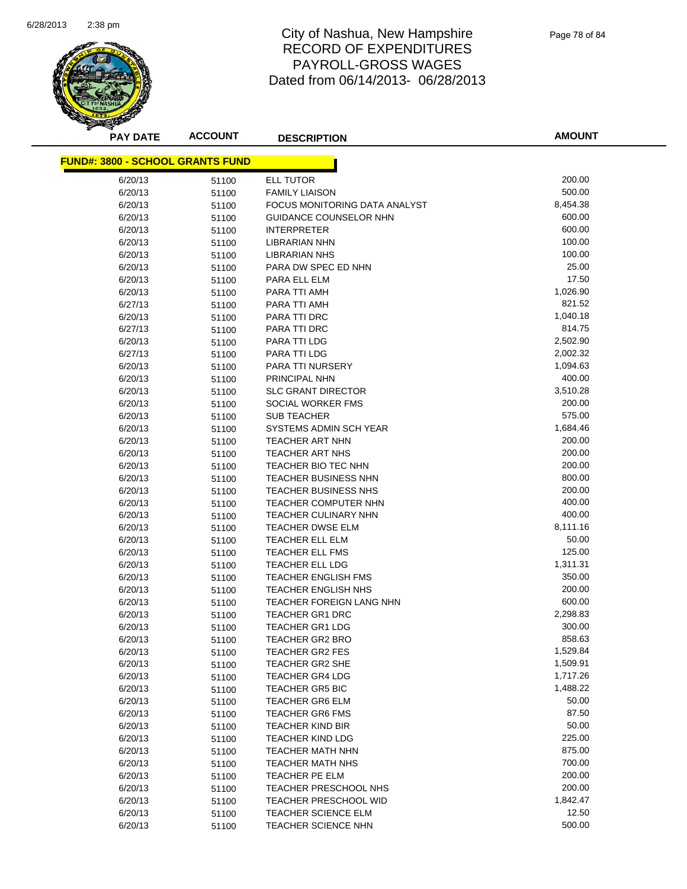# City of Nashua, New Hampshire
# RECORD OF EXPENDITURES
# PAYROLL-GROSS WAGES
# Dated from 06/14/2013- 06/28/2013

**FUND#: 3800 - SCHOOL GRANTS FUND**

| PAY DATE | ACCOUNT | DESCRIPTION | AMOUNT |
|---|---|---|---|
| 6/20/13 | 51100 | ELL TUTOR | 200.00 |
| 6/20/13 | 51100 | FAMILY LIAISON | 500.00 |
| 6/20/13 | 51100 | FOCUS MONITORING DATA ANALYST | 8,454.38 |
| 6/20/13 | 51100 | GUIDANCE COUNSELOR NHN | 600.00 |
| 6/20/13 | 51100 | INTERPRETER | 600.00 |
| 6/20/13 | 51100 | LIBRARIAN NHN | 100.00 |
| 6/20/13 | 51100 | LIBRARIAN NHS | 100.00 |
| 6/20/13 | 51100 | PARA DW SPEC ED NHN | 25.00 |
| 6/20/13 | 51100 | PARA ELL ELM | 17.50 |
| 6/20/13 | 51100 | PARA TTI AMH | 1,026.90 |
| 6/27/13 | 51100 | PARA TTI AMH | 821.52 |
| 6/20/13 | 51100 | PARA TTI DRC | 1,040.18 |
| 6/27/13 | 51100 | PARA TTI DRC | 814.75 |
| 6/20/13 | 51100 | PARA TTI LDG | 2,502.90 |
| 6/27/13 | 51100 | PARA TTI LDG | 2,002.32 |
| 6/20/13 | 51100 | PARA TTI NURSERY | 1,094.63 |
| 6/20/13 | 51100 | PRINCIPAL NHN | 400.00 |
| 6/20/13 | 51100 | SLC GRANT DIRECTOR | 3,510.28 |
| 6/20/13 | 51100 | SOCIAL WORKER FMS | 200.00 |
| 6/20/13 | 51100 | SUB TEACHER | 575.00 |
| 6/20/13 | 51100 | SYSTEMS ADMIN SCH YEAR | 1,684.46 |
| 6/20/13 | 51100 | TEACHER ART NHN | 200.00 |
| 6/20/13 | 51100 | TEACHER ART NHS | 200.00 |
| 6/20/13 | 51100 | TEACHER BIO TEC NHN | 200.00 |
| 6/20/13 | 51100 | TEACHER BUSINESS NHN | 800.00 |
| 6/20/13 | 51100 | TEACHER BUSINESS NHS | 200.00 |
| 6/20/13 | 51100 | TEACHER COMPUTER NHN | 400.00 |
| 6/20/13 | 51100 | TEACHER CULINARY NHN | 400.00 |
| 6/20/13 | 51100 | TEACHER DWSE ELM | 8,111.16 |
| 6/20/13 | 51100 | TEACHER ELL ELM | 50.00 |
| 6/20/13 | 51100 | TEACHER ELL FMS | 125.00 |
| 6/20/13 | 51100 | TEACHER ELL LDG | 1,311.31 |
| 6/20/13 | 51100 | TEACHER ENGLISH FMS | 350.00 |
| 6/20/13 | 51100 | TEACHER ENGLISH NHS | 200.00 |
| 6/20/13 | 51100 | TEACHER FOREIGN LANG NHN | 600.00 |
| 6/20/13 | 51100 | TEACHER GR1 DRC | 2,298.83 |
| 6/20/13 | 51100 | TEACHER GR1 LDG | 300.00 |
| 6/20/13 | 51100 | TEACHER GR2 BRO | 858.63 |
| 6/20/13 | 51100 | TEACHER GR2 FES | 1,529.84 |
| 6/20/13 | 51100 | TEACHER GR2 SHE | 1,509.91 |
| 6/20/13 | 51100 | TEACHER GR4 LDG | 1,717.26 |
| 6/20/13 | 51100 | TEACHER GR5 BIC | 1,488.22 |
| 6/20/13 | 51100 | TEACHER GR6 ELM | 50.00 |
| 6/20/13 | 51100 | TEACHER GR6 FMS | 87.50 |
| 6/20/13 | 51100 | TEACHER KIND BIR | 50.00 |
| 6/20/13 | 51100 | TEACHER KIND LDG | 225.00 |
| 6/20/13 | 51100 | TEACHER MATH NHN | 875.00 |
| 6/20/13 | 51100 | TEACHER MATH NHS | 700.00 |
| 6/20/13 | 51100 | TEACHER PE ELM | 200.00 |
| 6/20/13 | 51100 | TEACHER PRESCHOOL NHS | 200.00 |
| 6/20/13 | 51100 | TEACHER PRESCHOOL WID | 1,842.47 |
| 6/20/13 | 51100 | TEACHER SCIENCE ELM | 12.50 |
| 6/20/13 | 51100 | TEACHER SCIENCE NHN | 500.00 |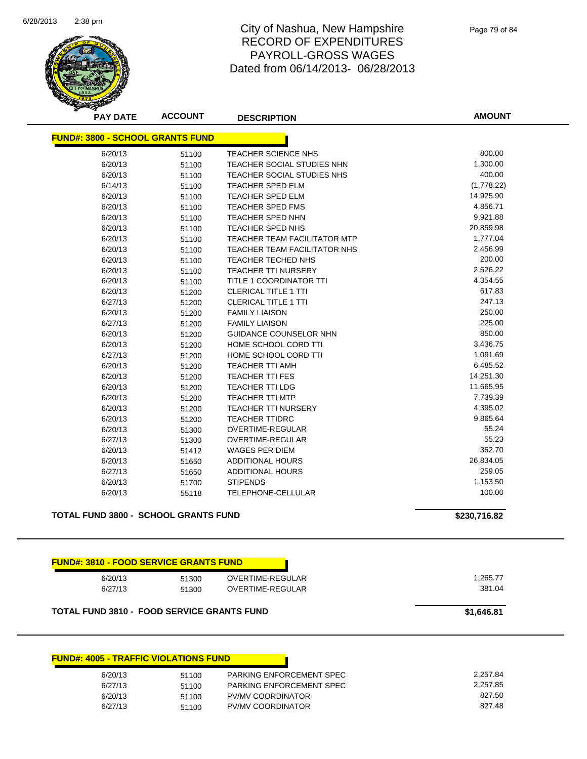# City of Nashua, New Hampshire
## RECORD OF EXPENDITURES
## PAYROLL-GROSS WAGES
## Dated from 06/14/2013- 06/28/2013

### FUND#: 3800 - SCHOOL GRANTS FUND

| PAY DATE | ACCOUNT | DESCRIPTION | AMOUNT |
|---|---|---|---|
| 6/20/13 | 51100 | TEACHER SCIENCE NHS | 800.00 |
| 6/20/13 | 51100 | TEACHER SOCIAL STUDIES NHN | 1,300.00 |
| 6/20/13 | 51100 | TEACHER SOCIAL STUDIES NHS | 400.00 |
| 6/14/13 | 51100 | TEACHER SPED ELM | (1,778.22) |
| 6/20/13 | 51100 | TEACHER SPED ELM | 14,925.90 |
| 6/20/13 | 51100 | TEACHER SPED FMS | 4,856.71 |
| 6/20/13 | 51100 | TEACHER SPED NHN | 9,921.88 |
| 6/20/13 | 51100 | TEACHER SPED NHS | 20,859.98 |
| 6/20/13 | 51100 | TEACHER TEAM FACILITATOR MTP | 1,777.04 |
| 6/20/13 | 51100 | TEACHER TEAM FACILITATOR NHS | 2,456.99 |
| 6/20/13 | 51100 | TEACHER TECHED NHS | 200.00 |
| 6/20/13 | 51100 | TEACHER TTI NURSERY | 2,526.22 |
| 6/20/13 | 51100 | TITLE 1 COORDINATOR TTI | 4,354.55 |
| 6/20/13 | 51200 | CLERICAL TITLE 1 TTI | 617.83 |
| 6/27/13 | 51200 | CLERICAL TITLE 1 TTI | 247.13 |
| 6/20/13 | 51200 | FAMILY LIAISON | 250.00 |
| 6/27/13 | 51200 | FAMILY LIAISON | 225.00 |
| 6/20/13 | 51200 | GUIDANCE COUNSELOR NHN | 850.00 |
| 6/20/13 | 51200 | HOME SCHOOL CORD TTI | 3,436.75 |
| 6/27/13 | 51200 | HOME SCHOOL CORD TTI | 1,091.69 |
| 6/20/13 | 51200 | TEACHER TTI AMH | 6,485.52 |
| 6/20/13 | 51200 | TEACHER TTI FES | 14,251.30 |
| 6/20/13 | 51200 | TEACHER TTI LDG | 11,665.95 |
| 6/20/13 | 51200 | TEACHER TTI MTP | 7,739.39 |
| 6/20/13 | 51200 | TEACHER TTI NURSERY | 4,395.02 |
| 6/20/13 | 51200 | TEACHER TTIDRC | 9,865.64 |
| 6/20/13 | 51300 | OVERTIME-REGULAR | 55.24 |
| 6/27/13 | 51300 | OVERTIME-REGULAR | 55.23 |
| 6/20/13 | 51412 | WAGES PER DIEM | 362.70 |
| 6/20/13 | 51650 | ADDITIONAL HOURS | 26,834.05 |
| 6/27/13 | 51650 | ADDITIONAL HOURS | 259.05 |
| 6/20/13 | 51700 | STIPENDS | 1,153.50 |
| 6/20/13 | 55118 | TELEPHONE-CELLULAR | 100.00 |

**TOTAL FUND 3800 - SCHOOL GRANTS FUND** **$230,716.82**

### FUND#: 3810 - FOOD SERVICE GRANTS FUND

| PAY DATE | ACCOUNT | DESCRIPTION | AMOUNT |
|---|---|---|---|
| 6/20/13 | 51300 | OVERTIME-REGULAR | 1,265.77 |
| 6/27/13 | 51300 | OVERTIME-REGULAR | 381.04 |

**TOTAL FUND 3810 - FOOD SERVICE GRANTS FUND** **$1,646.81**

### FUND#: 4005 - TRAFFIC VIOLATIONS FUND

| PAY DATE | ACCOUNT | DESCRIPTION | AMOUNT |
|---|---|---|---|
| 6/20/13 | 51100 | PARKING ENFORCEMENT SPEC | 2,257.84 |
| 6/27/13 | 51100 | PARKING ENFORCEMENT SPEC | 2,257.85 |
| 6/20/13 | 51100 | PV/MV COORDINATOR | 827.50 |
| 6/27/13 | 51100 | PV/MV COORDINATOR | 827.48 |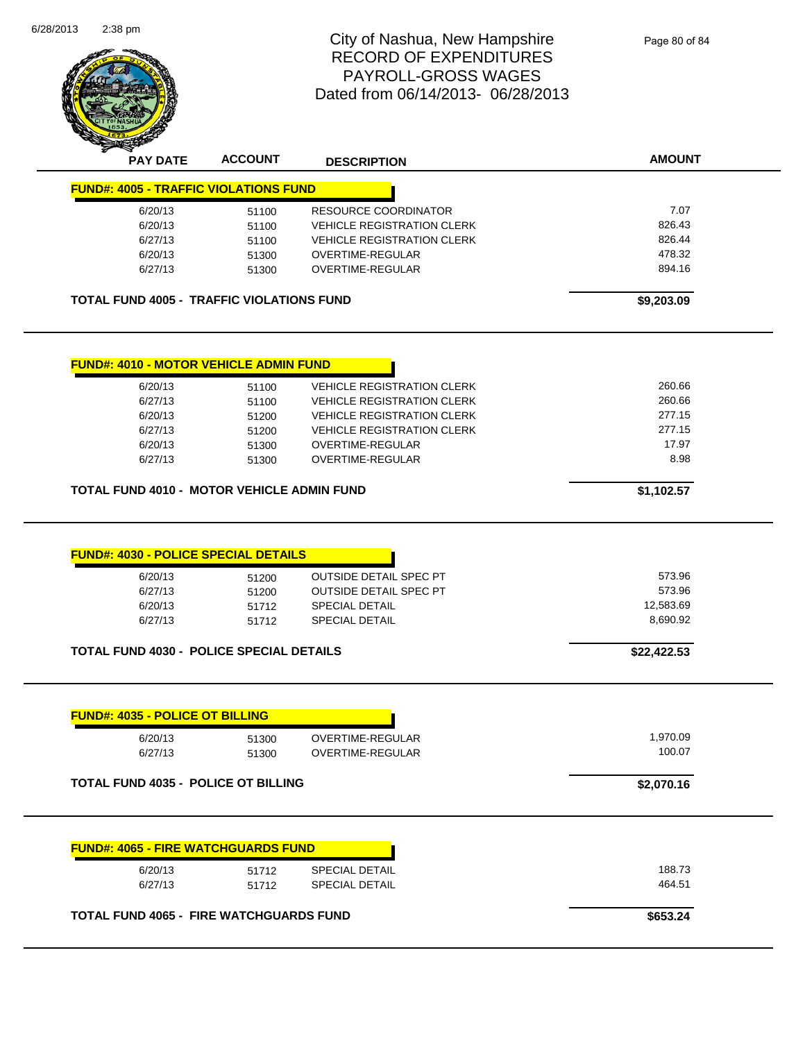# City of Nashua, New Hampshire
## RECORD OF EXPENDITURES
## PAYROLL-GROSS WAGES
## Dated from 06/14/2013- 06/28/2013

| PAY DATE | ACCOUNT | DESCRIPTION | AMOUNT |
|---|---|---|---|
| **FUND#: 4005 - TRAFFIC VIOLATIONS FUND** | | | |
| 6/20/13 | 51100 | RESOURCE COORDINATOR | 7.07 |
| 6/20/13 | 51100 | VEHICLE REGISTRATION CLERK | 826.43 |
| 6/27/13 | 51100 | VEHICLE REGISTRATION CLERK | 826.44 |
| 6/20/13 | 51300 | OVERTIME-REGULAR | 478.32 |
| 6/27/13 | 51300 | OVERTIME-REGULAR | 894.16 |
| **TOTAL FUND 4005 - TRAFFIC VIOLATIONS FUND** | | | **$9,203.09** |
| **FUND#: 4010 - MOTOR VEHICLE ADMIN FUND** | | | |
| 6/20/13 | 51100 | VEHICLE REGISTRATION CLERK | 260.66 |
| 6/27/13 | 51100 | VEHICLE REGISTRATION CLERK | 260.66 |
| 6/20/13 | 51200 | VEHICLE REGISTRATION CLERK | 277.15 |
| 6/27/13 | 51200 | VEHICLE REGISTRATION CLERK | 277.15 |
| 6/20/13 | 51300 | OVERTIME-REGULAR | 17.97 |
| 6/27/13 | 51300 | OVERTIME-REGULAR | 8.98 |
| **TOTAL FUND 4010 - MOTOR VEHICLE ADMIN FUND** | | | **$1,102.57** |
| **FUND#: 4030 - POLICE SPECIAL DETAILS** | | | |
| 6/20/13 | 51200 | OUTSIDE DETAIL SPEC PT | 573.96 |
| 6/27/13 | 51200 | OUTSIDE DETAIL SPEC PT | 573.96 |
| 6/20/13 | 51712 | SPECIAL DETAIL | 12,583.69 |
| 6/27/13 | 51712 | SPECIAL DETAIL | 8,690.92 |
| **TOTAL FUND 4030 - POLICE SPECIAL DETAILS** | | | **$22,422.53** |
| **FUND#: 4035 - POLICE OT BILLING** | | | |
| 6/20/13 | 51300 | OVERTIME-REGULAR | 1,970.09 |
| 6/27/13 | 51300 | OVERTIME-REGULAR | 100.07 |
| **TOTAL FUND 4035 - POLICE OT BILLING** | | | **$2,070.16** |
| **FUND#: 4065 - FIRE WATCHGUARDS FUND** | | | |
| 6/20/13 | 51712 | SPECIAL DETAIL | 188.73 |
| 6/27/13 | 51712 | SPECIAL DETAIL | 464.51 |
| **TOTAL FUND 4065 - FIRE WATCHGUARDS FUND** | | | **$653.24** |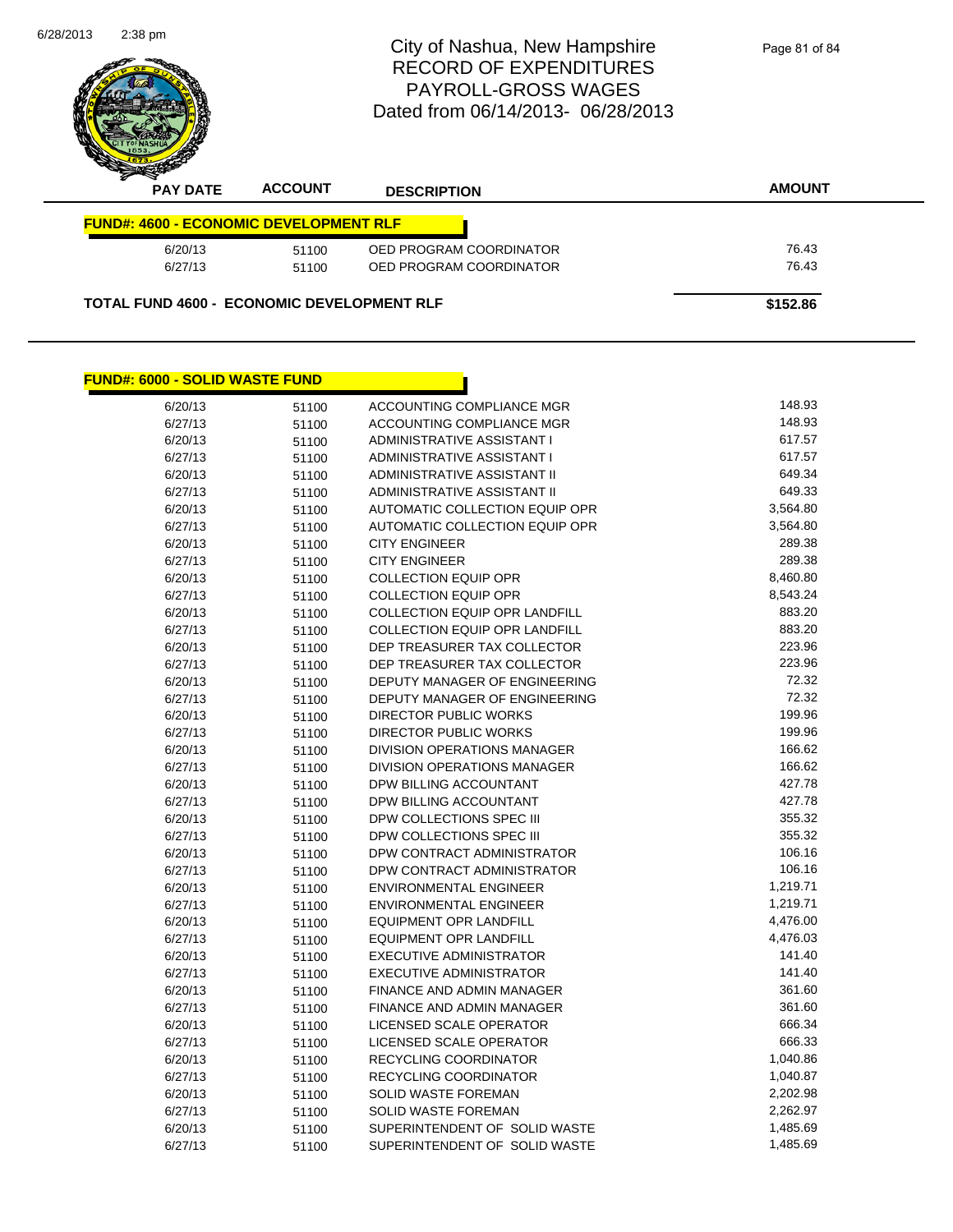# City of Nashua, New Hampshire
## RECORD OF EXPENDITURES
## PAYROLL-GROSS WAGES
## Dated from 06/14/2013- 06/28/2013

| PAY DATE | ACCOUNT | DESCRIPTION | AMOUNT |
|---|---|---|---|
| **FUND#: 4600 - ECONOMIC DEVELOPMENT RLF** | | | |
| 6/20/13 | 51100 | OED PROGRAM COORDINATOR | 76.43 |
| 6/27/13 | 51100 | OED PROGRAM COORDINATOR | 76.43 |
| **TOTAL FUND 4600 - ECONOMIC DEVELOPMENT RLF** | | | **$152.86** |

| PAY DATE | ACCOUNT | DESCRIPTION | AMOUNT |
|---|---|---|---|
| **FUND#: 6000 - SOLID WASTE FUND** | | | |
| 6/20/13 | 51100 | ACCOUNTING COMPLIANCE MGR | 148.93 |
| 6/27/13 | 51100 | ACCOUNTING COMPLIANCE MGR | 148.93 |
| 6/20/13 | 51100 | ADMINISTRATIVE ASSISTANT I | 617.57 |
| 6/27/13 | 51100 | ADMINISTRATIVE ASSISTANT I | 617.57 |
| 6/20/13 | 51100 | ADMINISTRATIVE ASSISTANT II | 649.34 |
| 6/27/13 | 51100 | ADMINISTRATIVE ASSISTANT II | 649.33 |
| 6/20/13 | 51100 | AUTOMATIC COLLECTION EQUIP OPR | 3,564.80 |
| 6/27/13 | 51100 | AUTOMATIC COLLECTION EQUIP OPR | 3,564.80 |
| 6/20/13 | 51100 | CITY ENGINEER | 289.38 |
| 6/27/13 | 51100 | CITY ENGINEER | 289.38 |
| 6/20/13 | 51100 | COLLECTION EQUIP OPR | 8,460.80 |
| 6/27/13 | 51100 | COLLECTION EQUIP OPR | 8,543.24 |
| 6/20/13 | 51100 | COLLECTION EQUIP OPR LANDFILL | 883.20 |
| 6/27/13 | 51100 | COLLECTION EQUIP OPR LANDFILL | 883.20 |
| 6/20/13 | 51100 | DEP TREASURER TAX COLLECTOR | 223.96 |
| 6/27/13 | 51100 | DEP TREASURER TAX COLLECTOR | 223.96 |
| 6/20/13 | 51100 | DEPUTY MANAGER OF ENGINEERING | 72.32 |
| 6/27/13 | 51100 | DEPUTY MANAGER OF ENGINEERING | 72.32 |
| 6/20/13 | 51100 | DIRECTOR PUBLIC WORKS | 199.96 |
| 6/27/13 | 51100 | DIRECTOR PUBLIC WORKS | 199.96 |
| 6/20/13 | 51100 | DIVISION OPERATIONS MANAGER | 166.62 |
| 6/27/13 | 51100 | DIVISION OPERATIONS MANAGER | 166.62 |
| 6/20/13 | 51100 | DPW BILLING ACCOUNTANT | 427.78 |
| 6/27/13 | 51100 | DPW BILLING ACCOUNTANT | 427.78 |
| 6/20/13 | 51100 | DPW COLLECTIONS SPEC III | 355.32 |
| 6/27/13 | 51100 | DPW COLLECTIONS SPEC III | 355.32 |
| 6/20/13 | 51100 | DPW CONTRACT ADMINISTRATOR | 106.16 |
| 6/27/13 | 51100 | DPW CONTRACT ADMINISTRATOR | 106.16 |
| 6/20/13 | 51100 | ENVIRONMENTAL ENGINEER | 1,219.71 |
| 6/27/13 | 51100 | ENVIRONMENTAL ENGINEER | 1,219.71 |
| 6/20/13 | 51100 | EQUIPMENT OPR LANDFILL | 4,476.00 |
| 6/27/13 | 51100 | EQUIPMENT OPR LANDFILL | 4,476.03 |
| 6/20/13 | 51100 | EXECUTIVE ADMINISTRATOR | 141.40 |
| 6/27/13 | 51100 | EXECUTIVE ADMINISTRATOR | 141.40 |
| 6/20/13 | 51100 | FINANCE AND ADMIN MANAGER | 361.60 |
| 6/27/13 | 51100 | FINANCE AND ADMIN MANAGER | 361.60 |
| 6/20/13 | 51100 | LICENSED SCALE OPERATOR | 666.34 |
| 6/27/13 | 51100 | LICENSED SCALE OPERATOR | 666.33 |
| 6/20/13 | 51100 | RECYCLING COORDINATOR | 1,040.86 |
| 6/27/13 | 51100 | RECYCLING COORDINATOR | 1,040.87 |
| 6/20/13 | 51100 | SOLID WASTE FOREMAN | 2,202.98 |
| 6/27/13 | 51100 | SOLID WASTE FOREMAN | 2,262.97 |
| 6/20/13 | 51100 | SUPERINTENDENT OF SOLID WASTE | 1,485.69 |
| 6/27/13 | 51100 | SUPERINTENDENT OF SOLID WASTE | 1,485.69 |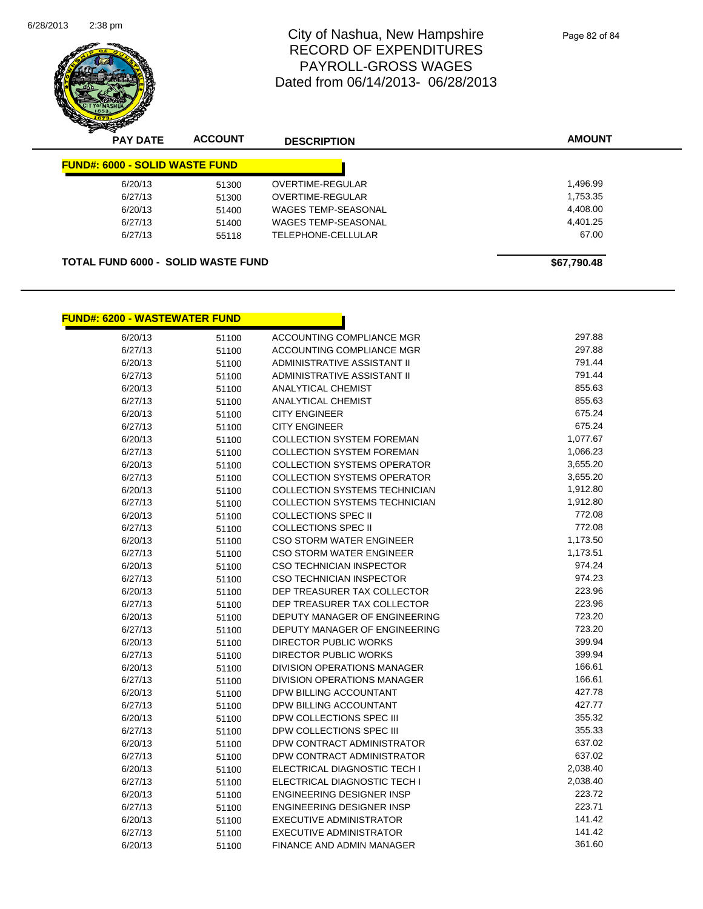# City of Nashua, New Hampshire
# RECORD OF EXPENDITURES
# PAYROLL-GROSS WAGES
# Dated from 06/14/2013- 06/28/2013

| PAY DATE | ACCOUNT | DESCRIPTION | AMOUNT |
|---|---|---|---|
| **FUND#: 6000 - SOLID WASTE FUND** | | | |
| 6/20/13 | 51300 | OVERTIME-REGULAR | 1,496.99 |
| 6/27/13 | 51300 | OVERTIME-REGULAR | 1,753.35 |
| 6/20/13 | 51400 | WAGES TEMP-SEASONAL | 4,408.00 |
| 6/27/13 | 51400 | WAGES TEMP-SEASONAL | 4,401.25 |
| 6/27/13 | 55118 | TELEPHONE-CELLULAR | 67.00 |
| **TOTAL FUND 6000 - SOLID WASTE FUND** | | | **$67,790.48** |

| PAY DATE | ACCOUNT | DESCRIPTION | AMOUNT |
|---|---|---|---|
| **FUND#: 6200 - WASTEWATER FUND** | | | |
| 6/20/13 | 51100 | ACCOUNTING COMPLIANCE MGR | 297.88 |
| 6/27/13 | 51100 | ACCOUNTING COMPLIANCE MGR | 297.88 |
| 6/20/13 | 51100 | ADMINISTRATIVE ASSISTANT II | 791.44 |
| 6/27/13 | 51100 | ADMINISTRATIVE ASSISTANT II | 791.44 |
| 6/20/13 | 51100 | ANALYTICAL CHEMIST | 855.63 |
| 6/27/13 | 51100 | ANALYTICAL CHEMIST | 855.63 |
| 6/20/13 | 51100 | CITY ENGINEER | 675.24 |
| 6/27/13 | 51100 | CITY ENGINEER | 675.24 |
| 6/20/13 | 51100 | COLLECTION SYSTEM FOREMAN | 1,077.67 |
| 6/27/13 | 51100 | COLLECTION SYSTEM FOREMAN | 1,066.23 |
| 6/20/13 | 51100 | COLLECTION SYSTEMS OPERATOR | 3,655.20 |
| 6/27/13 | 51100 | COLLECTION SYSTEMS OPERATOR | 3,655.20 |
| 6/20/13 | 51100 | COLLECTION SYSTEMS TECHNICIAN | 1,912.80 |
| 6/27/13 | 51100 | COLLECTION SYSTEMS TECHNICIAN | 1,912.80 |
| 6/20/13 | 51100 | COLLECTIONS SPEC II | 772.08 |
| 6/27/13 | 51100 | COLLECTIONS SPEC II | 772.08 |
| 6/20/13 | 51100 | CSO STORM WATER ENGINEER | 1,173.50 |
| 6/27/13 | 51100 | CSO STORM WATER ENGINEER | 1,173.51 |
| 6/20/13 | 51100 | CSO TECHNICIAN INSPECTOR | 974.24 |
| 6/27/13 | 51100 | CSO TECHNICIAN INSPECTOR | 974.23 |
| 6/20/13 | 51100 | DEP TREASURER TAX COLLECTOR | 223.96 |
| 6/27/13 | 51100 | DEP TREASURER TAX COLLECTOR | 223.96 |
| 6/20/13 | 51100 | DEPUTY MANAGER OF ENGINEERING | 723.20 |
| 6/27/13 | 51100 | DEPUTY MANAGER OF ENGINEERING | 723.20 |
| 6/20/13 | 51100 | DIRECTOR PUBLIC WORKS | 399.94 |
| 6/27/13 | 51100 | DIRECTOR PUBLIC WORKS | 399.94 |
| 6/20/13 | 51100 | DIVISION OPERATIONS MANAGER | 166.61 |
| 6/27/13 | 51100 | DIVISION OPERATIONS MANAGER | 166.61 |
| 6/20/13 | 51100 | DPW BILLING ACCOUNTANT | 427.78 |
| 6/27/13 | 51100 | DPW BILLING ACCOUNTANT | 427.77 |
| 6/20/13 | 51100 | DPW COLLECTIONS SPEC III | 355.32 |
| 6/27/13 | 51100 | DPW COLLECTIONS SPEC III | 355.33 |
| 6/20/13 | 51100 | DPW CONTRACT ADMINISTRATOR | 637.02 |
| 6/27/13 | 51100 | DPW CONTRACT ADMINISTRATOR | 637.02 |
| 6/20/13 | 51100 | ELECTRICAL DIAGNOSTIC TECH I | 2,038.40 |
| 6/27/13 | 51100 | ELECTRICAL DIAGNOSTIC TECH I | 2,038.40 |
| 6/20/13 | 51100 | ENGINEERING DESIGNER INSP | 223.72 |
| 6/27/13 | 51100 | ENGINEERING DESIGNER INSP | 223.71 |
| 6/20/13 | 51100 | EXECUTIVE ADMINISTRATOR | 141.42 |
| 6/27/13 | 51100 | EXECUTIVE ADMINISTRATOR | 141.42 |
| 6/20/13 | 51100 | FINANCE AND ADMIN MANAGER | 361.60 |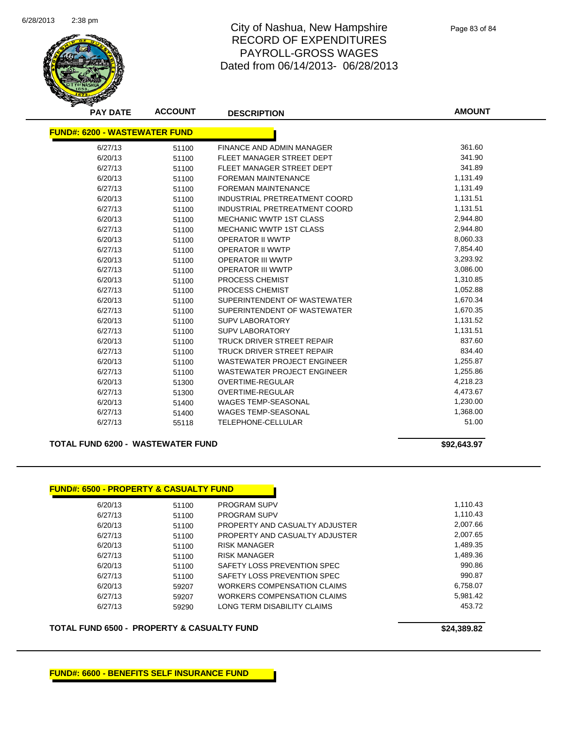# City of Nashua, New Hampshire
## RECORD OF EXPENDITURES
## PAYROLL-GROSS WAGES
### Dated from 06/14/2013- 06/28/2013

| PAY DATE | ACCOUNT | DESCRIPTION | AMOUNT |
|---|---|---|---|
| **FUND#: 6200 - WASTEWATER FUND** | | | |
| 6/27/13 | 51100 | FINANCE AND ADMIN MANAGER | 361.60 |
| 6/20/13 | 51100 | FLEET MANAGER STREET DEPT | 341.90 |
| 6/27/13 | 51100 | FLEET MANAGER STREET DEPT | 341.89 |
| 6/20/13 | 51100 | FOREMAN MAINTENANCE | 1,131.49 |
| 6/27/13 | 51100 | FOREMAN MAINTENANCE | 1,131.49 |
| 6/20/13 | 51100 | INDUSTRIAL PRETREATMENT COORD | 1,131.51 |
| 6/27/13 | 51100 | INDUSTRIAL PRETREATMENT COORD | 1,131.51 |
| 6/20/13 | 51100 | MECHANIC WWTP 1ST CLASS | 2,944.80 |
| 6/27/13 | 51100 | MECHANIC WWTP 1ST CLASS | 2,944.80 |
| 6/20/13 | 51100 | OPERATOR II WWTP | 8,060.33 |
| 6/27/13 | 51100 | OPERATOR II WWTP | 7,854.40 |
| 6/20/13 | 51100 | OPERATOR III WWTP | 3,293.92 |
| 6/27/13 | 51100 | OPERATOR III WWTP | 3,086.00 |
| 6/20/13 | 51100 | PROCESS CHEMIST | 1,310.85 |
| 6/27/13 | 51100 | PROCESS CHEMIST | 1,052.88 |
| 6/20/13 | 51100 | SUPERINTENDENT OF WASTEWATER | 1,670.34 |
| 6/27/13 | 51100 | SUPERINTENDENT OF WASTEWATER | 1,670.35 |
| 6/20/13 | 51100 | SUPV LABORATORY | 1,131.52 |
| 6/27/13 | 51100 | SUPV LABORATORY | 1,131.51 |
| 6/20/13 | 51100 | TRUCK DRIVER STREET REPAIR | 837.60 |
| 6/27/13 | 51100 | TRUCK DRIVER STREET REPAIR | 834.40 |
| 6/20/13 | 51100 | WASTEWATER PROJECT ENGINEER | 1,255.87 |
| 6/27/13 | 51100 | WASTEWATER PROJECT ENGINEER | 1,255.86 |
| 6/20/13 | 51300 | OVERTIME-REGULAR | 4,218.23 |
| 6/27/13 | 51300 | OVERTIME-REGULAR | 4,473.67 |
| 6/20/13 | 51400 | WAGES TEMP-SEASONAL | 1,230.00 |
| 6/27/13 | 51400 | WAGES TEMP-SEASONAL | 1,368.00 |
| 6/27/13 | 55118 | TELEPHONE-CELLULAR | 51.00 |

**TOTAL FUND 6200 - WASTEWATER FUND** **$92,643.97**

| PAY DATE | ACCOUNT | DESCRIPTION | AMOUNT |
|---|---|---|---|
| **FUND#: 6500 - PROPERTY & CASUALTY FUND** | | | |
| 6/20/13 | 51100 | PROGRAM SUPV | 1,110.43 |
| 6/27/13 | 51100 | PROGRAM SUPV | 1,110.43 |
| 6/20/13 | 51100 | PROPERTY AND CASUALTY ADJUSTER | 2,007.66 |
| 6/27/13 | 51100 | PROPERTY AND CASUALTY ADJUSTER | 2,007.65 |
| 6/20/13 | 51100 | RISK MANAGER | 1,489.35 |
| 6/27/13 | 51100 | RISK MANAGER | 1,489.36 |
| 6/20/13 | 51100 | SAFETY LOSS PREVENTION SPEC | 990.86 |
| 6/27/13 | 51100 | SAFETY LOSS PREVENTION SPEC | 990.87 |
| 6/20/13 | 59207 | WORKERS COMPENSATION CLAIMS | 6,758.07 |
| 6/27/13 | 59207 | WORKERS COMPENSATION CLAIMS | 5,981.42 |
| 6/27/13 | 59290 | LONG TERM DISABILITY CLAIMS | 453.72 |

**TOTAL FUND 6500 - PROPERTY & CASUALTY FUND** **$24,389.82**

**FUND#: 6600 - BENEFITS SELF INSURANCE FUND**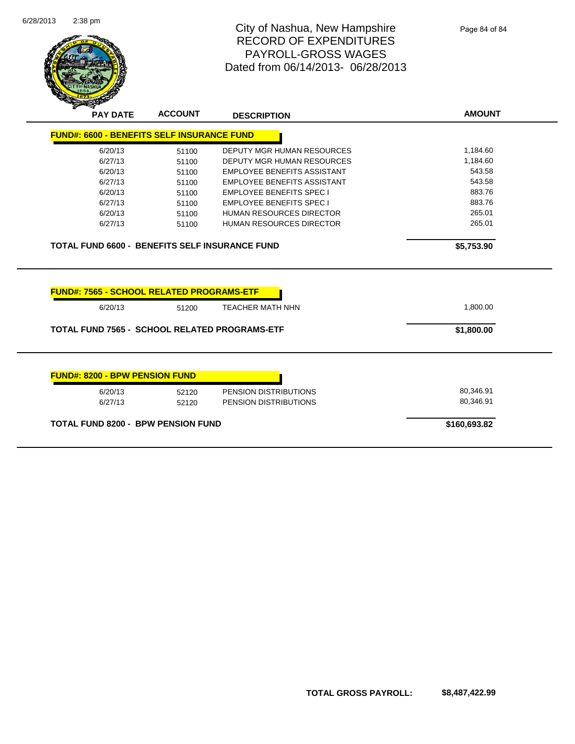# City of Nashua, New Hampshire
## RECORD OF EXPENDITURES
## PAYROLL-GROSS WAGES
## Dated from 06/14/2013- 06/28/2013

6/28/2013 2:38 pm

| PAY DATE | ACCOUNT | DESCRIPTION | AMOUNT |
|---|---|---|---|
| **FUND#: 6600 - BENEFITS SELF INSURANCE FUND** | | | |
| 6/20/13 | 51100 | DEPUTY MGR HUMAN RESOURCES | 1,184.60 |
| 6/27/13 | 51100 | DEPUTY MGR HUMAN RESOURCES | 1,184.60 |
| 6/20/13 | 51100 | EMPLOYEE BENEFITS ASSISTANT | 543.58 |
| 6/27/13 | 51100 | EMPLOYEE BENEFITS ASSISTANT | 543.58 |
| 6/20/13 | 51100 | EMPLOYEE BENEFITS SPEC I | 883.76 |
| 6/27/13 | 51100 | EMPLOYEE BENEFITS SPEC I | 883.76 |
| 6/20/13 | 51100 | HUMAN RESOURCES DIRECTOR | 265.01 |
| 6/27/13 | 51100 | HUMAN RESOURCES DIRECTOR | 265.01 |
| **TOTAL FUND 6600 - BENEFITS SELF INSURANCE FUND** | | | **$5,753.90** |
| **FUND#: 7565 - SCHOOL RELATED PROGRAMS-ETF** | | | |
| 6/20/13 | 51200 | TEACHER MATH NHN | 1,800.00 |
| **TOTAL FUND 7565 - SCHOOL RELATED PROGRAMS-ETF** | | | **$1,800.00** |
| **FUND#: 8200 - BPW PENSION FUND** | | | |
| 6/20/13 | 52120 | PENSION DISTRIBUTIONS | 80,346.91 |
| 6/27/13 | 52120 | PENSION DISTRIBUTIONS | 80,346.91 |
| **TOTAL FUND 8200 - BPW PENSION FUND** | | | **$160,693.82** |

**TOTAL GROSS PAYROLL: $8,487,422.99**